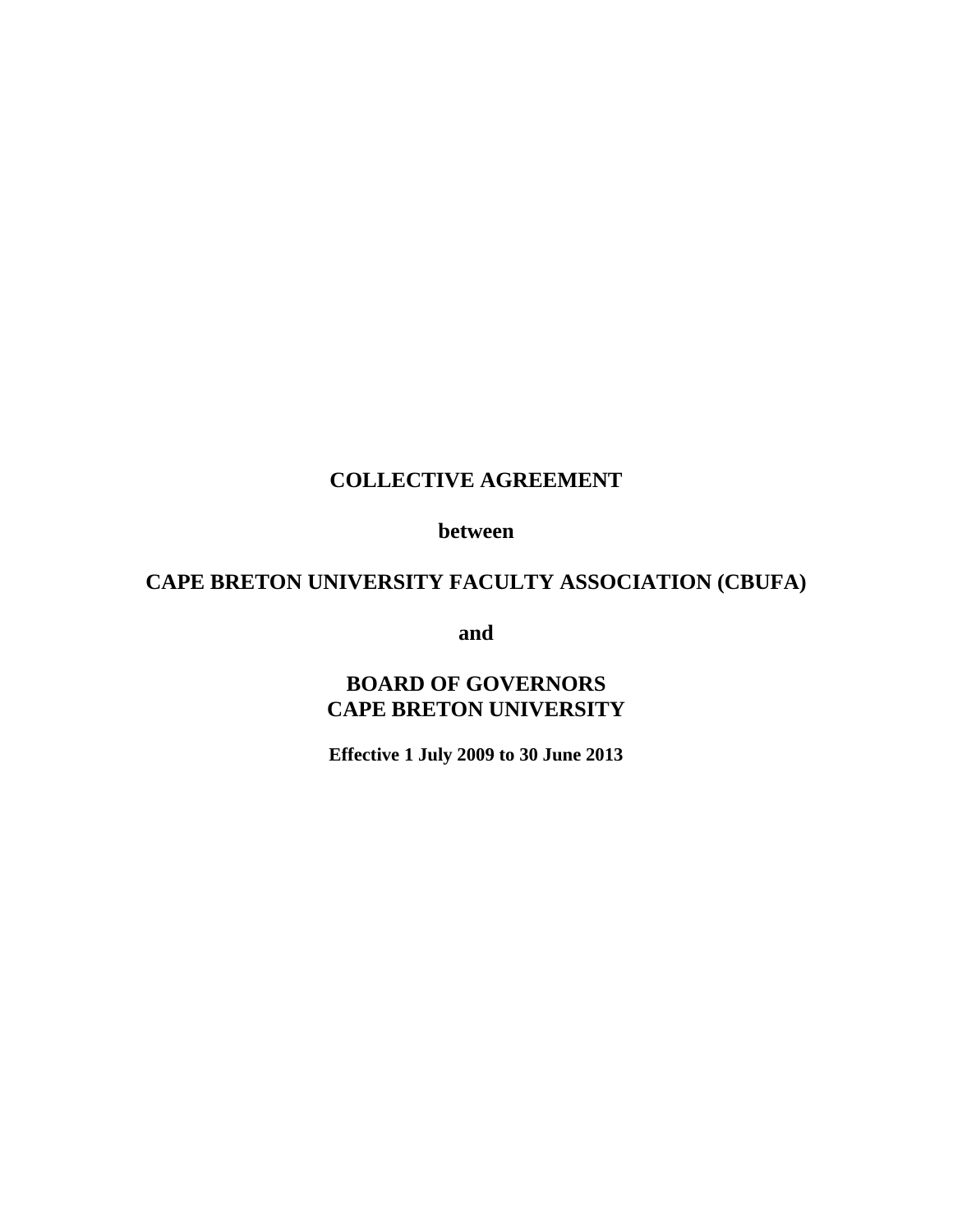# COLLECTIVE AGREEMENT

**between**

**CAPE BRETON UNIVERSITY FACULTY ASSOCIATION (CBUFA)**

**and**

**BOARD OF GOVERNORS**
**CAPE BRETON UNIVERSITY**

**Effective 1 July 2009 to 30 June 2013**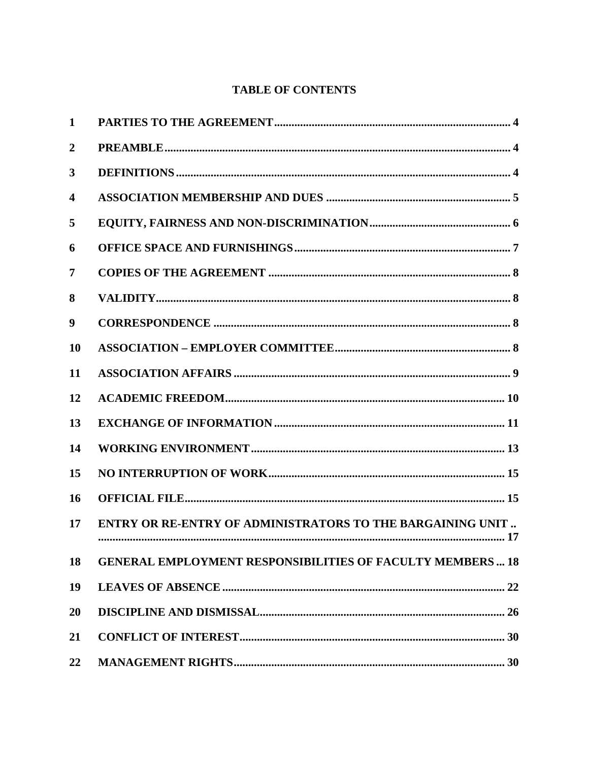# TABLE OF CONTENTS

| | | |
|---|---|---|
| 1 | PARTIES TO THE AGREEMENT | 4 |
| 2 | PREAMBLE | 4 |
| 3 | DEFINITIONS | 4 |
| 4 | ASSOCIATION MEMBERSHIP AND DUES | 5 |
| 5 | EQUITY, FAIRNESS AND NON-DISCRIMINATION | 6 |
| 6 | OFFICE SPACE AND FURNISHINGS | 7 |
| 7 | COPIES OF THE AGREEMENT | 8 |
| 8 | VALIDITY | 8 |
| 9 | CORRESPONDENCE | 8 |
| 10 | ASSOCIATION – EMPLOYER COMMITTEE | 8 |
| 11 | ASSOCIATION AFFAIRS | 9 |
| 12 | ACADEMIC FREEDOM | 10 |
| 13 | EXCHANGE OF INFORMATION | 11 |
| 14 | WORKING ENVIRONMENT | 13 |
| 15 | NO INTERRUPTION OF WORK | 15 |
| 16 | OFFICIAL FILE | 15 |
| 17 | ENTRY OR RE-ENTRY OF ADMINISTRATORS TO THE BARGAINING UNIT | 17 |
| 18 | GENERAL EMPLOYMENT RESPONSIBILITIES OF FACULTY MEMBERS | 18 |
| 19 | LEAVES OF ABSENCE | 22 |
| 20 | DISCIPLINE AND DISMISSAL | 26 |
| 21 | CONFLICT OF INTEREST | 30 |
| 22 | MANAGEMENT RIGHTS | 30 |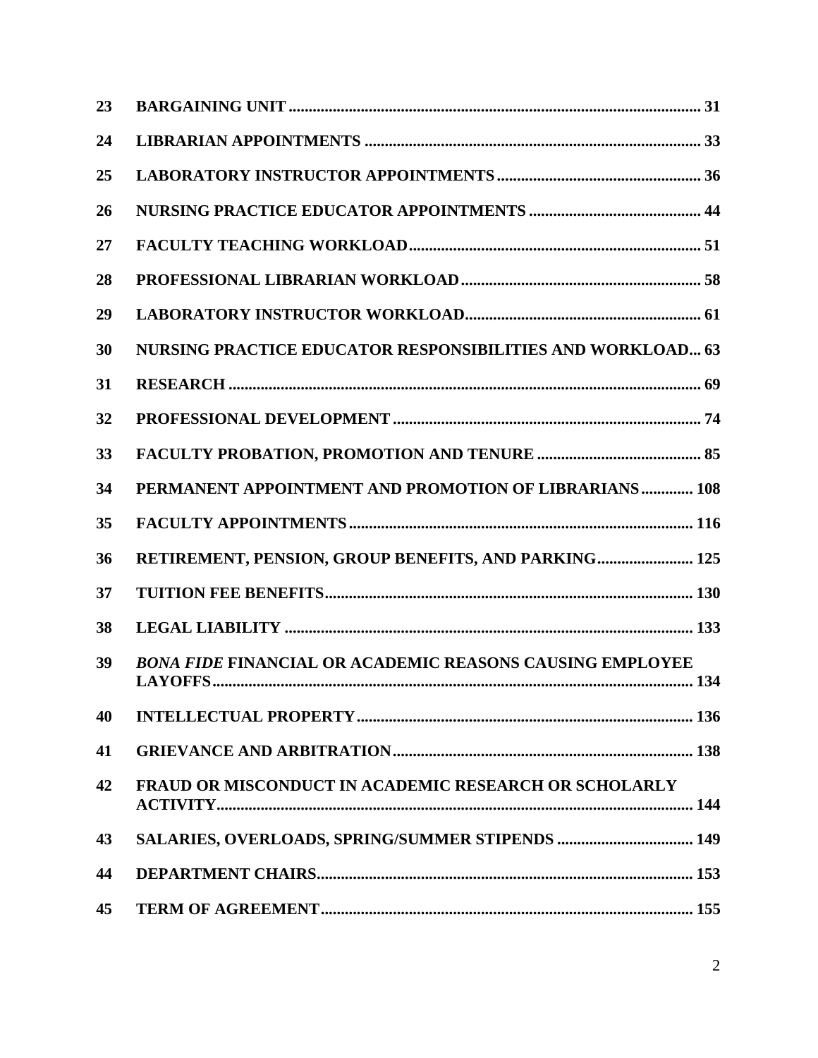| | | |
|---|---|---|
| **23** | **BARGAINING UNIT** | **31** |
| **24** | **LIBRARIAN APPOINTMENTS** | **33** |
| **25** | **LABORATORY INSTRUCTOR APPOINTMENTS** | **36** |
| **26** | **NURSING PRACTICE EDUCATOR APPOINTMENTS** | **44** |
| **27** | **FACULTY TEACHING WORKLOAD** | **51** |
| **28** | **PROFESSIONAL LIBRARIAN WORKLOAD** | **58** |
| **29** | **LABORATORY INSTRUCTOR WORKLOAD** | **61** |
| **30** | **NURSING PRACTICE EDUCATOR RESPONSIBILITIES AND WORKLOAD** | **63** |
| **31** | **RESEARCH** | **69** |
| **32** | **PROFESSIONAL DEVELOPMENT** | **74** |
| **33** | **FACULTY PROBATION, PROMOTION AND TENURE** | **85** |
| **34** | **PERMANENT APPOINTMENT AND PROMOTION OF LIBRARIANS** | **108** |
| **35** | **FACULTY APPOINTMENTS** | **116** |
| **36** | **RETIREMENT, PENSION, GROUP BENEFITS, AND PARKING** | **125** |
| **37** | **TUITION FEE BENEFITS** | **130** |
| **38** | **LEGAL LIABILITY** | **133** |
| **39** | ***BONA FIDE* FINANCIAL OR ACADEMIC REASONS CAUSING EMPLOYEE LAYOFFS** | **134** |
| **40** | **INTELLECTUAL PROPERTY** | **136** |
| **41** | **GRIEVANCE AND ARBITRATION** | **138** |
| **42** | **FRAUD OR MISCONDUCT IN ACADEMIC RESEARCH OR SCHOLARLY ACTIVITY** | **144** |
| **43** | **SALARIES, OVERLOADS, SPRING/SUMMER STIPENDS** | **149** |
| **44** | **DEPARTMENT CHAIRS** | **153** |
| **45** | **TERM OF AGREEMENT** | **155** |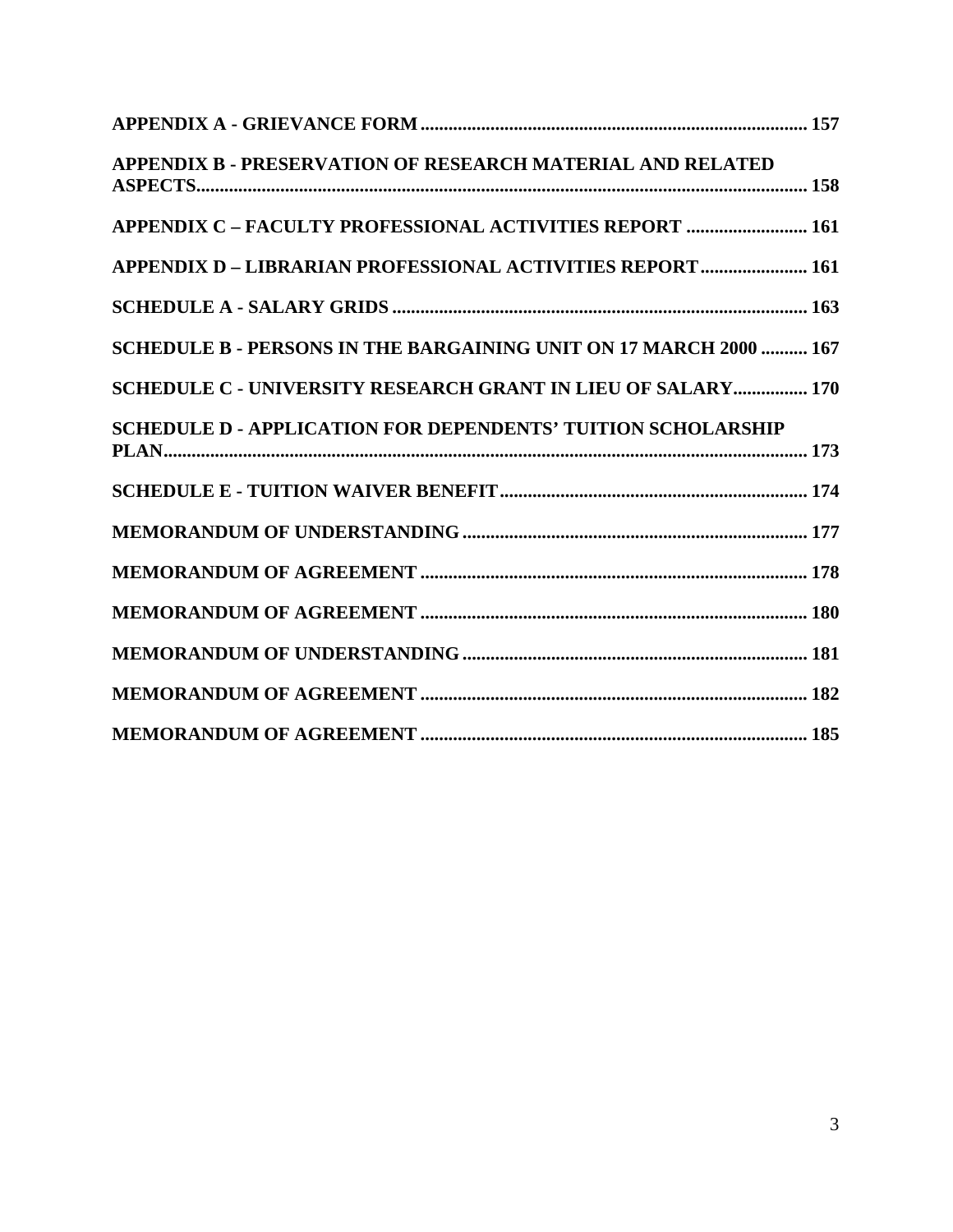**APPENDIX A - GRIEVANCE FORM .................................................................................. 157**

**APPENDIX B - PRESERVATION OF RESEARCH MATERIAL AND RELATED ASPECTS................................................................................................................................ 158**

**APPENDIX C – FACULTY PROFESSIONAL ACTIVITIES REPORT .......................... 161**

**APPENDIX D – LIBRARIAN PROFESSIONAL ACTIVITIES REPORT....................... 161**

**SCHEDULE A - SALARY GRIDS ......................................................................................... 163**

**SCHEDULE B - PERSONS IN THE BARGAINING UNIT ON 17 MARCH 2000 .......... 167**

**SCHEDULE C - UNIVERSITY RESEARCH GRANT IN LIEU OF SALARY................ 170**

**SCHEDULE D - APPLICATION FOR DEPENDENTS' TUITION SCHOLARSHIP PLAN......................................................................................................................................... 173**

**SCHEDULE E - TUITION WAIVER BENEFIT.................................................................. 174**

**MEMORANDUM OF UNDERSTANDING ......................................................................... 177**

**MEMORANDUM OF AGREEMENT .................................................................................. 178**

**MEMORANDUM OF AGREEMENT .................................................................................. 180**

**MEMORANDUM OF UNDERSTANDING ......................................................................... 181**

**MEMORANDUM OF AGREEMENT .................................................................................. 182**

**MEMORANDUM OF AGREEMENT .................................................................................. 185**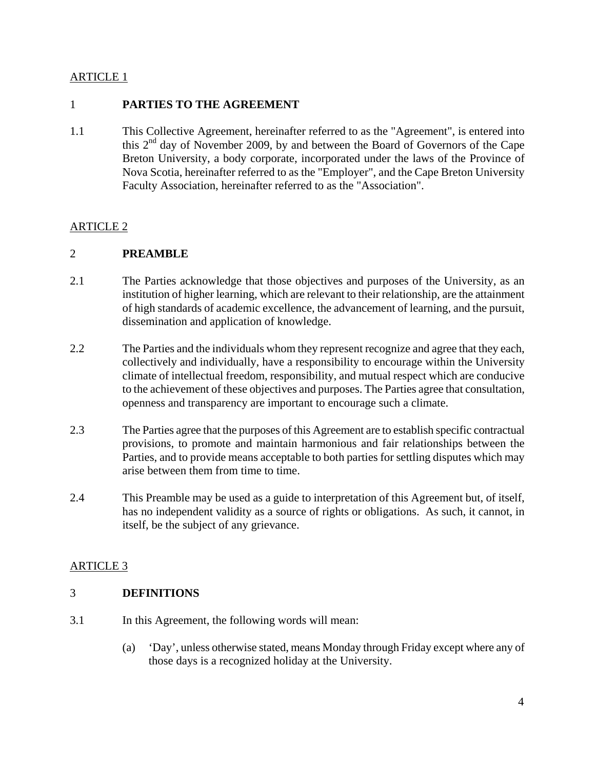ARTICLE 1

## 1 PARTIES TO THE AGREEMENT

1.1 This Collective Agreement, hereinafter referred to as the "Agreement", is entered into this 2nd day of November 2009, by and between the Board of Governors of the Cape Breton University, a body corporate, incorporated under the laws of the Province of Nova Scotia, hereinafter referred to as the "Employer", and the Cape Breton University Faculty Association, hereinafter referred to as the "Association".

ARTICLE 2

## 2 PREAMBLE

2.1 The Parties acknowledge that those objectives and purposes of the University, as an institution of higher learning, which are relevant to their relationship, are the attainment of high standards of academic excellence, the advancement of learning, and the pursuit, dissemination and application of knowledge.

2.2 The Parties and the individuals whom they represent recognize and agree that they each, collectively and individually, have a responsibility to encourage within the University climate of intellectual freedom, responsibility, and mutual respect which are conducive to the achievement of these objectives and purposes. The Parties agree that consultation, openness and transparency are important to encourage such a climate.

2.3 The Parties agree that the purposes of this Agreement are to establish specific contractual provisions, to promote and maintain harmonious and fair relationships between the Parties, and to provide means acceptable to both parties for settling disputes which may arise between them from time to time.

2.4 This Preamble may be used as a guide to interpretation of this Agreement but, of itself, has no independent validity as a source of rights or obligations. As such, it cannot, in itself, be the subject of any grievance.

ARTICLE 3

## 3 DEFINITIONS

3.1 In this Agreement, the following words will mean:

(a) 'Day', unless otherwise stated, means Monday through Friday except where any of those days is a recognized holiday at the University.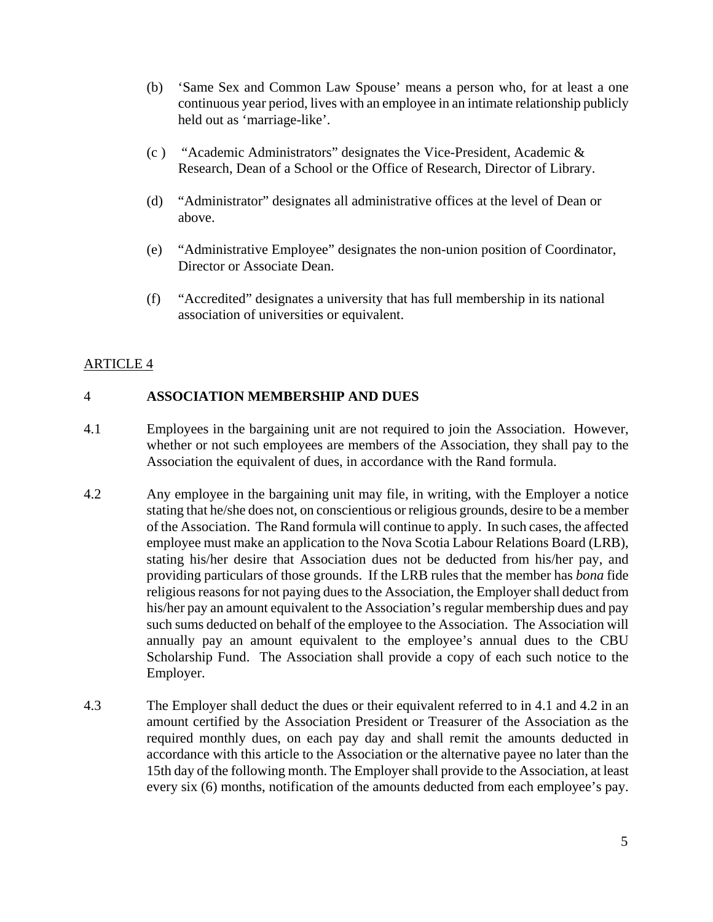(b) 'Same Sex and Common Law Spouse' means a person who, for at least a one continuous year period, lives with an employee in an intimate relationship publicly held out as 'marriage-like'.

(c ) "Academic Administrators" designates the Vice-President, Academic & Research, Dean of a School or the Office of Research, Director of Library.

(d) "Administrator" designates all administrative offices at the level of Dean or above.

(e) "Administrative Employee" designates the non-union position of Coordinator, Director or Associate Dean.

(f) "Accredited" designates a university that has full membership in its national association of universities or equivalent.

ARTICLE 4

## 4 ASSOCIATION MEMBERSHIP AND DUES

4.1 Employees in the bargaining unit are not required to join the Association. However, whether or not such employees are members of the Association, they shall pay to the Association the equivalent of dues, in accordance with the Rand formula.

4.2 Any employee in the bargaining unit may file, in writing, with the Employer a notice stating that he/she does not, on conscientious or religious grounds, desire to be a member of the Association. The Rand formula will continue to apply. In such cases, the affected employee must make an application to the Nova Scotia Labour Relations Board (LRB), stating his/her desire that Association dues not be deducted from his/her pay, and providing particulars of those grounds. If the LRB rules that the member has *bona* fide religious reasons for not paying dues to the Association, the Employer shall deduct from his/her pay an amount equivalent to the Association's regular membership dues and pay such sums deducted on behalf of the employee to the Association. The Association will annually pay an amount equivalent to the employee's annual dues to the CBU Scholarship Fund. The Association shall provide a copy of each such notice to the Employer.

4.3 The Employer shall deduct the dues or their equivalent referred to in 4.1 and 4.2 in an amount certified by the Association President or Treasurer of the Association as the required monthly dues, on each pay day and shall remit the amounts deducted in accordance with this article to the Association or the alternative payee no later than the 15th day of the following month. The Employer shall provide to the Association, at least every six (6) months, notification of the amounts deducted from each employee's pay.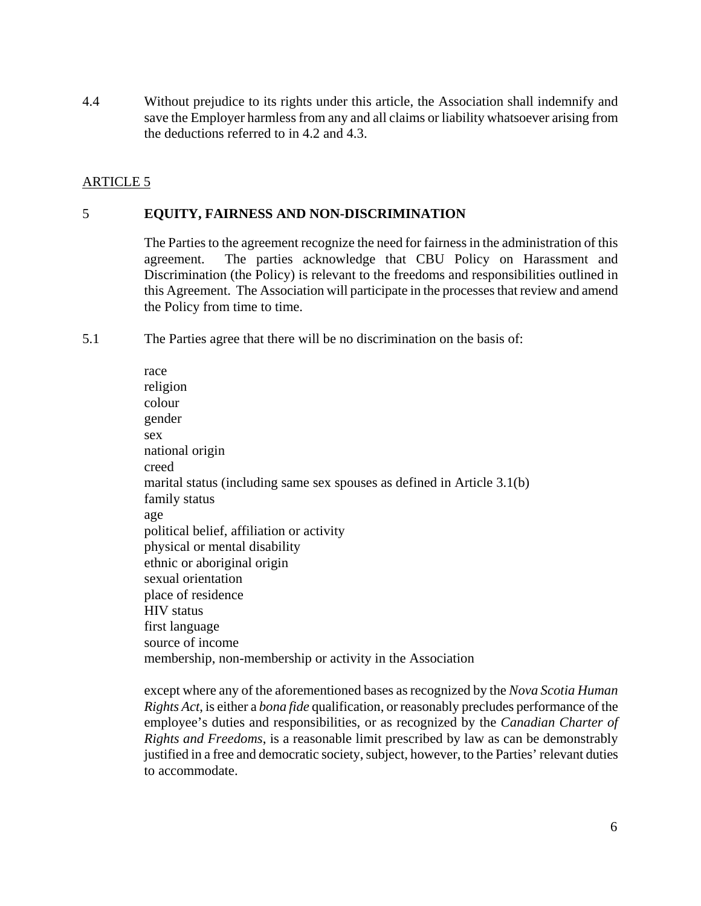4.4 Without prejudice to its rights under this article, the Association shall indemnify and save the Employer harmless from any and all claims or liability whatsoever arising from the deductions referred to in 4.2 and 4.3.

ARTICLE 5

## 5 EQUITY, FAIRNESS AND NON-DISCRIMINATION

The Parties to the agreement recognize the need for fairness in the administration of this agreement. The parties acknowledge that CBU Policy on Harassment and Discrimination (the Policy) is relevant to the freedoms and responsibilities outlined in this Agreement. The Association will participate in the processes that review and amend the Policy from time to time.

5.1 The Parties agree that there will be no discrimination on the basis of:

race
religion
colour
gender
sex
national origin
creed
marital status (including same sex spouses as defined in Article 3.1(b)
family status
age
political belief, affiliation or activity
physical or mental disability
ethnic or aboriginal origin
sexual orientation
place of residence
HIV status
first language
source of income
membership, non-membership or activity in the Association

except where any of the aforementioned bases as recognized by the *Nova Scotia Human Rights Act*, is either a *bona fide* qualification, or reasonably precludes performance of the employee's duties and responsibilities, or as recognized by the *Canadian Charter of Rights and Freedoms*, is a reasonable limit prescribed by law as can be demonstrably justified in a free and democratic society, subject, however, to the Parties' relevant duties to accommodate.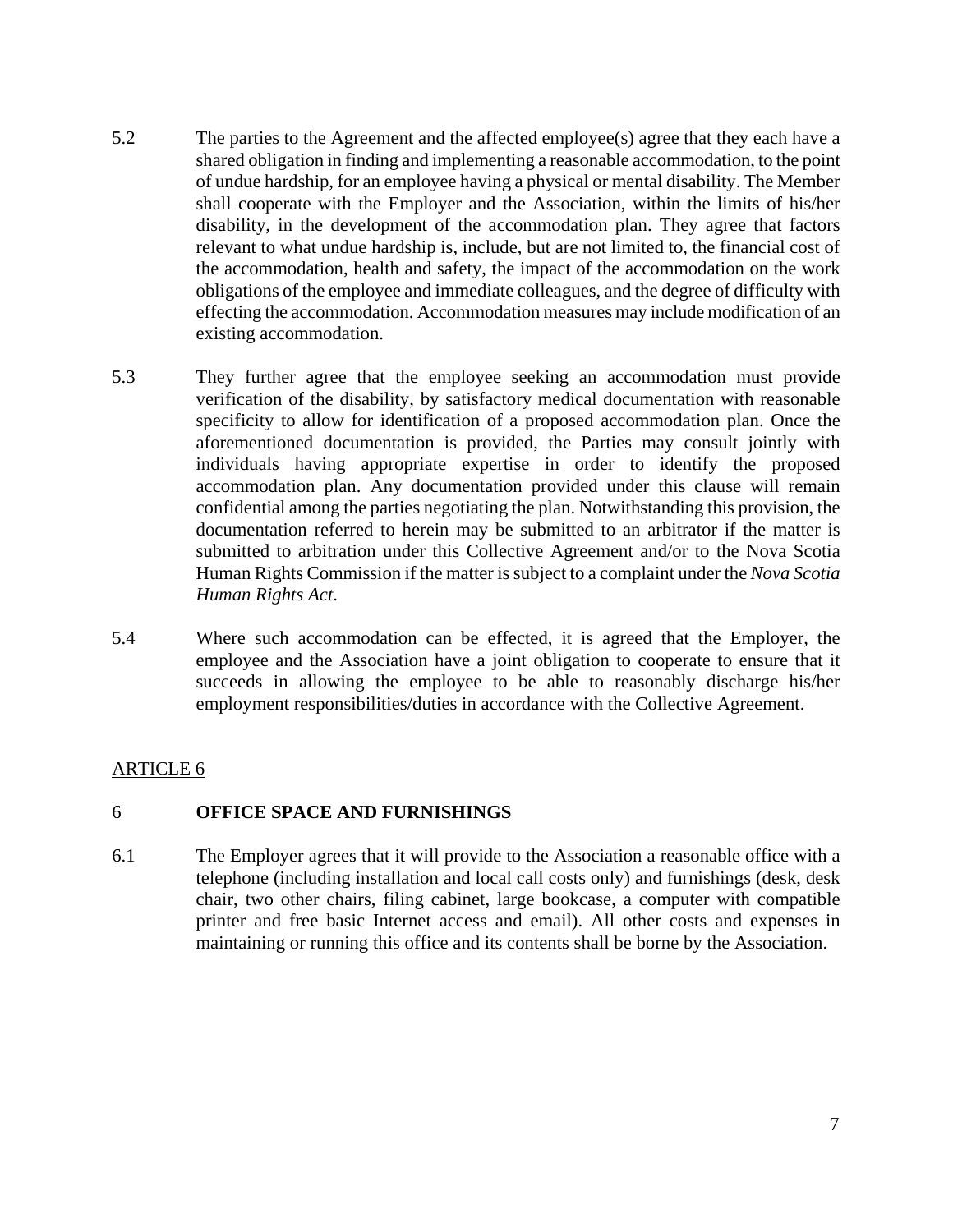5.2 The parties to the Agreement and the affected employee(s) agree that they each have a shared obligation in finding and implementing a reasonable accommodation, to the point of undue hardship, for an employee having a physical or mental disability. The Member shall cooperate with the Employer and the Association, within the limits of his/her disability, in the development of the accommodation plan. They agree that factors relevant to what undue hardship is, include, but are not limited to, the financial cost of the accommodation, health and safety, the impact of the accommodation on the work obligations of the employee and immediate colleagues, and the degree of difficulty with effecting the accommodation. Accommodation measures may include modification of an existing accommodation.

5.3 They further agree that the employee seeking an accommodation must provide verification of the disability, by satisfactory medical documentation with reasonable specificity to allow for identification of a proposed accommodation plan. Once the aforementioned documentation is provided, the Parties may consult jointly with individuals having appropriate expertise in order to identify the proposed accommodation plan. Any documentation provided under this clause will remain confidential among the parties negotiating the plan. Notwithstanding this provision, the documentation referred to herein may be submitted to an arbitrator if the matter is submitted to arbitration under this Collective Agreement and/or to the Nova Scotia Human Rights Commission if the matter is subject to a complaint under the *Nova Scotia Human Rights Act*.

5.4 Where such accommodation can be effected, it is agreed that the Employer, the employee and the Association have a joint obligation to cooperate to ensure that it succeeds in allowing the employee to be able to reasonably discharge his/her employment responsibilities/duties in accordance with the Collective Agreement.

ARTICLE 6

## 6 OFFICE SPACE AND FURNISHINGS

6.1 The Employer agrees that it will provide to the Association a reasonable office with a telephone (including installation and local call costs only) and furnishings (desk, desk chair, two other chairs, filing cabinet, large bookcase, a computer with compatible printer and free basic Internet access and email). All other costs and expenses in maintaining or running this office and its contents shall be borne by the Association.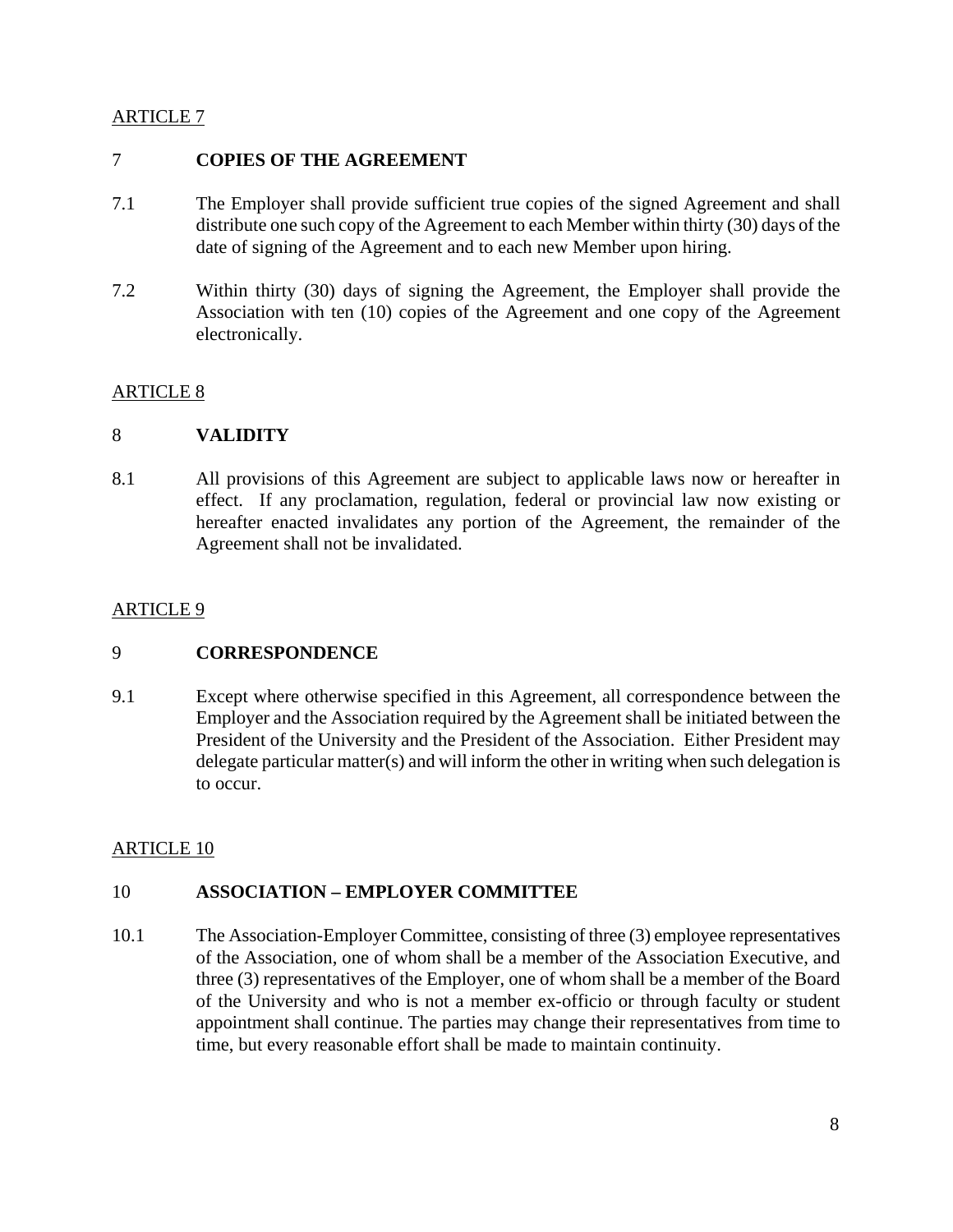ARTICLE 7

## 7 COPIES OF THE AGREEMENT

7.1 The Employer shall provide sufficient true copies of the signed Agreement and shall distribute one such copy of the Agreement to each Member within thirty (30) days of the date of signing of the Agreement and to each new Member upon hiring.

7.2 Within thirty (30) days of signing the Agreement, the Employer shall provide the Association with ten (10) copies of the Agreement and one copy of the Agreement electronically.

ARTICLE 8

## 8 VALIDITY

8.1 All provisions of this Agreement are subject to applicable laws now or hereafter in effect. If any proclamation, regulation, federal or provincial law now existing or hereafter enacted invalidates any portion of the Agreement, the remainder of the Agreement shall not be invalidated.

ARTICLE 9

## 9 CORRESPONDENCE

9.1 Except where otherwise specified in this Agreement, all correspondence between the Employer and the Association required by the Agreement shall be initiated between the President of the University and the President of the Association. Either President may delegate particular matter(s) and will inform the other in writing when such delegation is to occur.

ARTICLE 10

## 10 ASSOCIATION – EMPLOYER COMMITTEE

10.1 The Association-Employer Committee, consisting of three (3) employee representatives of the Association, one of whom shall be a member of the Association Executive, and three (3) representatives of the Employer, one of whom shall be a member of the Board of the University and who is not a member ex-officio or through faculty or student appointment shall continue. The parties may change their representatives from time to time, but every reasonable effort shall be made to maintain continuity.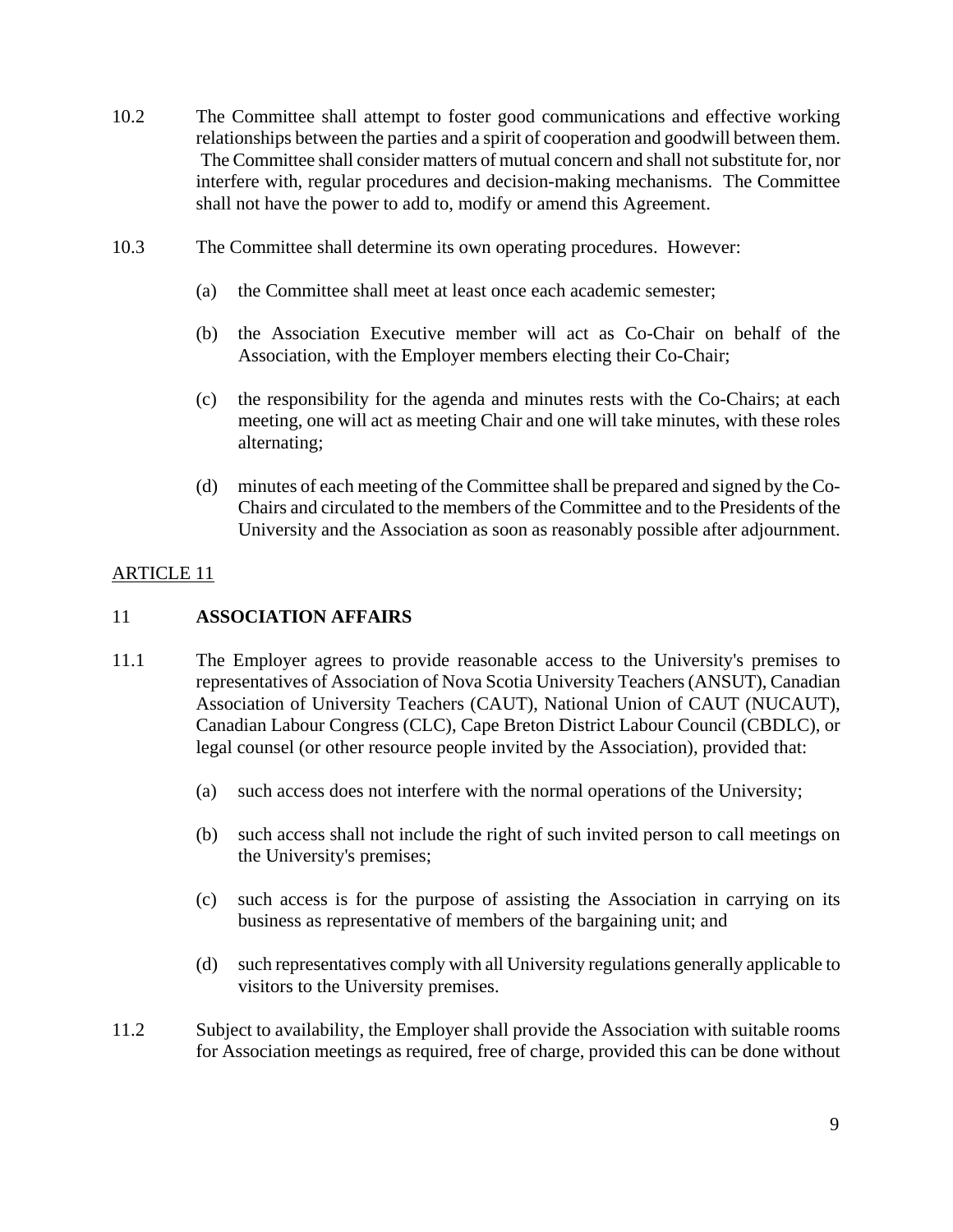10.2 The Committee shall attempt to foster good communications and effective working relationships between the parties and a spirit of cooperation and goodwill between them. The Committee shall consider matters of mutual concern and shall not substitute for, nor interfere with, regular procedures and decision-making mechanisms. The Committee shall not have the power to add to, modify or amend this Agreement.

10.3 The Committee shall determine its own operating procedures. However:

(a) the Committee shall meet at least once each academic semester;

(b) the Association Executive member will act as Co-Chair on behalf of the Association, with the Employer members electing their Co-Chair;

(c) the responsibility for the agenda and minutes rests with the Co-Chairs; at each meeting, one will act as meeting Chair and one will take minutes, with these roles alternating;

(d) minutes of each meeting of the Committee shall be prepared and signed by the Co-Chairs and circulated to the members of the Committee and to the Presidents of the University and the Association as soon as reasonably possible after adjournment.

ARTICLE 11

## 11 ASSOCIATION AFFAIRS

11.1 The Employer agrees to provide reasonable access to the University's premises to representatives of Association of Nova Scotia University Teachers (ANSUT), Canadian Association of University Teachers (CAUT), National Union of CAUT (NUCAUT), Canadian Labour Congress (CLC), Cape Breton District Labour Council (CBDLC), or legal counsel (or other resource people invited by the Association), provided that:

(a) such access does not interfere with the normal operations of the University;

(b) such access shall not include the right of such invited person to call meetings on the University's premises;

(c) such access is for the purpose of assisting the Association in carrying on its business as representative of members of the bargaining unit; and

(d) such representatives comply with all University regulations generally applicable to visitors to the University premises.

11.2 Subject to availability, the Employer shall provide the Association with suitable rooms for Association meetings as required, free of charge, provided this can be done without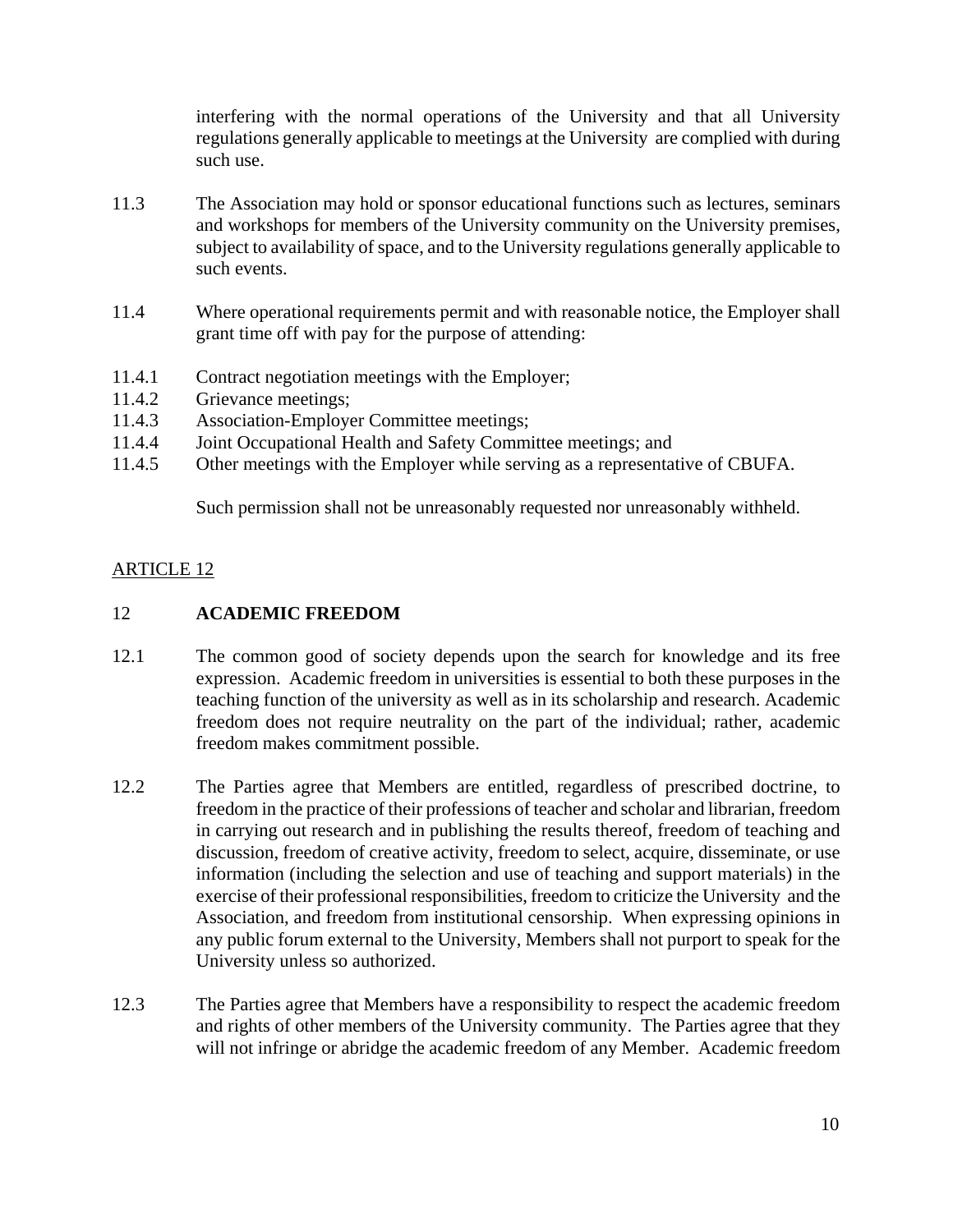interfering with the normal operations of the University and that all University regulations generally applicable to meetings at the University are complied with during such use.

11.3 The Association may hold or sponsor educational functions such as lectures, seminars and workshops for members of the University community on the University premises, subject to availability of space, and to the University regulations generally applicable to such events.

11.4 Where operational requirements permit and with reasonable notice, the Employer shall grant time off with pay for the purpose of attending:

11.4.1 Contract negotiation meetings with the Employer;
11.4.2 Grievance meetings;
11.4.3 Association-Employer Committee meetings;
11.4.4 Joint Occupational Health and Safety Committee meetings; and
11.4.5 Other meetings with the Employer while serving as a representative of CBUFA.

Such permission shall not be unreasonably requested nor unreasonably withheld.

ARTICLE 12

## 12 ACADEMIC FREEDOM

12.1 The common good of society depends upon the search for knowledge and its free expression. Academic freedom in universities is essential to both these purposes in the teaching function of the university as well as in its scholarship and research. Academic freedom does not require neutrality on the part of the individual; rather, academic freedom makes commitment possible.

12.2 The Parties agree that Members are entitled, regardless of prescribed doctrine, to freedom in the practice of their professions of teacher and scholar and librarian, freedom in carrying out research and in publishing the results thereof, freedom of teaching and discussion, freedom of creative activity, freedom to select, acquire, disseminate, or use information (including the selection and use of teaching and support materials) in the exercise of their professional responsibilities, freedom to criticize the University and the Association, and freedom from institutional censorship. When expressing opinions in any public forum external to the University, Members shall not purport to speak for the University unless so authorized.

12.3 The Parties agree that Members have a responsibility to respect the academic freedom and rights of other members of the University community. The Parties agree that they will not infringe or abridge the academic freedom of any Member. Academic freedom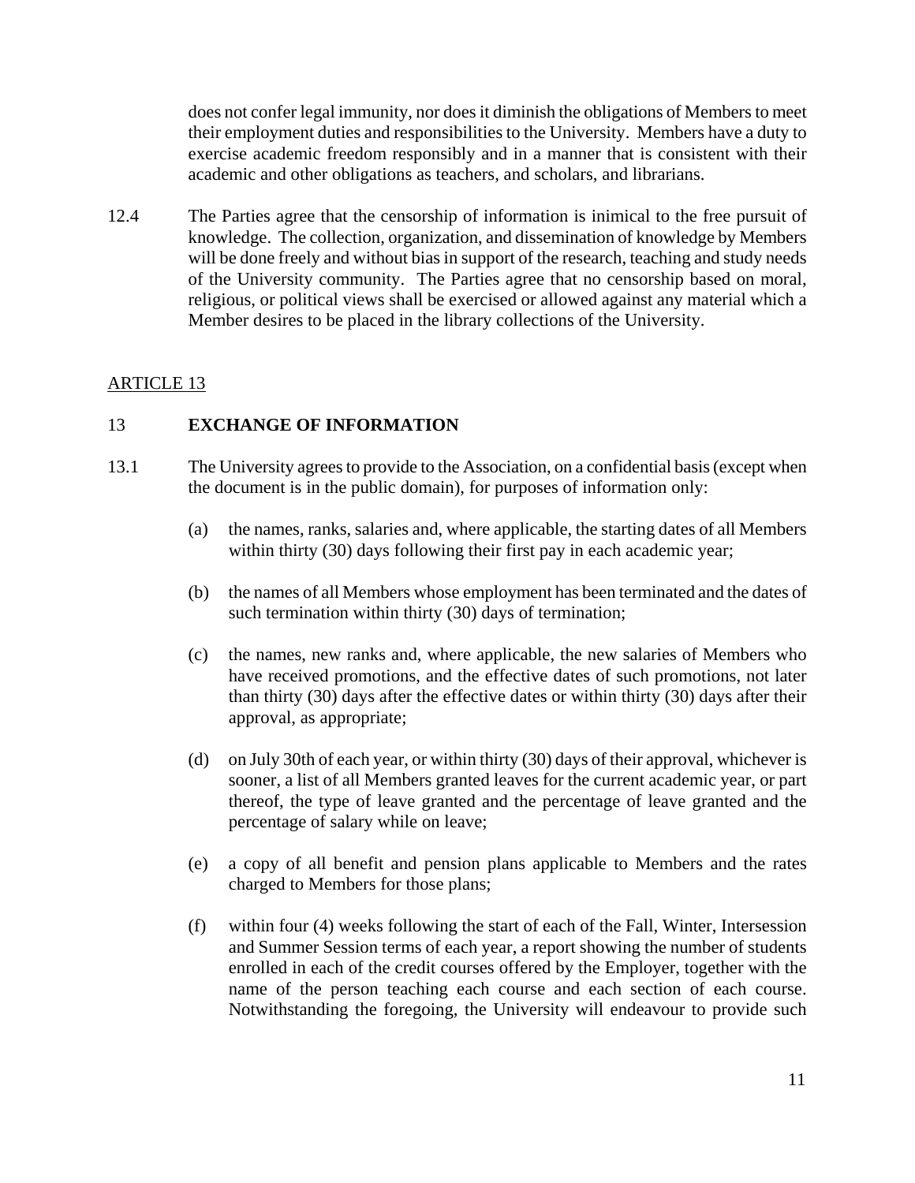does not confer legal immunity, nor does it diminish the obligations of Members to meet their employment duties and responsibilities to the University. Members have a duty to exercise academic freedom responsibly and in a manner that is consistent with their academic and other obligations as teachers, and scholars, and librarians.

12.4 The Parties agree that the censorship of information is inimical to the free pursuit of knowledge. The collection, organization, and dissemination of knowledge by Members will be done freely and without bias in support of the research, teaching and study needs of the University community. The Parties agree that no censorship based on moral, religious, or political views shall be exercised or allowed against any material which a Member desires to be placed in the library collections of the University.

ARTICLE 13

## 13 EXCHANGE OF INFORMATION

13.1 The University agrees to provide to the Association, on a confidential basis (except when the document is in the public domain), for purposes of information only:

(a) the names, ranks, salaries and, where applicable, the starting dates of all Members within thirty (30) days following their first pay in each academic year;

(b) the names of all Members whose employment has been terminated and the dates of such termination within thirty (30) days of termination;

(c) the names, new ranks and, where applicable, the new salaries of Members who have received promotions, and the effective dates of such promotions, not later than thirty (30) days after the effective dates or within thirty (30) days after their approval, as appropriate;

(d) on July 30th of each year, or within thirty (30) days of their approval, whichever is sooner, a list of all Members granted leaves for the current academic year, or part thereof, the type of leave granted and the percentage of leave granted and the percentage of salary while on leave;

(e) a copy of all benefit and pension plans applicable to Members and the rates charged to Members for those plans;

(f) within four (4) weeks following the start of each of the Fall, Winter, Intersession and Summer Session terms of each year, a report showing the number of students enrolled in each of the credit courses offered by the Employer, together with the name of the person teaching each course and each section of each course. Notwithstanding the foregoing, the University will endeavour to provide such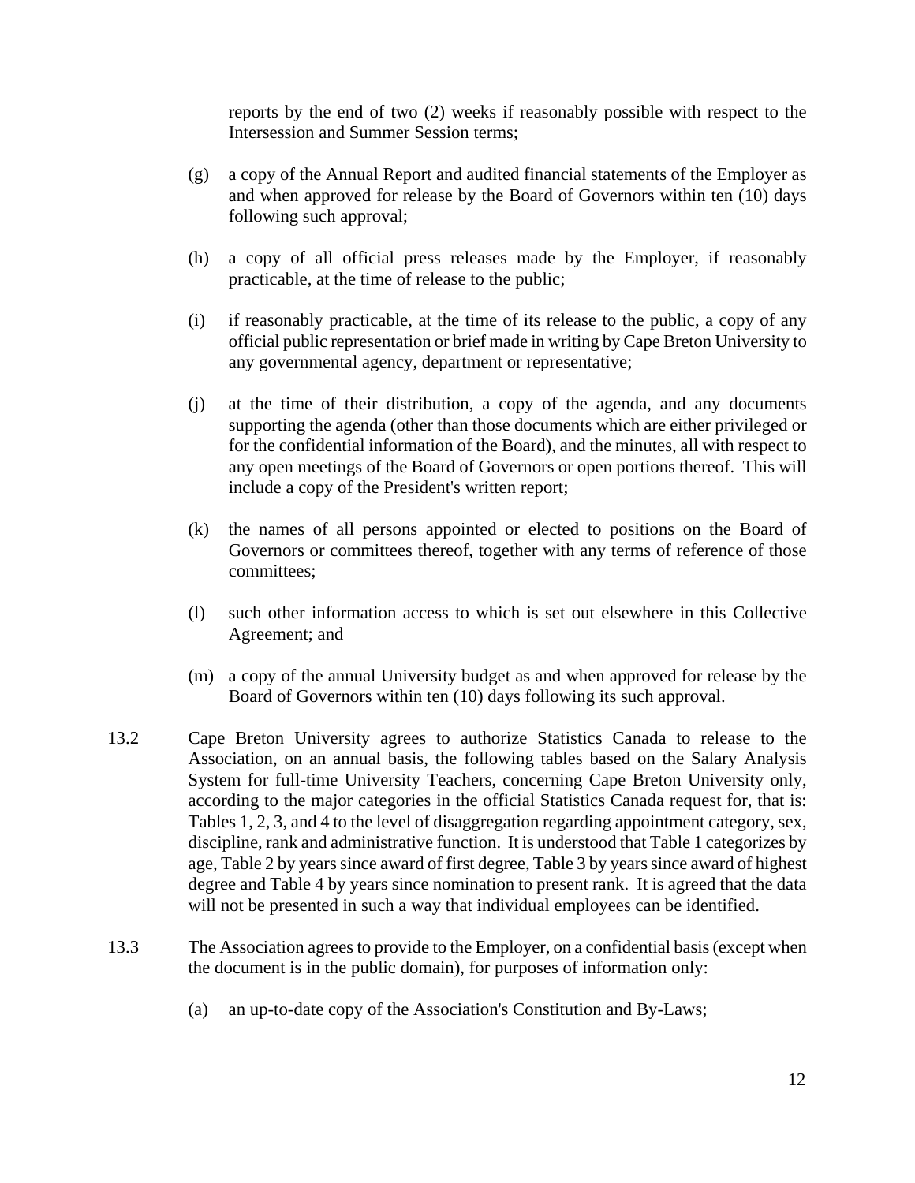reports by the end of two (2) weeks if reasonably possible with respect to the Intersession and Summer Session terms;

(g) a copy of the Annual Report and audited financial statements of the Employer as and when approved for release by the Board of Governors within ten (10) days following such approval;

(h) a copy of all official press releases made by the Employer, if reasonably practicable, at the time of release to the public;

(i) if reasonably practicable, at the time of its release to the public, a copy of any official public representation or brief made in writing by Cape Breton University to any governmental agency, department or representative;

(j) at the time of their distribution, a copy of the agenda, and any documents supporting the agenda (other than those documents which are either privileged or for the confidential information of the Board), and the minutes, all with respect to any open meetings of the Board of Governors or open portions thereof. This will include a copy of the President's written report;

(k) the names of all persons appointed or elected to positions on the Board of Governors or committees thereof, together with any terms of reference of those committees;

(l) such other information access to which is set out elsewhere in this Collective Agreement; and

(m) a copy of the annual University budget as and when approved for release by the Board of Governors within ten (10) days following its such approval.

13.2 Cape Breton University agrees to authorize Statistics Canada to release to the Association, on an annual basis, the following tables based on the Salary Analysis System for full-time University Teachers, concerning Cape Breton University only, according to the major categories in the official Statistics Canada request for, that is: Tables 1, 2, 3, and 4 to the level of disaggregation regarding appointment category, sex, discipline, rank and administrative function. It is understood that Table 1 categorizes by age, Table 2 by years since award of first degree, Table 3 by years since award of highest degree and Table 4 by years since nomination to present rank. It is agreed that the data will not be presented in such a way that individual employees can be identified.

13.3 The Association agrees to provide to the Employer, on a confidential basis (except when the document is in the public domain), for purposes of information only:

(a) an up-to-date copy of the Association's Constitution and By-Laws;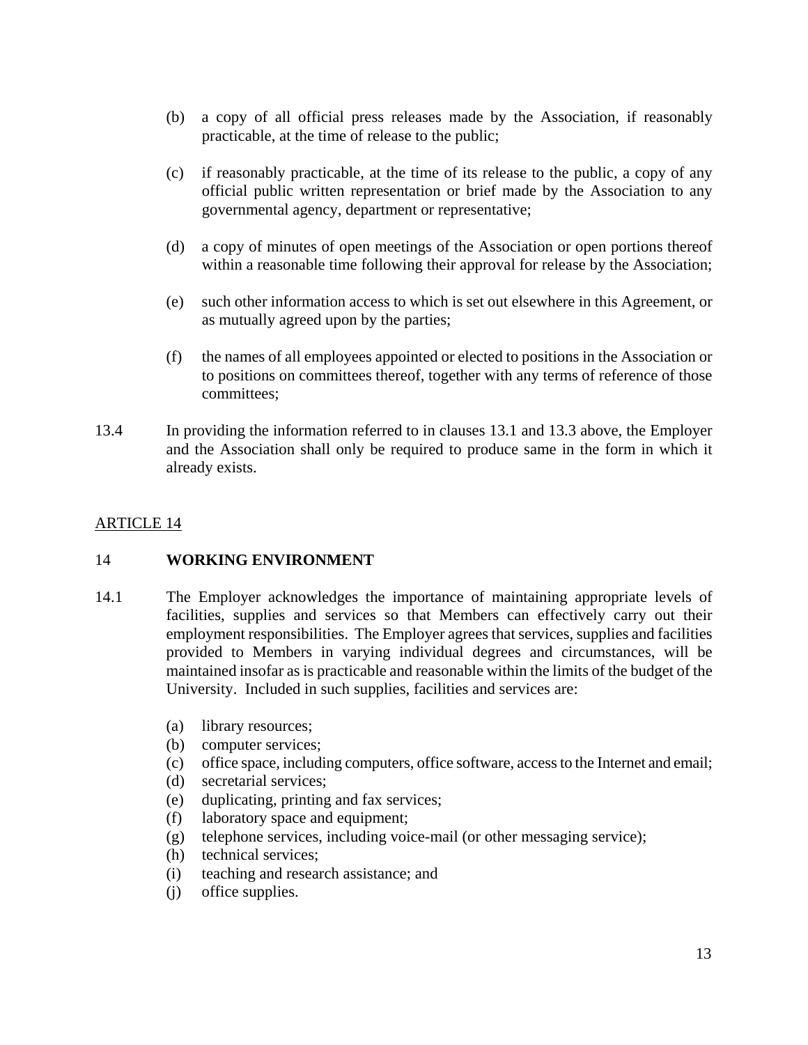(b) a copy of all official press releases made by the Association, if reasonably practicable, at the time of release to the public;

(c) if reasonably practicable, at the time of its release to the public, a copy of any official public written representation or brief made by the Association to any governmental agency, department or representative;

(d) a copy of minutes of open meetings of the Association or open portions thereof within a reasonable time following their approval for release by the Association;

(e) such other information access to which is set out elsewhere in this Agreement, or as mutually agreed upon by the parties;

(f) the names of all employees appointed or elected to positions in the Association or to positions on committees thereof, together with any terms of reference of those committees;

13.4 In providing the information referred to in clauses 13.1 and 13.3 above, the Employer and the Association shall only be required to produce same in the form in which it already exists.

## ARTICLE 14

## 14 **WORKING ENVIRONMENT**

14.1 The Employer acknowledges the importance of maintaining appropriate levels of facilities, supplies and services so that Members can effectively carry out their employment responsibilities. The Employer agrees that services, supplies and facilities provided to Members in varying individual degrees and circumstances, will be maintained insofar as is practicable and reasonable within the limits of the budget of the University. Included in such supplies, facilities and services are:

(a) library resources;
(b) computer services;
(c) office space, including computers, office software, access to the Internet and email;
(d) secretarial services;
(e) duplicating, printing and fax services;
(f) laboratory space and equipment;
(g) telephone services, including voice-mail (or other messaging service);
(h) technical services;
(i) teaching and research assistance; and
(j) office supplies.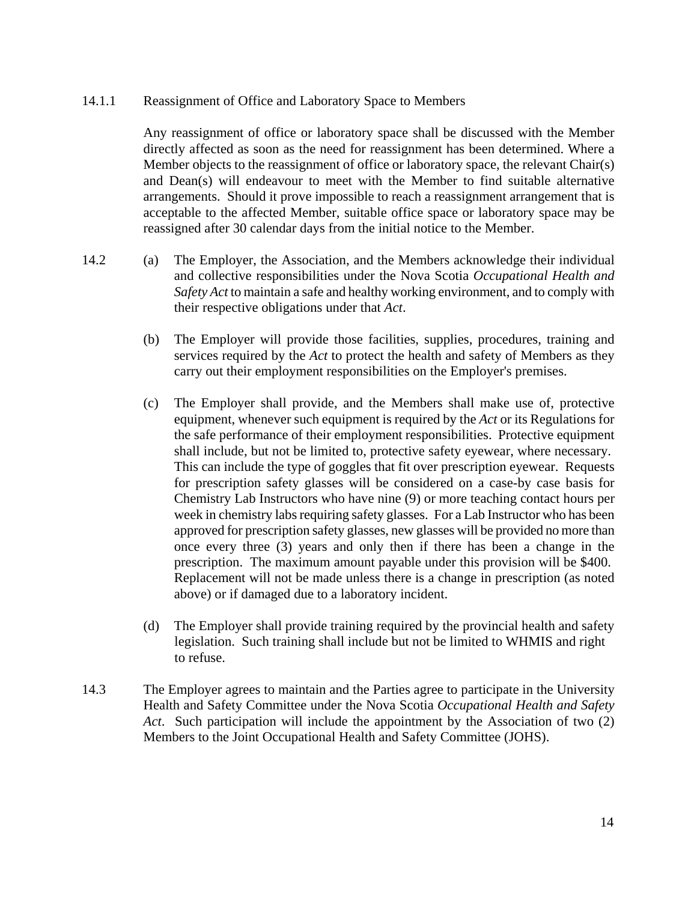14.1.1 Reassignment of Office and Laboratory Space to Members

Any reassignment of office or laboratory space shall be discussed with the Member directly affected as soon as the need for reassignment has been determined. Where a Member objects to the reassignment of office or laboratory space, the relevant Chair(s) and Dean(s) will endeavour to meet with the Member to find suitable alternative arrangements. Should it prove impossible to reach a reassignment arrangement that is acceptable to the affected Member, suitable office space or laboratory space may be reassigned after 30 calendar days from the initial notice to the Member.

14.2 (a) The Employer, the Association, and the Members acknowledge their individual and collective responsibilities under the Nova Scotia *Occupational Health and Safety Act* to maintain a safe and healthy working environment, and to comply with their respective obligations under that *Act*.

(b) The Employer will provide those facilities, supplies, procedures, training and services required by the *Act* to protect the health and safety of Members as they carry out their employment responsibilities on the Employer's premises.

(c) The Employer shall provide, and the Members shall make use of, protective equipment, whenever such equipment is required by the *Act* or its Regulations for the safe performance of their employment responsibilities. Protective equipment shall include, but not be limited to, protective safety eyewear, where necessary. This can include the type of goggles that fit over prescription eyewear. Requests for prescription safety glasses will be considered on a case-by case basis for Chemistry Lab Instructors who have nine (9) or more teaching contact hours per week in chemistry labs requiring safety glasses. For a Lab Instructor who has been approved for prescription safety glasses, new glasses will be provided no more than once every three (3) years and only then if there has been a change in the prescription. The maximum amount payable under this provision will be $400. Replacement will not be made unless there is a change in prescription (as noted above) or if damaged due to a laboratory incident.

(d) The Employer shall provide training required by the provincial health and safety legislation. Such training shall include but not be limited to WHMIS and right to refuse.

14.3 The Employer agrees to maintain and the Parties agree to participate in the University Health and Safety Committee under the Nova Scotia *Occupational Health and Safety Act*. Such participation will include the appointment by the Association of two (2) Members to the Joint Occupational Health and Safety Committee (JOHS).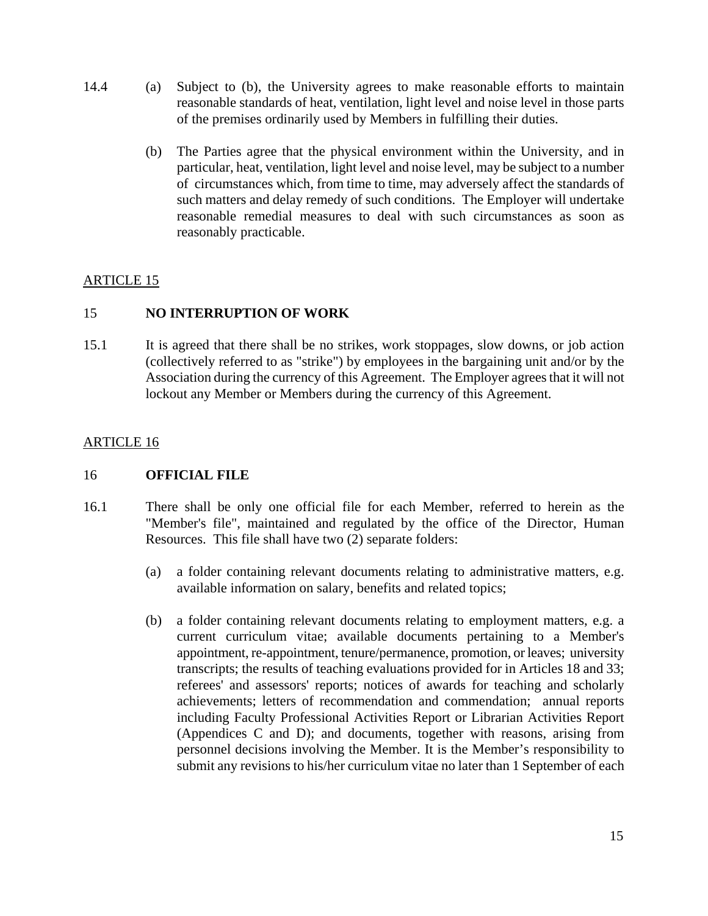14.4 (a) Subject to (b), the University agrees to make reasonable efforts to maintain reasonable standards of heat, ventilation, light level and noise level in those parts of the premises ordinarily used by Members in fulfilling their duties.

(b) The Parties agree that the physical environment within the University, and in particular, heat, ventilation, light level and noise level, may be subject to a number of circumstances which, from time to time, may adversely affect the standards of such matters and delay remedy of such conditions. The Employer will undertake reasonable remedial measures to deal with such circumstances as soon as reasonably practicable.

ARTICLE 15

## 15 NO INTERRUPTION OF WORK

15.1 It is agreed that there shall be no strikes, work stoppages, slow downs, or job action (collectively referred to as "strike") by employees in the bargaining unit and/or by the Association during the currency of this Agreement. The Employer agrees that it will not lockout any Member or Members during the currency of this Agreement.

ARTICLE 16

## 16 OFFICIAL FILE

16.1 There shall be only one official file for each Member, referred to herein as the "Member's file", maintained and regulated by the office of the Director, Human Resources. This file shall have two (2) separate folders:

(a) a folder containing relevant documents relating to administrative matters, e.g. available information on salary, benefits and related topics;

(b) a folder containing relevant documents relating to employment matters, e.g. a current curriculum vitae; available documents pertaining to a Member's appointment, re-appointment, tenure/permanence, promotion, or leaves; university transcripts; the results of teaching evaluations provided for in Articles 18 and 33; referees' and assessors' reports; notices of awards for teaching and scholarly achievements; letters of recommendation and commendation; annual reports including Faculty Professional Activities Report or Librarian Activities Report (Appendices C and D); and documents, together with reasons, arising from personnel decisions involving the Member. It is the Member's responsibility to submit any revisions to his/her curriculum vitae no later than 1 September of each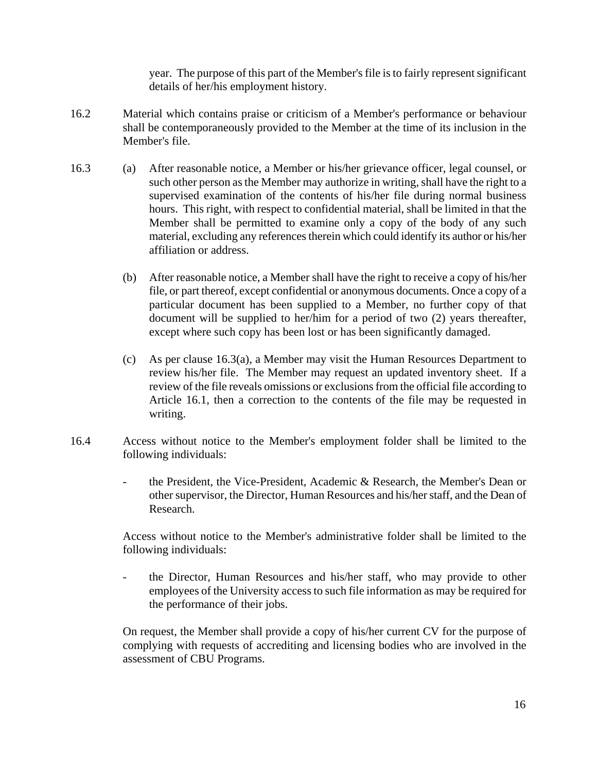year. The purpose of this part of the Member's file is to fairly represent significant details of her/his employment history.

16.2 Material which contains praise or criticism of a Member's performance or behaviour shall be contemporaneously provided to the Member at the time of its inclusion in the Member's file.

16.3 (a) After reasonable notice, a Member or his/her grievance officer, legal counsel, or such other person as the Member may authorize in writing, shall have the right to a supervised examination of the contents of his/her file during normal business hours. This right, with respect to confidential material, shall be limited in that the Member shall be permitted to examine only a copy of the body of any such material, excluding any references therein which could identify its author or his/her affiliation or address.

(b) After reasonable notice, a Member shall have the right to receive a copy of his/her file, or part thereof, except confidential or anonymous documents. Once a copy of a particular document has been supplied to a Member, no further copy of that document will be supplied to her/him for a period of two (2) years thereafter, except where such copy has been lost or has been significantly damaged.

(c) As per clause 16.3(a), a Member may visit the Human Resources Department to review his/her file. The Member may request an updated inventory sheet. If a review of the file reveals omissions or exclusions from the official file according to Article 16.1, then a correction to the contents of the file may be requested in writing.

16.4 Access without notice to the Member's employment folder shall be limited to the following individuals:

- the President, the Vice-President, Academic & Research, the Member's Dean or other supervisor, the Director, Human Resources and his/her staff, and the Dean of Research.

Access without notice to the Member's administrative folder shall be limited to the following individuals:

- the Director, Human Resources and his/her staff, who may provide to other employees of the University access to such file information as may be required for the performance of their jobs.

On request, the Member shall provide a copy of his/her current CV for the purpose of complying with requests of accrediting and licensing bodies who are involved in the assessment of CBU Programs.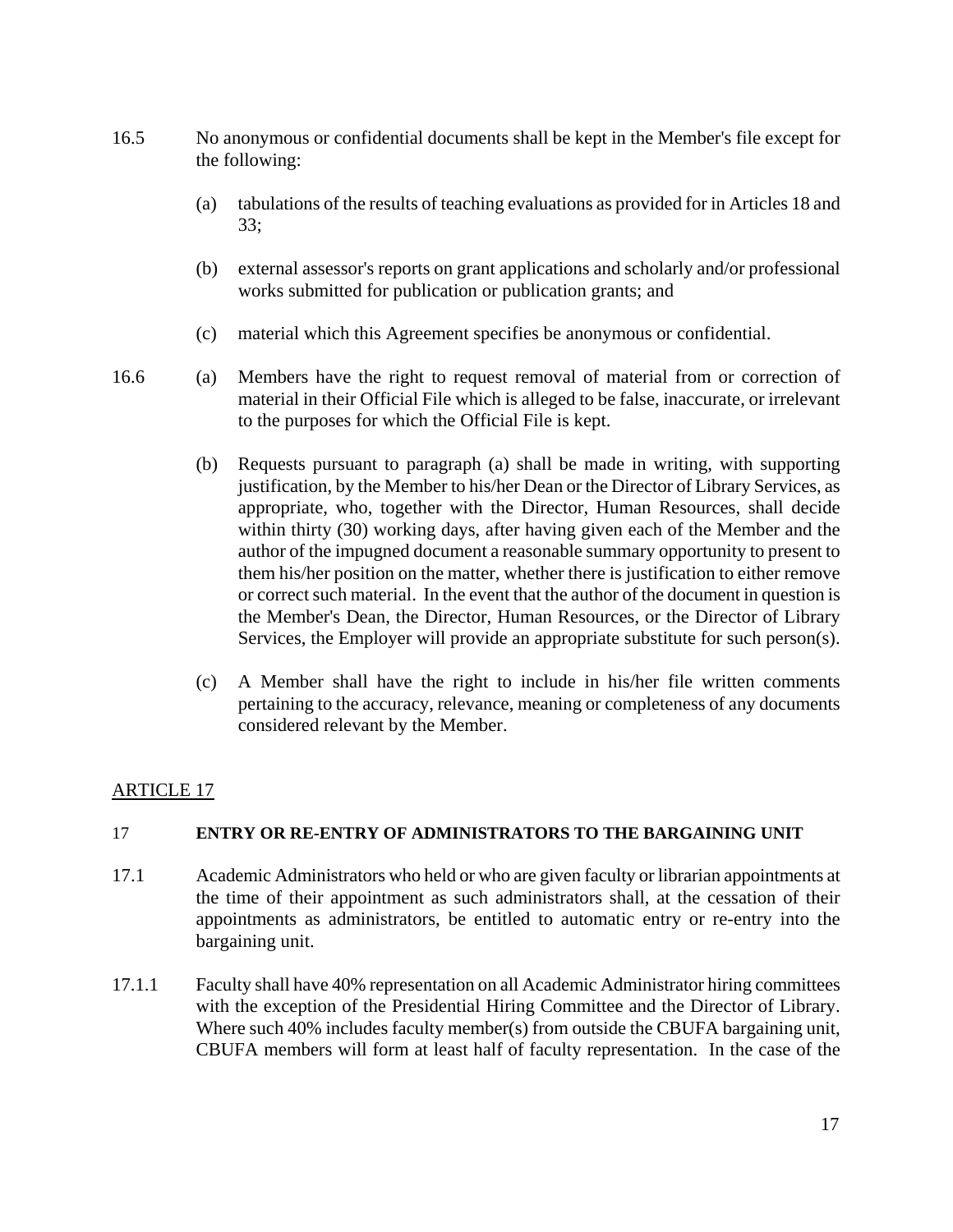16.5 No anonymous or confidential documents shall be kept in the Member's file except for the following:

(a) tabulations of the results of teaching evaluations as provided for in Articles 18 and 33;

(b) external assessor's reports on grant applications and scholarly and/or professional works submitted for publication or publication grants; and

(c) material which this Agreement specifies be anonymous or confidential.

16.6 (a) Members have the right to request removal of material from or correction of material in their Official File which is alleged to be false, inaccurate, or irrelevant to the purposes for which the Official File is kept.

(b) Requests pursuant to paragraph (a) shall be made in writing, with supporting justification, by the Member to his/her Dean or the Director of Library Services, as appropriate, who, together with the Director, Human Resources, shall decide within thirty (30) working days, after having given each of the Member and the author of the impugned document a reasonable summary opportunity to present to them his/her position on the matter, whether there is justification to either remove or correct such material. In the event that the author of the document in question is the Member's Dean, the Director, Human Resources, or the Director of Library Services, the Employer will provide an appropriate substitute for such person(s).

(c) A Member shall have the right to include in his/her file written comments pertaining to the accuracy, relevance, meaning or completeness of any documents considered relevant by the Member.

## ARTICLE 17

### 17 ENTRY OR RE-ENTRY OF ADMINISTRATORS TO THE BARGAINING UNIT

17.1 Academic Administrators who held or who are given faculty or librarian appointments at the time of their appointment as such administrators shall, at the cessation of their appointments as administrators, be entitled to automatic entry or re-entry into the bargaining unit.

17.1.1 Faculty shall have 40% representation on all Academic Administrator hiring committees with the exception of the Presidential Hiring Committee and the Director of Library. Where such 40% includes faculty member(s) from outside the CBUFA bargaining unit, CBUFA members will form at least half of faculty representation. In the case of the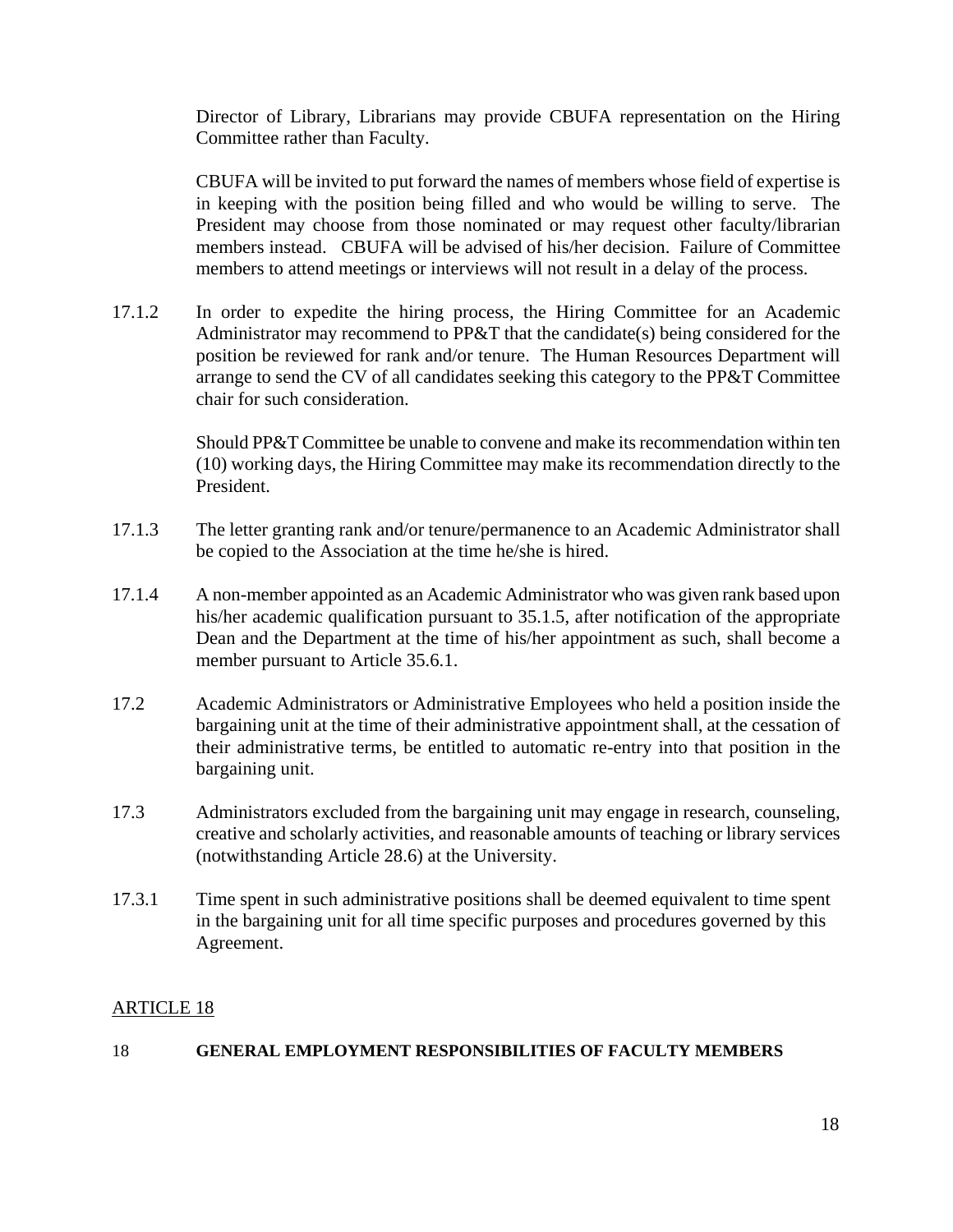Director of Library, Librarians may provide CBUFA representation on the Hiring Committee rather than Faculty.

CBUFA will be invited to put forward the names of members whose field of expertise is in keeping with the position being filled and who would be willing to serve. The President may choose from those nominated or may request other faculty/librarian members instead. CBUFA will be advised of his/her decision. Failure of Committee members to attend meetings or interviews will not result in a delay of the process.

17.1.2 In order to expedite the hiring process, the Hiring Committee for an Academic Administrator may recommend to PP&T that the candidate(s) being considered for the position be reviewed for rank and/or tenure. The Human Resources Department will arrange to send the CV of all candidates seeking this category to the PP&T Committee chair for such consideration.

Should PP&T Committee be unable to convene and make its recommendation within ten (10) working days, the Hiring Committee may make its recommendation directly to the President.

17.1.3 The letter granting rank and/or tenure/permanence to an Academic Administrator shall be copied to the Association at the time he/she is hired.

17.1.4 A non-member appointed as an Academic Administrator who was given rank based upon his/her academic qualification pursuant to 35.1.5, after notification of the appropriate Dean and the Department at the time of his/her appointment as such, shall become a member pursuant to Article 35.6.1.

17.2 Academic Administrators or Administrative Employees who held a position inside the bargaining unit at the time of their administrative appointment shall, at the cessation of their administrative terms, be entitled to automatic re-entry into that position in the bargaining unit.

17.3 Administrators excluded from the bargaining unit may engage in research, counseling, creative and scholarly activities, and reasonable amounts of teaching or library services (notwithstanding Article 28.6) at the University.

17.3.1 Time spent in such administrative positions shall be deemed equivalent to time spent in the bargaining unit for all time specific purposes and procedures governed by this Agreement.

## ARTICLE 18

### 18 GENERAL EMPLOYMENT RESPONSIBILITIES OF FACULTY MEMBERS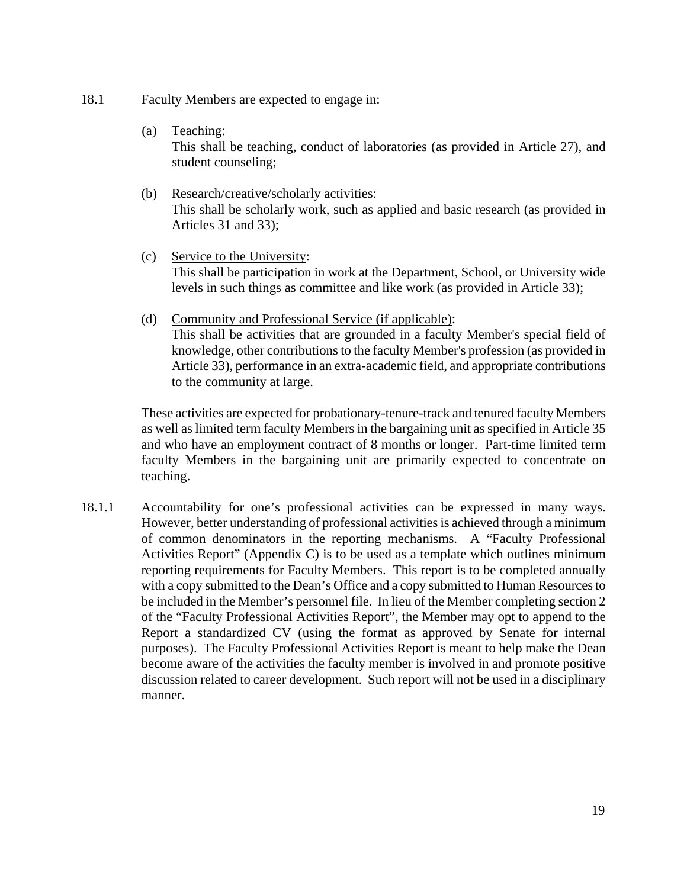18.1 Faculty Members are expected to engage in:

(a) Teaching:
This shall be teaching, conduct of laboratories (as provided in Article 27), and student counseling;

(b) Research/creative/scholarly activities:
This shall be scholarly work, such as applied and basic research (as provided in Articles 31 and 33);

(c) Service to the University:
This shall be participation in work at the Department, School, or University wide levels in such things as committee and like work (as provided in Article 33);

(d) Community and Professional Service (if applicable):
This shall be activities that are grounded in a faculty Member's special field of knowledge, other contributions to the faculty Member's profession (as provided in Article 33), performance in an extra-academic field, and appropriate contributions to the community at large.

These activities are expected for probationary-tenure-track and tenured faculty Members as well as limited term faculty Members in the bargaining unit as specified in Article 35 and who have an employment contract of 8 months or longer. Part-time limited term faculty Members in the bargaining unit are primarily expected to concentrate on teaching.

18.1.1 Accountability for one's professional activities can be expressed in many ways. However, better understanding of professional activities is achieved through a minimum of common denominators in the reporting mechanisms. A "Faculty Professional Activities Report" (Appendix C) is to be used as a template which outlines minimum reporting requirements for Faculty Members. This report is to be completed annually with a copy submitted to the Dean's Office and a copy submitted to Human Resources to be included in the Member's personnel file. In lieu of the Member completing section 2 of the "Faculty Professional Activities Report", the Member may opt to append to the Report a standardized CV (using the format as approved by Senate for internal purposes). The Faculty Professional Activities Report is meant to help make the Dean become aware of the activities the faculty member is involved in and promote positive discussion related to career development. Such report will not be used in a disciplinary manner.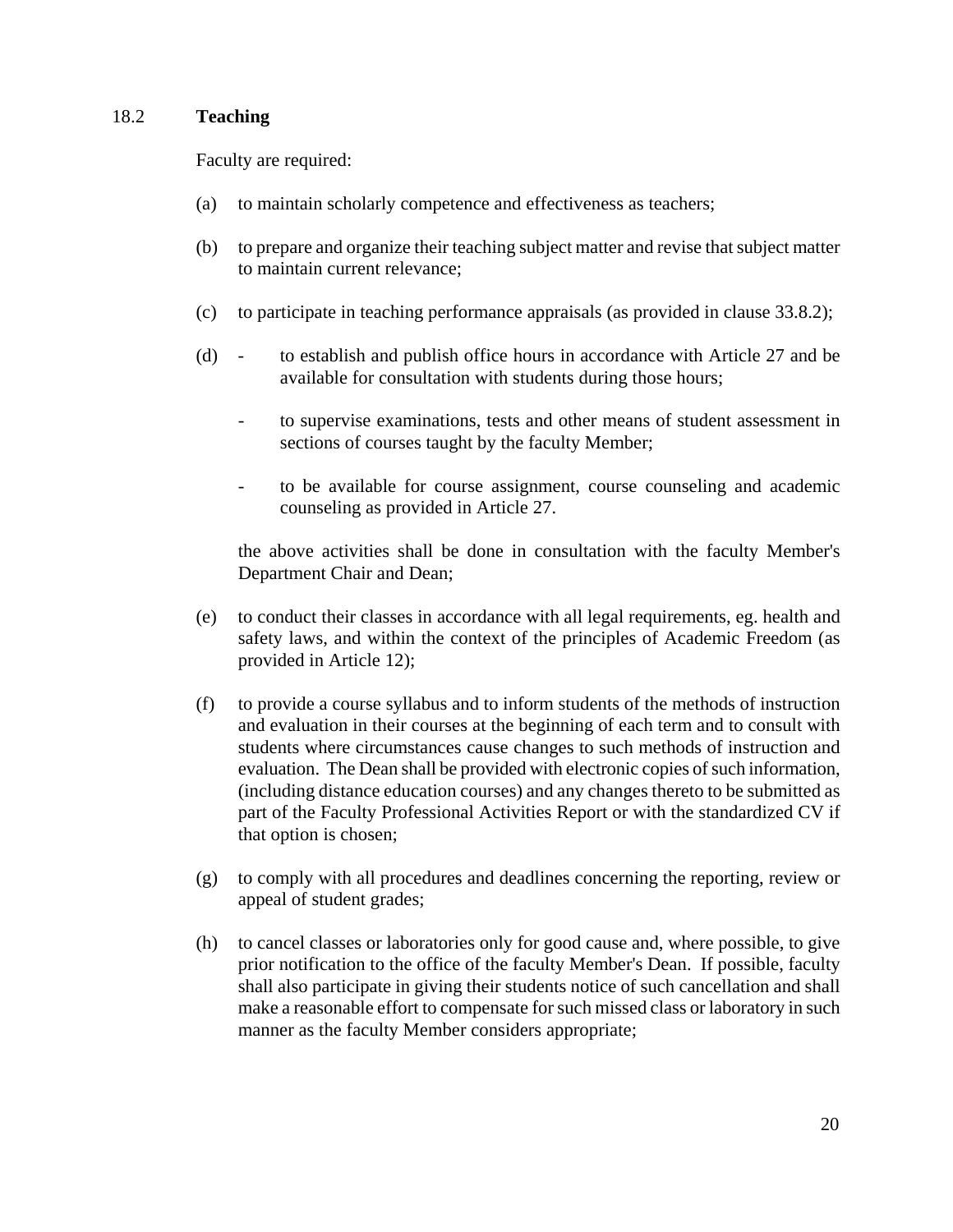## 18.2 **Teaching**

Faculty are required:

(a) to maintain scholarly competence and effectiveness as teachers;

(b) to prepare and organize their teaching subject matter and revise that subject matter to maintain current relevance;

(c) to participate in teaching performance appraisals (as provided in clause 33.8.2);

(d)
- to establish and publish office hours in accordance with Article 27 and be available for consultation with students during those hours;
- to supervise examinations, tests and other means of student assessment in sections of courses taught by the faculty Member;
- to be available for course assignment, course counseling and academic counseling as provided in Article 27.

the above activities shall be done in consultation with the faculty Member's Department Chair and Dean;

(e) to conduct their classes in accordance with all legal requirements, eg. health and safety laws, and within the context of the principles of Academic Freedom (as provided in Article 12);

(f) to provide a course syllabus and to inform students of the methods of instruction and evaluation in their courses at the beginning of each term and to consult with students where circumstances cause changes to such methods of instruction and evaluation. The Dean shall be provided with electronic copies of such information, (including distance education courses) and any changes thereto to be submitted as part of the Faculty Professional Activities Report or with the standardized CV if that option is chosen;

(g) to comply with all procedures and deadlines concerning the reporting, review or appeal of student grades;

(h) to cancel classes or laboratories only for good cause and, where possible, to give prior notification to the office of the faculty Member's Dean. If possible, faculty shall also participate in giving their students notice of such cancellation and shall make a reasonable effort to compensate for such missed class or laboratory in such manner as the faculty Member considers appropriate;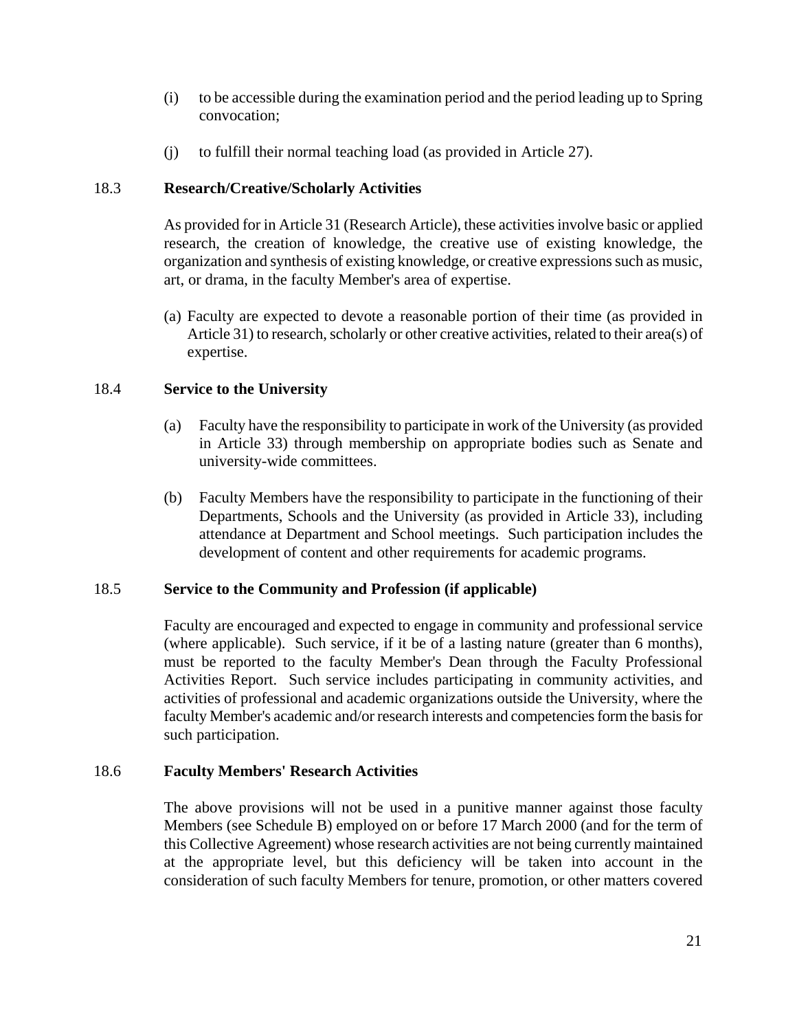(i) to be accessible during the examination period and the period leading up to Spring convocation;

(j) to fulfill their normal teaching load (as provided in Article 27).

### 18.3 Research/Creative/Scholarly Activities

As provided for in Article 31 (Research Article), these activities involve basic or applied research, the creation of knowledge, the creative use of existing knowledge, the organization and synthesis of existing knowledge, or creative expressions such as music, art, or drama, in the faculty Member's area of expertise.

(a) Faculty are expected to devote a reasonable portion of their time (as provided in Article 31) to research, scholarly or other creative activities, related to their area(s) of expertise.

### 18.4 Service to the University

(a) Faculty have the responsibility to participate in work of the University (as provided in Article 33) through membership on appropriate bodies such as Senate and university-wide committees.

(b) Faculty Members have the responsibility to participate in the functioning of their Departments, Schools and the University (as provided in Article 33), including attendance at Department and School meetings. Such participation includes the development of content and other requirements for academic programs.

### 18.5 Service to the Community and Profession (if applicable)

Faculty are encouraged and expected to engage in community and professional service (where applicable). Such service, if it be of a lasting nature (greater than 6 months), must be reported to the faculty Member's Dean through the Faculty Professional Activities Report. Such service includes participating in community activities, and activities of professional and academic organizations outside the University, where the faculty Member's academic and/or research interests and competencies form the basis for such participation.

### 18.6 Faculty Members' Research Activities

The above provisions will not be used in a punitive manner against those faculty Members (see Schedule B) employed on or before 17 March 2000 (and for the term of this Collective Agreement) whose research activities are not being currently maintained at the appropriate level, but this deficiency will be taken into account in the consideration of such faculty Members for tenure, promotion, or other matters covered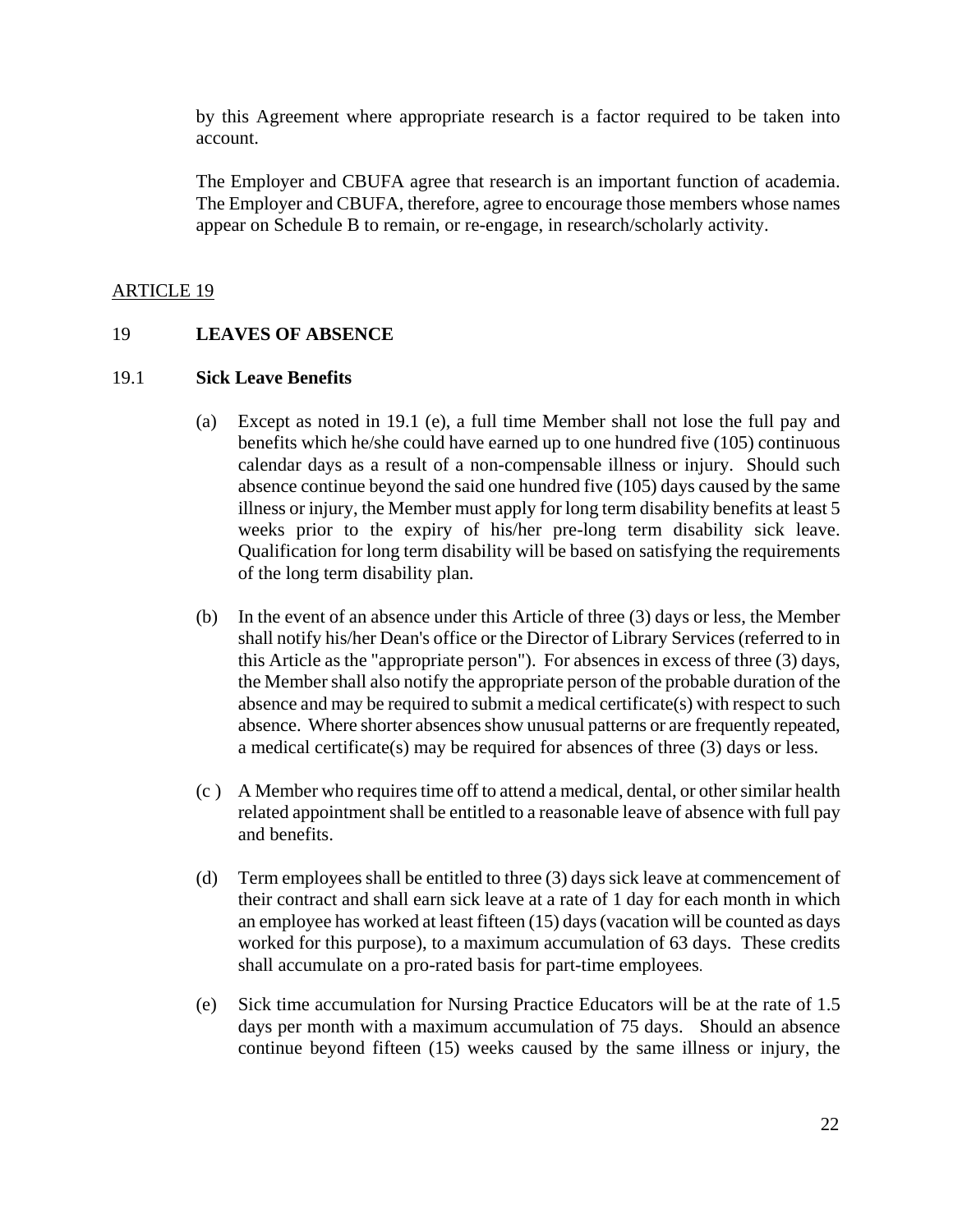by this Agreement where appropriate research is a factor required to be taken into account.

The Employer and CBUFA agree that research is an important function of academia. The Employer and CBUFA, therefore, agree to encourage those members whose names appear on Schedule B to remain, or re-engage, in research/scholarly activity.

ARTICLE 19

## 19 LEAVES OF ABSENCE

### 19.1 Sick Leave Benefits

(a) Except as noted in 19.1 (e), a full time Member shall not lose the full pay and benefits which he/she could have earned up to one hundred five (105) continuous calendar days as a result of a non-compensable illness or injury. Should such absence continue beyond the said one hundred five (105) days caused by the same illness or injury, the Member must apply for long term disability benefits at least 5 weeks prior to the expiry of his/her pre-long term disability sick leave. Qualification for long term disability will be based on satisfying the requirements of the long term disability plan.

(b) In the event of an absence under this Article of three (3) days or less, the Member shall notify his/her Dean's office or the Director of Library Services (referred to in this Article as the "appropriate person"). For absences in excess of three (3) days, the Member shall also notify the appropriate person of the probable duration of the absence and may be required to submit a medical certificate(s) with respect to such absence. Where shorter absences show unusual patterns or are frequently repeated, a medical certificate(s) may be required for absences of three (3) days or less.

(c ) A Member who requires time off to attend a medical, dental, or other similar health related appointment shall be entitled to a reasonable leave of absence with full pay and benefits.

(d) Term employees shall be entitled to three (3) days sick leave at commencement of their contract and shall earn sick leave at a rate of 1 day for each month in which an employee has worked at least fifteen (15) days (vacation will be counted as days worked for this purpose), to a maximum accumulation of 63 days. These credits shall accumulate on a pro-rated basis for part-time employees.

(e) Sick time accumulation for Nursing Practice Educators will be at the rate of 1.5 days per month with a maximum accumulation of 75 days. Should an absence continue beyond fifteen (15) weeks caused by the same illness or injury, the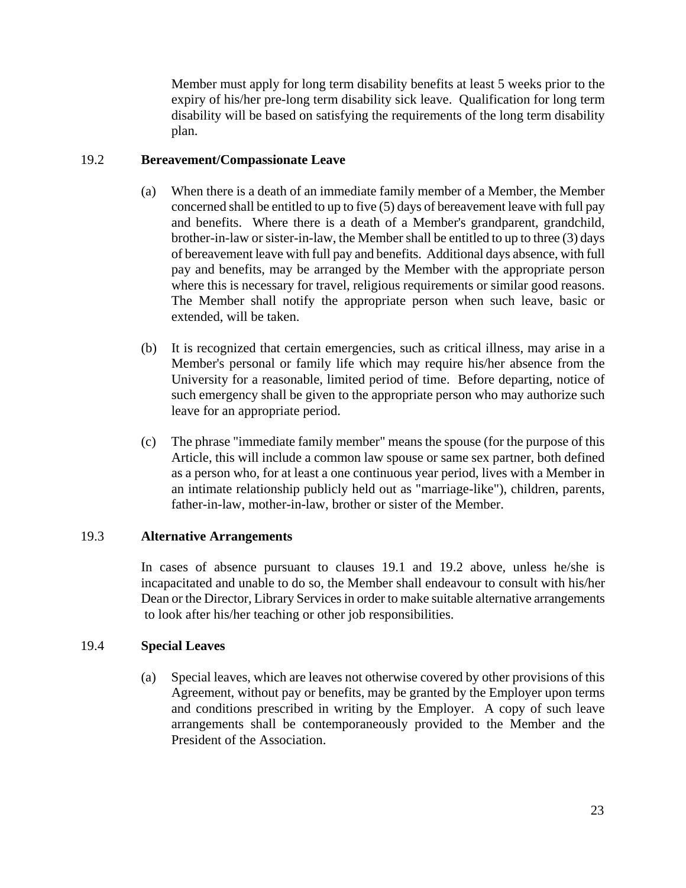Member must apply for long term disability benefits at least 5 weeks prior to the expiry of his/her pre-long term disability sick leave. Qualification for long term disability will be based on satisfying the requirements of the long term disability plan.

### 19.2 Bereavement/Compassionate Leave

(a) When there is a death of an immediate family member of a Member, the Member concerned shall be entitled to up to five (5) days of bereavement leave with full pay and benefits. Where there is a death of a Member's grandparent, grandchild, brother-in-law or sister-in-law, the Member shall be entitled to up to three (3) days of bereavement leave with full pay and benefits. Additional days absence, with full pay and benefits, may be arranged by the Member with the appropriate person where this is necessary for travel, religious requirements or similar good reasons. The Member shall notify the appropriate person when such leave, basic or extended, will be taken.

(b) It is recognized that certain emergencies, such as critical illness, may arise in a Member's personal or family life which may require his/her absence from the University for a reasonable, limited period of time. Before departing, notice of such emergency shall be given to the appropriate person who may authorize such leave for an appropriate period.

(c) The phrase "immediate family member" means the spouse (for the purpose of this Article, this will include a common law spouse or same sex partner, both defined as a person who, for at least a one continuous year period, lives with a Member in an intimate relationship publicly held out as "marriage-like"), children, parents, father-in-law, mother-in-law, brother or sister of the Member.

### 19.3 Alternative Arrangements

In cases of absence pursuant to clauses 19.1 and 19.2 above, unless he/she is incapacitated and unable to do so, the Member shall endeavour to consult with his/her Dean or the Director, Library Services in order to make suitable alternative arrangements to look after his/her teaching or other job responsibilities.

### 19.4 Special Leaves

(a) Special leaves, which are leaves not otherwise covered by other provisions of this Agreement, without pay or benefits, may be granted by the Employer upon terms and conditions prescribed in writing by the Employer. A copy of such leave arrangements shall be contemporaneously provided to the Member and the President of the Association.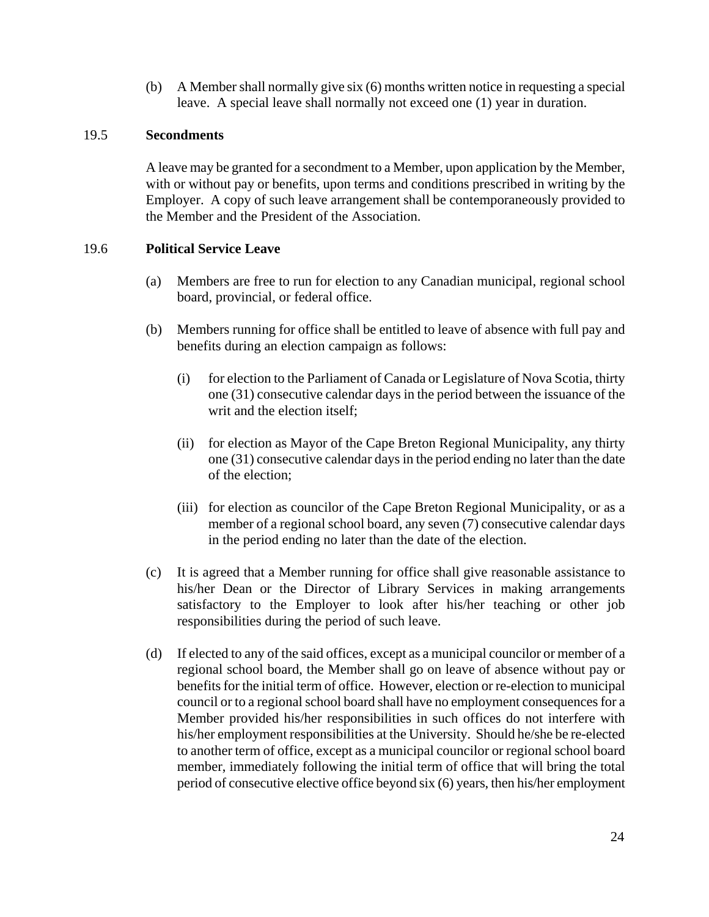(b) A Member shall normally give six (6) months written notice in requesting a special leave. A special leave shall normally not exceed one (1) year in duration.

### 19.5 Secondments

A leave may be granted for a secondment to a Member, upon application by the Member, with or without pay or benefits, upon terms and conditions prescribed in writing by the Employer. A copy of such leave arrangement shall be contemporaneously provided to the Member and the President of the Association.

### 19.6 Political Service Leave

(a) Members are free to run for election to any Canadian municipal, regional school board, provincial, or federal office.

(b) Members running for office shall be entitled to leave of absence with full pay and benefits during an election campaign as follows:

(i) for election to the Parliament of Canada or Legislature of Nova Scotia, thirty one (31) consecutive calendar days in the period between the issuance of the writ and the election itself;

(ii) for election as Mayor of the Cape Breton Regional Municipality, any thirty one (31) consecutive calendar days in the period ending no later than the date of the election;

(iii) for election as councilor of the Cape Breton Regional Municipality, or as a member of a regional school board, any seven (7) consecutive calendar days in the period ending no later than the date of the election.

(c) It is agreed that a Member running for office shall give reasonable assistance to his/her Dean or the Director of Library Services in making arrangements satisfactory to the Employer to look after his/her teaching or other job responsibilities during the period of such leave.

(d) If elected to any of the said offices, except as a municipal councilor or member of a regional school board, the Member shall go on leave of absence without pay or benefits for the initial term of office. However, election or re-election to municipal council or to a regional school board shall have no employment consequences for a Member provided his/her responsibilities in such offices do not interfere with his/her employment responsibilities at the University. Should he/she be re-elected to another term of office, except as a municipal councilor or regional school board member, immediately following the initial term of office that will bring the total period of consecutive elective office beyond six (6) years, then his/her employment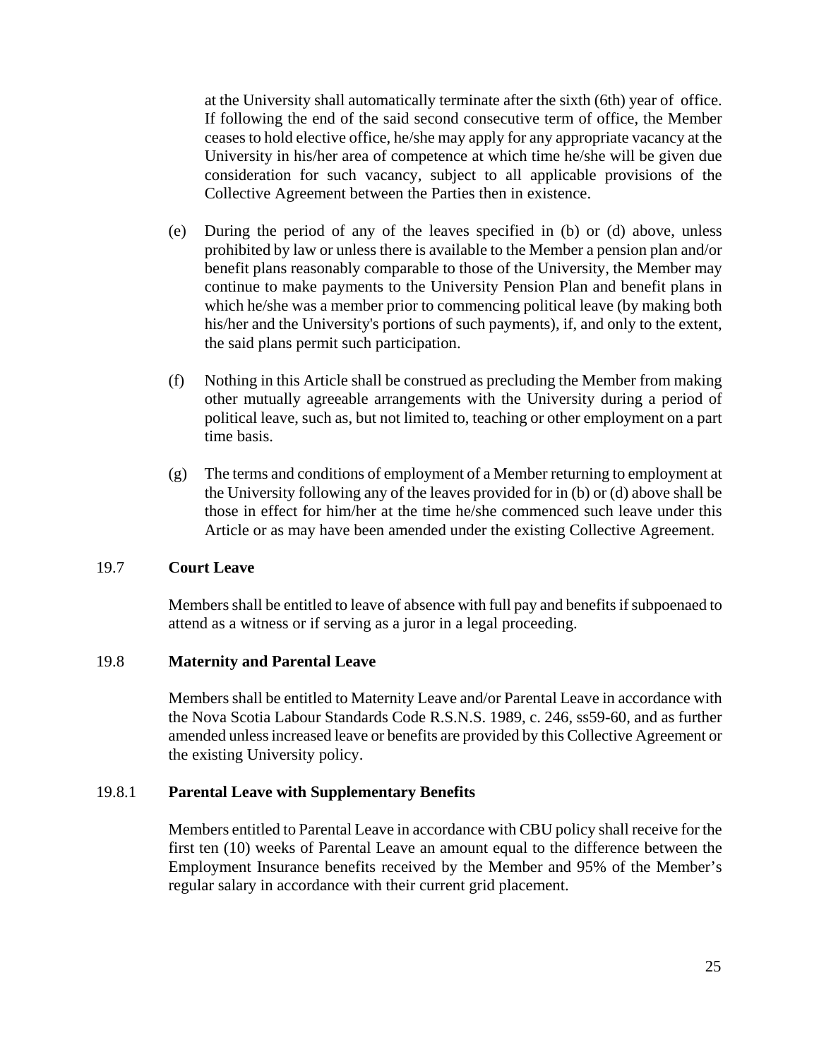at the University shall automatically terminate after the sixth (6th) year of office. If following the end of the said second consecutive term of office, the Member ceases to hold elective office, he/she may apply for any appropriate vacancy at the University in his/her area of competence at which time he/she will be given due consideration for such vacancy, subject to all applicable provisions of the Collective Agreement between the Parties then in existence.

(e) During the period of any of the leaves specified in (b) or (d) above, unless prohibited by law or unless there is available to the Member a pension plan and/or benefit plans reasonably comparable to those of the University, the Member may continue to make payments to the University Pension Plan and benefit plans in which he/she was a member prior to commencing political leave (by making both his/her and the University's portions of such payments), if, and only to the extent, the said plans permit such participation.

(f) Nothing in this Article shall be construed as precluding the Member from making other mutually agreeable arrangements with the University during a period of political leave, such as, but not limited to, teaching or other employment on a part time basis.

(g) The terms and conditions of employment of a Member returning to employment at the University following any of the leaves provided for in (b) or (d) above shall be those in effect for him/her at the time he/she commenced such leave under this Article or as may have been amended under the existing Collective Agreement.

### 19.7 **Court Leave**

Members shall be entitled to leave of absence with full pay and benefits if subpoenaed to attend as a witness or if serving as a juror in a legal proceeding.

### 19.8 **Maternity and Parental Leave**

Members shall be entitled to Maternity Leave and/or Parental Leave in accordance with the Nova Scotia Labour Standards Code R.S.N.S. 1989, c. 246, ss59-60, and as further amended unless increased leave or benefits are provided by this Collective Agreement or the existing University policy.

### 19.8.1 **Parental Leave with Supplementary Benefits**

Members entitled to Parental Leave in accordance with CBU policy shall receive for the first ten (10) weeks of Parental Leave an amount equal to the difference between the Employment Insurance benefits received by the Member and 95% of the Member's regular salary in accordance with their current grid placement.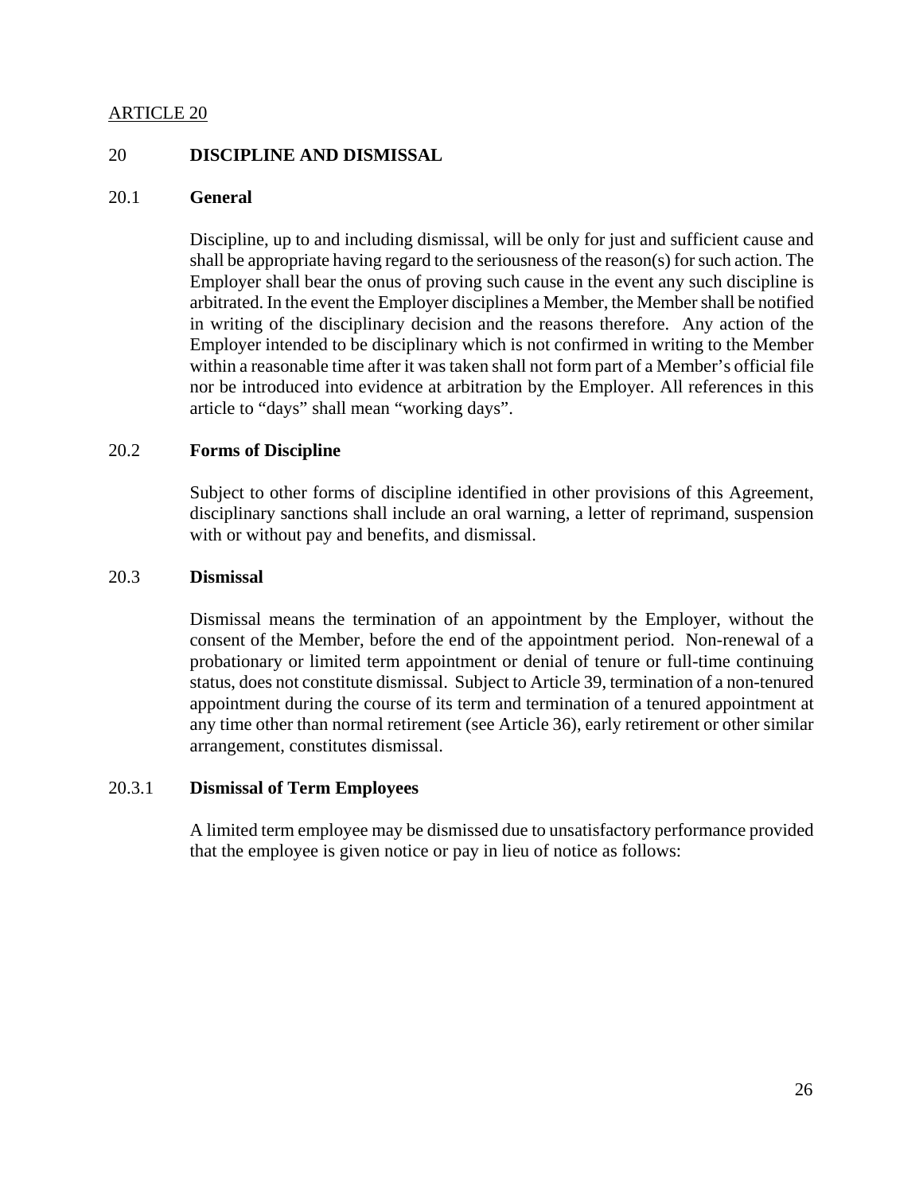ARTICLE 20

## 20 DISCIPLINE AND DISMISSAL

### 20.1 General

Discipline, up to and including dismissal, will be only for just and sufficient cause and shall be appropriate having regard to the seriousness of the reason(s) for such action. The Employer shall bear the onus of proving such cause in the event any such discipline is arbitrated. In the event the Employer disciplines a Member, the Member shall be notified in writing of the disciplinary decision and the reasons therefore. Any action of the Employer intended to be disciplinary which is not confirmed in writing to the Member within a reasonable time after it was taken shall not form part of a Member's official file nor be introduced into evidence at arbitration by the Employer. All references in this article to "days" shall mean "working days".

### 20.2 Forms of Discipline

Subject to other forms of discipline identified in other provisions of this Agreement, disciplinary sanctions shall include an oral warning, a letter of reprimand, suspension with or without pay and benefits, and dismissal.

### 20.3 Dismissal

Dismissal means the termination of an appointment by the Employer, without the consent of the Member, before the end of the appointment period. Non-renewal of a probationary or limited term appointment or denial of tenure or full-time continuing status, does not constitute dismissal. Subject to Article 39, termination of a non-tenured appointment during the course of its term and termination of a tenured appointment at any time other than normal retirement (see Article 36), early retirement or other similar arrangement, constitutes dismissal.

### 20.3.1 Dismissal of Term Employees

A limited term employee may be dismissed due to unsatisfactory performance provided that the employee is given notice or pay in lieu of notice as follows: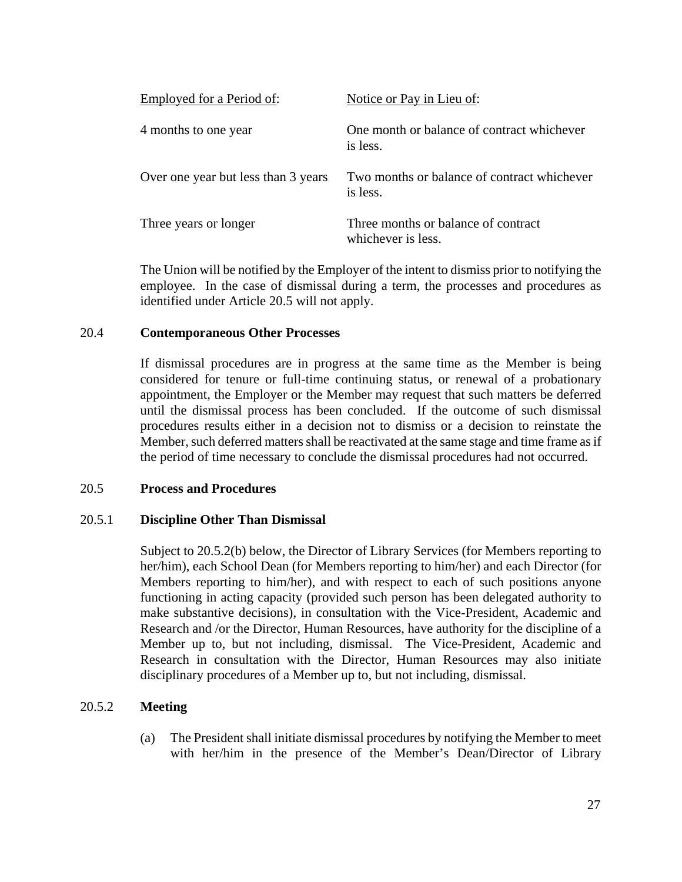| Employed for a Period of: | Notice or Pay in Lieu of: |
|---|---|
| 4 months to one year | One month or balance of contract whichever is less. |
| Over one year but less than 3 years | Two months or balance of contract whichever is less. |
| Three years or longer | Three months or balance of contract whichever is less. |

The Union will be notified by the Employer of the intent to dismiss prior to notifying the employee. In the case of dismissal during a term, the processes and procedures as identified under Article 20.5 will not apply.

### 20.4 Contemporaneous Other Processes

If dismissal procedures are in progress at the same time as the Member is being considered for tenure or full-time continuing status, or renewal of a probationary appointment, the Employer or the Member may request that such matters be deferred until the dismissal process has been concluded. If the outcome of such dismissal procedures results either in a decision not to dismiss or a decision to reinstate the Member, such deferred matters shall be reactivated at the same stage and time frame as if the period of time necessary to conclude the dismissal procedures had not occurred.

### 20.5 Process and Procedures

#### 20.5.1 Discipline Other Than Dismissal

Subject to 20.5.2(b) below, the Director of Library Services (for Members reporting to her/him), each School Dean (for Members reporting to him/her) and each Director (for Members reporting to him/her), and with respect to each of such positions anyone functioning in acting capacity (provided such person has been delegated authority to make substantive decisions), in consultation with the Vice-President, Academic and Research and /or the Director, Human Resources, have authority for the discipline of a Member up to, but not including, dismissal. The Vice-President, Academic and Research in consultation with the Director, Human Resources may also initiate disciplinary procedures of a Member up to, but not including, dismissal.

#### 20.5.2 Meeting

(a) The President shall initiate dismissal procedures by notifying the Member to meet with her/him in the presence of the Member's Dean/Director of Library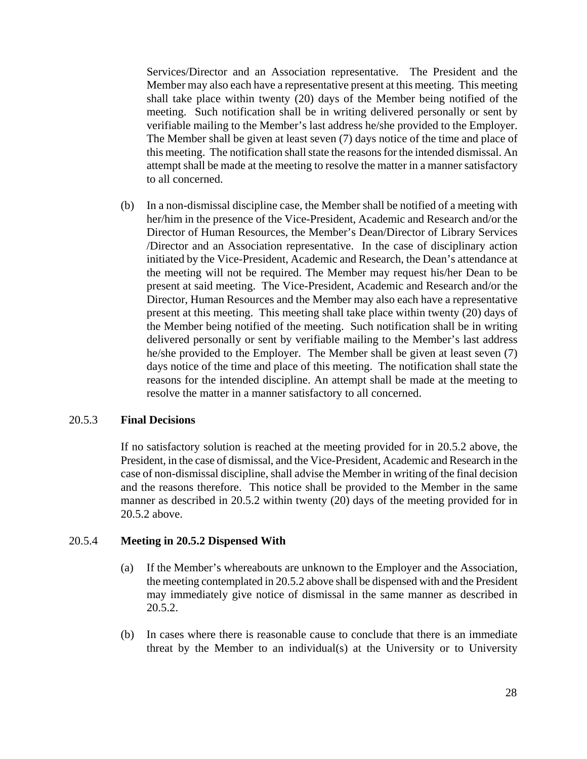Services/Director and an Association representative. The President and the Member may also each have a representative present at this meeting. This meeting shall take place within twenty (20) days of the Member being notified of the meeting. Such notification shall be in writing delivered personally or sent by verifiable mailing to the Member's last address he/she provided to the Employer. The Member shall be given at least seven (7) days notice of the time and place of this meeting. The notification shall state the reasons for the intended dismissal. An attempt shall be made at the meeting to resolve the matter in a manner satisfactory to all concerned.

(b) In a non-dismissal discipline case, the Member shall be notified of a meeting with her/him in the presence of the Vice-President, Academic and Research and/or the Director of Human Resources, the Member's Dean/Director of Library Services /Director and an Association representative. In the case of disciplinary action initiated by the Vice-President, Academic and Research, the Dean's attendance at the meeting will not be required. The Member may request his/her Dean to be present at said meeting. The Vice-President, Academic and Research and/or the Director, Human Resources and the Member may also each have a representative present at this meeting. This meeting shall take place within twenty (20) days of the Member being notified of the meeting. Such notification shall be in writing delivered personally or sent by verifiable mailing to the Member's last address he/she provided to the Employer. The Member shall be given at least seven (7) days notice of the time and place of this meeting. The notification shall state the reasons for the intended discipline. An attempt shall be made at the meeting to resolve the matter in a manner satisfactory to all concerned.

### 20.5.3 **Final Decisions**

If no satisfactory solution is reached at the meeting provided for in 20.5.2 above, the President, in the case of dismissal, and the Vice-President, Academic and Research in the case of non-dismissal discipline, shall advise the Member in writing of the final decision and the reasons therefore. This notice shall be provided to the Member in the same manner as described in 20.5.2 within twenty (20) days of the meeting provided for in 20.5.2 above.

### 20.5.4 **Meeting in 20.5.2 Dispensed With**

(a) If the Member's whereabouts are unknown to the Employer and the Association, the meeting contemplated in 20.5.2 above shall be dispensed with and the President may immediately give notice of dismissal in the same manner as described in 20.5.2.

(b) In cases where there is reasonable cause to conclude that there is an immediate threat by the Member to an individual(s) at the University or to University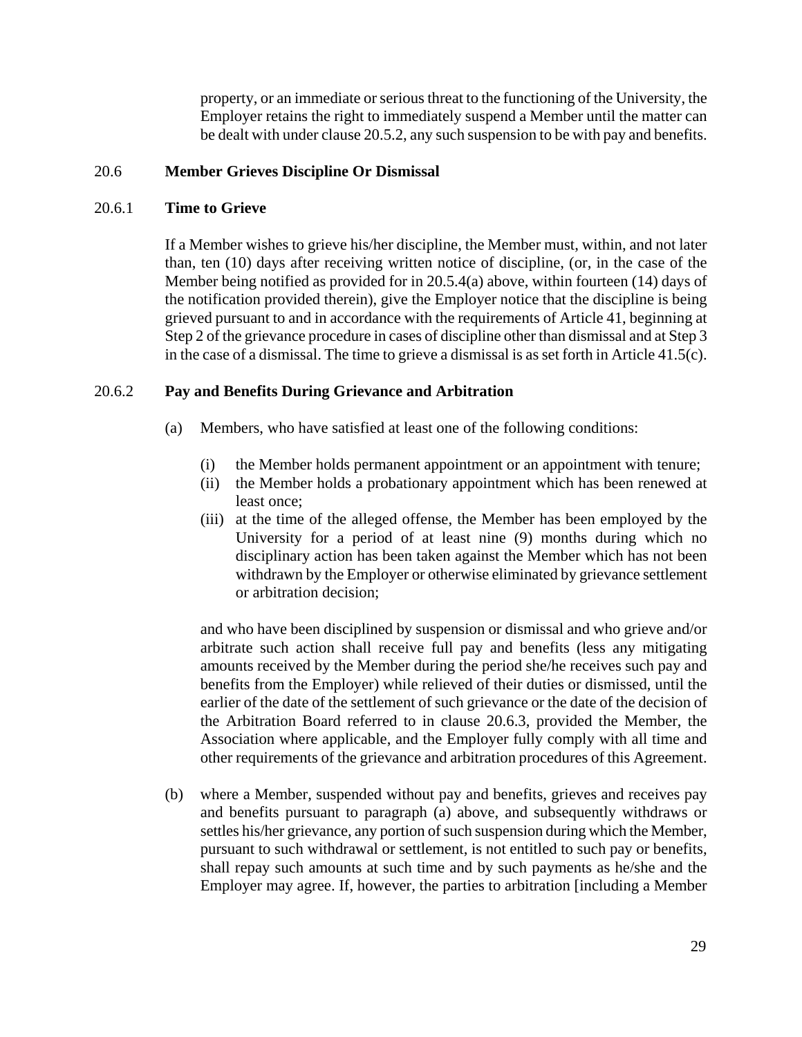property, or an immediate or serious threat to the functioning of the University, the Employer retains the right to immediately suspend a Member until the matter can be dealt with under clause 20.5.2, any such suspension to be with pay and benefits.

## 20.6 Member Grieves Discipline Or Dismissal

### 20.6.1 Time to Grieve

If a Member wishes to grieve his/her discipline, the Member must, within, and not later than, ten (10) days after receiving written notice of discipline, (or, in the case of the Member being notified as provided for in 20.5.4(a) above, within fourteen (14) days of the notification provided therein), give the Employer notice that the discipline is being grieved pursuant to and in accordance with the requirements of Article 41, beginning at Step 2 of the grievance procedure in cases of discipline other than dismissal and at Step 3 in the case of a dismissal. The time to grieve a dismissal is as set forth in Article 41.5(c).

### 20.6.2 Pay and Benefits During Grievance and Arbitration

(a) Members, who have satisfied at least one of the following conditions:

- (i) the Member holds permanent appointment or an appointment with tenure;
- (ii) the Member holds a probationary appointment which has been renewed at least once;
- (iii) at the time of the alleged offense, the Member has been employed by the University for a period of at least nine (9) months during which no disciplinary action has been taken against the Member which has not been withdrawn by the Employer or otherwise eliminated by grievance settlement or arbitration decision;

and who have been disciplined by suspension or dismissal and who grieve and/or arbitrate such action shall receive full pay and benefits (less any mitigating amounts received by the Member during the period she/he receives such pay and benefits from the Employer) while relieved of their duties or dismissed, until the earlier of the date of the settlement of such grievance or the date of the decision of the Arbitration Board referred to in clause 20.6.3, provided the Member, the Association where applicable, and the Employer fully comply with all time and other requirements of the grievance and arbitration procedures of this Agreement.

(b) where a Member, suspended without pay and benefits, grieves and receives pay and benefits pursuant to paragraph (a) above, and subsequently withdraws or settles his/her grievance, any portion of such suspension during which the Member, pursuant to such withdrawal or settlement, is not entitled to such pay or benefits, shall repay such amounts at such time and by such payments as he/she and the Employer may agree. If, however, the parties to arbitration [including a Member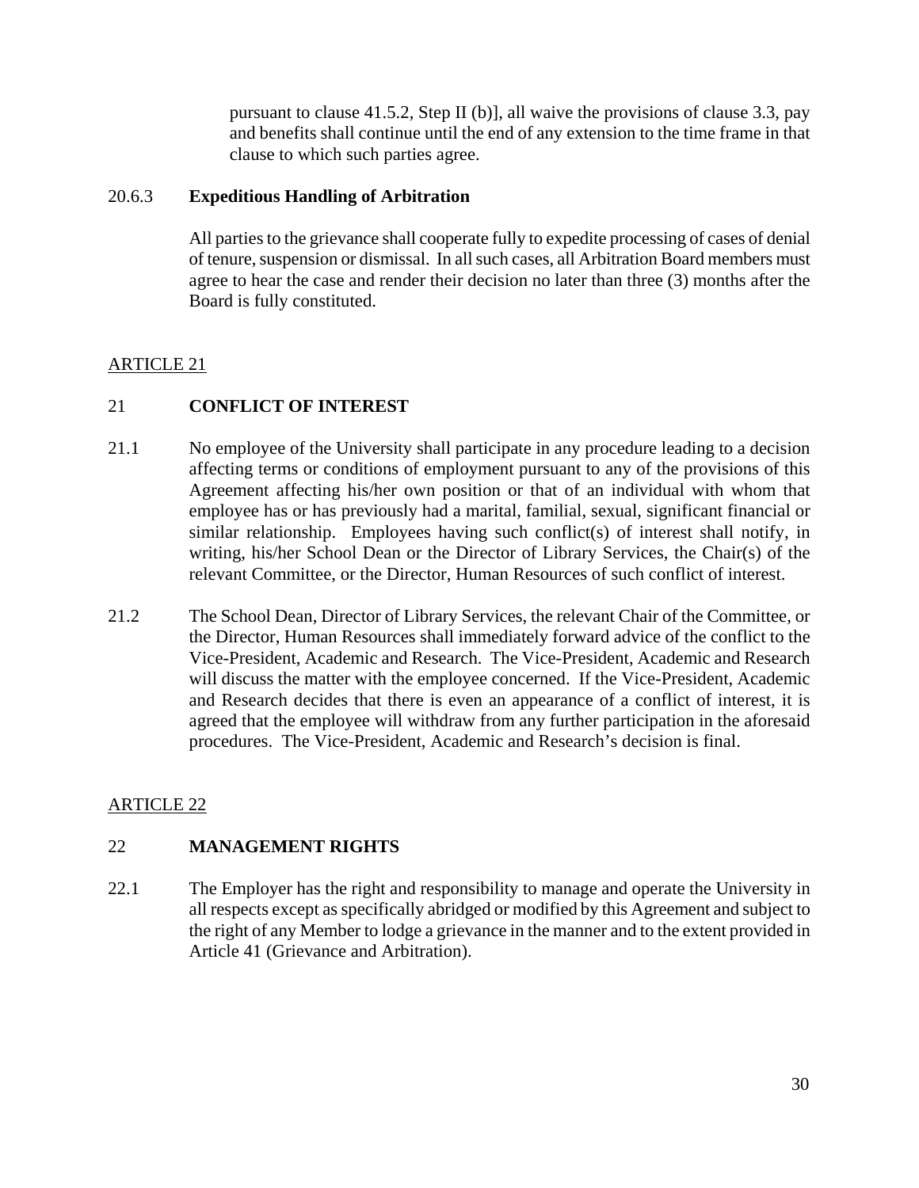pursuant to clause 41.5.2, Step II (b)], all waive the provisions of clause 3.3, pay and benefits shall continue until the end of any extension to the time frame in that clause to which such parties agree.

20.6.3 **Expeditious Handling of Arbitration**

All parties to the grievance shall cooperate fully to expedite processing of cases of denial of tenure, suspension or dismissal. In all such cases, all Arbitration Board members must agree to hear the case and render their decision no later than three (3) months after the Board is fully constituted.

ARTICLE 21

## 21 CONFLICT OF INTEREST

21.1 No employee of the University shall participate in any procedure leading to a decision affecting terms or conditions of employment pursuant to any of the provisions of this Agreement affecting his/her own position or that of an individual with whom that employee has or has previously had a marital, familial, sexual, significant financial or similar relationship. Employees having such conflict(s) of interest shall notify, in writing, his/her School Dean or the Director of Library Services, the Chair(s) of the relevant Committee, or the Director, Human Resources of such conflict of interest.

21.2 The School Dean, Director of Library Services, the relevant Chair of the Committee, or the Director, Human Resources shall immediately forward advice of the conflict to the Vice-President, Academic and Research. The Vice-President, Academic and Research will discuss the matter with the employee concerned. If the Vice-President, Academic and Research decides that there is even an appearance of a conflict of interest, it is agreed that the employee will withdraw from any further participation in the aforesaid procedures. The Vice-President, Academic and Research's decision is final.

ARTICLE 22

## 22 MANAGEMENT RIGHTS

22.1 The Employer has the right and responsibility to manage and operate the University in all respects except as specifically abridged or modified by this Agreement and subject to the right of any Member to lodge a grievance in the manner and to the extent provided in Article 41 (Grievance and Arbitration).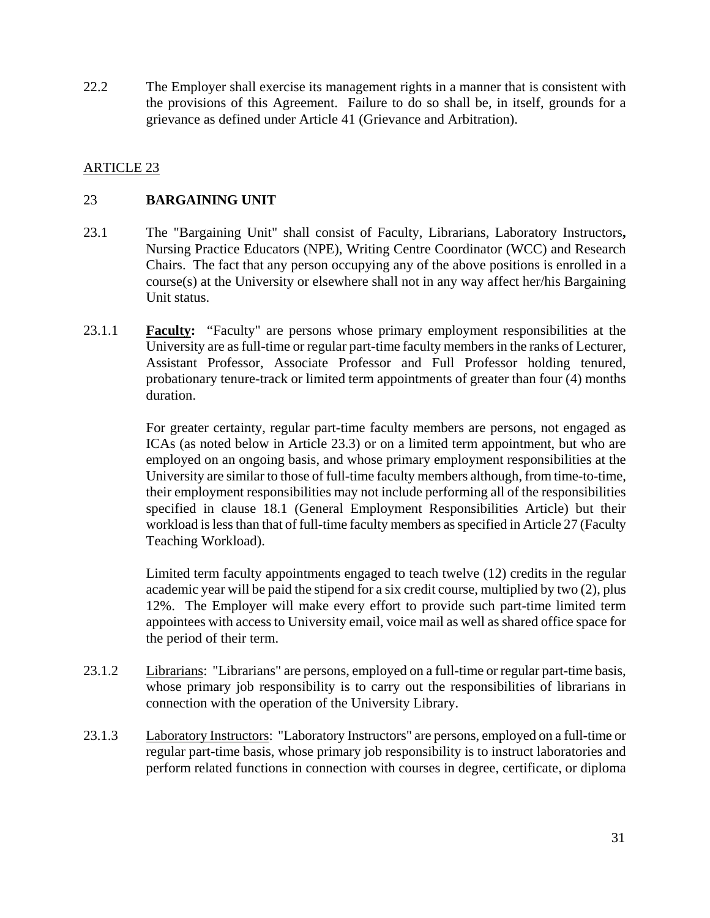22.2 The Employer shall exercise its management rights in a manner that is consistent with the provisions of this Agreement. Failure to do so shall be, in itself, grounds for a grievance as defined under Article 41 (Grievance and Arbitration).

ARTICLE 23

## 23 BARGAINING UNIT

23.1 The "Bargaining Unit" shall consist of Faculty, Librarians, Laboratory Instructors**,** Nursing Practice Educators (NPE), Writing Centre Coordinator (WCC) and Research Chairs. The fact that any person occupying any of the above positions is enrolled in a course(s) at the University or elsewhere shall not in any way affect her/his Bargaining Unit status.

23.1.1 **Faculty:** "Faculty" are persons whose primary employment responsibilities at the University are as full-time or regular part-time faculty members in the ranks of Lecturer, Assistant Professor, Associate Professor and Full Professor holding tenured, probationary tenure-track or limited term appointments of greater than four (4) months duration.

For greater certainty, regular part-time faculty members are persons, not engaged as ICAs (as noted below in Article 23.3) or on a limited term appointment, but who are employed on an ongoing basis, and whose primary employment responsibilities at the University are similar to those of full-time faculty members although, from time-to-time, their employment responsibilities may not include performing all of the responsibilities specified in clause 18.1 (General Employment Responsibilities Article) but their workload is less than that of full-time faculty members as specified in Article 27 (Faculty Teaching Workload).

Limited term faculty appointments engaged to teach twelve (12) credits in the regular academic year will be paid the stipend for a six credit course, multiplied by two (2), plus 12%. The Employer will make every effort to provide such part-time limited term appointees with access to University email, voice mail as well as shared office space for the period of their term.

23.1.2 Librarians: "Librarians" are persons, employed on a full-time or regular part-time basis, whose primary job responsibility is to carry out the responsibilities of librarians in connection with the operation of the University Library.

23.1.3 Laboratory Instructors: "Laboratory Instructors" are persons, employed on a full-time or regular part-time basis, whose primary job responsibility is to instruct laboratories and perform related functions in connection with courses in degree, certificate, or diploma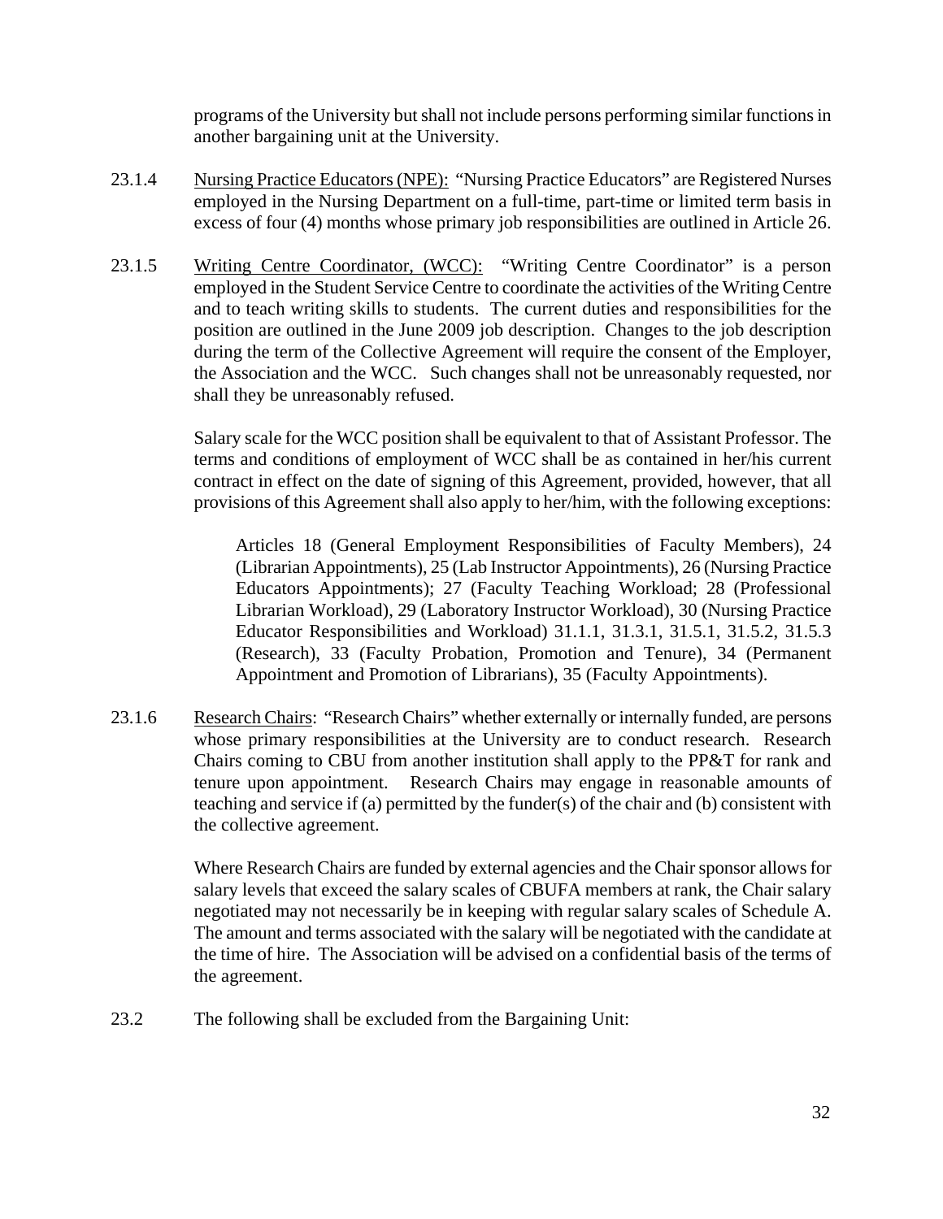programs of the University but shall not include persons performing similar functions in another bargaining unit at the University.

23.1.4 Nursing Practice Educators (NPE): "Nursing Practice Educators" are Registered Nurses employed in the Nursing Department on a full-time, part-time or limited term basis in excess of four (4) months whose primary job responsibilities are outlined in Article 26.

23.1.5 Writing Centre Coordinator, (WCC): "Writing Centre Coordinator" is a person employed in the Student Service Centre to coordinate the activities of the Writing Centre and to teach writing skills to students. The current duties and responsibilities for the position are outlined in the June 2009 job description. Changes to the job description during the term of the Collective Agreement will require the consent of the Employer, the Association and the WCC. Such changes shall not be unreasonably requested, nor shall they be unreasonably refused.

Salary scale for the WCC position shall be equivalent to that of Assistant Professor. The terms and conditions of employment of WCC shall be as contained in her/his current contract in effect on the date of signing of this Agreement, provided, however, that all provisions of this Agreement shall also apply to her/him, with the following exceptions:

> Articles 18 (General Employment Responsibilities of Faculty Members), 24 (Librarian Appointments), 25 (Lab Instructor Appointments), 26 (Nursing Practice Educators Appointments); 27 (Faculty Teaching Workload; 28 (Professional Librarian Workload), 29 (Laboratory Instructor Workload), 30 (Nursing Practice Educator Responsibilities and Workload) 31.1.1, 31.3.1, 31.5.1, 31.5.2, 31.5.3 (Research), 33 (Faculty Probation, Promotion and Tenure), 34 (Permanent Appointment and Promotion of Librarians), 35 (Faculty Appointments).

23.1.6 Research Chairs: "Research Chairs" whether externally or internally funded, are persons whose primary responsibilities at the University are to conduct research. Research Chairs coming to CBU from another institution shall apply to the PP&T for rank and tenure upon appointment. Research Chairs may engage in reasonable amounts of teaching and service if (a) permitted by the funder(s) of the chair and (b) consistent with the collective agreement.

Where Research Chairs are funded by external agencies and the Chair sponsor allows for salary levels that exceed the salary scales of CBUFA members at rank, the Chair salary negotiated may not necessarily be in keeping with regular salary scales of Schedule A. The amount and terms associated with the salary will be negotiated with the candidate at the time of hire. The Association will be advised on a confidential basis of the terms of the agreement.

23.2 The following shall be excluded from the Bargaining Unit: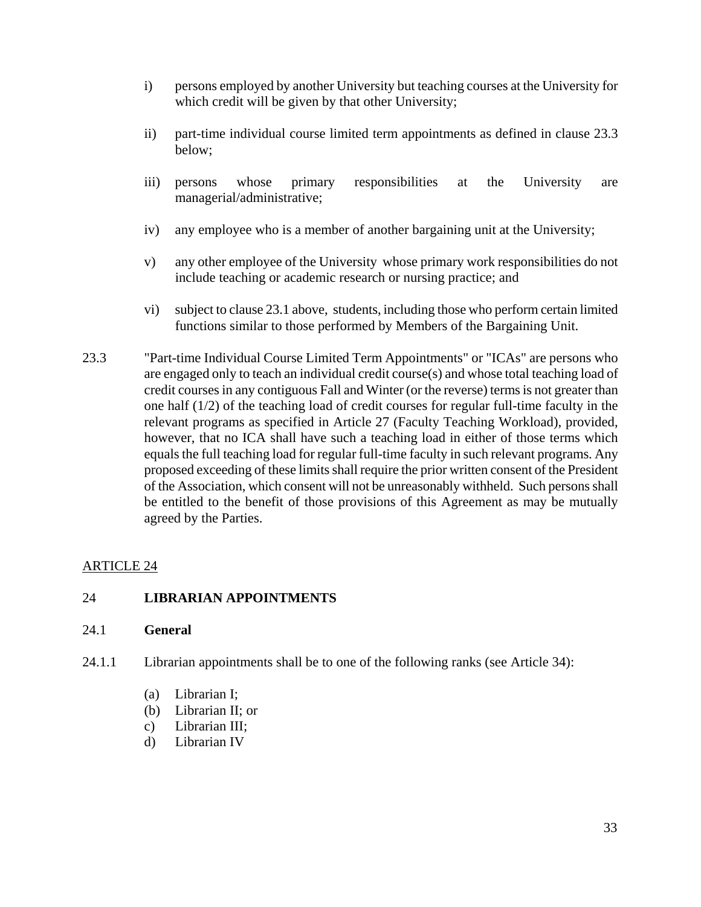i) persons employed by another University but teaching courses at the University for which credit will be given by that other University;

ii) part-time individual course limited term appointments as defined in clause 23.3 below;

iii) persons whose primary responsibilities at the University are managerial/administrative;

iv) any employee who is a member of another bargaining unit at the University;

v) any other employee of the University whose primary work responsibilities do not include teaching or academic research or nursing practice; and

vi) subject to clause 23.1 above, students, including those who perform certain limited functions similar to those performed by Members of the Bargaining Unit.

23.3 "Part-time Individual Course Limited Term Appointments" or "ICAs" are persons who are engaged only to teach an individual credit course(s) and whose total teaching load of credit courses in any contiguous Fall and Winter (or the reverse) terms is not greater than one half (1/2) of the teaching load of credit courses for regular full-time faculty in the relevant programs as specified in Article 27 (Faculty Teaching Workload), provided, however, that no ICA shall have such a teaching load in either of those terms which equals the full teaching load for regular full-time faculty in such relevant programs. Any proposed exceeding of these limits shall require the prior written consent of the President of the Association, which consent will not be unreasonably withheld. Such persons shall be entitled to the benefit of those provisions of this Agreement as may be mutually agreed by the Parties.

<u>ARTICLE 24</u>

## 24 **LIBRARIAN APPOINTMENTS**

### 24.1 **General**

24.1.1 Librarian appointments shall be to one of the following ranks (see Article 34):

(a) Librarian I;
(b) Librarian II; or
c) Librarian III;
d) Librarian IV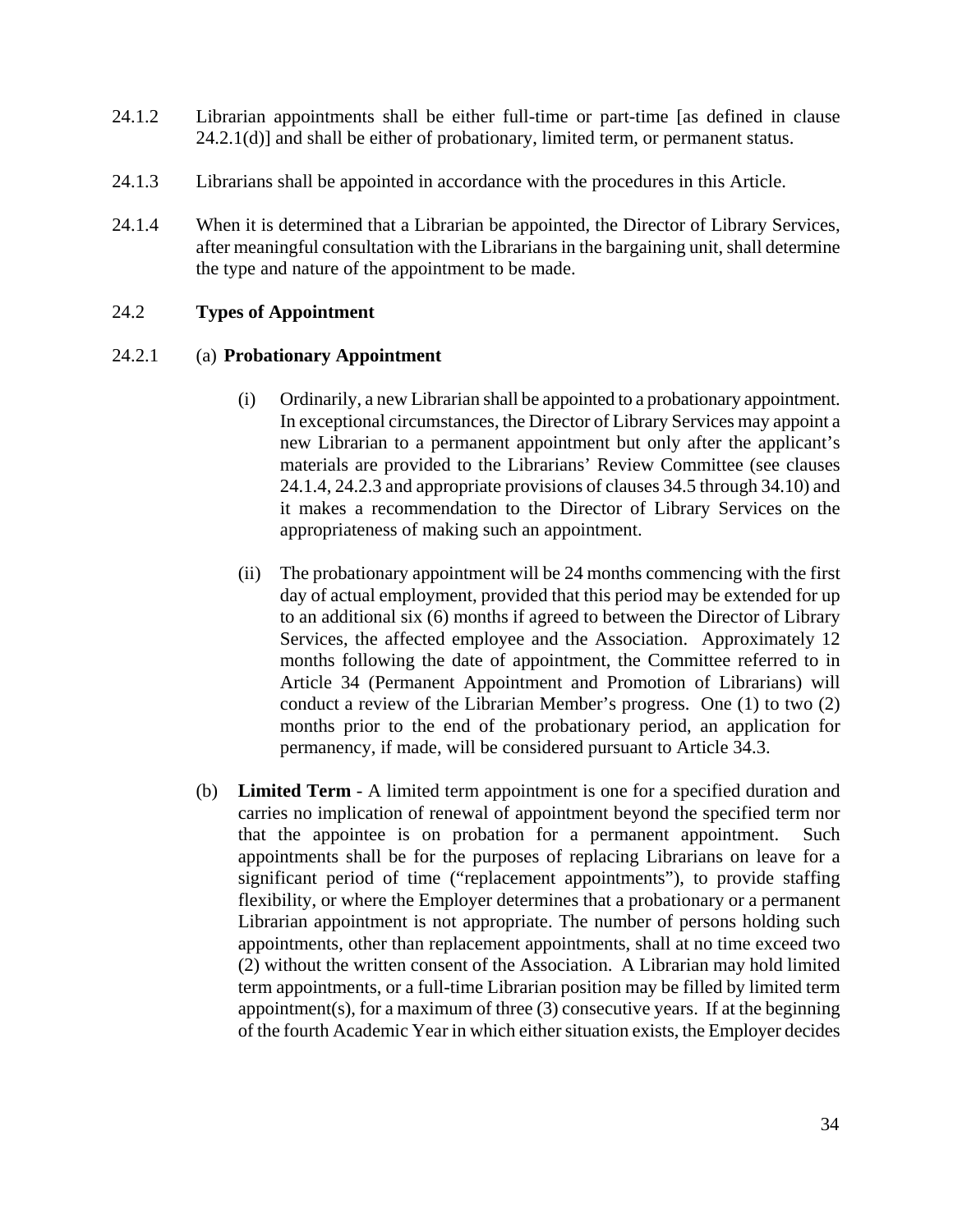24.1.2 Librarian appointments shall be either full-time or part-time [as defined in clause 24.2.1(d)] and shall be either of probationary, limited term, or permanent status.

24.1.3 Librarians shall be appointed in accordance with the procedures in this Article.

24.1.4 When it is determined that a Librarian be appointed, the Director of Library Services, after meaningful consultation with the Librarians in the bargaining unit, shall determine the type and nature of the appointment to be made.

## 24.2 **Types of Appointment**

24.2.1 (a) **Probationary Appointment**

(i) Ordinarily, a new Librarian shall be appointed to a probationary appointment. In exceptional circumstances, the Director of Library Services may appoint a new Librarian to a permanent appointment but only after the applicant's materials are provided to the Librarians' Review Committee (see clauses 24.1.4, 24.2.3 and appropriate provisions of clauses 34.5 through 34.10) and it makes a recommendation to the Director of Library Services on the appropriateness of making such an appointment.

(ii) The probationary appointment will be 24 months commencing with the first day of actual employment, provided that this period may be extended for up to an additional six (6) months if agreed to between the Director of Library Services, the affected employee and the Association. Approximately 12 months following the date of appointment, the Committee referred to in Article 34 (Permanent Appointment and Promotion of Librarians) will conduct a review of the Librarian Member's progress. One (1) to two (2) months prior to the end of the probationary period, an application for permanency, if made, will be considered pursuant to Article 34.3.

(b) **Limited Term** - A limited term appointment is one for a specified duration and carries no implication of renewal of appointment beyond the specified term nor that the appointee is on probation for a permanent appointment. Such appointments shall be for the purposes of replacing Librarians on leave for a significant period of time ("replacement appointments"), to provide staffing flexibility, or where the Employer determines that a probationary or a permanent Librarian appointment is not appropriate. The number of persons holding such appointments, other than replacement appointments, shall at no time exceed two (2) without the written consent of the Association. A Librarian may hold limited term appointments, or a full-time Librarian position may be filled by limited term appointment(s), for a maximum of three (3) consecutive years. If at the beginning of the fourth Academic Year in which either situation exists, the Employer decides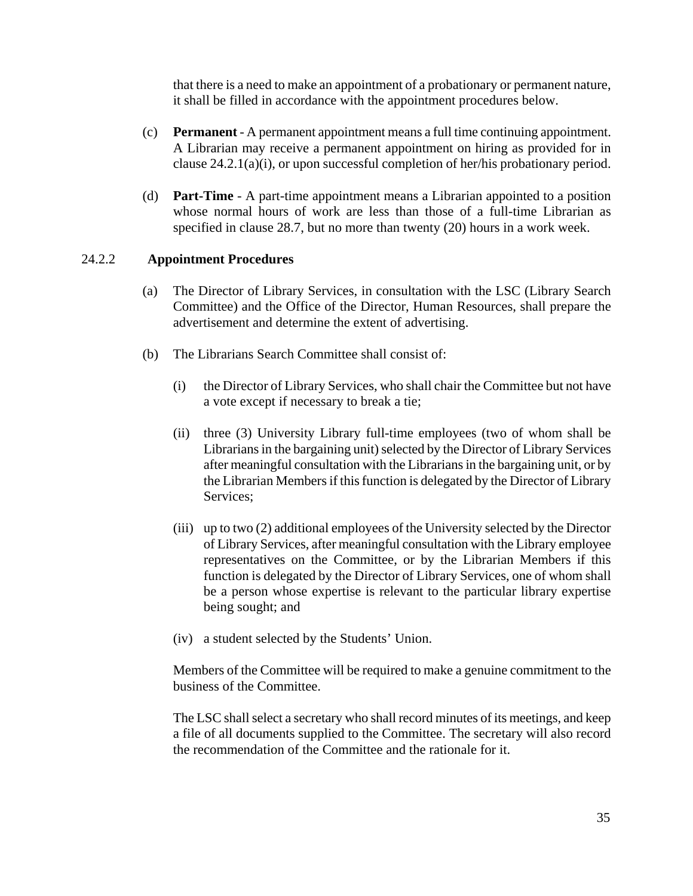that there is a need to make an appointment of a probationary or permanent nature, it shall be filled in accordance with the appointment procedures below.

(c) **Permanent** - A permanent appointment means a full time continuing appointment. A Librarian may receive a permanent appointment on hiring as provided for in clause 24.2.1(a)(i), or upon successful completion of her/his probationary period.

(d) **Part-Time** - A part-time appointment means a Librarian appointed to a position whose normal hours of work are less than those of a full-time Librarian as specified in clause 28.7, but no more than twenty (20) hours in a work week.

24.2.2 **Appointment Procedures**

(a) The Director of Library Services, in consultation with the LSC (Library Search Committee) and the Office of the Director, Human Resources, shall prepare the advertisement and determine the extent of advertising.

(b) The Librarians Search Committee shall consist of:

(i) the Director of Library Services, who shall chair the Committee but not have a vote except if necessary to break a tie;

(ii) three (3) University Library full-time employees (two of whom shall be Librarians in the bargaining unit) selected by the Director of Library Services after meaningful consultation with the Librarians in the bargaining unit, or by the Librarian Members if this function is delegated by the Director of Library Services;

(iii) up to two (2) additional employees of the University selected by the Director of Library Services, after meaningful consultation with the Library employee representatives on the Committee, or by the Librarian Members if this function is delegated by the Director of Library Services, one of whom shall be a person whose expertise is relevant to the particular library expertise being sought; and

(iv) a student selected by the Students' Union.

Members of the Committee will be required to make a genuine commitment to the business of the Committee.

The LSC shall select a secretary who shall record minutes of its meetings, and keep a file of all documents supplied to the Committee. The secretary will also record the recommendation of the Committee and the rationale for it.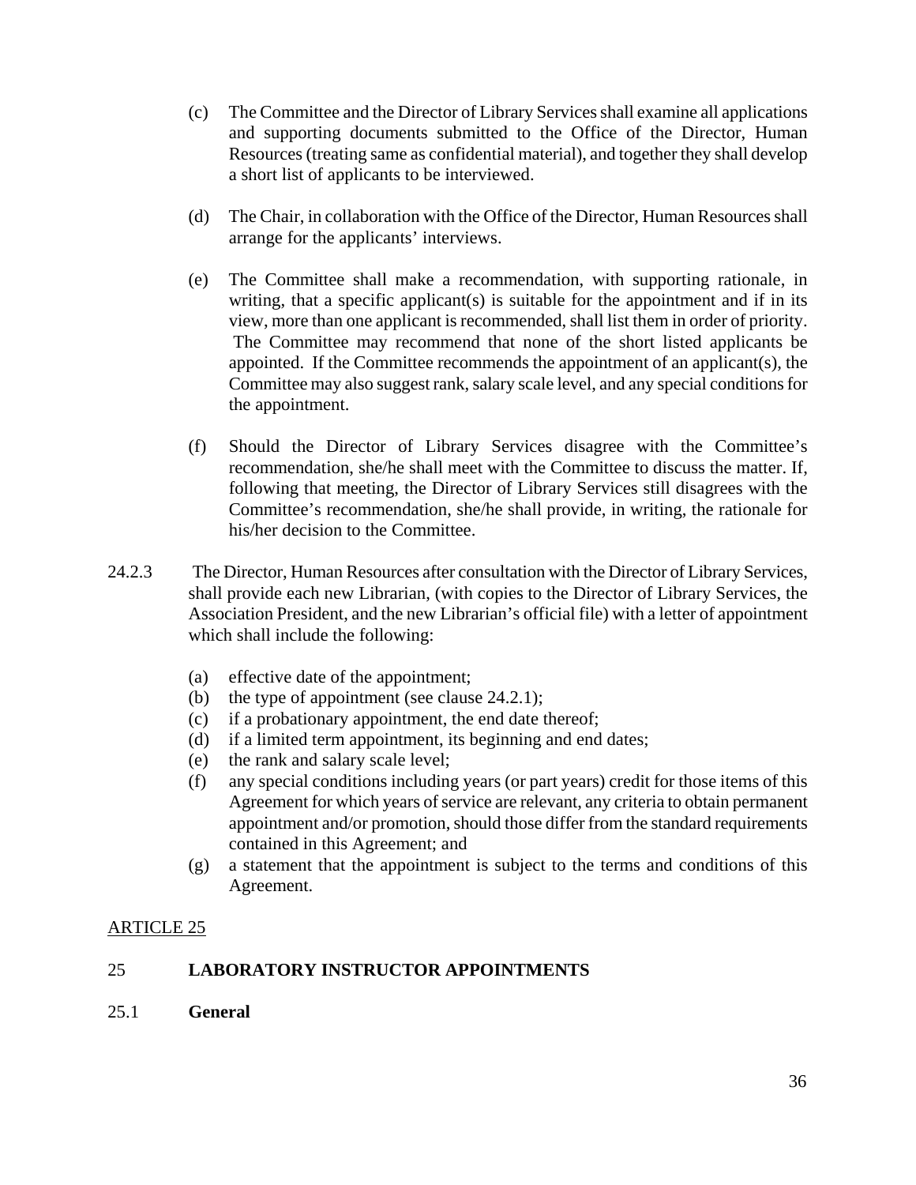(c) The Committee and the Director of Library Services shall examine all applications and supporting documents submitted to the Office of the Director, Human Resources (treating same as confidential material), and together they shall develop a short list of applicants to be interviewed.

(d) The Chair, in collaboration with the Office of the Director, Human Resources shall arrange for the applicants' interviews.

(e) The Committee shall make a recommendation, with supporting rationale, in writing, that a specific applicant(s) is suitable for the appointment and if in its view, more than one applicant is recommended, shall list them in order of priority. The Committee may recommend that none of the short listed applicants be appointed. If the Committee recommends the appointment of an applicant(s), the Committee may also suggest rank, salary scale level, and any special conditions for the appointment.

(f) Should the Director of Library Services disagree with the Committee's recommendation, she/he shall meet with the Committee to discuss the matter. If, following that meeting, the Director of Library Services still disagrees with the Committee's recommendation, she/he shall provide, in writing, the rationale for his/her decision to the Committee.

24.2.3 The Director, Human Resources after consultation with the Director of Library Services, shall provide each new Librarian, (with copies to the Director of Library Services, the Association President, and the new Librarian's official file) with a letter of appointment which shall include the following:

(a) effective date of the appointment;
(b) the type of appointment (see clause 24.2.1);
(c) if a probationary appointment, the end date thereof;
(d) if a limited term appointment, its beginning and end dates;
(e) the rank and salary scale level;
(f) any special conditions including years (or part years) credit for those items of this Agreement for which years of service are relevant, any criteria to obtain permanent appointment and/or promotion, should those differ from the standard requirements contained in this Agreement; and
(g) a statement that the appointment is subject to the terms and conditions of this Agreement.

ARTICLE 25

## 25 LABORATORY INSTRUCTOR APPOINTMENTS

### 25.1 General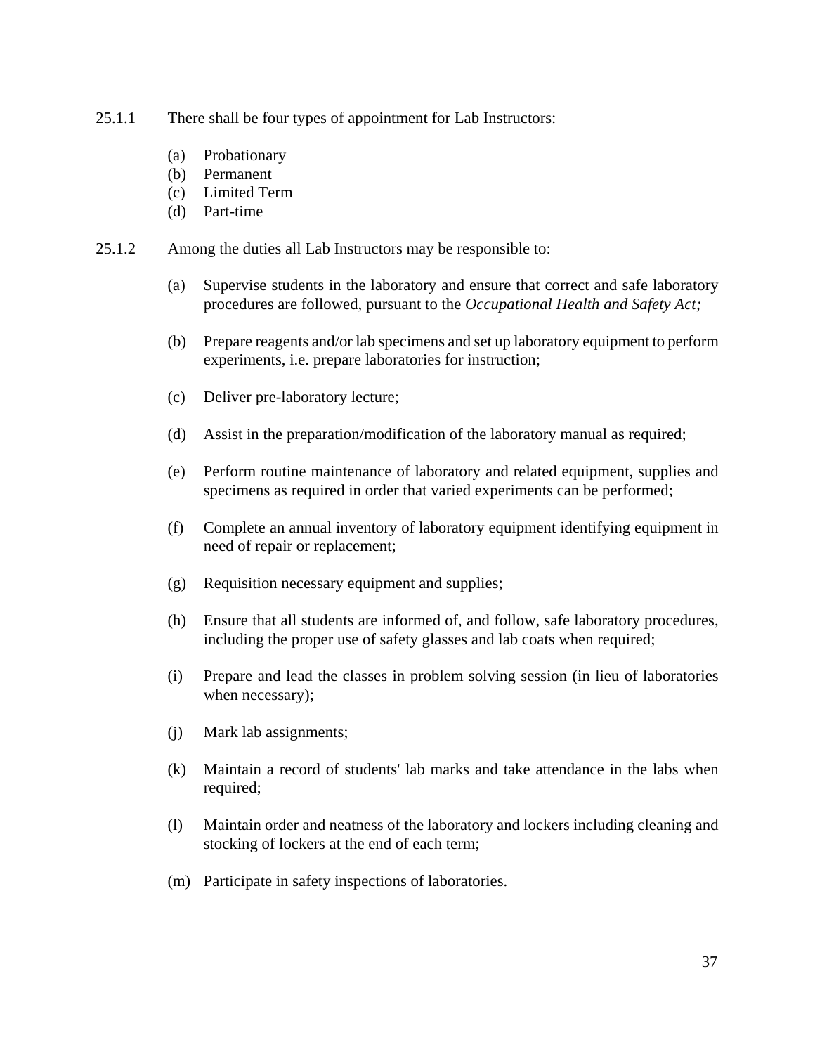25.1.1 There shall be four types of appointment for Lab Instructors:

(a) Probationary
(b) Permanent
(c) Limited Term
(d) Part-time

25.1.2 Among the duties all Lab Instructors may be responsible to:

(a) Supervise students in the laboratory and ensure that correct and safe laboratory procedures are followed, pursuant to the *Occupational Health and Safety Act;*

(b) Prepare reagents and/or lab specimens and set up laboratory equipment to perform experiments, i.e. prepare laboratories for instruction;

(c) Deliver pre-laboratory lecture;

(d) Assist in the preparation/modification of the laboratory manual as required;

(e) Perform routine maintenance of laboratory and related equipment, supplies and specimens as required in order that varied experiments can be performed;

(f) Complete an annual inventory of laboratory equipment identifying equipment in need of repair or replacement;

(g) Requisition necessary equipment and supplies;

(h) Ensure that all students are informed of, and follow, safe laboratory procedures, including the proper use of safety glasses and lab coats when required;

(i) Prepare and lead the classes in problem solving session (in lieu of laboratories when necessary);

(j) Mark lab assignments;

(k) Maintain a record of students' lab marks and take attendance in the labs when required;

(l) Maintain order and neatness of the laboratory and lockers including cleaning and stocking of lockers at the end of each term;

(m) Participate in safety inspections of laboratories.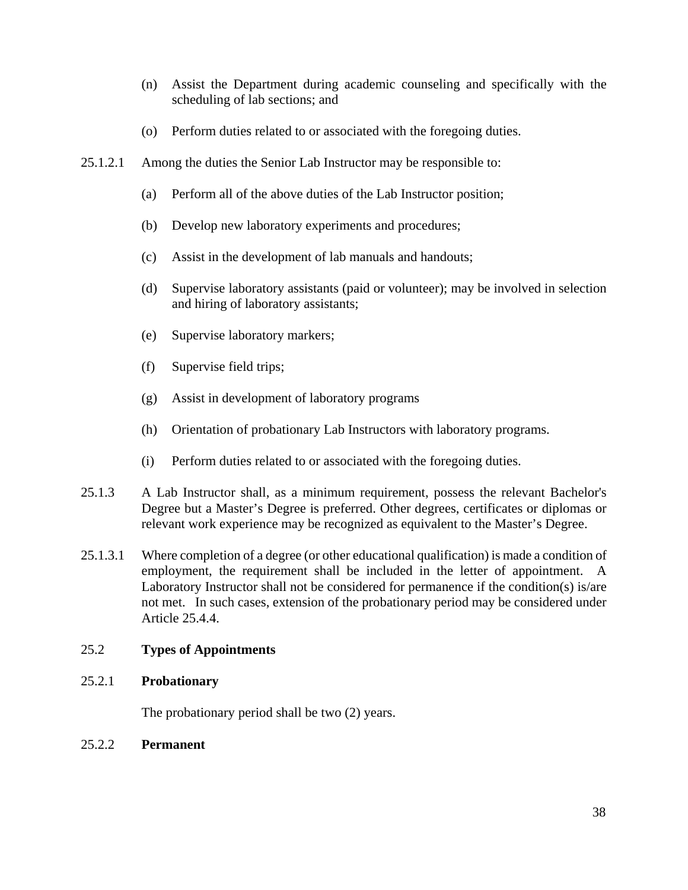(n) Assist the Department during academic counseling and specifically with the scheduling of lab sections; and

(o) Perform duties related to or associated with the foregoing duties.

25.1.2.1 Among the duties the Senior Lab Instructor may be responsible to:

(a) Perform all of the above duties of the Lab Instructor position;

(b) Develop new laboratory experiments and procedures;

(c) Assist in the development of lab manuals and handouts;

(d) Supervise laboratory assistants (paid or volunteer); may be involved in selection and hiring of laboratory assistants;

(e) Supervise laboratory markers;

(f) Supervise field trips;

(g) Assist in development of laboratory programs

(h) Orientation of probationary Lab Instructors with laboratory programs.

(i) Perform duties related to or associated with the foregoing duties.

25.1.3 A Lab Instructor shall, as a minimum requirement, possess the relevant Bachelor's Degree but a Master's Degree is preferred. Other degrees, certificates or diplomas or relevant work experience may be recognized as equivalent to the Master's Degree.

25.1.3.1 Where completion of a degree (or other educational qualification) is made a condition of employment, the requirement shall be included in the letter of appointment. A Laboratory Instructor shall not be considered for permanence if the condition(s) is/are not met. In such cases, extension of the probationary period may be considered under Article 25.4.4.

## 25.2 Types of Appointments

### 25.2.1 Probationary

The probationary period shall be two (2) years.

### 25.2.2 Permanent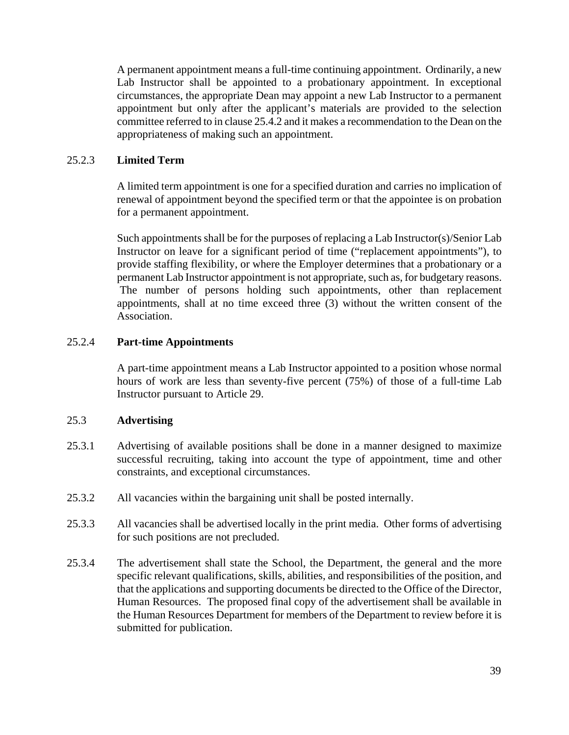A permanent appointment means a full-time continuing appointment. Ordinarily, a new Lab Instructor shall be appointed to a probationary appointment. In exceptional circumstances, the appropriate Dean may appoint a new Lab Instructor to a permanent appointment but only after the applicant's materials are provided to the selection committee referred to in clause 25.4.2 and it makes a recommendation to the Dean on the appropriateness of making such an appointment.

25.2.3 **Limited Term**

A limited term appointment is one for a specified duration and carries no implication of renewal of appointment beyond the specified term or that the appointee is on probation for a permanent appointment.

Such appointments shall be for the purposes of replacing a Lab Instructor(s)/Senior Lab Instructor on leave for a significant period of time ("replacement appointments"), to provide staffing flexibility, or where the Employer determines that a probationary or a permanent Lab Instructor appointment is not appropriate, such as, for budgetary reasons. The number of persons holding such appointments, other than replacement appointments, shall at no time exceed three (3) without the written consent of the Association.

25.2.4 **Part-time Appointments**

A part-time appointment means a Lab Instructor appointed to a position whose normal hours of work are less than seventy-five percent (75%) of those of a full-time Lab Instructor pursuant to Article 29.

25.3 **Advertising**

25.3.1 Advertising of available positions shall be done in a manner designed to maximize successful recruiting, taking into account the type of appointment, time and other constraints, and exceptional circumstances.

25.3.2 All vacancies within the bargaining unit shall be posted internally.

25.3.3 All vacancies shall be advertised locally in the print media. Other forms of advertising for such positions are not precluded.

25.3.4 The advertisement shall state the School, the Department, the general and the more specific relevant qualifications, skills, abilities, and responsibilities of the position, and that the applications and supporting documents be directed to the Office of the Director, Human Resources. The proposed final copy of the advertisement shall be available in the Human Resources Department for members of the Department to review before it is submitted for publication.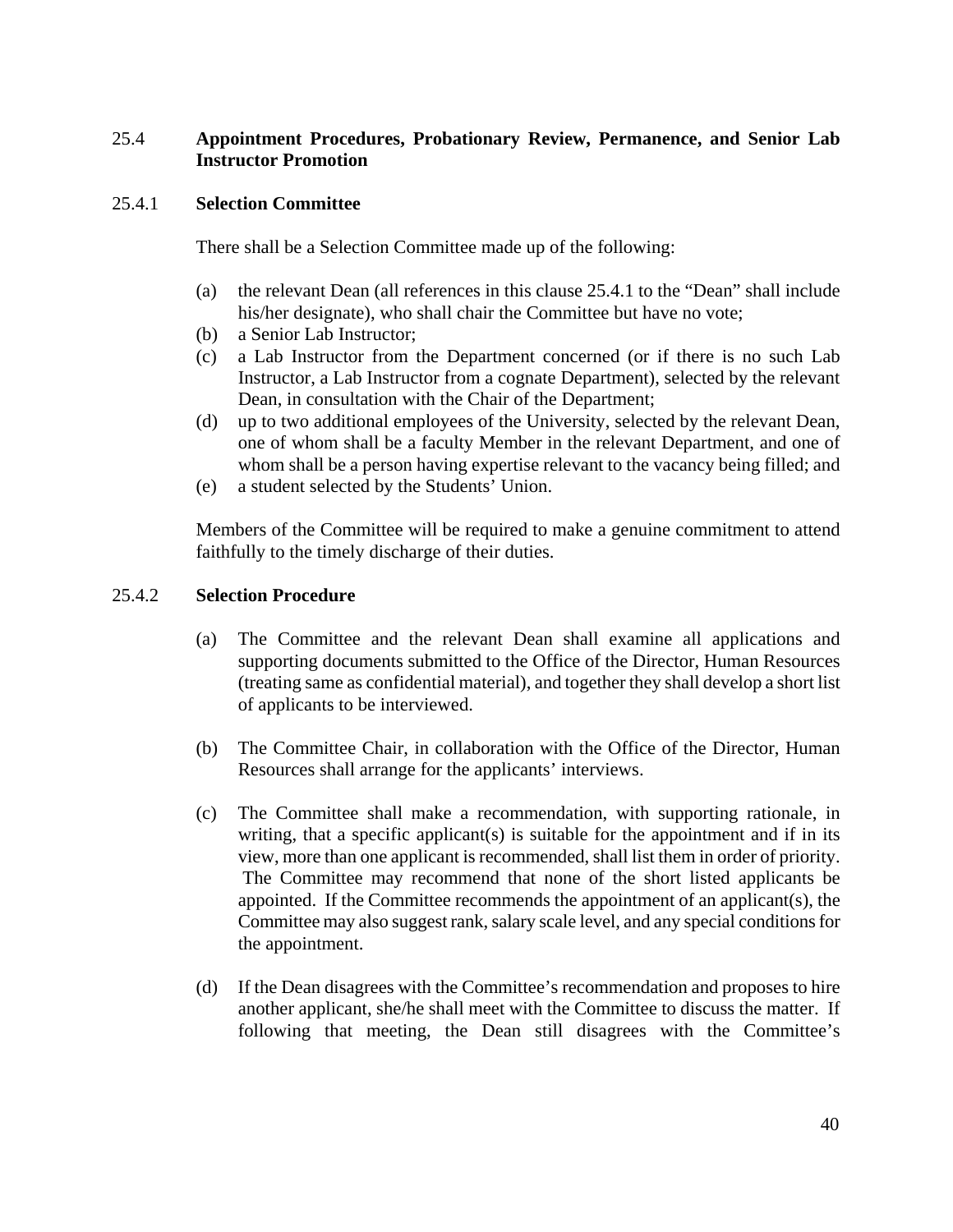## 25.4 Appointment Procedures, Probationary Review, Permanence, and Senior Lab Instructor Promotion

### 25.4.1 Selection Committee

There shall be a Selection Committee made up of the following:

(a) the relevant Dean (all references in this clause 25.4.1 to the "Dean" shall include his/her designate), who shall chair the Committee but have no vote;
(b) a Senior Lab Instructor;
(c) a Lab Instructor from the Department concerned (or if there is no such Lab Instructor, a Lab Instructor from a cognate Department), selected by the relevant Dean, in consultation with the Chair of the Department;
(d) up to two additional employees of the University, selected by the relevant Dean, one of whom shall be a faculty Member in the relevant Department, and one of whom shall be a person having expertise relevant to the vacancy being filled; and
(e) a student selected by the Students' Union.

Members of the Committee will be required to make a genuine commitment to attend faithfully to the timely discharge of their duties.

### 25.4.2 Selection Procedure

(a) The Committee and the relevant Dean shall examine all applications and supporting documents submitted to the Office of the Director, Human Resources (treating same as confidential material), and together they shall develop a short list of applicants to be interviewed.

(b) The Committee Chair, in collaboration with the Office of the Director, Human Resources shall arrange for the applicants' interviews.

(c) The Committee shall make a recommendation, with supporting rationale, in writing, that a specific applicant(s) is suitable for the appointment and if in its view, more than one applicant is recommended, shall list them in order of priority. The Committee may recommend that none of the short listed applicants be appointed. If the Committee recommends the appointment of an applicant(s), the Committee may also suggest rank, salary scale level, and any special conditions for the appointment.

(d) If the Dean disagrees with the Committee's recommendation and proposes to hire another applicant, she/he shall meet with the Committee to discuss the matter. If following that meeting, the Dean still disagrees with the Committee's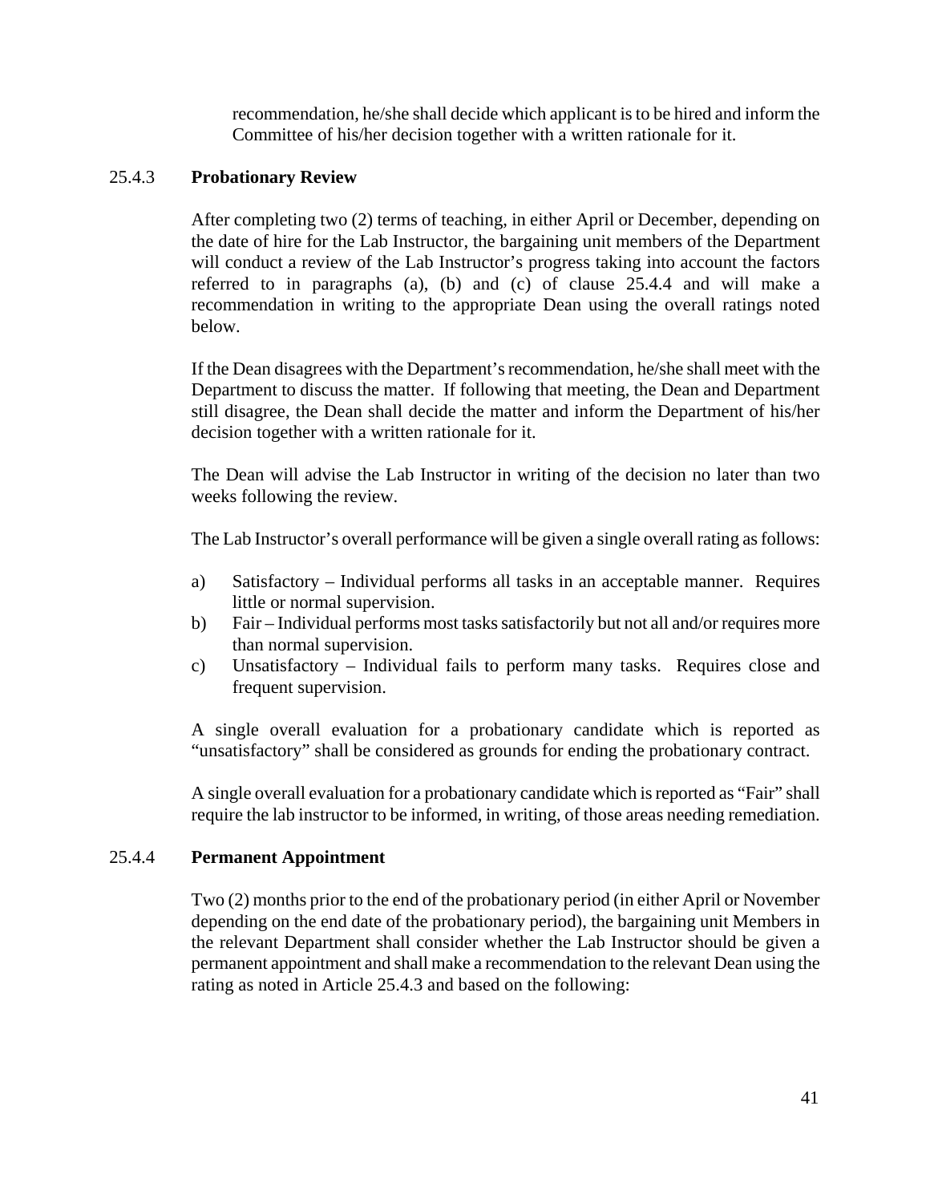recommendation, he/she shall decide which applicant is to be hired and inform the Committee of his/her decision together with a written rationale for it.

### 25.4.3 **Probationary Review**

After completing two (2) terms of teaching, in either April or December, depending on the date of hire for the Lab Instructor, the bargaining unit members of the Department will conduct a review of the Lab Instructor's progress taking into account the factors referred to in paragraphs (a), (b) and (c) of clause 25.4.4 and will make a recommendation in writing to the appropriate Dean using the overall ratings noted below.

If the Dean disagrees with the Department's recommendation, he/she shall meet with the Department to discuss the matter. If following that meeting, the Dean and Department still disagree, the Dean shall decide the matter and inform the Department of his/her decision together with a written rationale for it.

The Dean will advise the Lab Instructor in writing of the decision no later than two weeks following the review.

The Lab Instructor's overall performance will be given a single overall rating as follows:

a) Satisfactory – Individual performs all tasks in an acceptable manner. Requires little or normal supervision.
b) Fair – Individual performs most tasks satisfactorily but not all and/or requires more than normal supervision.
c) Unsatisfactory – Individual fails to perform many tasks. Requires close and frequent supervision.

A single overall evaluation for a probationary candidate which is reported as "unsatisfactory" shall be considered as grounds for ending the probationary contract.

A single overall evaluation for a probationary candidate which is reported as "Fair" shall require the lab instructor to be informed, in writing, of those areas needing remediation.

### 25.4.4 **Permanent Appointment**

Two (2) months prior to the end of the probationary period (in either April or November depending on the end date of the probationary period), the bargaining unit Members in the relevant Department shall consider whether the Lab Instructor should be given a permanent appointment and shall make a recommendation to the relevant Dean using the rating as noted in Article 25.4.3 and based on the following: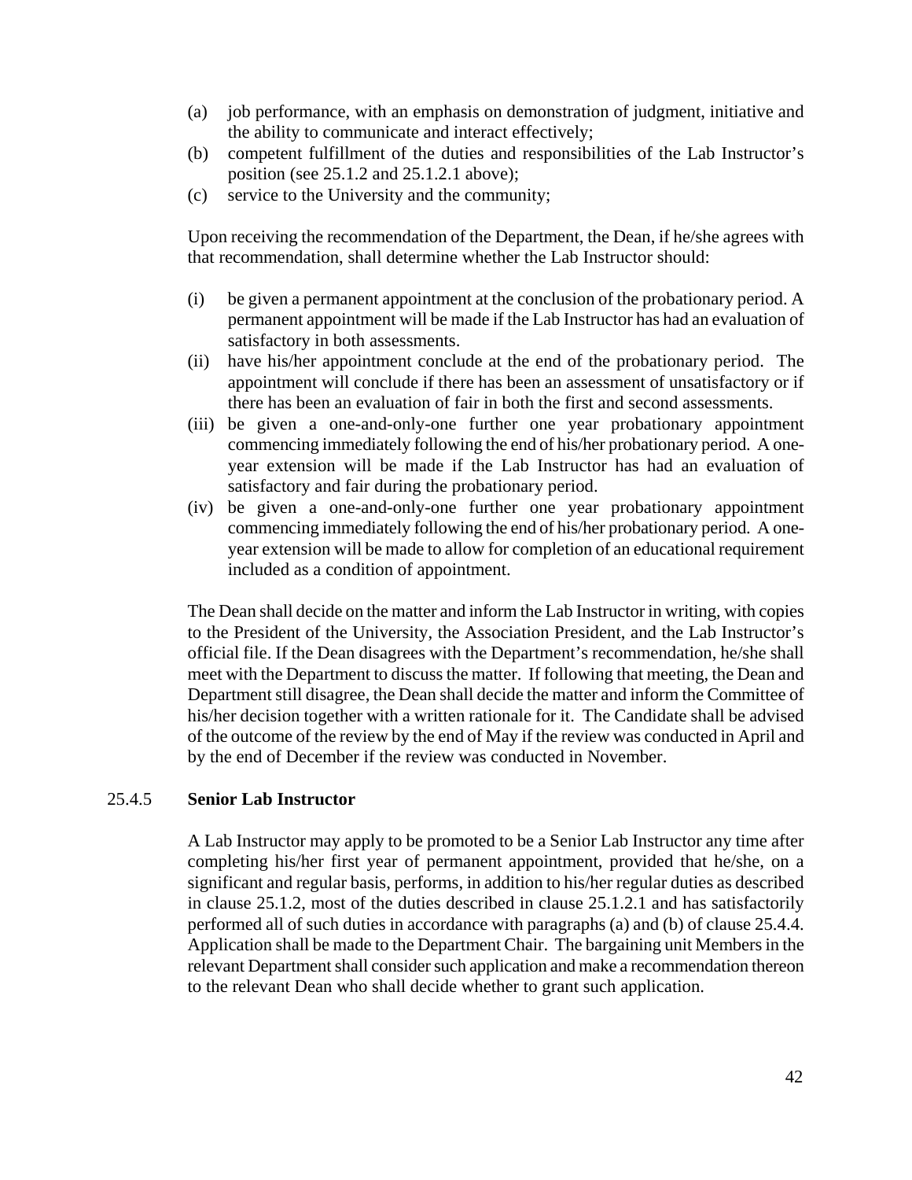(a) job performance, with an emphasis on demonstration of judgment, initiative and the ability to communicate and interact effectively;
(b) competent fulfillment of the duties and responsibilities of the Lab Instructor's position (see 25.1.2 and 25.1.2.1 above);
(c) service to the University and the community;

Upon receiving the recommendation of the Department, the Dean, if he/she agrees with that recommendation, shall determine whether the Lab Instructor should:

(i) be given a permanent appointment at the conclusion of the probationary period. A permanent appointment will be made if the Lab Instructor has had an evaluation of satisfactory in both assessments.
(ii) have his/her appointment conclude at the end of the probationary period. The appointment will conclude if there has been an assessment of unsatisfactory or if there has been an evaluation of fair in both the first and second assessments.
(iii) be given a one-and-only-one further one year probationary appointment commencing immediately following the end of his/her probationary period. A one-year extension will be made if the Lab Instructor has had an evaluation of satisfactory and fair during the probationary period.
(iv) be given a one-and-only-one further one year probationary appointment commencing immediately following the end of his/her probationary period. A one-year extension will be made to allow for completion of an educational requirement included as a condition of appointment.

The Dean shall decide on the matter and inform the Lab Instructor in writing, with copies to the President of the University, the Association President, and the Lab Instructor's official file. If the Dean disagrees with the Department's recommendation, he/she shall meet with the Department to discuss the matter. If following that meeting, the Dean and Department still disagree, the Dean shall decide the matter and inform the Committee of his/her decision together with a written rationale for it. The Candidate shall be advised of the outcome of the review by the end of May if the review was conducted in April and by the end of December if the review was conducted in November.

### 25.4.5 **Senior Lab Instructor**

A Lab Instructor may apply to be promoted to be a Senior Lab Instructor any time after completing his/her first year of permanent appointment, provided that he/she, on a significant and regular basis, performs, in addition to his/her regular duties as described in clause 25.1.2, most of the duties described in clause 25.1.2.1 and has satisfactorily performed all of such duties in accordance with paragraphs (a) and (b) of clause 25.4.4. Application shall be made to the Department Chair. The bargaining unit Members in the relevant Department shall consider such application and make a recommendation thereon to the relevant Dean who shall decide whether to grant such application.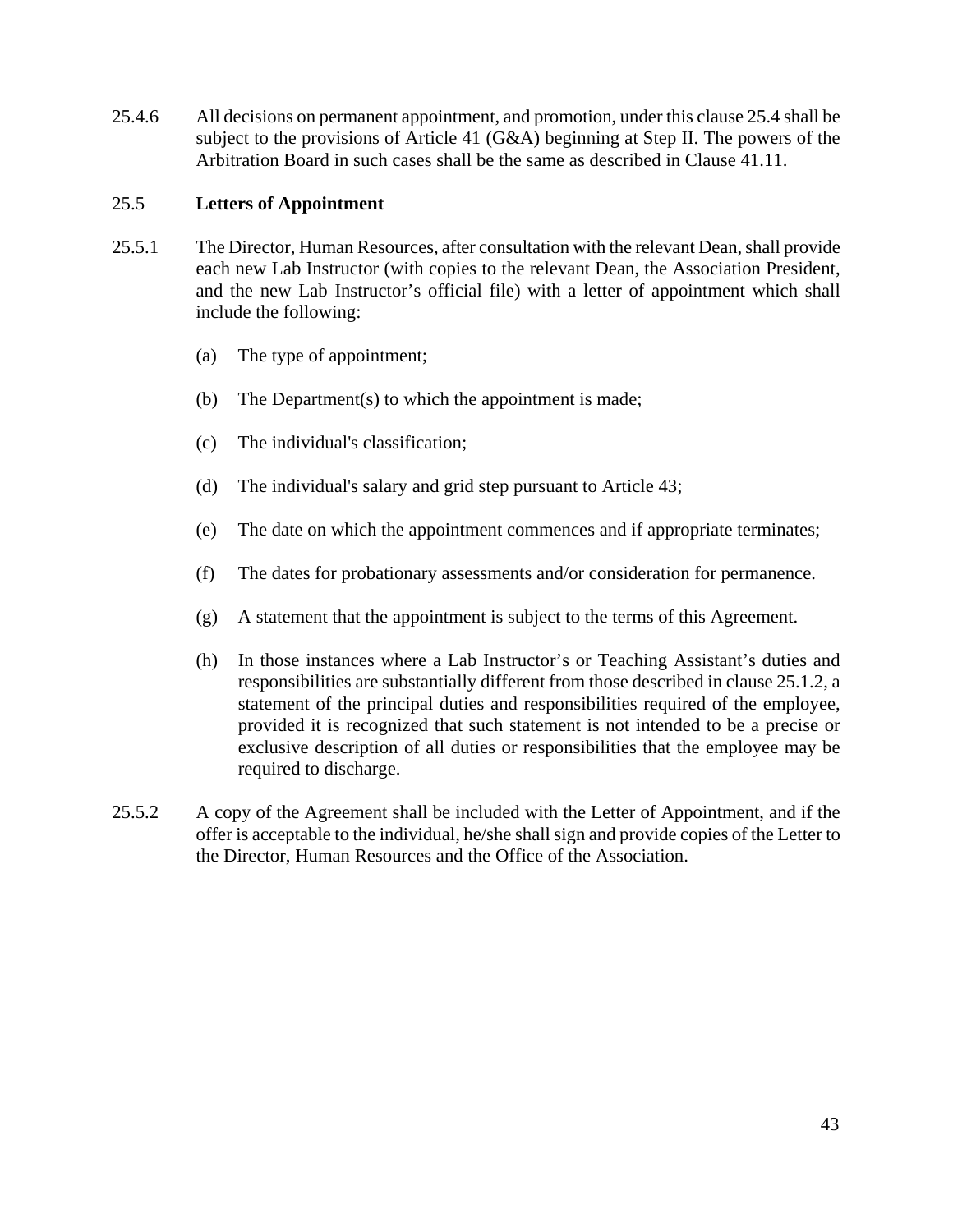25.4.6 All decisions on permanent appointment, and promotion, under this clause 25.4 shall be subject to the provisions of Article 41 (G&A) beginning at Step II. The powers of the Arbitration Board in such cases shall be the same as described in Clause 41.11.

### 25.5 Letters of Appointment

25.5.1 The Director, Human Resources, after consultation with the relevant Dean, shall provide each new Lab Instructor (with copies to the relevant Dean, the Association President, and the new Lab Instructor's official file) with a letter of appointment which shall include the following:

(a) The type of appointment;

(b) The Department(s) to which the appointment is made;

(c) The individual's classification;

(d) The individual's salary and grid step pursuant to Article 43;

(e) The date on which the appointment commences and if appropriate terminates;

(f) The dates for probationary assessments and/or consideration for permanence.

(g) A statement that the appointment is subject to the terms of this Agreement.

(h) In those instances where a Lab Instructor's or Teaching Assistant's duties and responsibilities are substantially different from those described in clause 25.1.2, a statement of the principal duties and responsibilities required of the employee, provided it is recognized that such statement is not intended to be a precise or exclusive description of all duties or responsibilities that the employee may be required to discharge.

25.5.2 A copy of the Agreement shall be included with the Letter of Appointment, and if the offer is acceptable to the individual, he/she shall sign and provide copies of the Letter to the Director, Human Resources and the Office of the Association.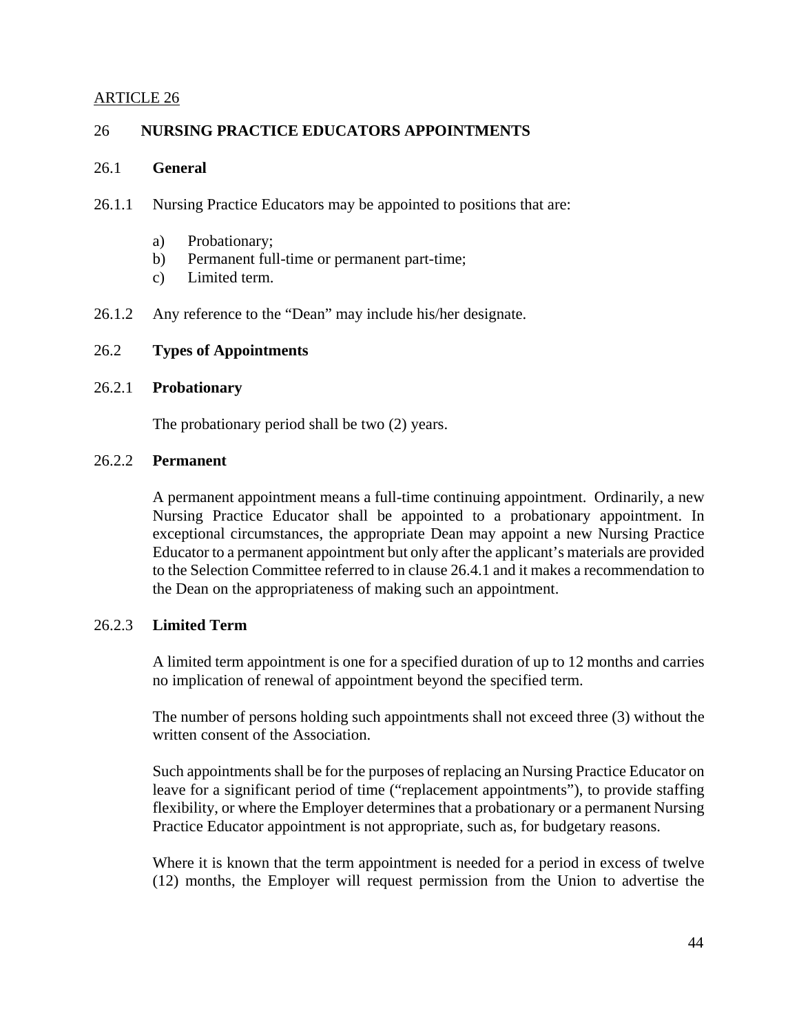ARTICLE 26

## 26 NURSING PRACTICE EDUCATORS APPOINTMENTS

### 26.1 General

26.1.1 Nursing Practice Educators may be appointed to positions that are:

a) Probationary;
b) Permanent full-time or permanent part-time;
c) Limited term.

26.1.2 Any reference to the "Dean" may include his/her designate.

### 26.2 Types of Appointments

#### 26.2.1 Probationary

The probationary period shall be two (2) years.

#### 26.2.2 Permanent

A permanent appointment means a full-time continuing appointment. Ordinarily, a new Nursing Practice Educator shall be appointed to a probationary appointment. In exceptional circumstances, the appropriate Dean may appoint a new Nursing Practice Educator to a permanent appointment but only after the applicant's materials are provided to the Selection Committee referred to in clause 26.4.1 and it makes a recommendation to the Dean on the appropriateness of making such an appointment.

#### 26.2.3 Limited Term

A limited term appointment is one for a specified duration of up to 12 months and carries no implication of renewal of appointment beyond the specified term.

The number of persons holding such appointments shall not exceed three (3) without the written consent of the Association.

Such appointments shall be for the purposes of replacing an Nursing Practice Educator on leave for a significant period of time ("replacement appointments"), to provide staffing flexibility, or where the Employer determines that a probationary or a permanent Nursing Practice Educator appointment is not appropriate, such as, for budgetary reasons.

Where it is known that the term appointment is needed for a period in excess of twelve (12) months, the Employer will request permission from the Union to advertise the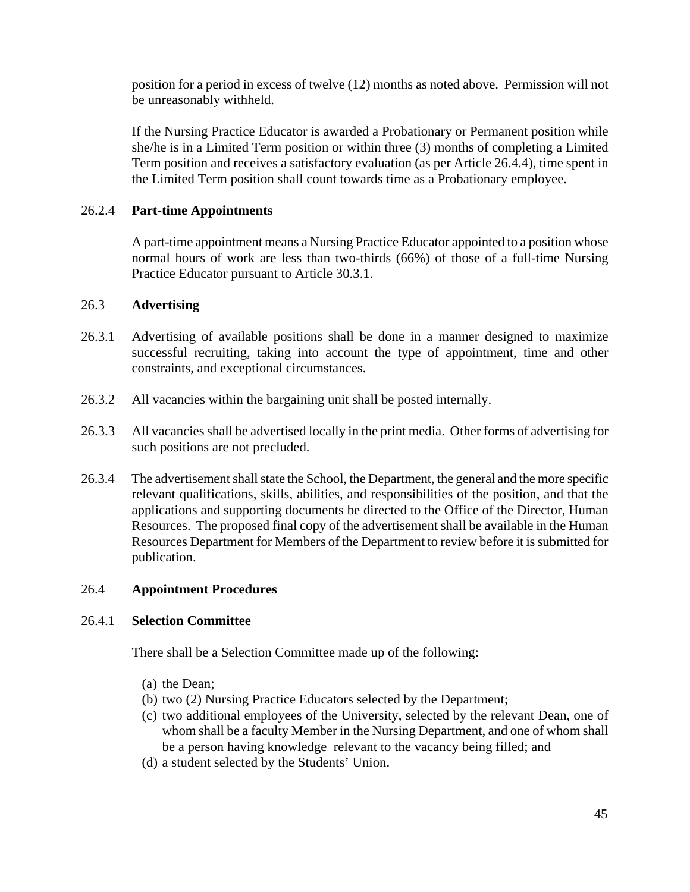position for a period in excess of twelve (12) months as noted above. Permission will not be unreasonably withheld.

If the Nursing Practice Educator is awarded a Probationary or Permanent position while she/he is in a Limited Term position or within three (3) months of completing a Limited Term position and receives a satisfactory evaluation (as per Article 26.4.4), time spent in the Limited Term position shall count towards time as a Probationary employee.

26.2.4 **Part-time Appointments**

A part-time appointment means a Nursing Practice Educator appointed to a position whose normal hours of work are less than two-thirds (66%) of those of a full-time Nursing Practice Educator pursuant to Article 30.3.1.

26.3 **Advertising**

26.3.1 Advertising of available positions shall be done in a manner designed to maximize successful recruiting, taking into account the type of appointment, time and other constraints, and exceptional circumstances.

26.3.2 All vacancies within the bargaining unit shall be posted internally.

26.3.3 All vacancies shall be advertised locally in the print media. Other forms of advertising for such positions are not precluded.

26.3.4 The advertisement shall state the School, the Department, the general and the more specific relevant qualifications, skills, abilities, and responsibilities of the position, and that the applications and supporting documents be directed to the Office of the Director, Human Resources. The proposed final copy of the advertisement shall be available in the Human Resources Department for Members of the Department to review before it is submitted for publication.

26.4 **Appointment Procedures**

26.4.1 **Selection Committee**

There shall be a Selection Committee made up of the following:

(a) the Dean;
(b) two (2) Nursing Practice Educators selected by the Department;
(c) two additional employees of the University, selected by the relevant Dean, one of whom shall be a faculty Member in the Nursing Department, and one of whom shall be a person having knowledge relevant to the vacancy being filled; and
(d) a student selected by the Students' Union.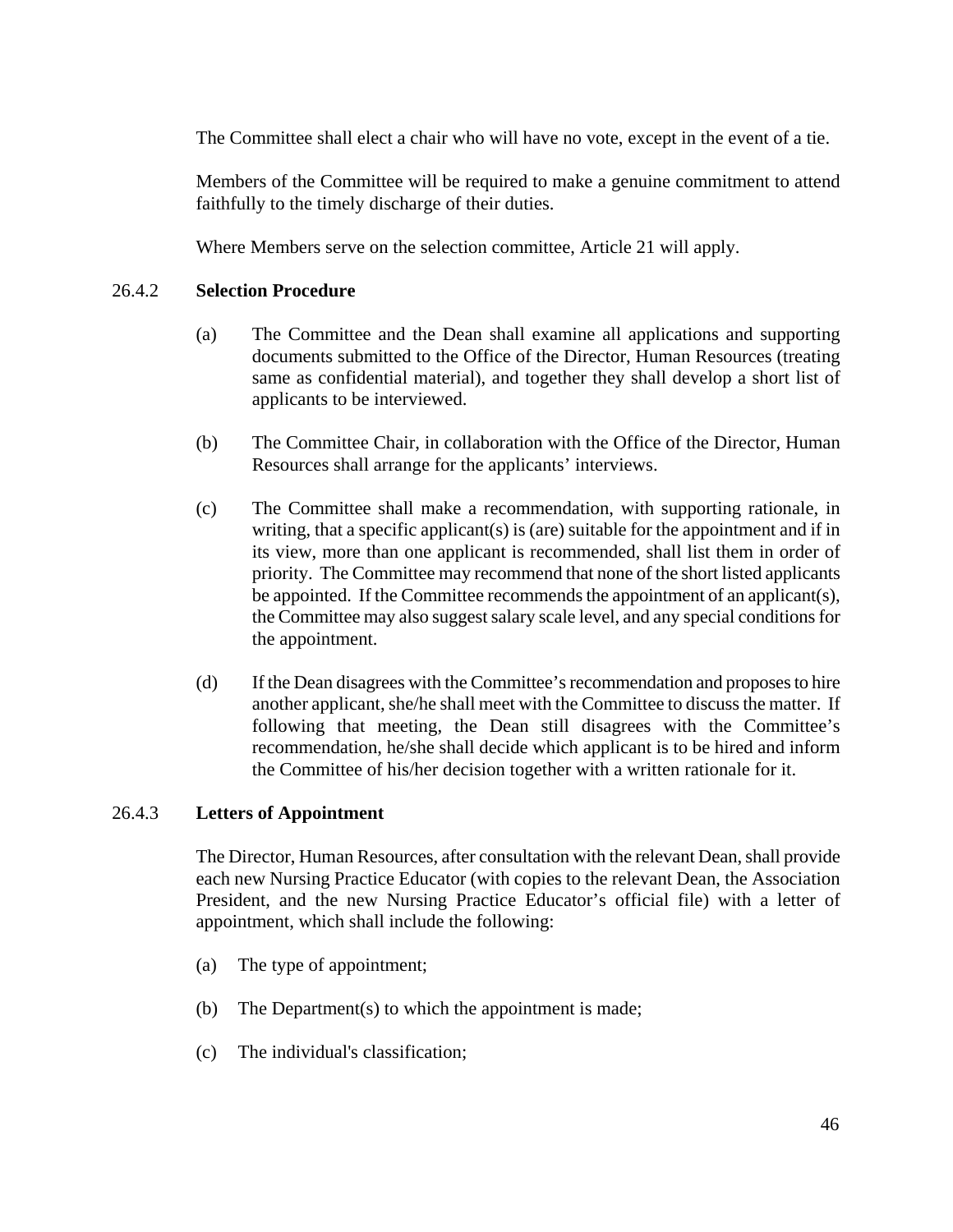The Committee shall elect a chair who will have no vote, except in the event of a tie.

Members of the Committee will be required to make a genuine commitment to attend faithfully to the timely discharge of their duties.

Where Members serve on the selection committee, Article 21 will apply.

### 26.4.2 Selection Procedure

(a) The Committee and the Dean shall examine all applications and supporting documents submitted to the Office of the Director, Human Resources (treating same as confidential material), and together they shall develop a short list of applicants to be interviewed.

(b) The Committee Chair, in collaboration with the Office of the Director, Human Resources shall arrange for the applicants' interviews.

(c) The Committee shall make a recommendation, with supporting rationale, in writing, that a specific applicant(s) is (are) suitable for the appointment and if in its view, more than one applicant is recommended, shall list them in order of priority. The Committee may recommend that none of the short listed applicants be appointed. If the Committee recommends the appointment of an applicant(s), the Committee may also suggest salary scale level, and any special conditions for the appointment.

(d) If the Dean disagrees with the Committee's recommendation and proposes to hire another applicant, she/he shall meet with the Committee to discuss the matter. If following that meeting, the Dean still disagrees with the Committee's recommendation, he/she shall decide which applicant is to be hired and inform the Committee of his/her decision together with a written rationale for it.

### 26.4.3 Letters of Appointment

The Director, Human Resources, after consultation with the relevant Dean, shall provide each new Nursing Practice Educator (with copies to the relevant Dean, the Association President, and the new Nursing Practice Educator's official file) with a letter of appointment, which shall include the following:

(a) The type of appointment;

(b) The Department(s) to which the appointment is made;

(c) The individual's classification;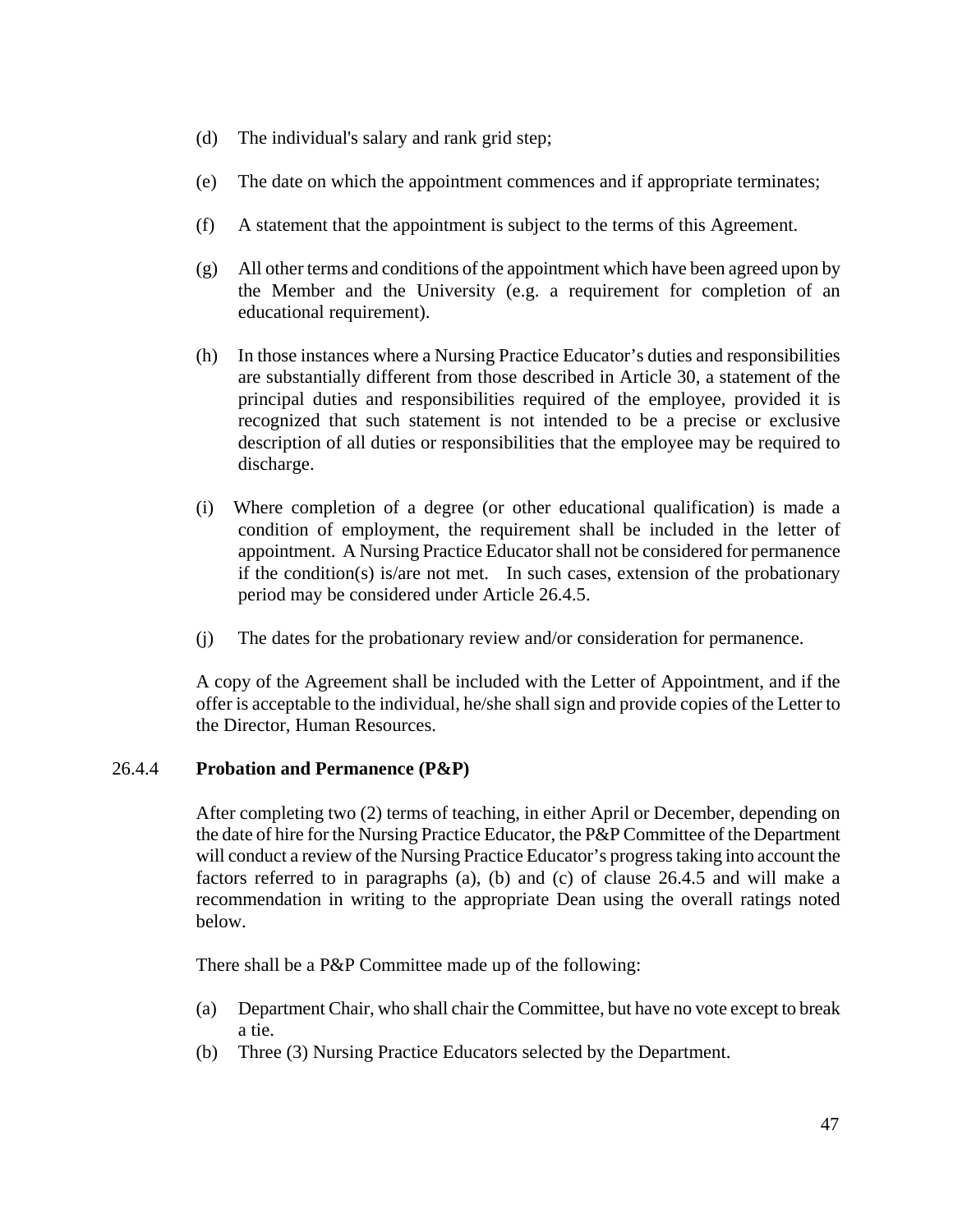(d) The individual's salary and rank grid step;

(e) The date on which the appointment commences and if appropriate terminates;

(f) A statement that the appointment is subject to the terms of this Agreement.

(g) All other terms and conditions of the appointment which have been agreed upon by the Member and the University (e.g. a requirement for completion of an educational requirement).

(h) In those instances where a Nursing Practice Educator's duties and responsibilities are substantially different from those described in Article 30, a statement of the principal duties and responsibilities required of the employee, provided it is recognized that such statement is not intended to be a precise or exclusive description of all duties or responsibilities that the employee may be required to discharge.

(i) Where completion of a degree (or other educational qualification) is made a condition of employment, the requirement shall be included in the letter of appointment. A Nursing Practice Educator shall not be considered for permanence if the condition(s) is/are not met. In such cases, extension of the probationary period may be considered under Article 26.4.5.

(j) The dates for the probationary review and/or consideration for permanence.

A copy of the Agreement shall be included with the Letter of Appointment, and if the offer is acceptable to the individual, he/she shall sign and provide copies of the Letter to the Director, Human Resources.

26.4.4 **Probation and Permanence (P&P)**

After completing two (2) terms of teaching, in either April or December, depending on the date of hire for the Nursing Practice Educator, the P&P Committee of the Department will conduct a review of the Nursing Practice Educator's progress taking into account the factors referred to in paragraphs (a), (b) and (c) of clause 26.4.5 and will make a recommendation in writing to the appropriate Dean using the overall ratings noted below.

There shall be a P&P Committee made up of the following:

(a) Department Chair, who shall chair the Committee, but have no vote except to break a tie.
(b) Three (3) Nursing Practice Educators selected by the Department.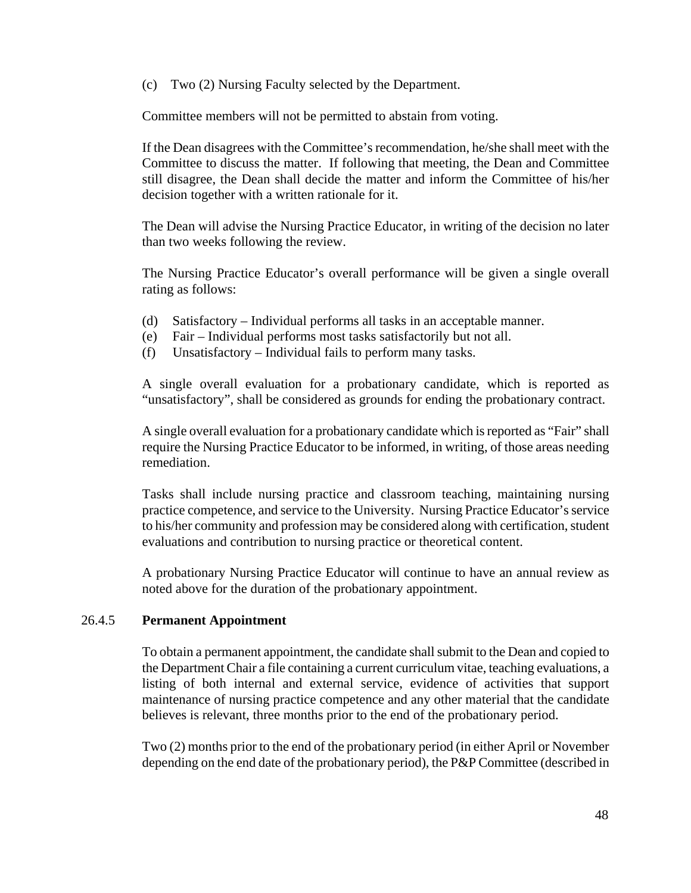(c) Two (2) Nursing Faculty selected by the Department.

Committee members will not be permitted to abstain from voting.

If the Dean disagrees with the Committee's recommendation, he/she shall meet with the Committee to discuss the matter. If following that meeting, the Dean and Committee still disagree, the Dean shall decide the matter and inform the Committee of his/her decision together with a written rationale for it.

The Dean will advise the Nursing Practice Educator, in writing of the decision no later than two weeks following the review.

The Nursing Practice Educator's overall performance will be given a single overall rating as follows:

(d) Satisfactory – Individual performs all tasks in an acceptable manner.
(e) Fair – Individual performs most tasks satisfactorily but not all.
(f) Unsatisfactory – Individual fails to perform many tasks.

A single overall evaluation for a probationary candidate, which is reported as "unsatisfactory", shall be considered as grounds for ending the probationary contract.

A single overall evaluation for a probationary candidate which is reported as "Fair" shall require the Nursing Practice Educator to be informed, in writing, of those areas needing remediation.

Tasks shall include nursing practice and classroom teaching, maintaining nursing practice competence, and service to the University. Nursing Practice Educator's service to his/her community and profession may be considered along with certification, student evaluations and contribution to nursing practice or theoretical content.

A probationary Nursing Practice Educator will continue to have an annual review as noted above for the duration of the probationary appointment.

### 26.4.5 **Permanent Appointment**

To obtain a permanent appointment, the candidate shall submit to the Dean and copied to the Department Chair a file containing a current curriculum vitae, teaching evaluations, a listing of both internal and external service, evidence of activities that support maintenance of nursing practice competence and any other material that the candidate believes is relevant, three months prior to the end of the probationary period.

Two (2) months prior to the end of the probationary period (in either April or November depending on the end date of the probationary period), the P&P Committee (described in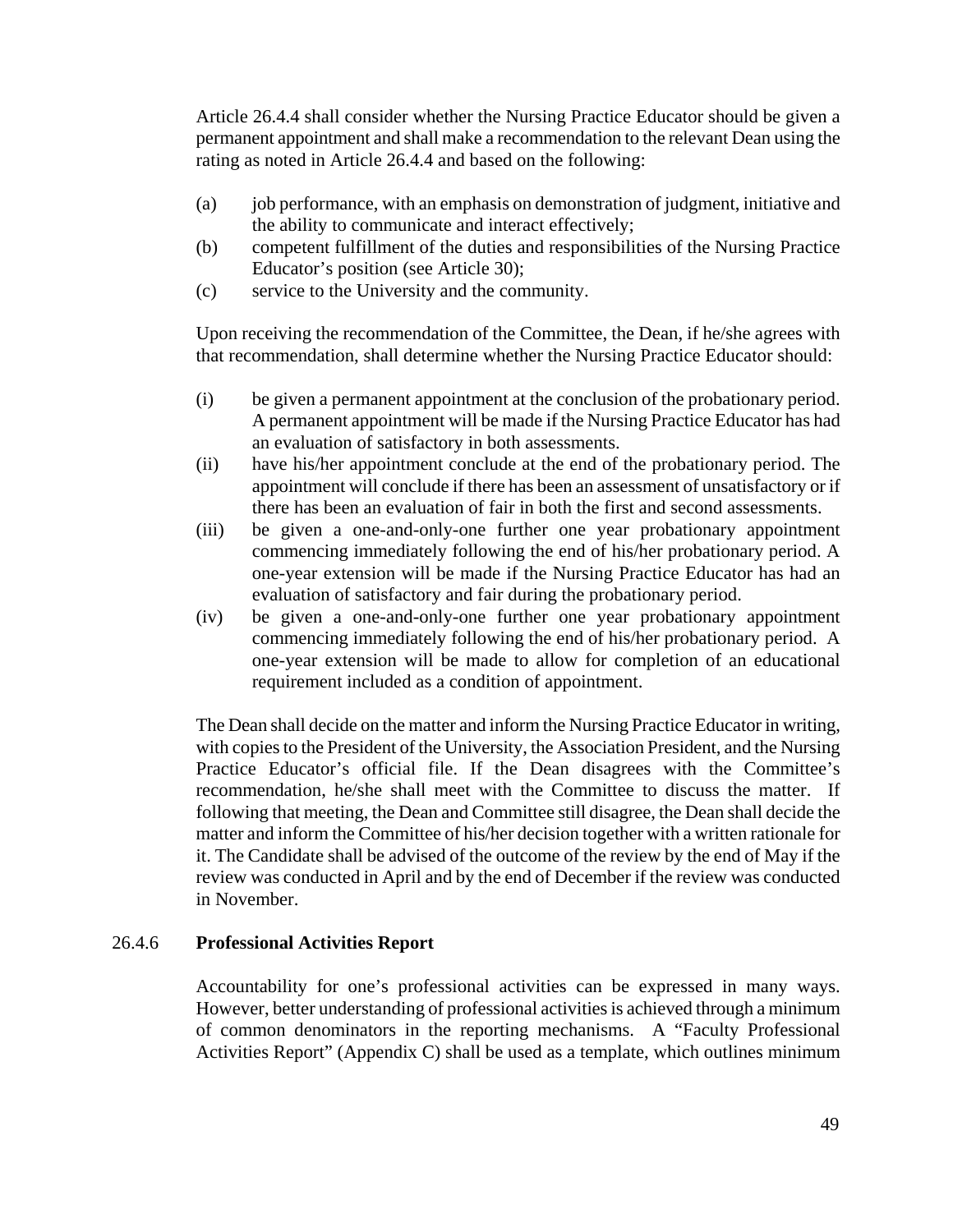Article 26.4.4 shall consider whether the Nursing Practice Educator should be given a permanent appointment and shall make a recommendation to the relevant Dean using the rating as noted in Article 26.4.4 and based on the following:

(a) job performance, with an emphasis on demonstration of judgment, initiative and the ability to communicate and interact effectively;
(b) competent fulfillment of the duties and responsibilities of the Nursing Practice Educator's position (see Article 30);
(c) service to the University and the community.

Upon receiving the recommendation of the Committee, the Dean, if he/she agrees with that recommendation, shall determine whether the Nursing Practice Educator should:

(i) be given a permanent appointment at the conclusion of the probationary period. A permanent appointment will be made if the Nursing Practice Educator has had an evaluation of satisfactory in both assessments.
(ii) have his/her appointment conclude at the end of the probationary period. The appointment will conclude if there has been an assessment of unsatisfactory or if there has been an evaluation of fair in both the first and second assessments.
(iii) be given a one-and-only-one further one year probationary appointment commencing immediately following the end of his/her probationary period. A one-year extension will be made if the Nursing Practice Educator has had an evaluation of satisfactory and fair during the probationary period.
(iv) be given a one-and-only-one further one year probationary appointment commencing immediately following the end of his/her probationary period. A one-year extension will be made to allow for completion of an educational requirement included as a condition of appointment.

The Dean shall decide on the matter and inform the Nursing Practice Educator in writing, with copies to the President of the University, the Association President, and the Nursing Practice Educator's official file. If the Dean disagrees with the Committee's recommendation, he/she shall meet with the Committee to discuss the matter. If following that meeting, the Dean and Committee still disagree, the Dean shall decide the matter and inform the Committee of his/her decision together with a written rationale for it. The Candidate shall be advised of the outcome of the review by the end of May if the review was conducted in April and by the end of December if the review was conducted in November.

### 26.4.6 Professional Activities Report

Accountability for one's professional activities can be expressed in many ways. However, better understanding of professional activities is achieved through a minimum of common denominators in the reporting mechanisms. A "Faculty Professional Activities Report" (Appendix C) shall be used as a template, which outlines minimum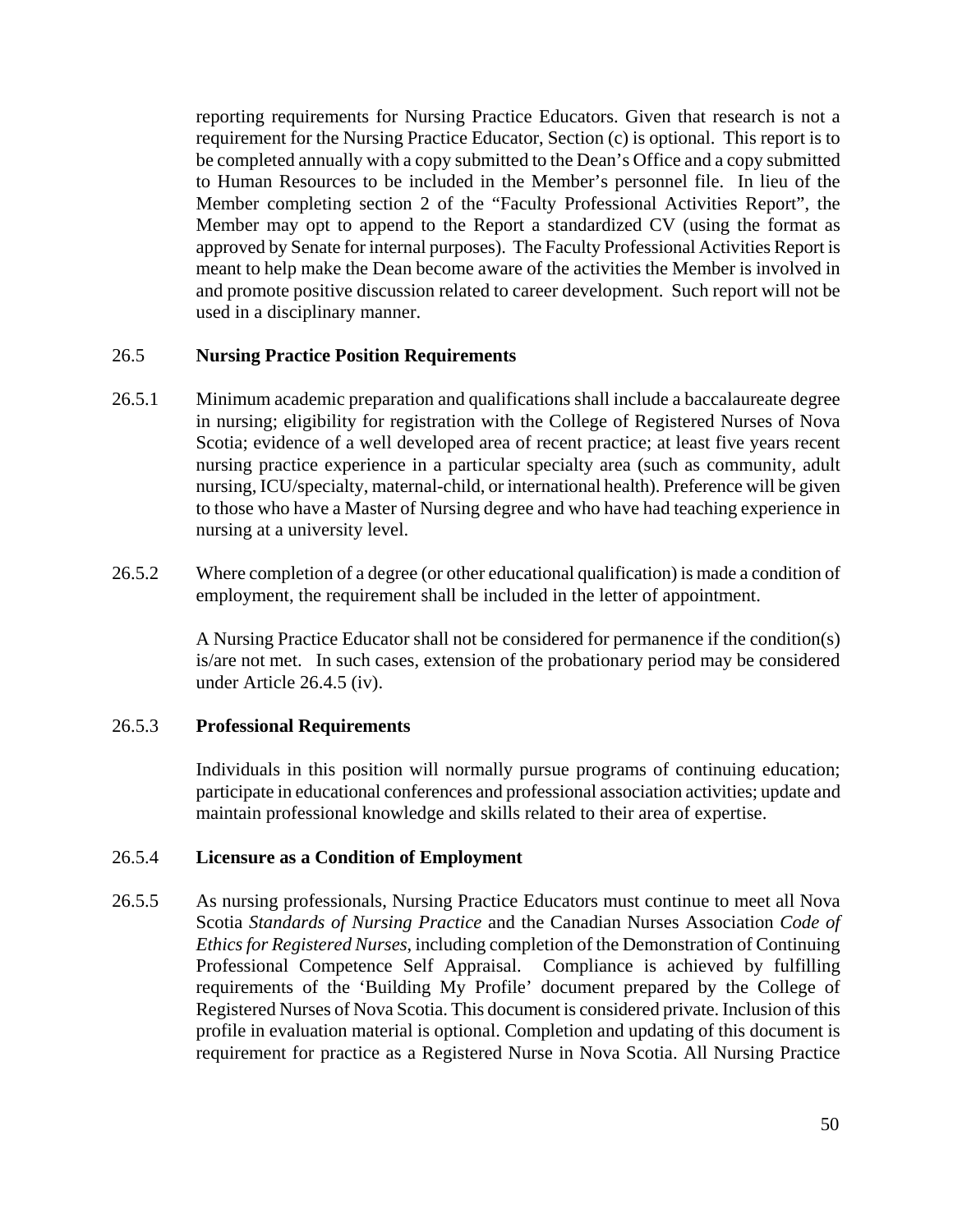reporting requirements for Nursing Practice Educators. Given that research is not a requirement for the Nursing Practice Educator, Section (c) is optional. This report is to be completed annually with a copy submitted to the Dean's Office and a copy submitted to Human Resources to be included in the Member's personnel file. In lieu of the Member completing section 2 of the "Faculty Professional Activities Report", the Member may opt to append to the Report a standardized CV (using the format as approved by Senate for internal purposes). The Faculty Professional Activities Report is meant to help make the Dean become aware of the activities the Member is involved in and promote positive discussion related to career development. Such report will not be used in a disciplinary manner.

26.5 **Nursing Practice Position Requirements**

26.5.1 Minimum academic preparation and qualifications shall include a baccalaureate degree in nursing; eligibility for registration with the College of Registered Nurses of Nova Scotia; evidence of a well developed area of recent practice; at least five years recent nursing practice experience in a particular specialty area (such as community, adult nursing, ICU/specialty, maternal-child, or international health). Preference will be given to those who have a Master of Nursing degree and who have had teaching experience in nursing at a university level.

26.5.2 Where completion of a degree (or other educational qualification) is made a condition of employment, the requirement shall be included in the letter of appointment.

A Nursing Practice Educator shall not be considered for permanence if the condition(s) is/are not met. In such cases, extension of the probationary period may be considered under Article 26.4.5 (iv).

26.5.3 **Professional Requirements**

Individuals in this position will normally pursue programs of continuing education; participate in educational conferences and professional association activities; update and maintain professional knowledge and skills related to their area of expertise.

26.5.4 **Licensure as a Condition of Employment**

26.5.5 As nursing professionals, Nursing Practice Educators must continue to meet all Nova Scotia *Standards of Nursing Practice* and the Canadian Nurses Association *Code of Ethics for Registered Nurses*, including completion of the Demonstration of Continuing Professional Competence Self Appraisal. Compliance is achieved by fulfilling requirements of the 'Building My Profile' document prepared by the College of Registered Nurses of Nova Scotia. This document is considered private. Inclusion of this profile in evaluation material is optional. Completion and updating of this document is requirement for practice as a Registered Nurse in Nova Scotia. All Nursing Practice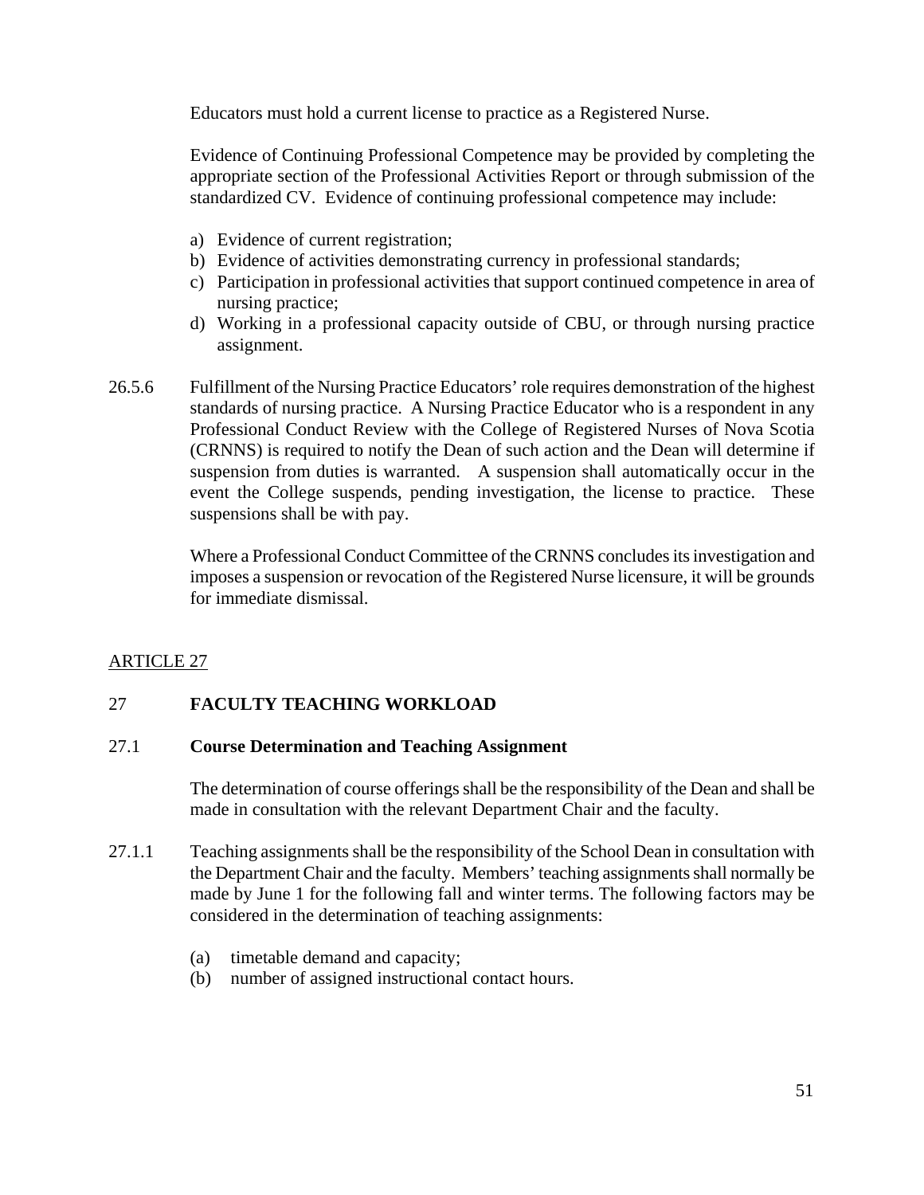Educators must hold a current license to practice as a Registered Nurse.

Evidence of Continuing Professional Competence may be provided by completing the appropriate section of the Professional Activities Report or through submission of the standardized CV. Evidence of continuing professional competence may include:

a) Evidence of current registration;
b) Evidence of activities demonstrating currency in professional standards;
c) Participation in professional activities that support continued competence in area of nursing practice;
d) Working in a professional capacity outside of CBU, or through nursing practice assignment.

26.5.6 Fulfillment of the Nursing Practice Educators' role requires demonstration of the highest standards of nursing practice. A Nursing Practice Educator who is a respondent in any Professional Conduct Review with the College of Registered Nurses of Nova Scotia (CRNNS) is required to notify the Dean of such action and the Dean will determine if suspension from duties is warranted. A suspension shall automatically occur in the event the College suspends, pending investigation, the license to practice. These suspensions shall be with pay.

Where a Professional Conduct Committee of the CRNNS concludes its investigation and imposes a suspension or revocation of the Registered Nurse licensure, it will be grounds for immediate dismissal.

## ARTICLE 27

## 27 FACULTY TEACHING WORKLOAD

### 27.1 Course Determination and Teaching Assignment

The determination of course offerings shall be the responsibility of the Dean and shall be made in consultation with the relevant Department Chair and the faculty.

27.1.1 Teaching assignments shall be the responsibility of the School Dean in consultation with the Department Chair and the faculty. Members' teaching assignments shall normally be made by June 1 for the following fall and winter terms. The following factors may be considered in the determination of teaching assignments:

(a) timetable demand and capacity;
(b) number of assigned instructional contact hours.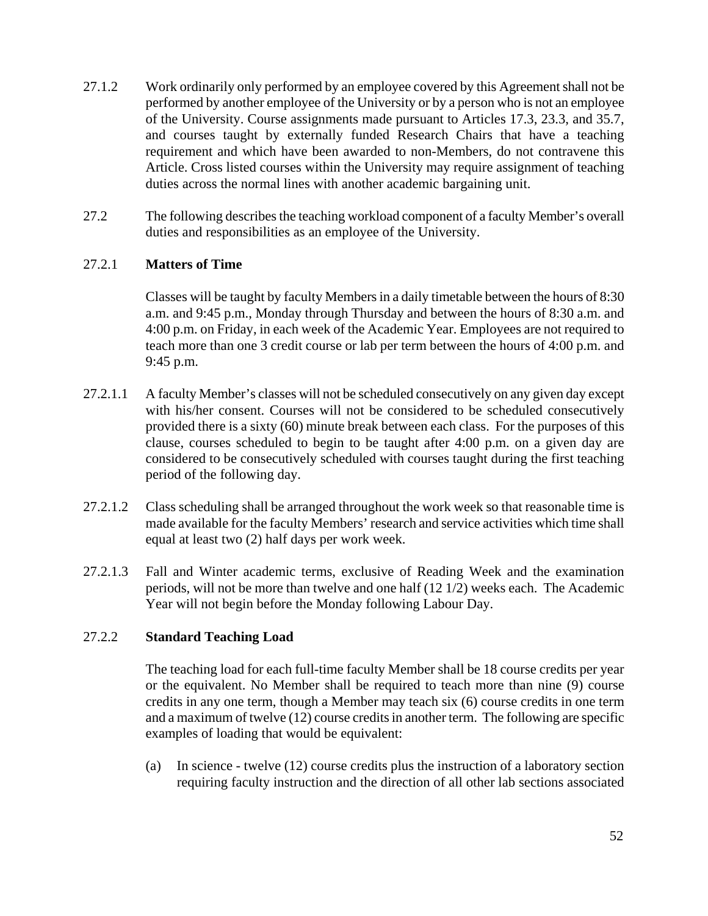27.1.2 Work ordinarily only performed by an employee covered by this Agreement shall not be performed by another employee of the University or by a person who is not an employee of the University. Course assignments made pursuant to Articles 17.3, 23.3, and 35.7, and courses taught by externally funded Research Chairs that have a teaching requirement and which have been awarded to non-Members, do not contravene this Article. Cross listed courses within the University may require assignment of teaching duties across the normal lines with another academic bargaining unit.

27.2 The following describes the teaching workload component of a faculty Member's overall duties and responsibilities as an employee of the University.

27.2.1 **Matters of Time**

Classes will be taught by faculty Members in a daily timetable between the hours of 8:30 a.m. and 9:45 p.m., Monday through Thursday and between the hours of 8:30 a.m. and 4:00 p.m. on Friday, in each week of the Academic Year. Employees are not required to teach more than one 3 credit course or lab per term between the hours of 4:00 p.m. and 9:45 p.m.

27.2.1.1 A faculty Member's classes will not be scheduled consecutively on any given day except with his/her consent. Courses will not be considered to be scheduled consecutively provided there is a sixty (60) minute break between each class. For the purposes of this clause, courses scheduled to begin to be taught after 4:00 p.m. on a given day are considered to be consecutively scheduled with courses taught during the first teaching period of the following day.

27.2.1.2 Class scheduling shall be arranged throughout the work week so that reasonable time is made available for the faculty Members' research and service activities which time shall equal at least two (2) half days per work week.

27.2.1.3 Fall and Winter academic terms, exclusive of Reading Week and the examination periods, will not be more than twelve and one half (12 1/2) weeks each. The Academic Year will not begin before the Monday following Labour Day.

27.2.2 **Standard Teaching Load**

The teaching load for each full-time faculty Member shall be 18 course credits per year or the equivalent. No Member shall be required to teach more than nine (9) course credits in any one term, though a Member may teach six (6) course credits in one term and a maximum of twelve (12) course credits in another term. The following are specific examples of loading that would be equivalent:

(a) In science - twelve (12) course credits plus the instruction of a laboratory section requiring faculty instruction and the direction of all other lab sections associated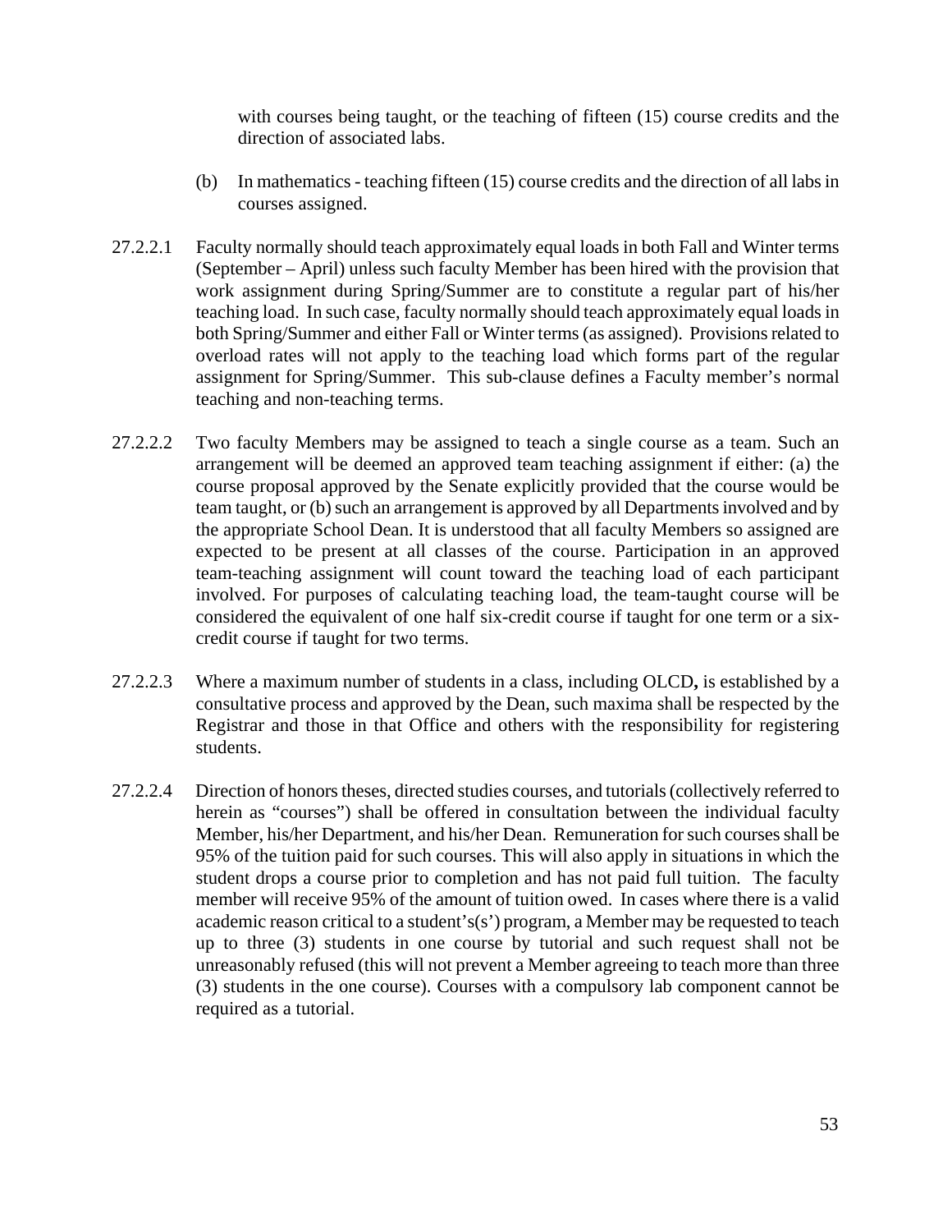with courses being taught, or the teaching of fifteen (15) course credits and the direction of associated labs.

(b) In mathematics - teaching fifteen (15) course credits and the direction of all labs in courses assigned.

27.2.2.1 Faculty normally should teach approximately equal loads in both Fall and Winter terms (September – April) unless such faculty Member has been hired with the provision that work assignment during Spring/Summer are to constitute a regular part of his/her teaching load. In such case, faculty normally should teach approximately equal loads in both Spring/Summer and either Fall or Winter terms (as assigned). Provisions related to overload rates will not apply to the teaching load which forms part of the regular assignment for Spring/Summer. This sub-clause defines a Faculty member's normal teaching and non-teaching terms.

27.2.2.2 Two faculty Members may be assigned to teach a single course as a team. Such an arrangement will be deemed an approved team teaching assignment if either: (a) the course proposal approved by the Senate explicitly provided that the course would be team taught, or (b) such an arrangement is approved by all Departments involved and by the appropriate School Dean. It is understood that all faculty Members so assigned are expected to be present at all classes of the course. Participation in an approved team-teaching assignment will count toward the teaching load of each participant involved. For purposes of calculating teaching load, the team-taught course will be considered the equivalent of one half six-credit course if taught for one term or a six-credit course if taught for two terms.

27.2.2.3 Where a maximum number of students in a class, including OLCD**,** is established by a consultative process and approved by the Dean, such maxima shall be respected by the Registrar and those in that Office and others with the responsibility for registering students.

27.2.2.4 Direction of honors theses, directed studies courses, and tutorials (collectively referred to herein as "courses") shall be offered in consultation between the individual faculty Member, his/her Department, and his/her Dean. Remuneration for such courses shall be 95% of the tuition paid for such courses. This will also apply in situations in which the student drops a course prior to completion and has not paid full tuition. The faculty member will receive 95% of the amount of tuition owed. In cases where there is a valid academic reason critical to a student's(s') program, a Member may be requested to teach up to three (3) students in one course by tutorial and such request shall not be unreasonably refused (this will not prevent a Member agreeing to teach more than three (3) students in the one course). Courses with a compulsory lab component cannot be required as a tutorial.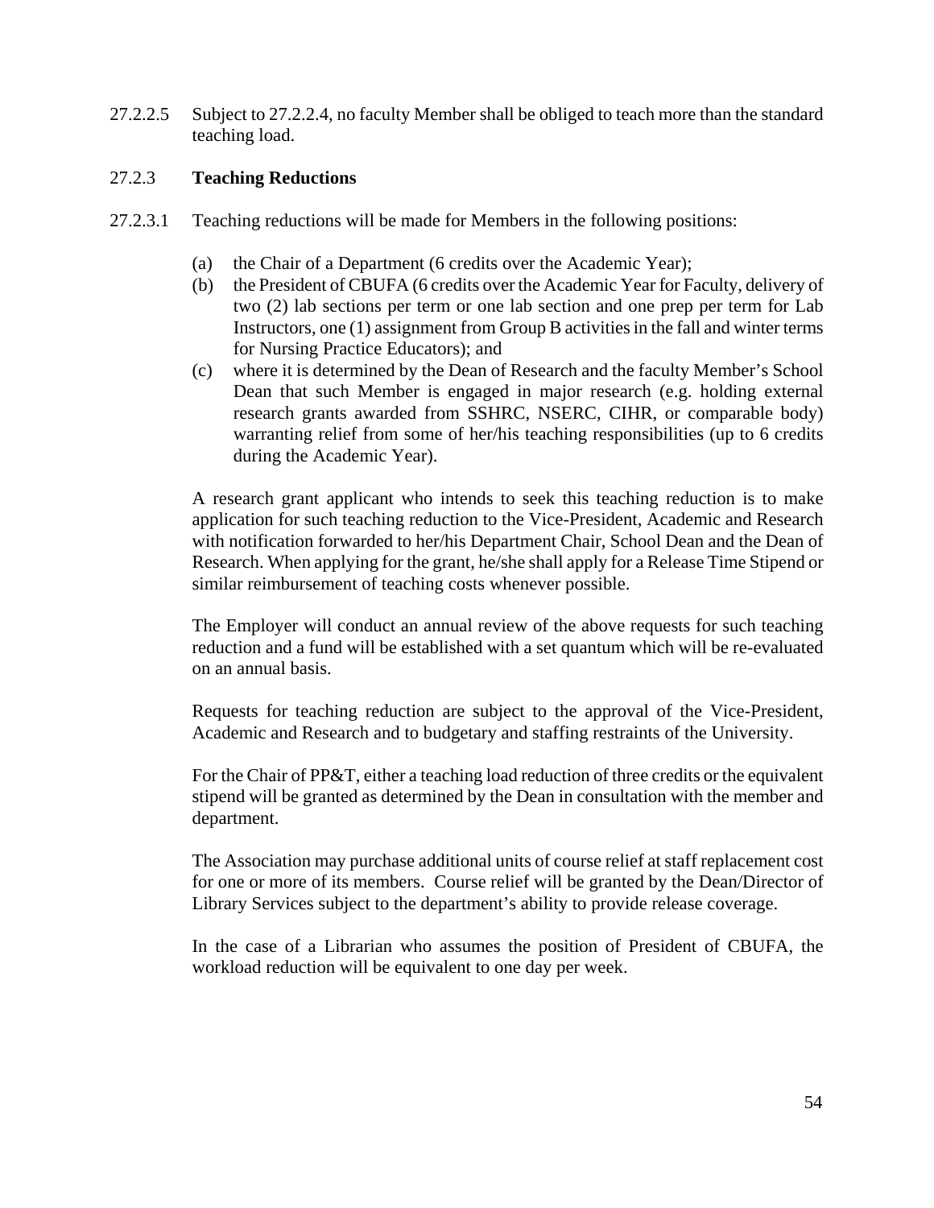27.2.2.5 Subject to 27.2.2.4, no faculty Member shall be obliged to teach more than the standard teaching load.

### 27.2.3 **Teaching Reductions**

27.2.3.1 Teaching reductions will be made for Members in the following positions:

(a) the Chair of a Department (6 credits over the Academic Year);

(b) the President of CBUFA (6 credits over the Academic Year for Faculty, delivery of two (2) lab sections per term or one lab section and one prep per term for Lab Instructors, one (1) assignment from Group B activities in the fall and winter terms for Nursing Practice Educators); and

(c) where it is determined by the Dean of Research and the faculty Member's School Dean that such Member is engaged in major research (e.g. holding external research grants awarded from SSHRC, NSERC, CIHR, or comparable body) warranting relief from some of her/his teaching responsibilities (up to 6 credits during the Academic Year).

A research grant applicant who intends to seek this teaching reduction is to make application for such teaching reduction to the Vice-President, Academic and Research with notification forwarded to her/his Department Chair, School Dean and the Dean of Research. When applying for the grant, he/she shall apply for a Release Time Stipend or similar reimbursement of teaching costs whenever possible.

The Employer will conduct an annual review of the above requests for such teaching reduction and a fund will be established with a set quantum which will be re-evaluated on an annual basis.

Requests for teaching reduction are subject to the approval of the Vice-President, Academic and Research and to budgetary and staffing restraints of the University.

For the Chair of PP&T, either a teaching load reduction of three credits or the equivalent stipend will be granted as determined by the Dean in consultation with the member and department.

The Association may purchase additional units of course relief at staff replacement cost for one or more of its members. Course relief will be granted by the Dean/Director of Library Services subject to the department's ability to provide release coverage.

In the case of a Librarian who assumes the position of President of CBUFA, the workload reduction will be equivalent to one day per week.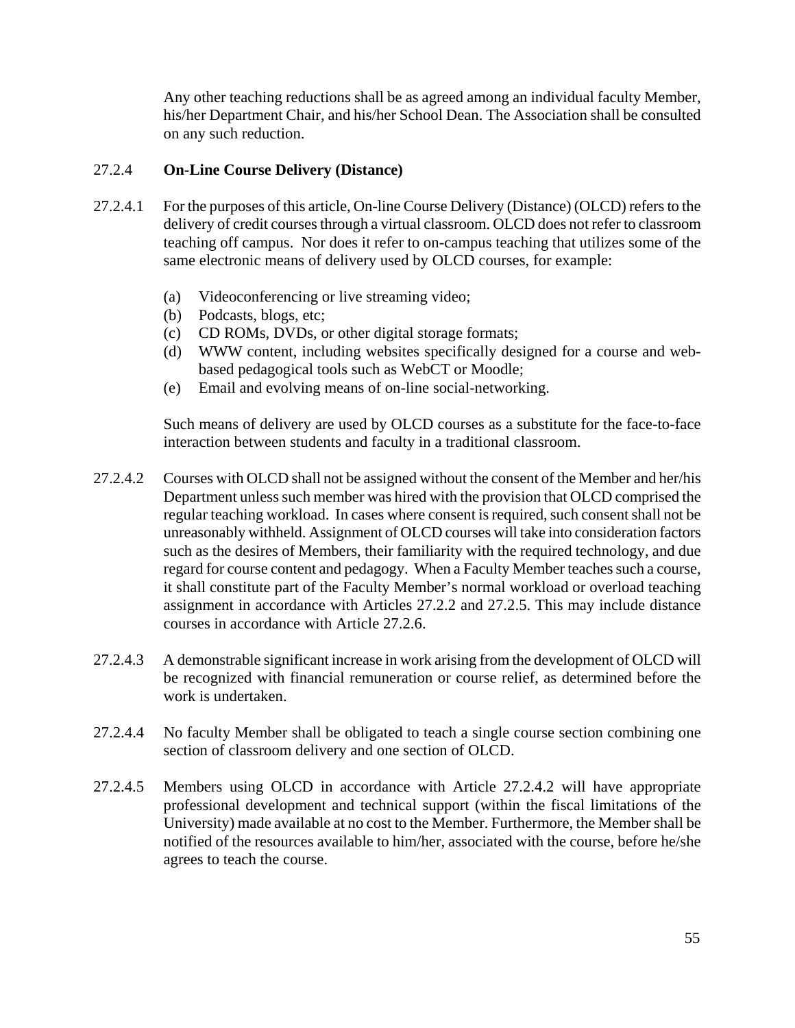Any other teaching reductions shall be as agreed among an individual faculty Member, his/her Department Chair, and his/her School Dean. The Association shall be consulted on any such reduction.

27.2.4 **On-Line Course Delivery (Distance)**

27.2.4.1 For the purposes of this article, On-line Course Delivery (Distance) (OLCD) refers to the delivery of credit courses through a virtual classroom. OLCD does not refer to classroom teaching off campus. Nor does it refer to on-campus teaching that utilizes some of the same electronic means of delivery used by OLCD courses, for example:

(a) Videoconferencing or live streaming video;
(b) Podcasts, blogs, etc;
(c) CD ROMs, DVDs, or other digital storage formats;
(d) WWW content, including websites specifically designed for a course and web-based pedagogical tools such as WebCT or Moodle;
(e) Email and evolving means of on-line social-networking.

Such means of delivery are used by OLCD courses as a substitute for the face-to-face interaction between students and faculty in a traditional classroom.

27.2.4.2 Courses with OLCD shall not be assigned without the consent of the Member and her/his Department unless such member was hired with the provision that OLCD comprised the regular teaching workload. In cases where consent is required, such consent shall not be unreasonably withheld. Assignment of OLCD courses will take into consideration factors such as the desires of Members, their familiarity with the required technology, and due regard for course content and pedagogy. When a Faculty Member teaches such a course, it shall constitute part of the Faculty Member's normal workload or overload teaching assignment in accordance with Articles 27.2.2 and 27.2.5. This may include distance courses in accordance with Article 27.2.6.

27.2.4.3 A demonstrable significant increase in work arising from the development of OLCD will be recognized with financial remuneration or course relief, as determined before the work is undertaken.

27.2.4.4 No faculty Member shall be obligated to teach a single course section combining one section of classroom delivery and one section of OLCD.

27.2.4.5 Members using OLCD in accordance with Article 27.2.4.2 will have appropriate professional development and technical support (within the fiscal limitations of the University) made available at no cost to the Member. Furthermore, the Member shall be notified of the resources available to him/her, associated with the course, before he/she agrees to teach the course.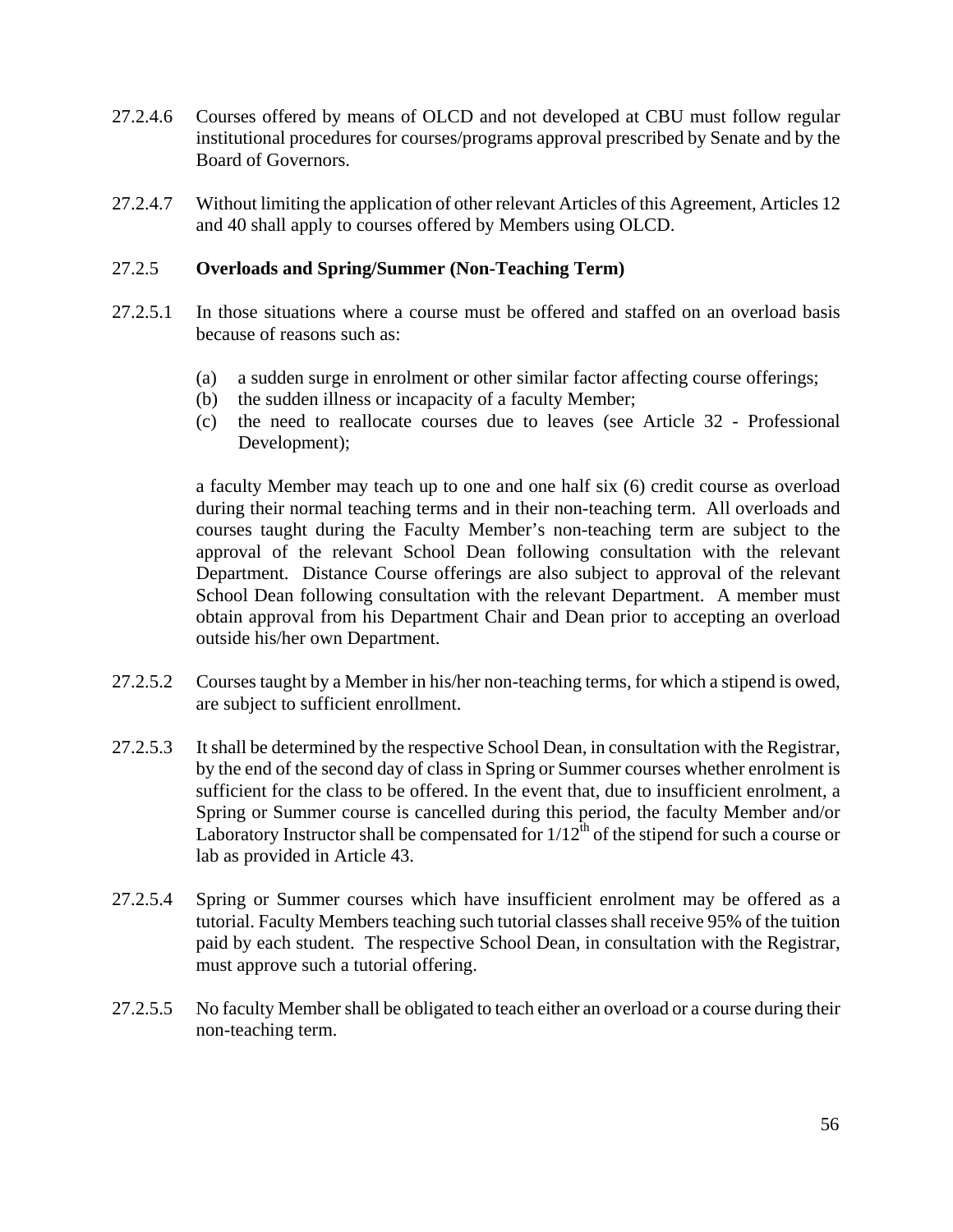27.2.4.6 Courses offered by means of OLCD and not developed at CBU must follow regular institutional procedures for courses/programs approval prescribed by Senate and by the Board of Governors.

27.2.4.7 Without limiting the application of other relevant Articles of this Agreement, Articles 12 and 40 shall apply to courses offered by Members using OLCD.

27.2.5 **Overloads and Spring/Summer (Non-Teaching Term)**

27.2.5.1 In those situations where a course must be offered and staffed on an overload basis because of reasons such as:

(a) a sudden surge in enrolment or other similar factor affecting course offerings;
(b) the sudden illness or incapacity of a faculty Member;
(c) the need to reallocate courses due to leaves (see Article 32 - Professional Development);

a faculty Member may teach up to one and one half six (6) credit course as overload during their normal teaching terms and in their non-teaching term. All overloads and courses taught during the Faculty Member's non-teaching term are subject to the approval of the relevant School Dean following consultation with the relevant Department. Distance Course offerings are also subject to approval of the relevant School Dean following consultation with the relevant Department. A member must obtain approval from his Department Chair and Dean prior to accepting an overload outside his/her own Department.

27.2.5.2 Courses taught by a Member in his/her non-teaching terms, for which a stipend is owed, are subject to sufficient enrollment.

27.2.5.3 It shall be determined by the respective School Dean, in consultation with the Registrar, by the end of the second day of class in Spring or Summer courses whether enrolment is sufficient for the class to be offered. In the event that, due to insufficient enrolment, a Spring or Summer course is cancelled during this period, the faculty Member and/or Laboratory Instructor shall be compensated for $1/12^{th}$ of the stipend for such a course or lab as provided in Article 43.

27.2.5.4 Spring or Summer courses which have insufficient enrolment may be offered as a tutorial. Faculty Members teaching such tutorial classes shall receive 95% of the tuition paid by each student. The respective School Dean, in consultation with the Registrar, must approve such a tutorial offering.

27.2.5.5 No faculty Member shall be obligated to teach either an overload or a course during their non-teaching term.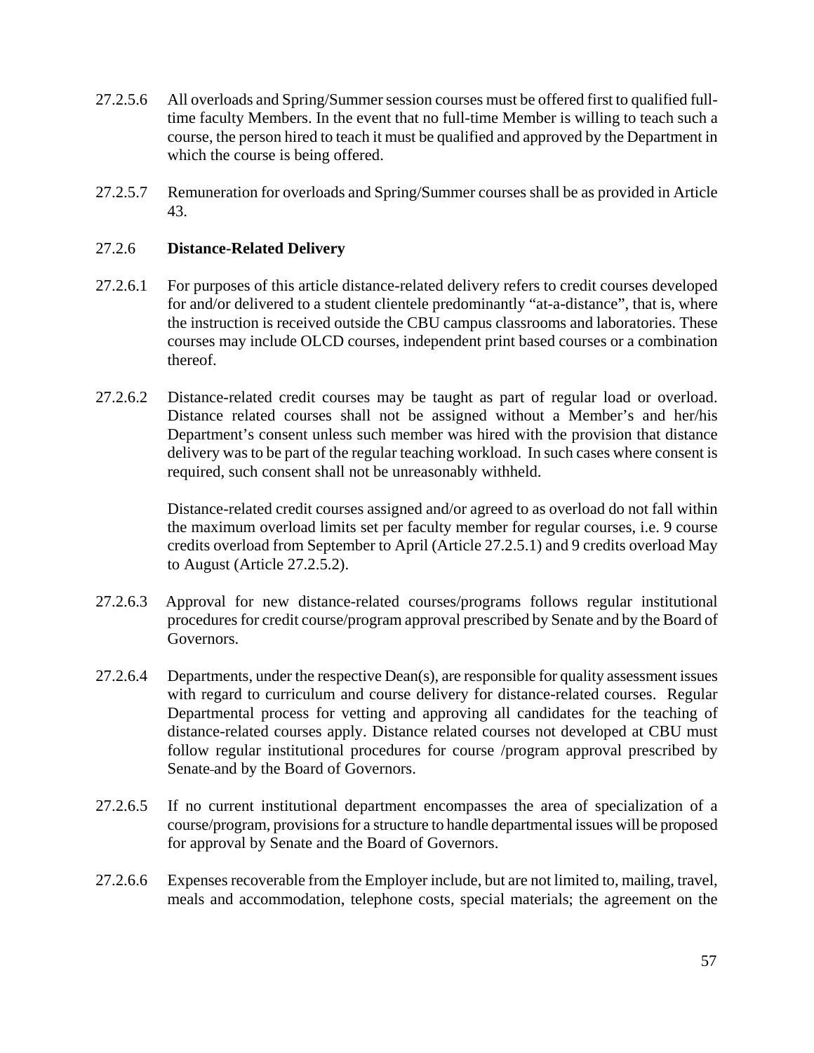27.2.5.6 All overloads and Spring/Summer session courses must be offered first to qualified full-time faculty Members. In the event that no full-time Member is willing to teach such a course, the person hired to teach it must be qualified and approved by the Department in which the course is being offered.

27.2.5.7 Remuneration for overloads and Spring/Summer courses shall be as provided in Article 43.

27.2.6 **Distance-Related Delivery**

27.2.6.1 For purposes of this article distance-related delivery refers to credit courses developed for and/or delivered to a student clientele predominantly "at-a-distance", that is, where the instruction is received outside the CBU campus classrooms and laboratories. These courses may include OLCD courses, independent print based courses or a combination thereof.

27.2.6.2 Distance-related credit courses may be taught as part of regular load or overload. Distance related courses shall not be assigned without a Member's and her/his Department's consent unless such member was hired with the provision that distance delivery was to be part of the regular teaching workload. In such cases where consent is required, such consent shall not be unreasonably withheld.

Distance-related credit courses assigned and/or agreed to as overload do not fall within the maximum overload limits set per faculty member for regular courses, i.e. 9 course credits overload from September to April (Article 27.2.5.1) and 9 credits overload May to August (Article 27.2.5.2).

27.2.6.3 Approval for new distance-related courses/programs follows regular institutional procedures for credit course/program approval prescribed by Senate and by the Board of Governors.

27.2.6.4 Departments, under the respective Dean(s), are responsible for quality assessment issues with regard to curriculum and course delivery for distance-related courses. Regular Departmental process for vetting and approving all candidates for the teaching of distance-related courses apply. Distance related courses not developed at CBU must follow regular institutional procedures for course /program approval prescribed by Senate and by the Board of Governors.

27.2.6.5 If no current institutional department encompasses the area of specialization of a course/program, provisions for a structure to handle departmental issues will be proposed for approval by Senate and the Board of Governors.

27.2.6.6 Expenses recoverable from the Employer include, but are not limited to, mailing, travel, meals and accommodation, telephone costs, special materials; the agreement on the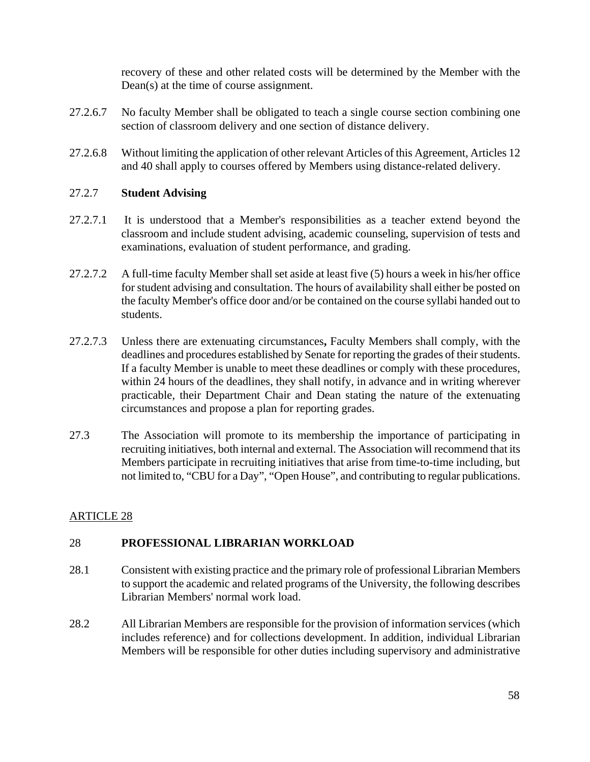recovery of these and other related costs will be determined by the Member with the Dean(s) at the time of course assignment.

27.2.6.7 No faculty Member shall be obligated to teach a single course section combining one section of classroom delivery and one section of distance delivery.

27.2.6.8 Without limiting the application of other relevant Articles of this Agreement, Articles 12 and 40 shall apply to courses offered by Members using distance-related delivery.

27.2.7 **Student Advising**

27.2.7.1 It is understood that a Member's responsibilities as a teacher extend beyond the classroom and include student advising, academic counseling, supervision of tests and examinations, evaluation of student performance, and grading.

27.2.7.2 A full-time faculty Member shall set aside at least five (5) hours a week in his/her office for student advising and consultation. The hours of availability shall either be posted on the faculty Member's office door and/or be contained on the course syllabi handed out to students.

27.2.7.3 Unless there are extenuating circumstances**,** Faculty Members shall comply, with the deadlines and procedures established by Senate for reporting the grades of their students. If a faculty Member is unable to meet these deadlines or comply with these procedures, within 24 hours of the deadlines, they shall notify, in advance and in writing wherever practicable, their Department Chair and Dean stating the nature of the extenuating circumstances and propose a plan for reporting grades.

27.3 The Association will promote to its membership the importance of participating in recruiting initiatives, both internal and external. The Association will recommend that its Members participate in recruiting initiatives that arise from time-to-time including, but not limited to, "CBU for a Day", "Open House", and contributing to regular publications.

## ARTICLE 28

## 28 PROFESSIONAL LIBRARIAN WORKLOAD

28.1 Consistent with existing practice and the primary role of professional Librarian Members to support the academic and related programs of the University, the following describes Librarian Members' normal work load.

28.2 All Librarian Members are responsible for the provision of information services (which includes reference) and for collections development. In addition, individual Librarian Members will be responsible for other duties including supervisory and administrative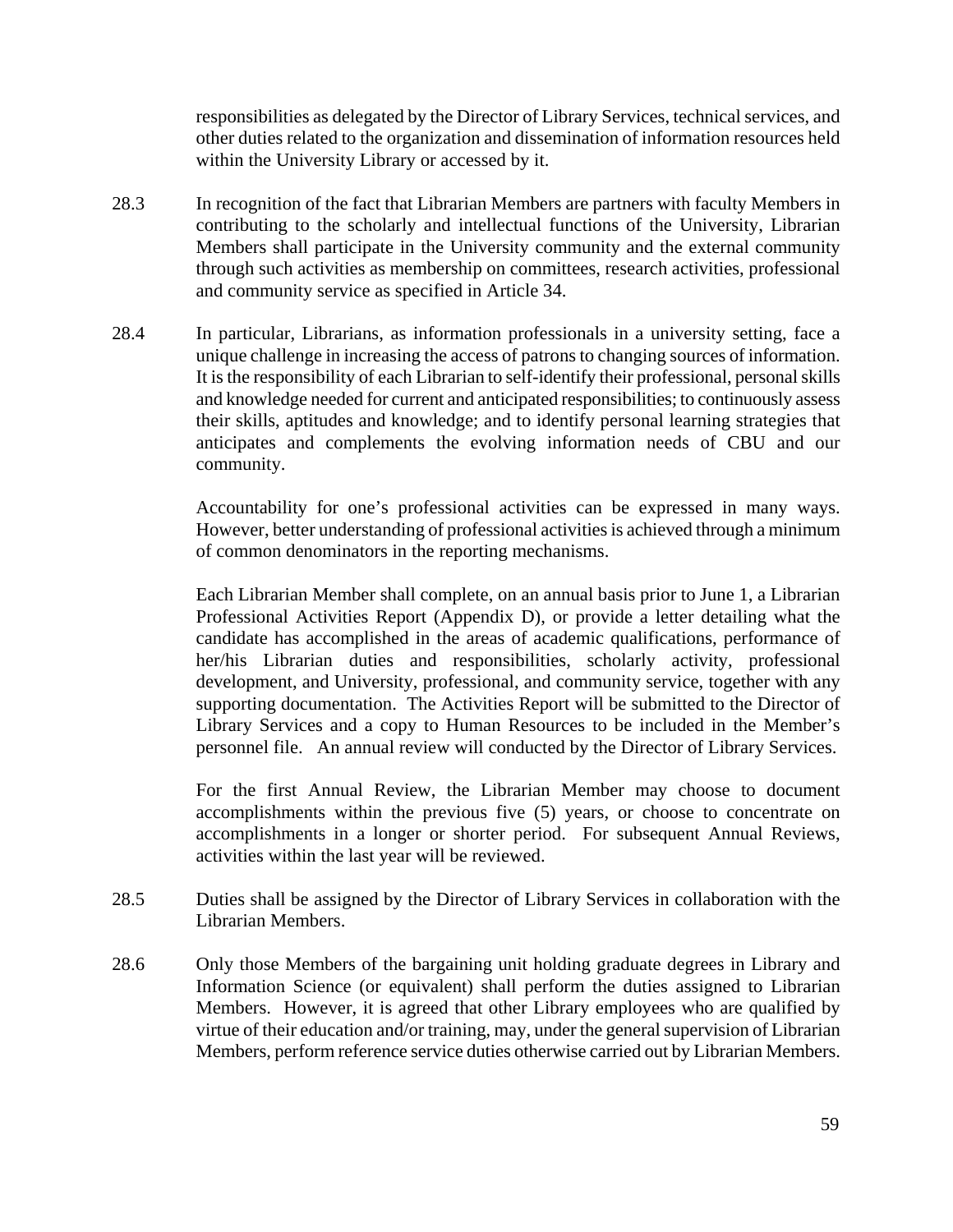responsibilities as delegated by the Director of Library Services, technical services, and other duties related to the organization and dissemination of information resources held within the University Library or accessed by it.

28.3 In recognition of the fact that Librarian Members are partners with faculty Members in contributing to the scholarly and intellectual functions of the University, Librarian Members shall participate in the University community and the external community through such activities as membership on committees, research activities, professional and community service as specified in Article 34.

28.4 In particular, Librarians, as information professionals in a university setting, face a unique challenge in increasing the access of patrons to changing sources of information. It is the responsibility of each Librarian to self-identify their professional, personal skills and knowledge needed for current and anticipated responsibilities; to continuously assess their skills, aptitudes and knowledge; and to identify personal learning strategies that anticipates and complements the evolving information needs of CBU and our community.

Accountability for one's professional activities can be expressed in many ways. However, better understanding of professional activities is achieved through a minimum of common denominators in the reporting mechanisms.

Each Librarian Member shall complete, on an annual basis prior to June 1, a Librarian Professional Activities Report (Appendix D), or provide a letter detailing what the candidate has accomplished in the areas of academic qualifications, performance of her/his Librarian duties and responsibilities, scholarly activity, professional development, and University, professional, and community service, together with any supporting documentation. The Activities Report will be submitted to the Director of Library Services and a copy to Human Resources to be included in the Member's personnel file. An annual review will conducted by the Director of Library Services.

For the first Annual Review, the Librarian Member may choose to document accomplishments within the previous five (5) years, or choose to concentrate on accomplishments in a longer or shorter period. For subsequent Annual Reviews, activities within the last year will be reviewed.

28.5 Duties shall be assigned by the Director of Library Services in collaboration with the Librarian Members.

28.6 Only those Members of the bargaining unit holding graduate degrees in Library and Information Science (or equivalent) shall perform the duties assigned to Librarian Members. However, it is agreed that other Library employees who are qualified by virtue of their education and/or training, may, under the general supervision of Librarian Members, perform reference service duties otherwise carried out by Librarian Members.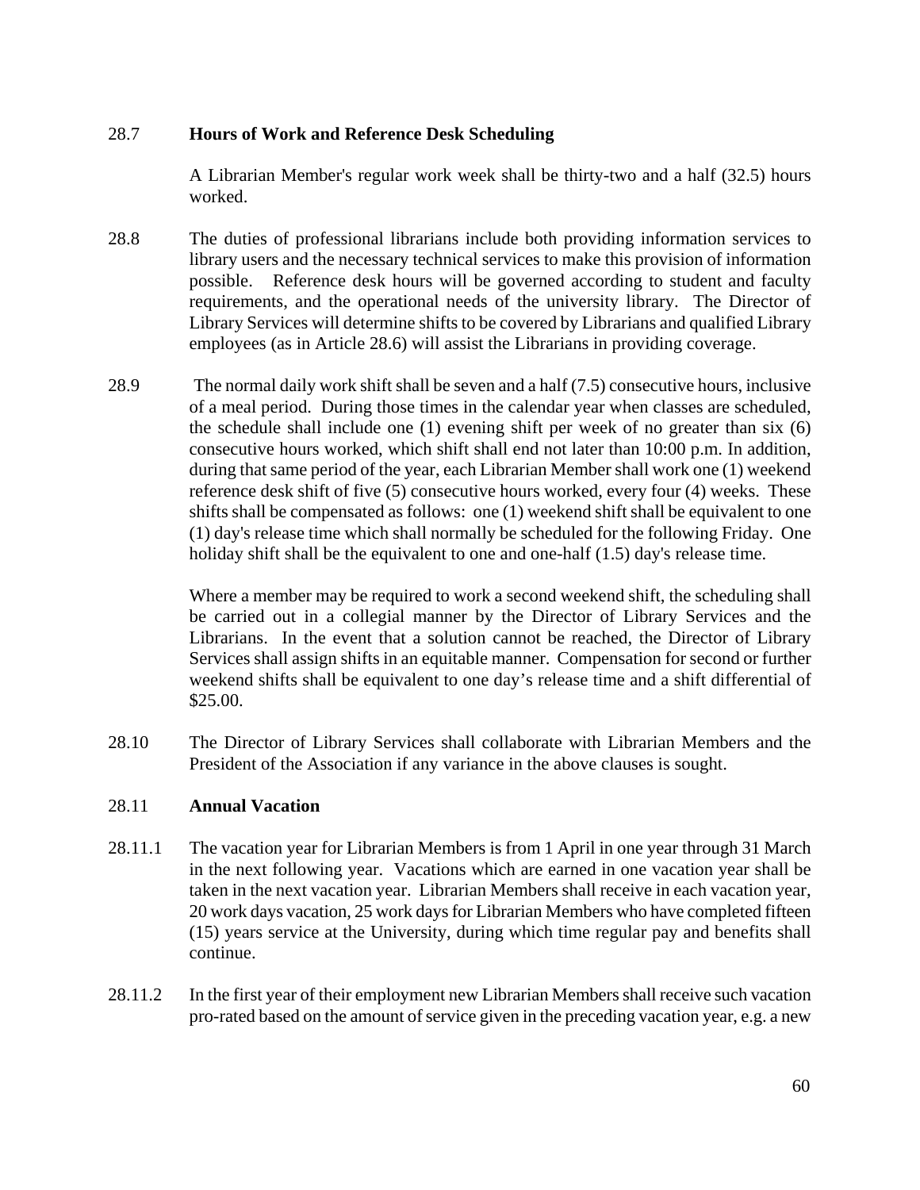28.7 **Hours of Work and Reference Desk Scheduling**

A Librarian Member's regular work week shall be thirty-two and a half (32.5) hours worked.

28.8 The duties of professional librarians include both providing information services to library users and the necessary technical services to make this provision of information possible. Reference desk hours will be governed according to student and faculty requirements, and the operational needs of the university library. The Director of Library Services will determine shifts to be covered by Librarians and qualified Library employees (as in Article 28.6) will assist the Librarians in providing coverage.

28.9 The normal daily work shift shall be seven and a half (7.5) consecutive hours, inclusive of a meal period. During those times in the calendar year when classes are scheduled, the schedule shall include one (1) evening shift per week of no greater than six (6) consecutive hours worked, which shift shall end not later than 10:00 p.m. In addition, during that same period of the year, each Librarian Member shall work one (1) weekend reference desk shift of five (5) consecutive hours worked, every four (4) weeks. These shifts shall be compensated as follows: one (1) weekend shift shall be equivalent to one (1) day's release time which shall normally be scheduled for the following Friday. One holiday shift shall be the equivalent to one and one-half (1.5) day's release time.

Where a member may be required to work a second weekend shift, the scheduling shall be carried out in a collegial manner by the Director of Library Services and the Librarians. In the event that a solution cannot be reached, the Director of Library Services shall assign shifts in an equitable manner. Compensation for second or further weekend shifts shall be equivalent to one day's release time and a shift differential of $25.00.

28.10 The Director of Library Services shall collaborate with Librarian Members and the President of the Association if any variance in the above clauses is sought.

28.11 **Annual Vacation**

28.11.1 The vacation year for Librarian Members is from 1 April in one year through 31 March in the next following year. Vacations which are earned in one vacation year shall be taken in the next vacation year. Librarian Members shall receive in each vacation year, 20 work days vacation, 25 work days for Librarian Members who have completed fifteen (15) years service at the University, during which time regular pay and benefits shall continue.

28.11.2 In the first year of their employment new Librarian Members shall receive such vacation pro-rated based on the amount of service given in the preceding vacation year, e.g. a new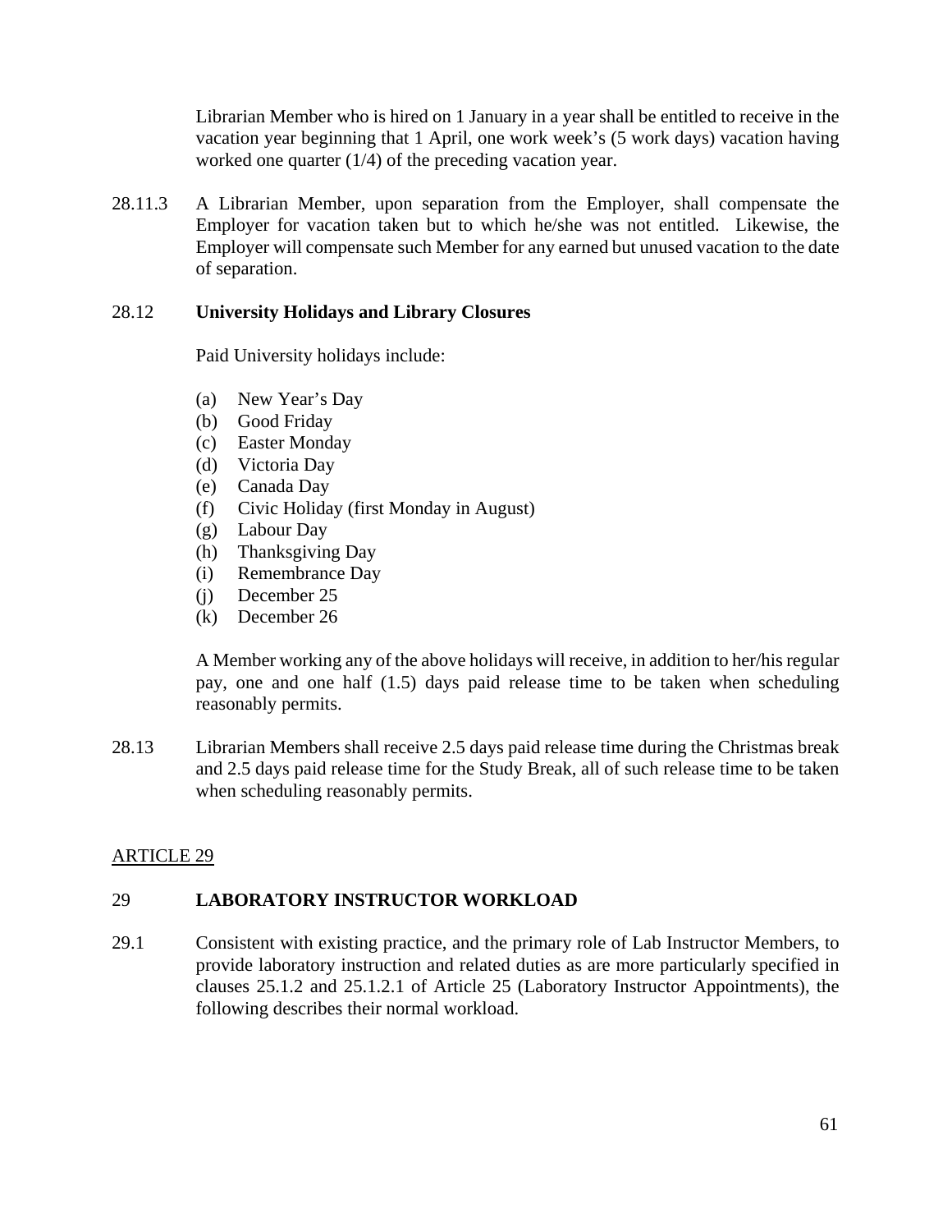Librarian Member who is hired on 1 January in a year shall be entitled to receive in the vacation year beginning that 1 April, one work week's (5 work days) vacation having worked one quarter (1/4) of the preceding vacation year.

28.11.3 A Librarian Member, upon separation from the Employer, shall compensate the Employer for vacation taken but to which he/she was not entitled. Likewise, the Employer will compensate such Member for any earned but unused vacation to the date of separation.

28.12 **University Holidays and Library Closures**

Paid University holidays include:

(a) New Year's Day
(b) Good Friday
(c) Easter Monday
(d) Victoria Day
(e) Canada Day
(f) Civic Holiday (first Monday in August)
(g) Labour Day
(h) Thanksgiving Day
(i) Remembrance Day
(j) December 25
(k) December 26

A Member working any of the above holidays will receive, in addition to her/his regular pay, one and one half (1.5) days paid release time to be taken when scheduling reasonably permits.

28.13 Librarian Members shall receive 2.5 days paid release time during the Christmas break and 2.5 days paid release time for the Study Break, all of such release time to be taken when scheduling reasonably permits.

ARTICLE 29

## 29 LABORATORY INSTRUCTOR WORKLOAD

29.1 Consistent with existing practice, and the primary role of Lab Instructor Members, to provide laboratory instruction and related duties as are more particularly specified in clauses 25.1.2 and 25.1.2.1 of Article 25 (Laboratory Instructor Appointments), the following describes their normal workload.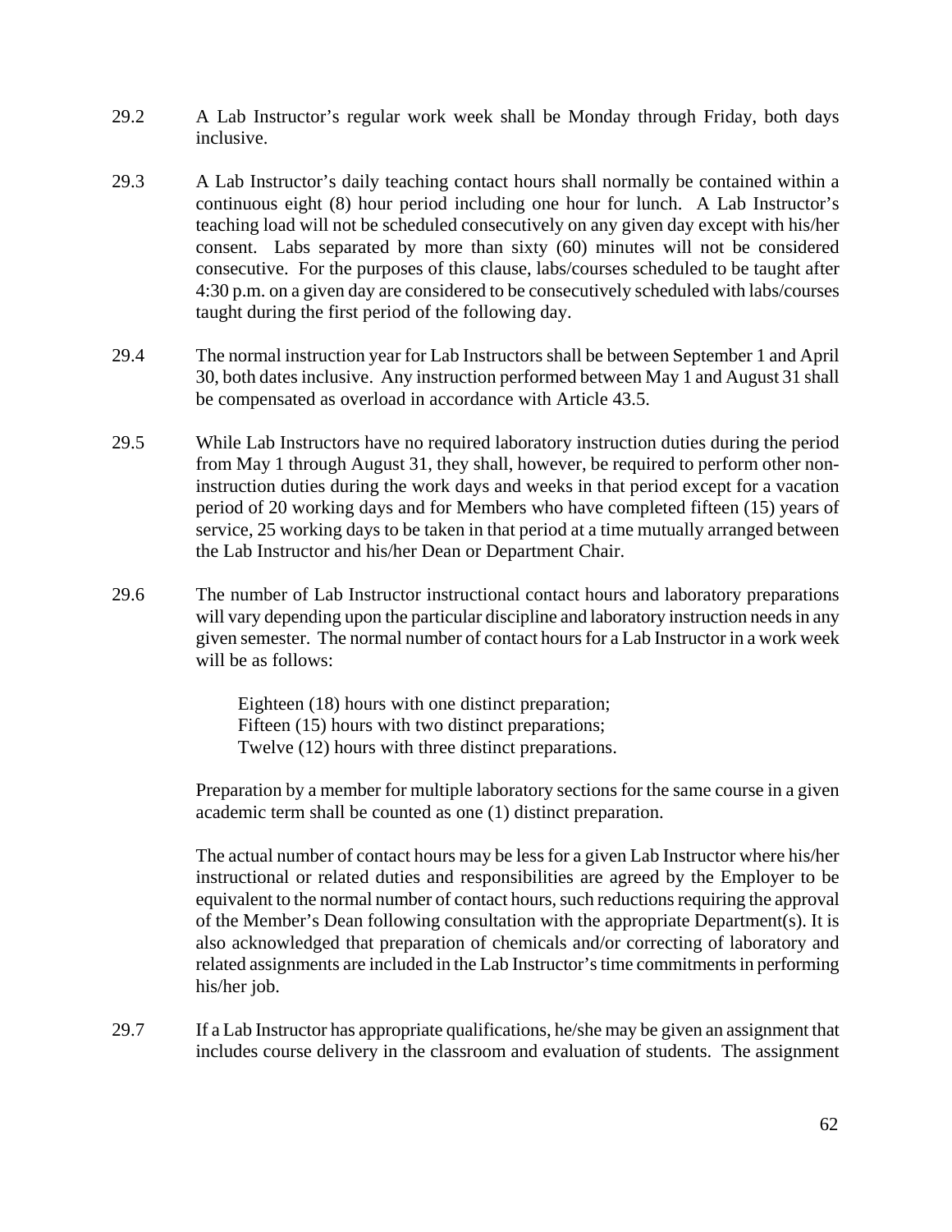29.2 A Lab Instructor's regular work week shall be Monday through Friday, both days inclusive.

29.3 A Lab Instructor's daily teaching contact hours shall normally be contained within a continuous eight (8) hour period including one hour for lunch. A Lab Instructor's teaching load will not be scheduled consecutively on any given day except with his/her consent. Labs separated by more than sixty (60) minutes will not be considered consecutive. For the purposes of this clause, labs/courses scheduled to be taught after 4:30 p.m. on a given day are considered to be consecutively scheduled with labs/courses taught during the first period of the following day.

29.4 The normal instruction year for Lab Instructors shall be between September 1 and April 30, both dates inclusive. Any instruction performed between May 1 and August 31 shall be compensated as overload in accordance with Article 43.5.

29.5 While Lab Instructors have no required laboratory instruction duties during the period from May 1 through August 31, they shall, however, be required to perform other non-instruction duties during the work days and weeks in that period except for a vacation period of 20 working days and for Members who have completed fifteen (15) years of service, 25 working days to be taken in that period at a time mutually arranged between the Lab Instructor and his/her Dean or Department Chair.

29.6 The number of Lab Instructor instructional contact hours and laboratory preparations will vary depending upon the particular discipline and laboratory instruction needs in any given semester. The normal number of contact hours for a Lab Instructor in a work week will be as follows:

Eighteen (18) hours with one distinct preparation;
Fifteen (15) hours with two distinct preparations;
Twelve (12) hours with three distinct preparations.

Preparation by a member for multiple laboratory sections for the same course in a given academic term shall be counted as one (1) distinct preparation.

The actual number of contact hours may be less for a given Lab Instructor where his/her instructional or related duties and responsibilities are agreed by the Employer to be equivalent to the normal number of contact hours, such reductions requiring the approval of the Member's Dean following consultation with the appropriate Department(s). It is also acknowledged that preparation of chemicals and/or correcting of laboratory and related assignments are included in the Lab Instructor's time commitments in performing his/her job.

29.7 If a Lab Instructor has appropriate qualifications, he/she may be given an assignment that includes course delivery in the classroom and evaluation of students. The assignment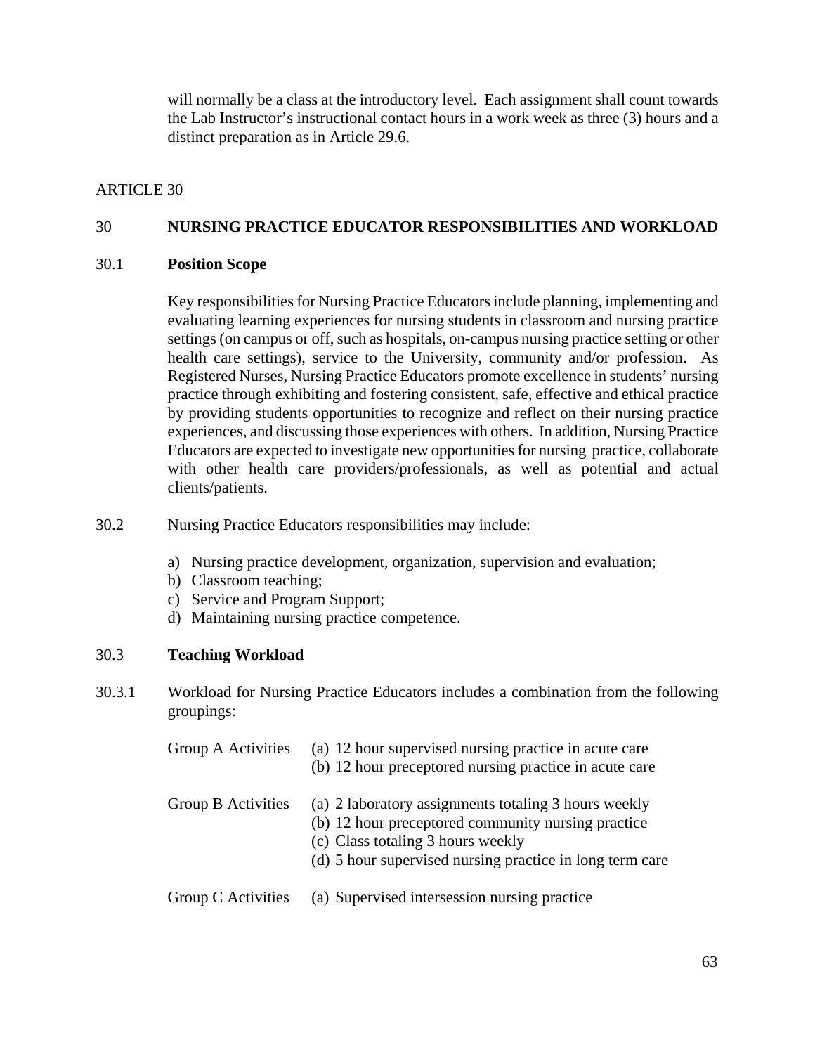will normally be a class at the introductory level. Each assignment shall count towards the Lab Instructor's instructional contact hours in a work week as three (3) hours and a distinct preparation as in Article 29.6.

ARTICLE 30

## 30 NURSING PRACTICE EDUCATOR RESPONSIBILITIES AND WORKLOAD

### 30.1 Position Scope

Key responsibilities for Nursing Practice Educators include planning, implementing and evaluating learning experiences for nursing students in classroom and nursing practice settings (on campus or off, such as hospitals, on-campus nursing practice setting or other health care settings), service to the University, community and/or profession. As Registered Nurses, Nursing Practice Educators promote excellence in students' nursing practice through exhibiting and fostering consistent, safe, effective and ethical practice by providing students opportunities to recognize and reflect on their nursing practice experiences, and discussing those experiences with others. In addition, Nursing Practice Educators are expected to investigate new opportunities for nursing practice, collaborate with other health care providers/professionals, as well as potential and actual clients/patients.

30.2 Nursing Practice Educators responsibilities may include:

a) Nursing practice development, organization, supervision and evaluation;
b) Classroom teaching;
c) Service and Program Support;
d) Maintaining nursing practice competence.

### 30.3 Teaching Workload

30.3.1 Workload for Nursing Practice Educators includes a combination from the following groupings:

Group A Activities
- (a) 12 hour supervised nursing practice in acute care
- (b) 12 hour preceptored nursing practice in acute care

Group B Activities
- (a) 2 laboratory assignments totaling 3 hours weekly
- (b) 12 hour preceptored community nursing practice
- (c) Class totaling 3 hours weekly
- (d) 5 hour supervised nursing practice in long term care

Group C Activities
- (a) Supervised intersession nursing practice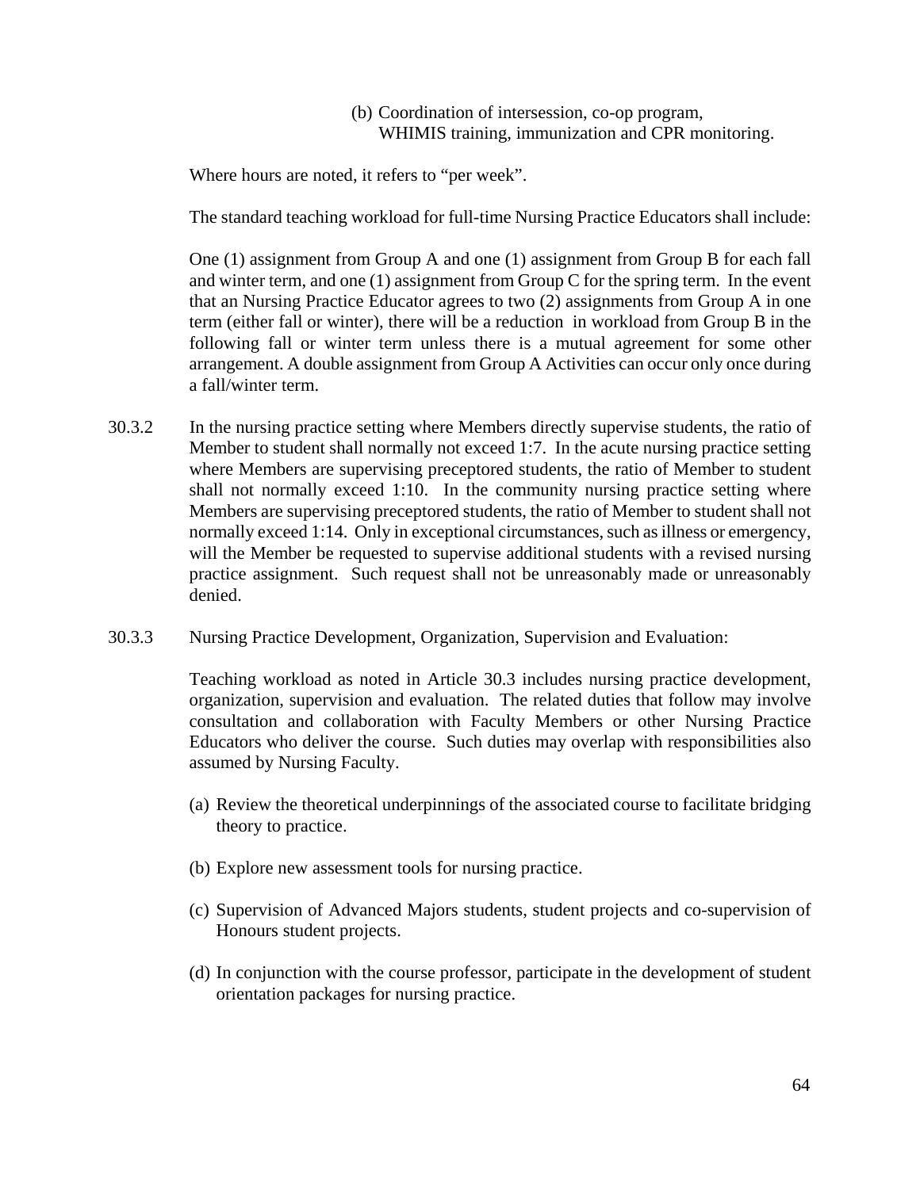(b) Coordination of intersession, co-op program, WHIMIS training, immunization and CPR monitoring.

Where hours are noted, it refers to "per week".

The standard teaching workload for full-time Nursing Practice Educators shall include:

One (1) assignment from Group A and one (1) assignment from Group B for each fall and winter term, and one (1) assignment from Group C for the spring term. In the event that an Nursing Practice Educator agrees to two (2) assignments from Group A in one term (either fall or winter), there will be a reduction in workload from Group B in the following fall or winter term unless there is a mutual agreement for some other arrangement. A double assignment from Group A Activities can occur only once during a fall/winter term.

30.3.2 In the nursing practice setting where Members directly supervise students, the ratio of Member to student shall normally not exceed 1:7. In the acute nursing practice setting where Members are supervising preceptored students, the ratio of Member to student shall not normally exceed 1:10. In the community nursing practice setting where Members are supervising preceptored students, the ratio of Member to student shall not normally exceed 1:14. Only in exceptional circumstances, such as illness or emergency, will the Member be requested to supervise additional students with a revised nursing practice assignment. Such request shall not be unreasonably made or unreasonably denied.

30.3.3 Nursing Practice Development, Organization, Supervision and Evaluation:

Teaching workload as noted in Article 30.3 includes nursing practice development, organization, supervision and evaluation. The related duties that follow may involve consultation and collaboration with Faculty Members or other Nursing Practice Educators who deliver the course. Such duties may overlap with responsibilities also assumed by Nursing Faculty.

(a) Review the theoretical underpinnings of the associated course to facilitate bridging theory to practice.

(b) Explore new assessment tools for nursing practice.

(c) Supervision of Advanced Majors students, student projects and co-supervision of Honours student projects.

(d) In conjunction with the course professor, participate in the development of student orientation packages for nursing practice.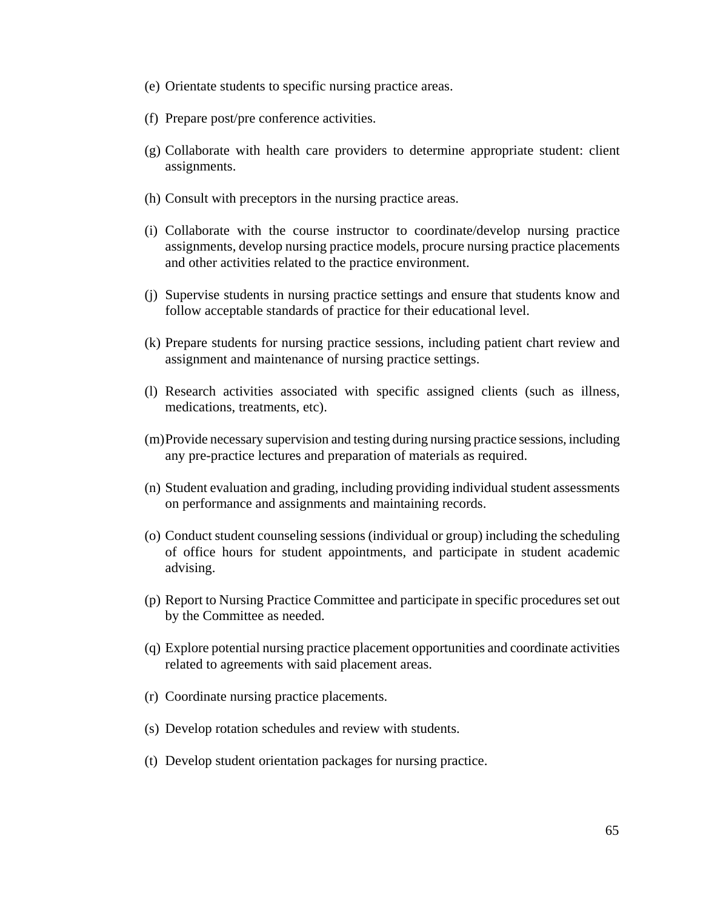(e) Orientate students to specific nursing practice areas.

(f) Prepare post/pre conference activities.

(g) Collaborate with health care providers to determine appropriate student: client assignments.

(h) Consult with preceptors in the nursing practice areas.

(i) Collaborate with the course instructor to coordinate/develop nursing practice assignments, develop nursing practice models, procure nursing practice placements and other activities related to the practice environment.

(j) Supervise students in nursing practice settings and ensure that students know and follow acceptable standards of practice for their educational level.

(k) Prepare students for nursing practice sessions, including patient chart review and assignment and maintenance of nursing practice settings.

(l) Research activities associated with specific assigned clients (such as illness, medications, treatments, etc).

(m) Provide necessary supervision and testing during nursing practice sessions, including any pre-practice lectures and preparation of materials as required.

(n) Student evaluation and grading, including providing individual student assessments on performance and assignments and maintaining records.

(o) Conduct student counseling sessions (individual or group) including the scheduling of office hours for student appointments, and participate in student academic advising.

(p) Report to Nursing Practice Committee and participate in specific procedures set out by the Committee as needed.

(q) Explore potential nursing practice placement opportunities and coordinate activities related to agreements with said placement areas.

(r) Coordinate nursing practice placements.

(s) Develop rotation schedules and review with students.

(t) Develop student orientation packages for nursing practice.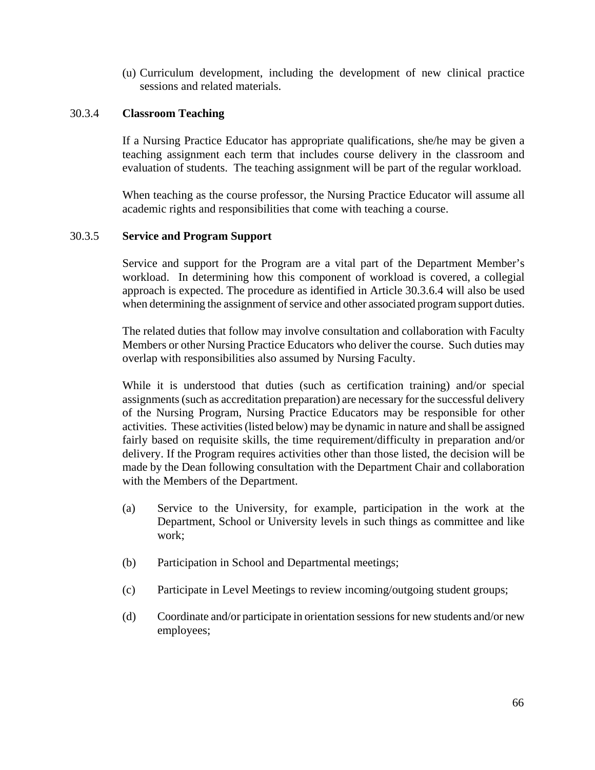(u) Curriculum development, including the development of new clinical practice sessions and related materials.

### 30.3.4 **Classroom Teaching**

If a Nursing Practice Educator has appropriate qualifications, she/he may be given a teaching assignment each term that includes course delivery in the classroom and evaluation of students. The teaching assignment will be part of the regular workload.

When teaching as the course professor, the Nursing Practice Educator will assume all academic rights and responsibilities that come with teaching a course.

### 30.3.5 **Service and Program Support**

Service and support for the Program are a vital part of the Department Member's workload. In determining how this component of workload is covered, a collegial approach is expected. The procedure as identified in Article 30.3.6.4 will also be used when determining the assignment of service and other associated program support duties.

The related duties that follow may involve consultation and collaboration with Faculty Members or other Nursing Practice Educators who deliver the course. Such duties may overlap with responsibilities also assumed by Nursing Faculty.

While it is understood that duties (such as certification training) and/or special assignments (such as accreditation preparation) are necessary for the successful delivery of the Nursing Program, Nursing Practice Educators may be responsible for other activities. These activities (listed below) may be dynamic in nature and shall be assigned fairly based on requisite skills, the time requirement/difficulty in preparation and/or delivery. If the Program requires activities other than those listed, the decision will be made by the Dean following consultation with the Department Chair and collaboration with the Members of the Department.

(a) Service to the University, for example, participation in the work at the Department, School or University levels in such things as committee and like work;

(b) Participation in School and Departmental meetings;

(c) Participate in Level Meetings to review incoming/outgoing student groups;

(d) Coordinate and/or participate in orientation sessions for new students and/or new employees;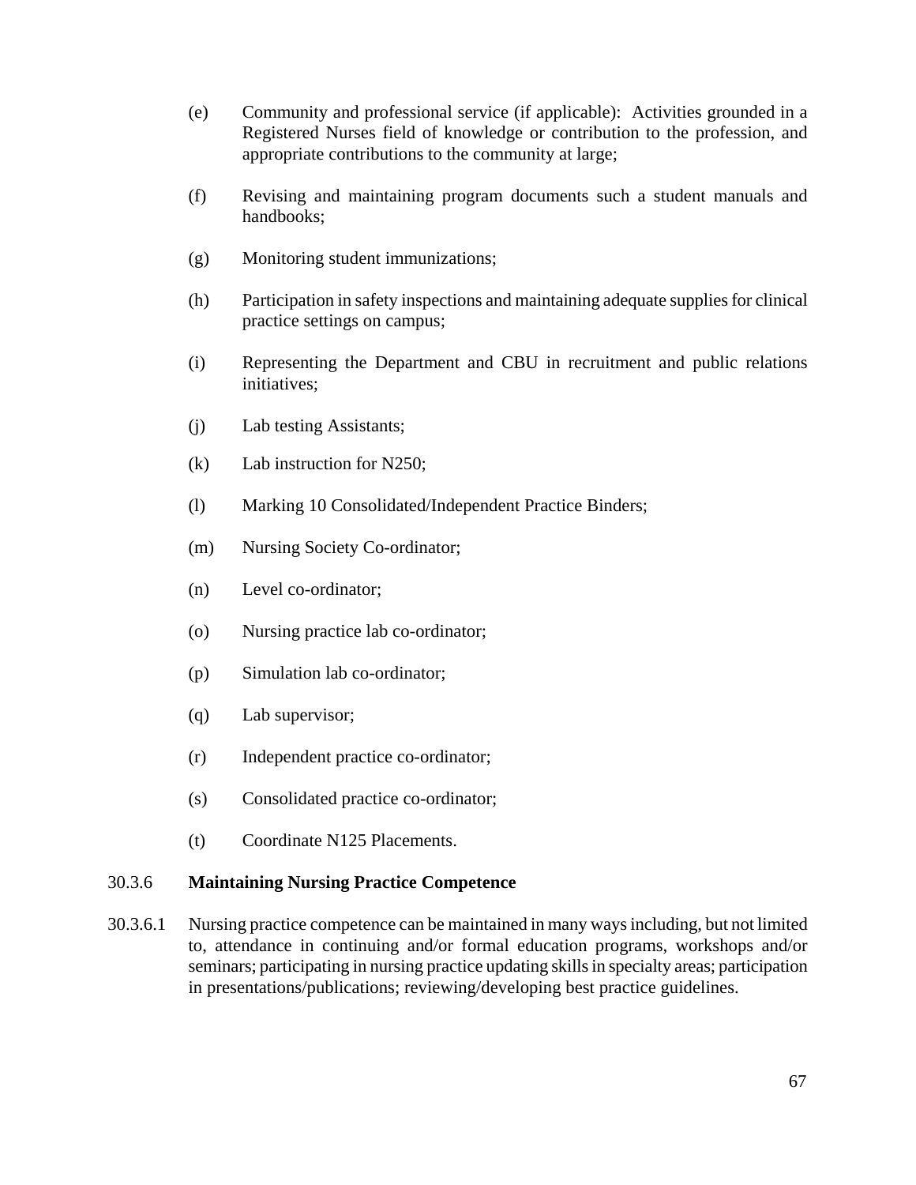(e) Community and professional service (if applicable): Activities grounded in a Registered Nurses field of knowledge or contribution to the profession, and appropriate contributions to the community at large;

(f) Revising and maintaining program documents such a student manuals and handbooks;

(g) Monitoring student immunizations;

(h) Participation in safety inspections and maintaining adequate supplies for clinical practice settings on campus;

(i) Representing the Department and CBU in recruitment and public relations initiatives;

(j) Lab testing Assistants;

(k) Lab instruction for N250;

(l) Marking 10 Consolidated/Independent Practice Binders;

(m) Nursing Society Co-ordinator;

(n) Level co-ordinator;

(o) Nursing practice lab co-ordinator;

(p) Simulation lab co-ordinator;

(q) Lab supervisor;

(r) Independent practice co-ordinator;

(s) Consolidated practice co-ordinator;

(t) Coordinate N125 Placements.

### 30.3.6 **Maintaining Nursing Practice Competence**

30.3.6.1 Nursing practice competence can be maintained in many ways including, but not limited to, attendance in continuing and/or formal education programs, workshops and/or seminars; participating in nursing practice updating skills in specialty areas; participation in presentations/publications; reviewing/developing best practice guidelines.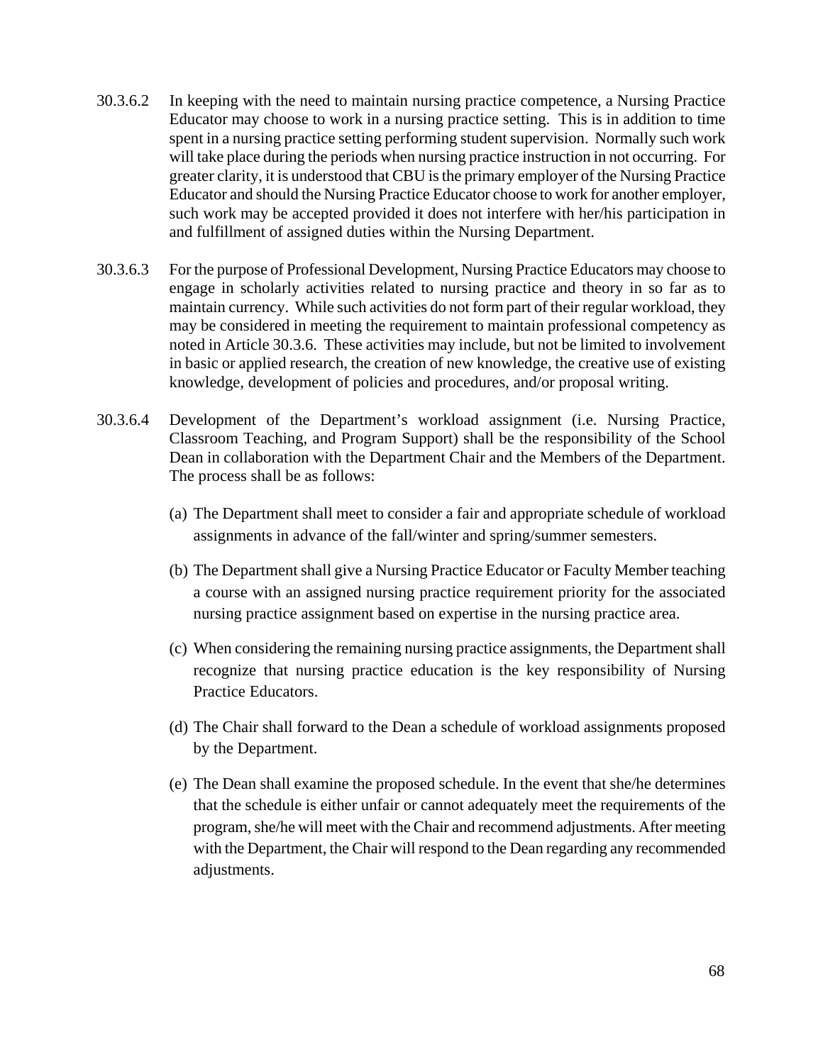30.3.6.2 In keeping with the need to maintain nursing practice competence, a Nursing Practice Educator may choose to work in a nursing practice setting. This is in addition to time spent in a nursing practice setting performing student supervision. Normally such work will take place during the periods when nursing practice instruction in not occurring. For greater clarity, it is understood that CBU is the primary employer of the Nursing Practice Educator and should the Nursing Practice Educator choose to work for another employer, such work may be accepted provided it does not interfere with her/his participation in and fulfillment of assigned duties within the Nursing Department.

30.3.6.3 For the purpose of Professional Development, Nursing Practice Educators may choose to engage in scholarly activities related to nursing practice and theory in so far as to maintain currency. While such activities do not form part of their regular workload, they may be considered in meeting the requirement to maintain professional competency as noted in Article 30.3.6. These activities may include, but not be limited to involvement in basic or applied research, the creation of new knowledge, the creative use of existing knowledge, development of policies and procedures, and/or proposal writing.

30.3.6.4 Development of the Department's workload assignment (i.e. Nursing Practice, Classroom Teaching, and Program Support) shall be the responsibility of the School Dean in collaboration with the Department Chair and the Members of the Department. The process shall be as follows:

(a) The Department shall meet to consider a fair and appropriate schedule of workload assignments in advance of the fall/winter and spring/summer semesters.

(b) The Department shall give a Nursing Practice Educator or Faculty Member teaching a course with an assigned nursing practice requirement priority for the associated nursing practice assignment based on expertise in the nursing practice area.

(c) When considering the remaining nursing practice assignments, the Department shall recognize that nursing practice education is the key responsibility of Nursing Practice Educators.

(d) The Chair shall forward to the Dean a schedule of workload assignments proposed by the Department.

(e) The Dean shall examine the proposed schedule. In the event that she/he determines that the schedule is either unfair or cannot adequately meet the requirements of the program, she/he will meet with the Chair and recommend adjustments. After meeting with the Department, the Chair will respond to the Dean regarding any recommended adjustments.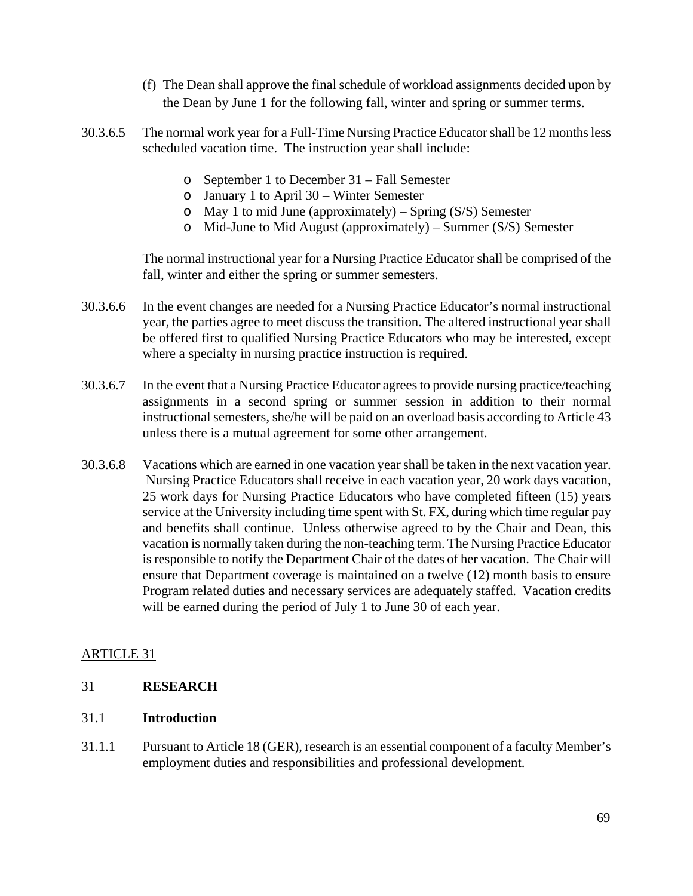(f) The Dean shall approve the final schedule of workload assignments decided upon by the Dean by June 1 for the following fall, winter and spring or summer terms.

30.3.6.5 The normal work year for a Full-Time Nursing Practice Educator shall be 12 months less scheduled vacation time. The instruction year shall include:

- September 1 to December 31 – Fall Semester
- January 1 to April 30 – Winter Semester
- May 1 to mid June (approximately) – Spring (S/S) Semester
- Mid-June to Mid August (approximately) – Summer (S/S) Semester

The normal instructional year for a Nursing Practice Educator shall be comprised of the fall, winter and either the spring or summer semesters.

30.3.6.6 In the event changes are needed for a Nursing Practice Educator's normal instructional year, the parties agree to meet discuss the transition. The altered instructional year shall be offered first to qualified Nursing Practice Educators who may be interested, except where a specialty in nursing practice instruction is required.

30.3.6.7 In the event that a Nursing Practice Educator agrees to provide nursing practice/teaching assignments in a second spring or summer session in addition to their normal instructional semesters, she/he will be paid on an overload basis according to Article 43 unless there is a mutual agreement for some other arrangement.

30.3.6.8 Vacations which are earned in one vacation year shall be taken in the next vacation year. Nursing Practice Educators shall receive in each vacation year, 20 work days vacation, 25 work days for Nursing Practice Educators who have completed fifteen (15) years service at the University including time spent with St. FX, during which time regular pay and benefits shall continue. Unless otherwise agreed to by the Chair and Dean, this vacation is normally taken during the non-teaching term. The Nursing Practice Educator is responsible to notify the Department Chair of the dates of her vacation. The Chair will ensure that Department coverage is maintained on a twelve (12) month basis to ensure Program related duties and necessary services are adequately staffed. Vacation credits will be earned during the period of July 1 to June 30 of each year.

ARTICLE 31

## 31 RESEARCH

### 31.1 Introduction

31.1.1 Pursuant to Article 18 (GER), research is an essential component of a faculty Member's employment duties and responsibilities and professional development.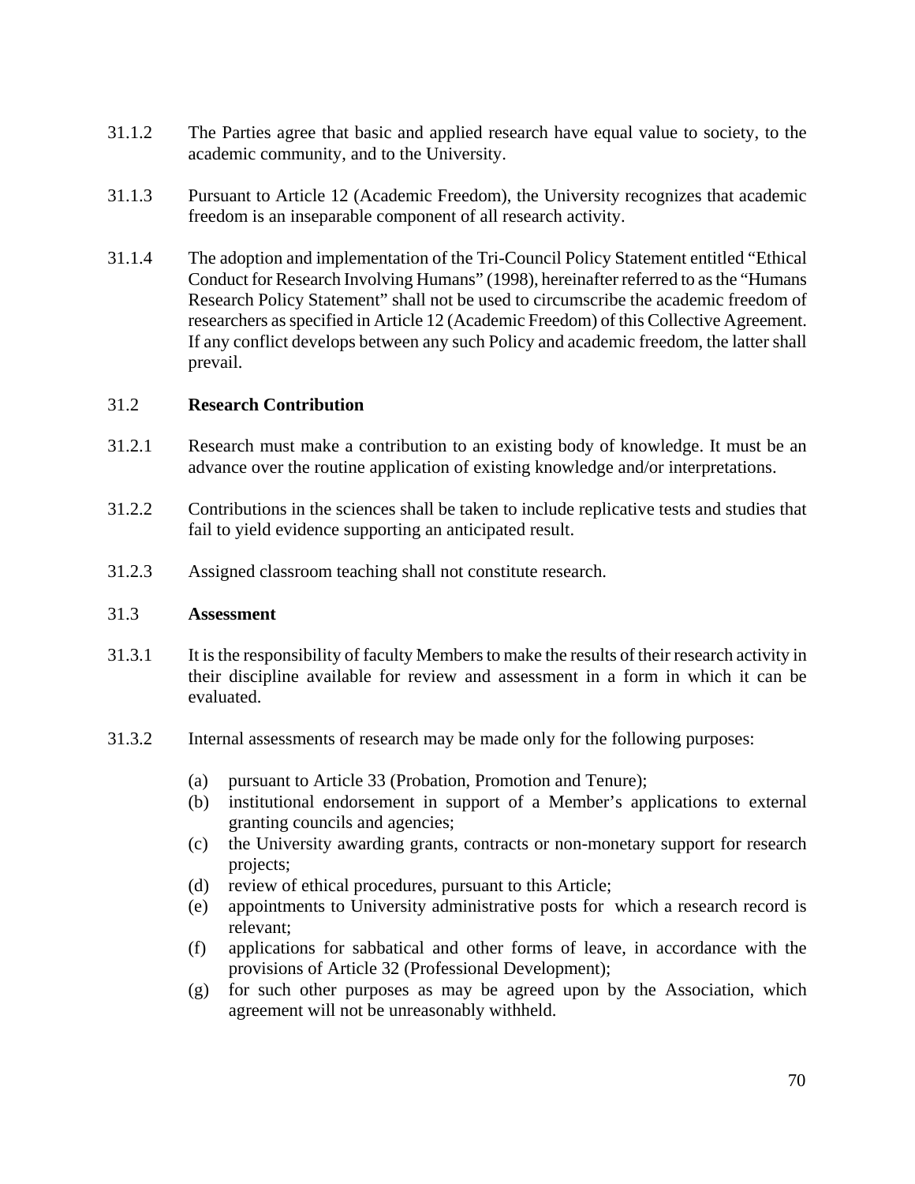31.1.2 The Parties agree that basic and applied research have equal value to society, to the academic community, and to the University.

31.1.3 Pursuant to Article 12 (Academic Freedom), the University recognizes that academic freedom is an inseparable component of all research activity.

31.1.4 The adoption and implementation of the Tri-Council Policy Statement entitled "Ethical Conduct for Research Involving Humans" (1998), hereinafter referred to as the "Humans Research Policy Statement" shall not be used to circumscribe the academic freedom of researchers as specified in Article 12 (Academic Freedom) of this Collective Agreement. If any conflict develops between any such Policy and academic freedom, the latter shall prevail.

## 31.2 **Research Contribution**

31.2.1 Research must make a contribution to an existing body of knowledge. It must be an advance over the routine application of existing knowledge and/or interpretations.

31.2.2 Contributions in the sciences shall be taken to include replicative tests and studies that fail to yield evidence supporting an anticipated result.

31.2.3 Assigned classroom teaching shall not constitute research.

## 31.3 **Assessment**

31.3.1 It is the responsibility of faculty Members to make the results of their research activity in their discipline available for review and assessment in a form in which it can be evaluated.

31.3.2 Internal assessments of research may be made only for the following purposes:

(a) pursuant to Article 33 (Probation, Promotion and Tenure);
(b) institutional endorsement in support of a Member's applications to external granting councils and agencies;
(c) the University awarding grants, contracts or non-monetary support for research projects;
(d) review of ethical procedures, pursuant to this Article;
(e) appointments to University administrative posts for which a research record is relevant;
(f) applications for sabbatical and other forms of leave, in accordance with the provisions of Article 32 (Professional Development);
(g) for such other purposes as may be agreed upon by the Association, which agreement will not be unreasonably withheld.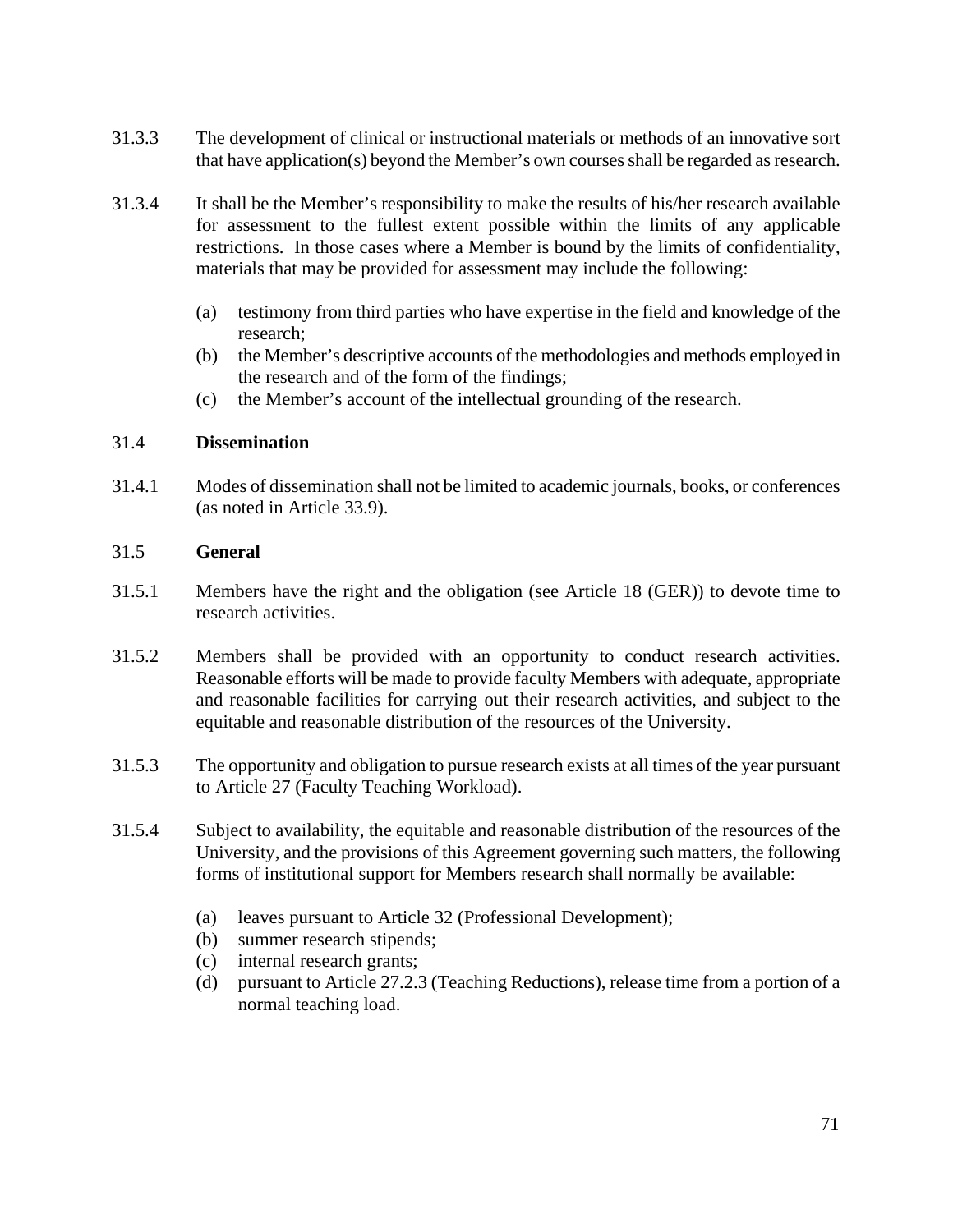31.3.3 The development of clinical or instructional materials or methods of an innovative sort that have application(s) beyond the Member's own courses shall be regarded as research.

31.3.4 It shall be the Member's responsibility to make the results of his/her research available for assessment to the fullest extent possible within the limits of any applicable restrictions. In those cases where a Member is bound by the limits of confidentiality, materials that may be provided for assessment may include the following:

- (a) testimony from third parties who have expertise in the field and knowledge of the research;
- (b) the Member's descriptive accounts of the methodologies and methods employed in the research and of the form of the findings;
- (c) the Member's account of the intellectual grounding of the research.

31.4 **Dissemination**

31.4.1 Modes of dissemination shall not be limited to academic journals, books, or conferences (as noted in Article 33.9).

31.5 **General**

31.5.1 Members have the right and the obligation (see Article 18 (GER)) to devote time to research activities.

31.5.2 Members shall be provided with an opportunity to conduct research activities. Reasonable efforts will be made to provide faculty Members with adequate, appropriate and reasonable facilities for carrying out their research activities, and subject to the equitable and reasonable distribution of the resources of the University.

31.5.3 The opportunity and obligation to pursue research exists at all times of the year pursuant to Article 27 (Faculty Teaching Workload).

31.5.4 Subject to availability, the equitable and reasonable distribution of the resources of the University, and the provisions of this Agreement governing such matters, the following forms of institutional support for Members research shall normally be available:

- (a) leaves pursuant to Article 32 (Professional Development);
- (b) summer research stipends;
- (c) internal research grants;
- (d) pursuant to Article 27.2.3 (Teaching Reductions), release time from a portion of a normal teaching load.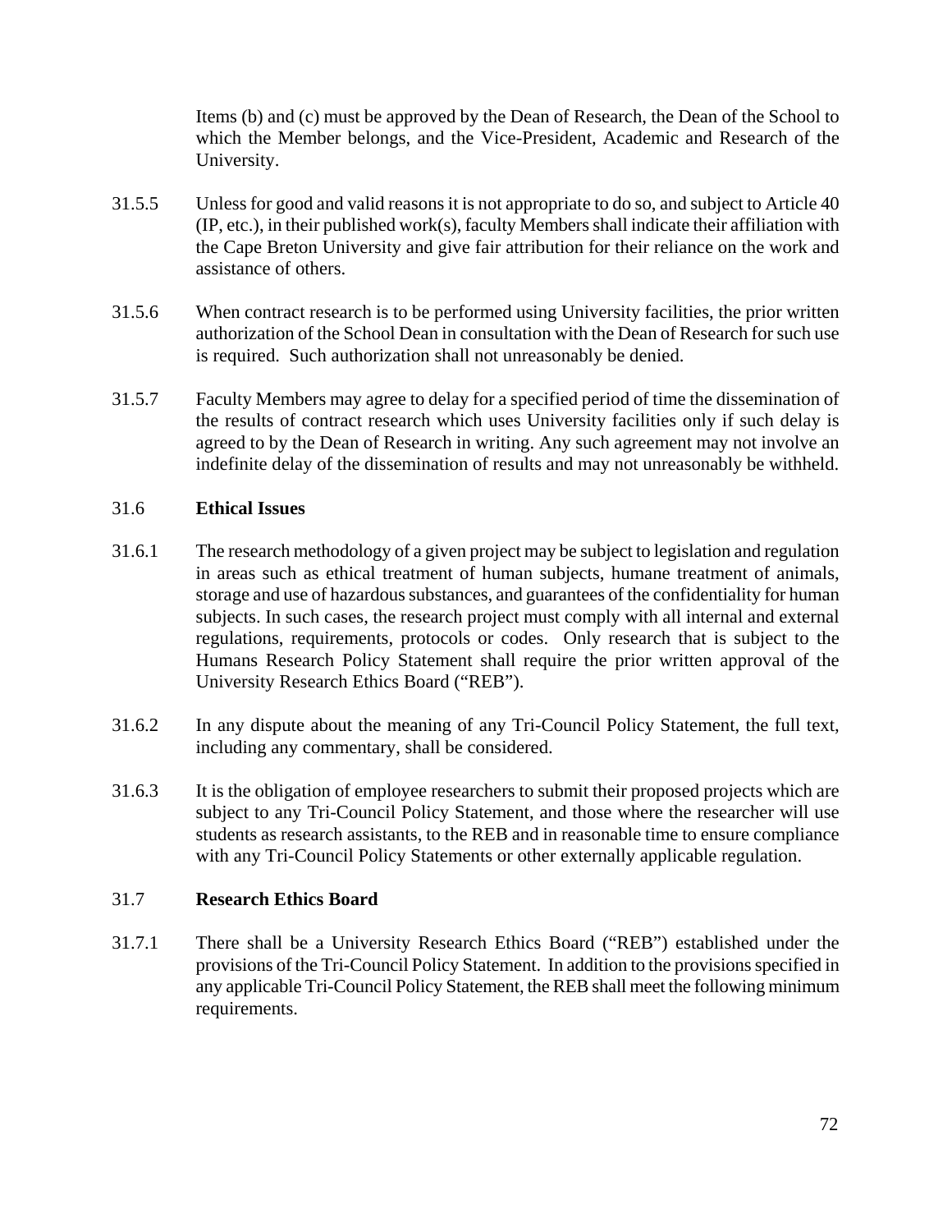Items (b) and (c) must be approved by the Dean of Research, the Dean of the School to which the Member belongs, and the Vice-President, Academic and Research of the University.

31.5.5 Unless for good and valid reasons it is not appropriate to do so, and subject to Article 40 (IP, etc.), in their published work(s), faculty Members shall indicate their affiliation with the Cape Breton University and give fair attribution for their reliance on the work and assistance of others.

31.5.6 When contract research is to be performed using University facilities, the prior written authorization of the School Dean in consultation with the Dean of Research for such use is required. Such authorization shall not unreasonably be denied.

31.5.7 Faculty Members may agree to delay for a specified period of time the dissemination of the results of contract research which uses University facilities only if such delay is agreed to by the Dean of Research in writing. Any such agreement may not involve an indefinite delay of the dissemination of results and may not unreasonably be withheld.

## 31.6 Ethical Issues

31.6.1 The research methodology of a given project may be subject to legislation and regulation in areas such as ethical treatment of human subjects, humane treatment of animals, storage and use of hazardous substances, and guarantees of the confidentiality for human subjects. In such cases, the research project must comply with all internal and external regulations, requirements, protocols or codes. Only research that is subject to the Humans Research Policy Statement shall require the prior written approval of the University Research Ethics Board ("REB").

31.6.2 In any dispute about the meaning of any Tri-Council Policy Statement, the full text, including any commentary, shall be considered.

31.6.3 It is the obligation of employee researchers to submit their proposed projects which are subject to any Tri-Council Policy Statement, and those where the researcher will use students as research assistants, to the REB and in reasonable time to ensure compliance with any Tri-Council Policy Statements or other externally applicable regulation.

## 31.7 Research Ethics Board

31.7.1 There shall be a University Research Ethics Board ("REB") established under the provisions of the Tri-Council Policy Statement. In addition to the provisions specified in any applicable Tri-Council Policy Statement, the REB shall meet the following minimum requirements.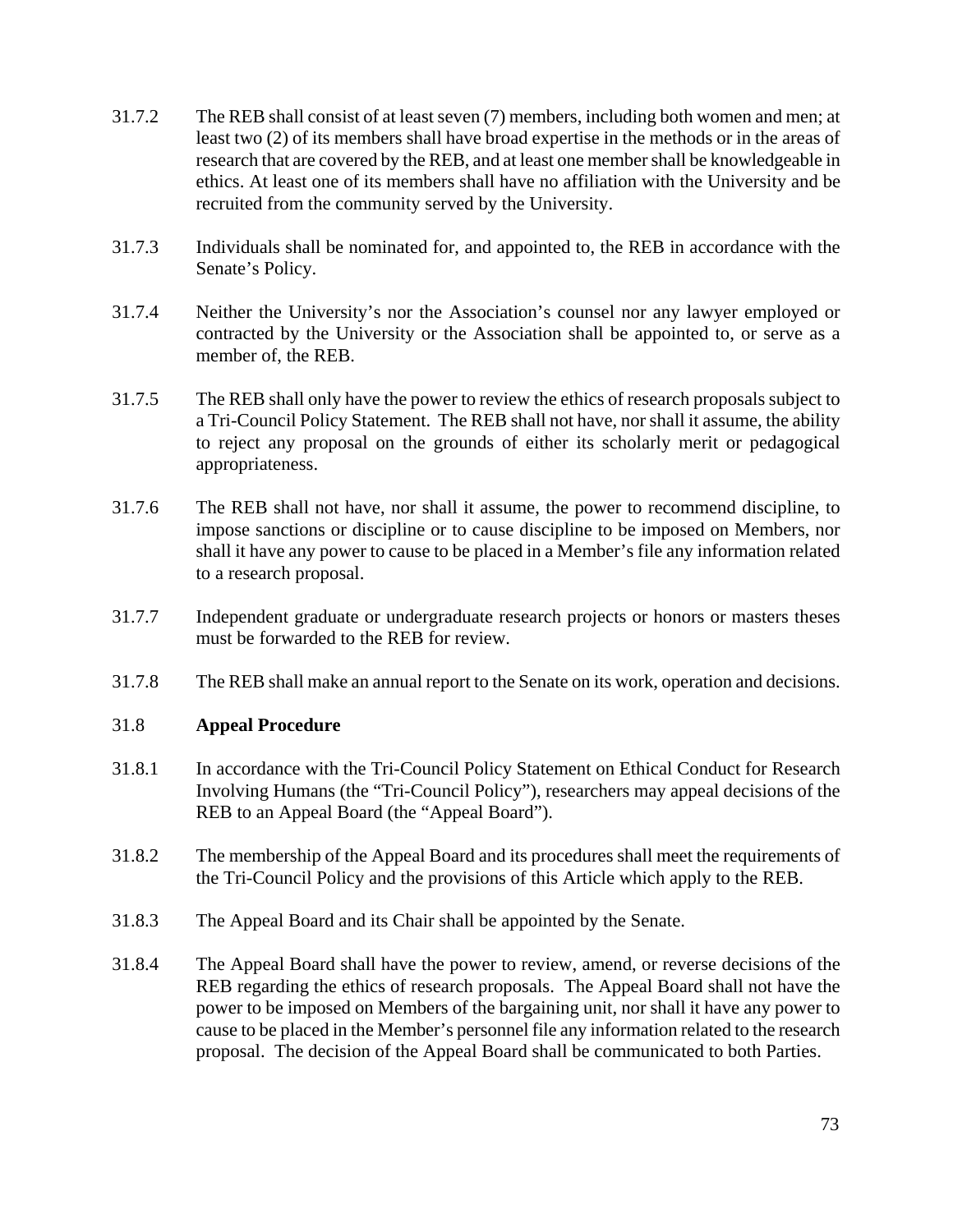31.7.2 The REB shall consist of at least seven (7) members, including both women and men; at least two (2) of its members shall have broad expertise in the methods or in the areas of research that are covered by the REB, and at least one member shall be knowledgeable in ethics. At least one of its members shall have no affiliation with the University and be recruited from the community served by the University.

31.7.3 Individuals shall be nominated for, and appointed to, the REB in accordance with the Senate's Policy.

31.7.4 Neither the University's nor the Association's counsel nor any lawyer employed or contracted by the University or the Association shall be appointed to, or serve as a member of, the REB.

31.7.5 The REB shall only have the power to review the ethics of research proposals subject to a Tri-Council Policy Statement. The REB shall not have, nor shall it assume, the ability to reject any proposal on the grounds of either its scholarly merit or pedagogical appropriateness.

31.7.6 The REB shall not have, nor shall it assume, the power to recommend discipline, to impose sanctions or discipline or to cause discipline to be imposed on Members, nor shall it have any power to cause to be placed in a Member's file any information related to a research proposal.

31.7.7 Independent graduate or undergraduate research projects or honors or masters theses must be forwarded to the REB for review.

31.7.8 The REB shall make an annual report to the Senate on its work, operation and decisions.

### 31.8 **Appeal Procedure**

31.8.1 In accordance with the Tri-Council Policy Statement on Ethical Conduct for Research Involving Humans (the "Tri-Council Policy"), researchers may appeal decisions of the REB to an Appeal Board (the "Appeal Board").

31.8.2 The membership of the Appeal Board and its procedures shall meet the requirements of the Tri-Council Policy and the provisions of this Article which apply to the REB.

31.8.3 The Appeal Board and its Chair shall be appointed by the Senate.

31.8.4 The Appeal Board shall have the power to review, amend, or reverse decisions of the REB regarding the ethics of research proposals. The Appeal Board shall not have the power to be imposed on Members of the bargaining unit, nor shall it have any power to cause to be placed in the Member's personnel file any information related to the research proposal. The decision of the Appeal Board shall be communicated to both Parties.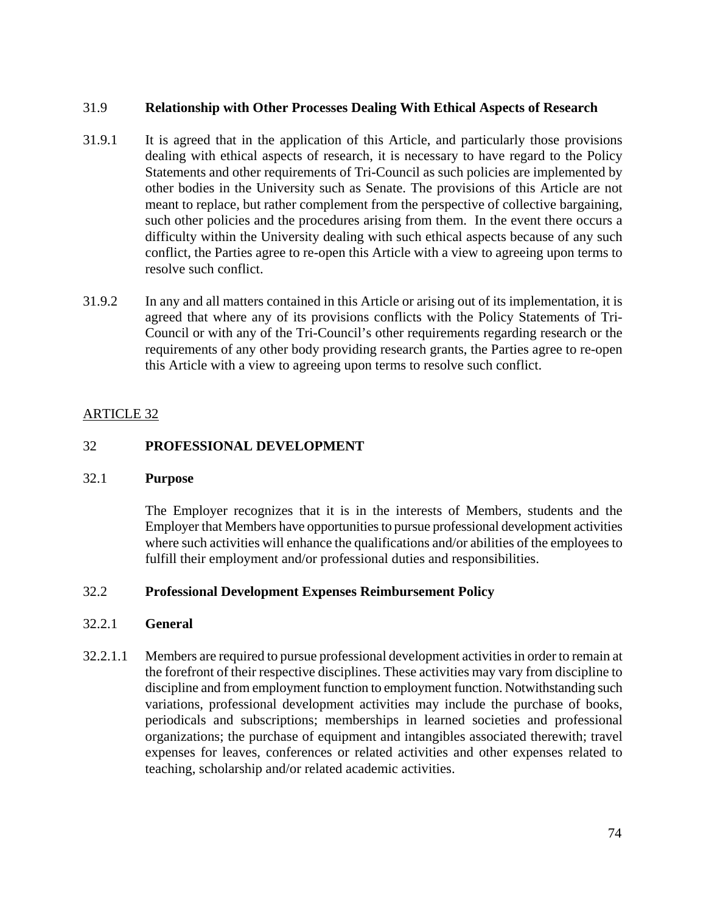### 31.9 Relationship with Other Processes Dealing With Ethical Aspects of Research

31.9.1 It is agreed that in the application of this Article, and particularly those provisions dealing with ethical aspects of research, it is necessary to have regard to the Policy Statements and other requirements of Tri-Council as such policies are implemented by other bodies in the University such as Senate. The provisions of this Article are not meant to replace, but rather complement from the perspective of collective bargaining, such other policies and the procedures arising from them. In the event there occurs a difficulty within the University dealing with such ethical aspects because of any such conflict, the Parties agree to re-open this Article with a view to agreeing upon terms to resolve such conflict.

31.9.2 In any and all matters contained in this Article or arising out of its implementation, it is agreed that where any of its provisions conflicts with the Policy Statements of Tri-Council or with any of the Tri-Council's other requirements regarding research or the requirements of any other body providing research grants, the Parties agree to re-open this Article with a view to agreeing upon terms to resolve such conflict.

<u>ARTICLE 32</u>

## 32 PROFESSIONAL DEVELOPMENT

### 32.1 Purpose

The Employer recognizes that it is in the interests of Members, students and the Employer that Members have opportunities to pursue professional development activities where such activities will enhance the qualifications and/or abilities of the employees to fulfill their employment and/or professional duties and responsibilities.

### 32.2 Professional Development Expenses Reimbursement Policy

#### 32.2.1 General

32.2.1.1 Members are required to pursue professional development activities in order to remain at the forefront of their respective disciplines. These activities may vary from discipline to discipline and from employment function to employment function. Notwithstanding such variations, professional development activities may include the purchase of books, periodicals and subscriptions; memberships in learned societies and professional organizations; the purchase of equipment and intangibles associated therewith; travel expenses for leaves, conferences or related activities and other expenses related to teaching, scholarship and/or related academic activities.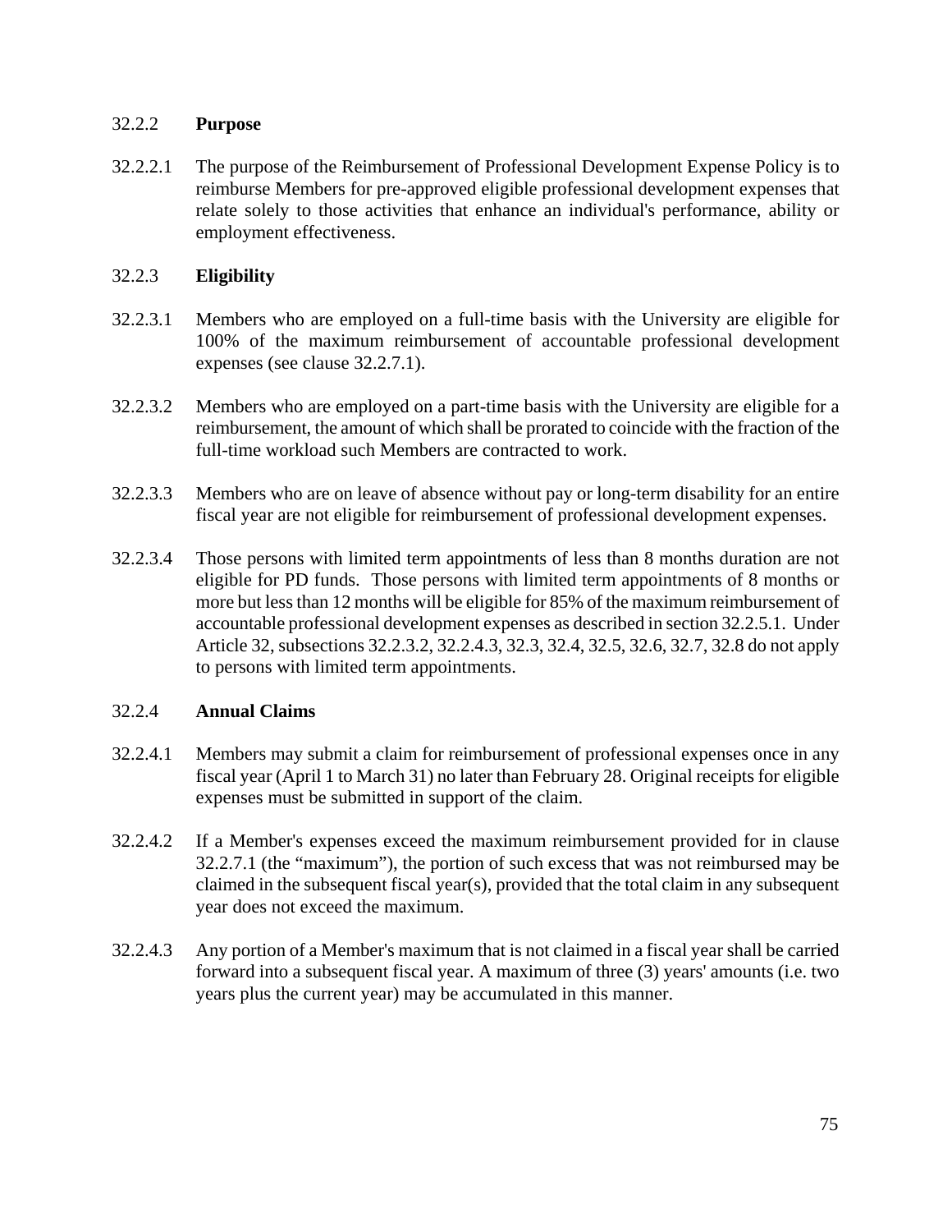### 32.2.2 **Purpose**

32.2.2.1 The purpose of the Reimbursement of Professional Development Expense Policy is to reimburse Members for pre-approved eligible professional development expenses that relate solely to those activities that enhance an individual's performance, ability or employment effectiveness.

### 32.2.3 **Eligibility**

32.2.3.1 Members who are employed on a full-time basis with the University are eligible for 100% of the maximum reimbursement of accountable professional development expenses (see clause 32.2.7.1).

32.2.3.2 Members who are employed on a part-time basis with the University are eligible for a reimbursement, the amount of which shall be prorated to coincide with the fraction of the full-time workload such Members are contracted to work.

32.2.3.3 Members who are on leave of absence without pay or long-term disability for an entire fiscal year are not eligible for reimbursement of professional development expenses.

32.2.3.4 Those persons with limited term appointments of less than 8 months duration are not eligible for PD funds. Those persons with limited term appointments of 8 months or more but less than 12 months will be eligible for 85% of the maximum reimbursement of accountable professional development expenses as described in section 32.2.5.1. Under Article 32, subsections 32.2.3.2, 32.2.4.3, 32.3, 32.4, 32.5, 32.6, 32.7, 32.8 do not apply to persons with limited term appointments.

### 32.2.4 **Annual Claims**

32.2.4.1 Members may submit a claim for reimbursement of professional expenses once in any fiscal year (April 1 to March 31) no later than February 28. Original receipts for eligible expenses must be submitted in support of the claim.

32.2.4.2 If a Member's expenses exceed the maximum reimbursement provided for in clause 32.2.7.1 (the "maximum"), the portion of such excess that was not reimbursed may be claimed in the subsequent fiscal year(s), provided that the total claim in any subsequent year does not exceed the maximum.

32.2.4.3 Any portion of a Member's maximum that is not claimed in a fiscal year shall be carried forward into a subsequent fiscal year. A maximum of three (3) years' amounts (i.e. two years plus the current year) may be accumulated in this manner.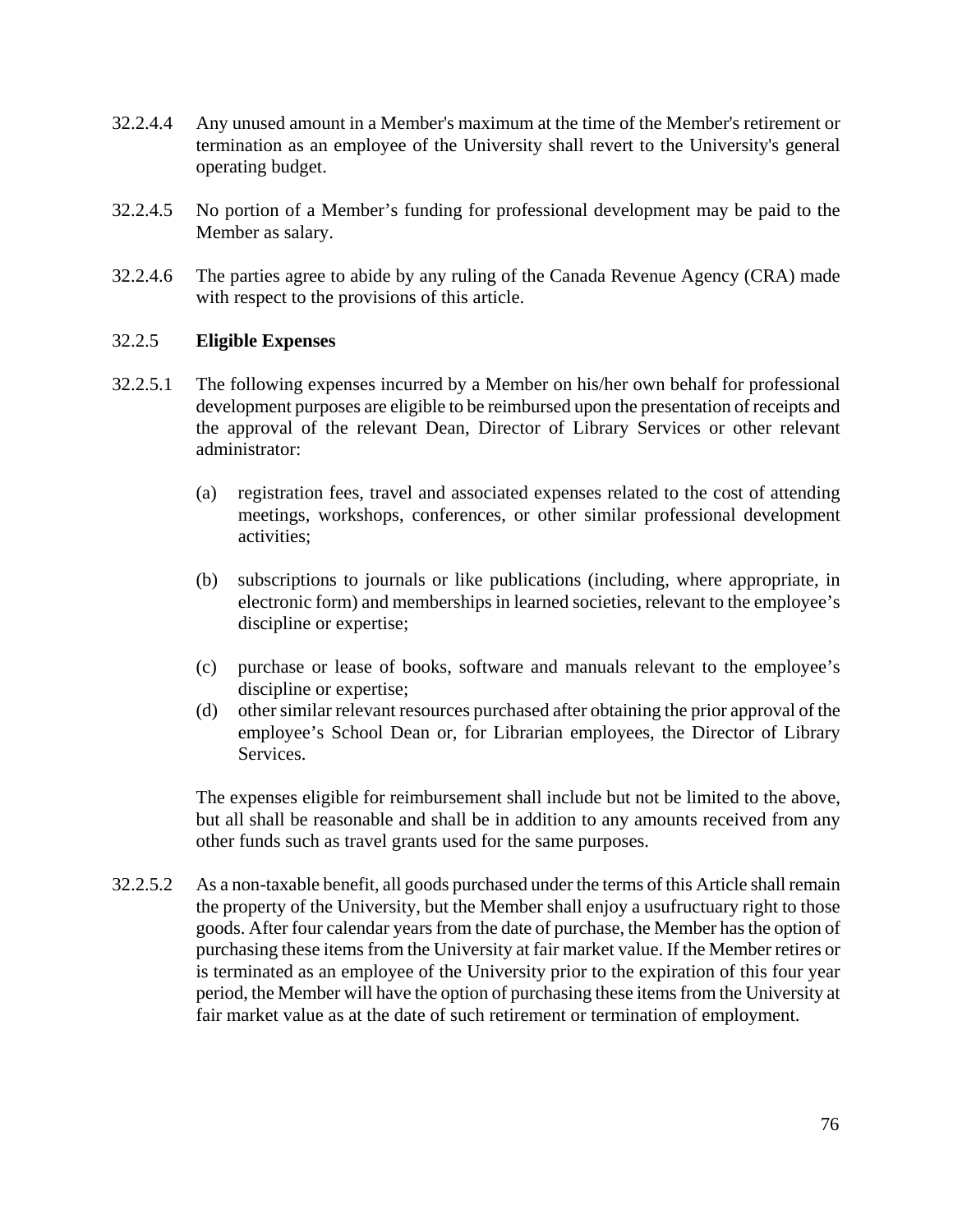32.2.4.4 Any unused amount in a Member's maximum at the time of the Member's retirement or termination as an employee of the University shall revert to the University's general operating budget.

32.2.4.5 No portion of a Member's funding for professional development may be paid to the Member as salary.

32.2.4.6 The parties agree to abide by any ruling of the Canada Revenue Agency (CRA) made with respect to the provisions of this article.

32.2.5 **Eligible Expenses**

32.2.5.1 The following expenses incurred by a Member on his/her own behalf for professional development purposes are eligible to be reimbursed upon the presentation of receipts and the approval of the relevant Dean, Director of Library Services or other relevant administrator:

(a) registration fees, travel and associated expenses related to the cost of attending meetings, workshops, conferences, or other similar professional development activities;

(b) subscriptions to journals or like publications (including, where appropriate, in electronic form) and memberships in learned societies, relevant to the employee's discipline or expertise;

(c) purchase or lease of books, software and manuals relevant to the employee's discipline or expertise;

(d) other similar relevant resources purchased after obtaining the prior approval of the employee's School Dean or, for Librarian employees, the Director of Library Services.

The expenses eligible for reimbursement shall include but not be limited to the above, but all shall be reasonable and shall be in addition to any amounts received from any other funds such as travel grants used for the same purposes.

32.2.5.2 As a non-taxable benefit, all goods purchased under the terms of this Article shall remain the property of the University, but the Member shall enjoy a usufructuary right to those goods. After four calendar years from the date of purchase, the Member has the option of purchasing these items from the University at fair market value. If the Member retires or is terminated as an employee of the University prior to the expiration of this four year period, the Member will have the option of purchasing these items from the University at fair market value as at the date of such retirement or termination of employment.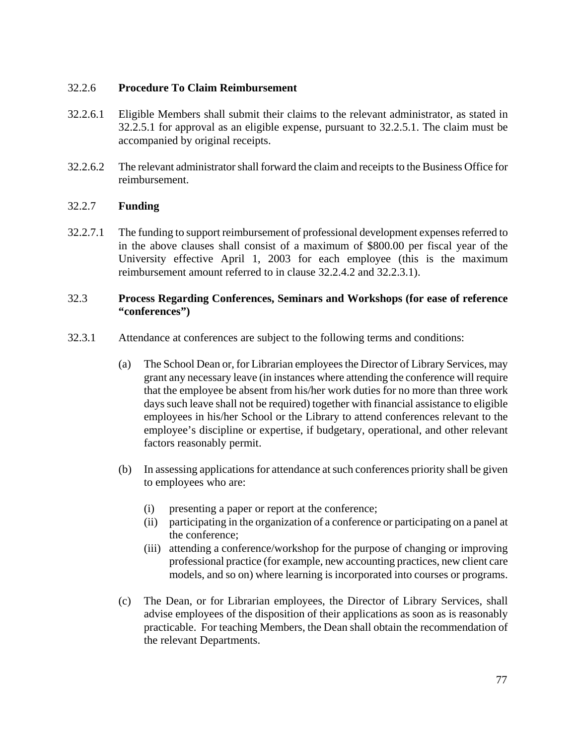32.2.6 **Procedure To Claim Reimbursement**

32.2.6.1 Eligible Members shall submit their claims to the relevant administrator, as stated in 32.2.5.1 for approval as an eligible expense, pursuant to 32.2.5.1. The claim must be accompanied by original receipts.

32.2.6.2 The relevant administrator shall forward the claim and receipts to the Business Office for reimbursement.

32.2.7 **Funding**

32.2.7.1 The funding to support reimbursement of professional development expenses referred to in the above clauses shall consist of a maximum of $800.00 per fiscal year of the University effective April 1, 2003 for each employee (this is the maximum reimbursement amount referred to in clause 32.2.4.2 and 32.2.3.1).

32.3 **Process Regarding Conferences, Seminars and Workshops (for ease of reference "conferences")**

32.3.1 Attendance at conferences are subject to the following terms and conditions:

(a) The School Dean or, for Librarian employees the Director of Library Services, may grant any necessary leave (in instances where attending the conference will require that the employee be absent from his/her work duties for no more than three work days such leave shall not be required) together with financial assistance to eligible employees in his/her School or the Library to attend conferences relevant to the employee's discipline or expertise, if budgetary, operational, and other relevant factors reasonably permit.

(b) In assessing applications for attendance at such conferences priority shall be given to employees who are:

(i) presenting a paper or report at the conference;
(ii) participating in the organization of a conference or participating on a panel at the conference;
(iii) attending a conference/workshop for the purpose of changing or improving professional practice (for example, new accounting practices, new client care models, and so on) where learning is incorporated into courses or programs.

(c) The Dean, or for Librarian employees, the Director of Library Services, shall advise employees of the disposition of their applications as soon as is reasonably practicable. For teaching Members, the Dean shall obtain the recommendation of the relevant Departments.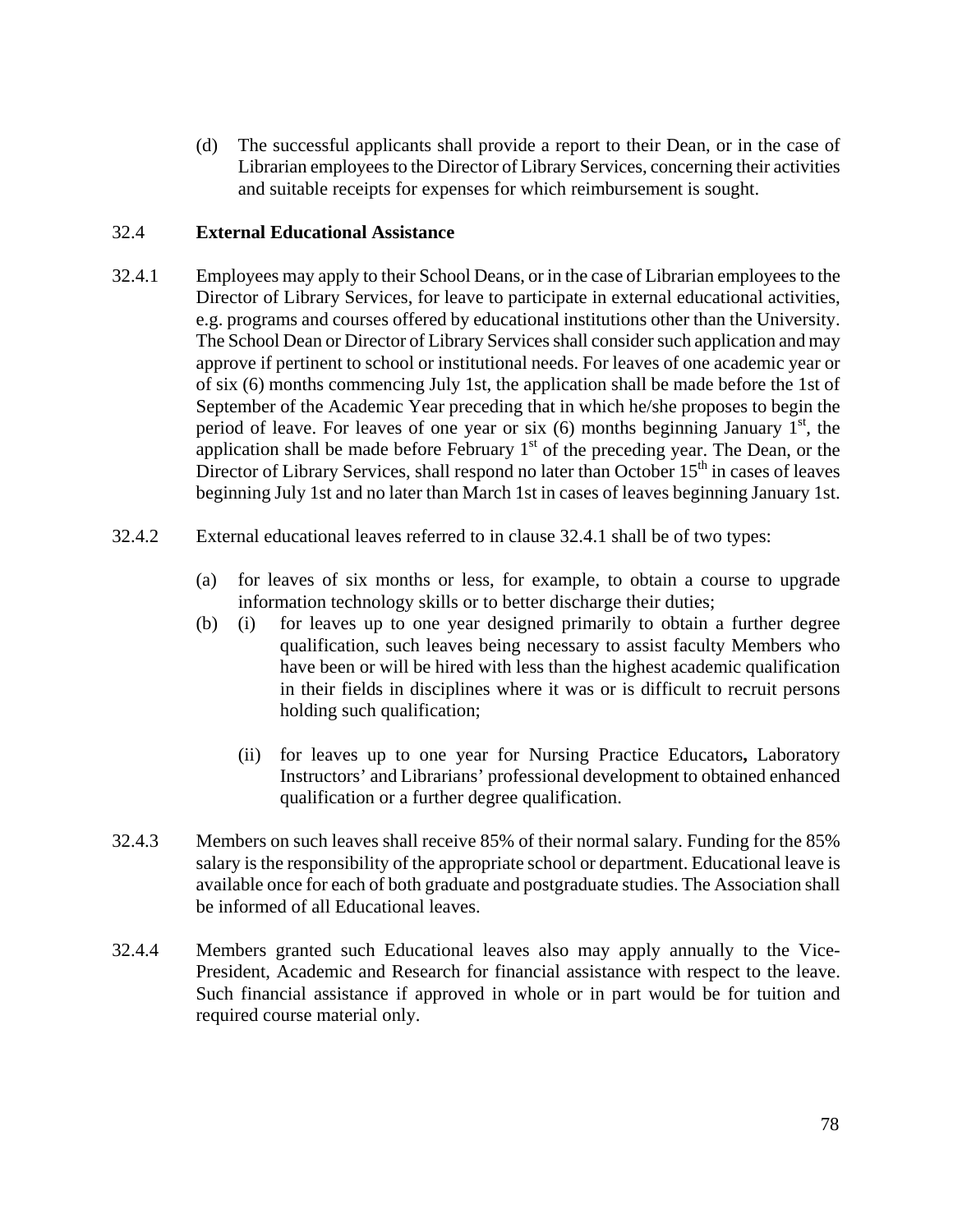(d) The successful applicants shall provide a report to their Dean, or in the case of Librarian employees to the Director of Library Services, concerning their activities and suitable receipts for expenses for which reimbursement is sought.

### 32.4 **External Educational Assistance**

32.4.1 Employees may apply to their School Deans, or in the case of Librarian employees to the Director of Library Services, for leave to participate in external educational activities, e.g. programs and courses offered by educational institutions other than the University. The School Dean or Director of Library Services shall consider such application and may approve if pertinent to school or institutional needs. For leaves of one academic year or of six (6) months commencing July 1st, the application shall be made before the 1st of September of the Academic Year preceding that in which he/she proposes to begin the period of leave. For leaves of one year or six (6) months beginning January 1st, the application shall be made before February 1st of the preceding year. The Dean, or the Director of Library Services, shall respond no later than October 15th in cases of leaves beginning July 1st and no later than March 1st in cases of leaves beginning January 1st.

32.4.2 External educational leaves referred to in clause 32.4.1 shall be of two types:

(a) for leaves of six months or less, for example, to obtain a course to upgrade information technology skills or to better discharge their duties;

(b) (i) for leaves up to one year designed primarily to obtain a further degree qualification, such leaves being necessary to assist faculty Members who have been or will be hired with less than the highest academic qualification in their fields in disciplines where it was or is difficult to recruit persons holding such qualification;

(ii) for leaves up to one year for Nursing Practice Educators**,** Laboratory Instructors' and Librarians' professional development to obtained enhanced qualification or a further degree qualification.

32.4.3 Members on such leaves shall receive 85% of their normal salary. Funding for the 85% salary is the responsibility of the appropriate school or department. Educational leave is available once for each of both graduate and postgraduate studies. The Association shall be informed of all Educational leaves.

32.4.4 Members granted such Educational leaves also may apply annually to the Vice-President, Academic and Research for financial assistance with respect to the leave. Such financial assistance if approved in whole or in part would be for tuition and required course material only.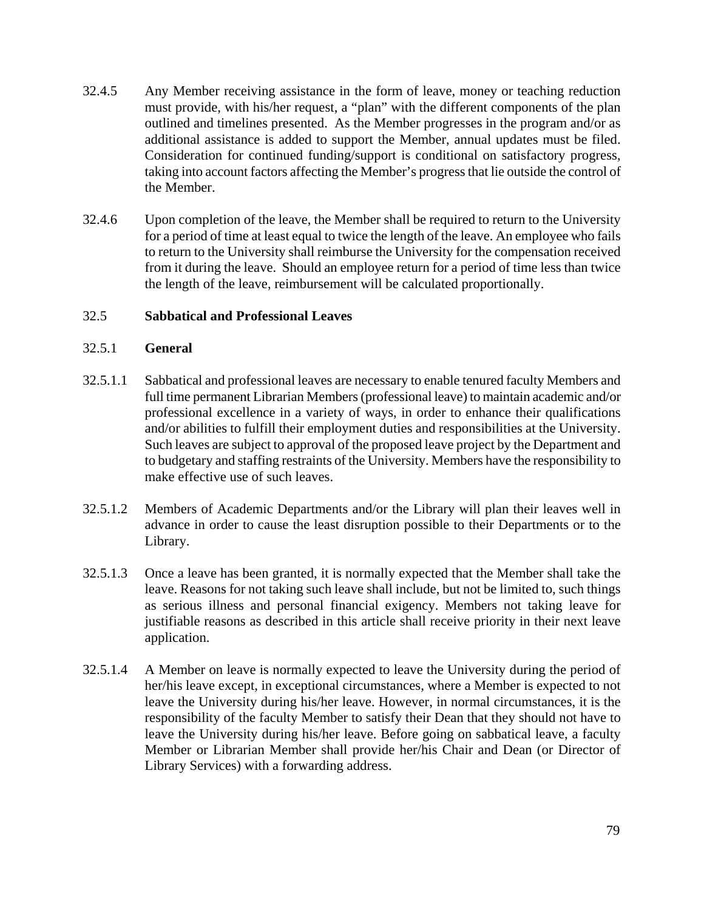32.4.5 Any Member receiving assistance in the form of leave, money or teaching reduction must provide, with his/her request, a “plan” with the different components of the plan outlined and timelines presented. As the Member progresses in the program and/or as additional assistance is added to support the Member, annual updates must be filed. Consideration for continued funding/support is conditional on satisfactory progress, taking into account factors affecting the Member’s progress that lie outside the control of the Member.

32.4.6 Upon completion of the leave, the Member shall be required to return to the University for a period of time at least equal to twice the length of the leave. An employee who fails to return to the University shall reimburse the University for the compensation received from it during the leave. Should an employee return for a period of time less than twice the length of the leave, reimbursement will be calculated proportionally.

### 32.5 **Sabbatical and Professional Leaves**

#### 32.5.1 **General**

32.5.1.1 Sabbatical and professional leaves are necessary to enable tenured faculty Members and full time permanent Librarian Members (professional leave) to maintain academic and/or professional excellence in a variety of ways, in order to enhance their qualifications and/or abilities to fulfill their employment duties and responsibilities at the University. Such leaves are subject to approval of the proposed leave project by the Department and to budgetary and staffing restraints of the University. Members have the responsibility to make effective use of such leaves.

32.5.1.2 Members of Academic Departments and/or the Library will plan their leaves well in advance in order to cause the least disruption possible to their Departments or to the Library.

32.5.1.3 Once a leave has been granted, it is normally expected that the Member shall take the leave. Reasons for not taking such leave shall include, but not be limited to, such things as serious illness and personal financial exigency. Members not taking leave for justifiable reasons as described in this article shall receive priority in their next leave application.

32.5.1.4 A Member on leave is normally expected to leave the University during the period of her/his leave except, in exceptional circumstances, where a Member is expected to not leave the University during his/her leave. However, in normal circumstances, it is the responsibility of the faculty Member to satisfy their Dean that they should not have to leave the University during his/her leave. Before going on sabbatical leave, a faculty Member or Librarian Member shall provide her/his Chair and Dean (or Director of Library Services) with a forwarding address.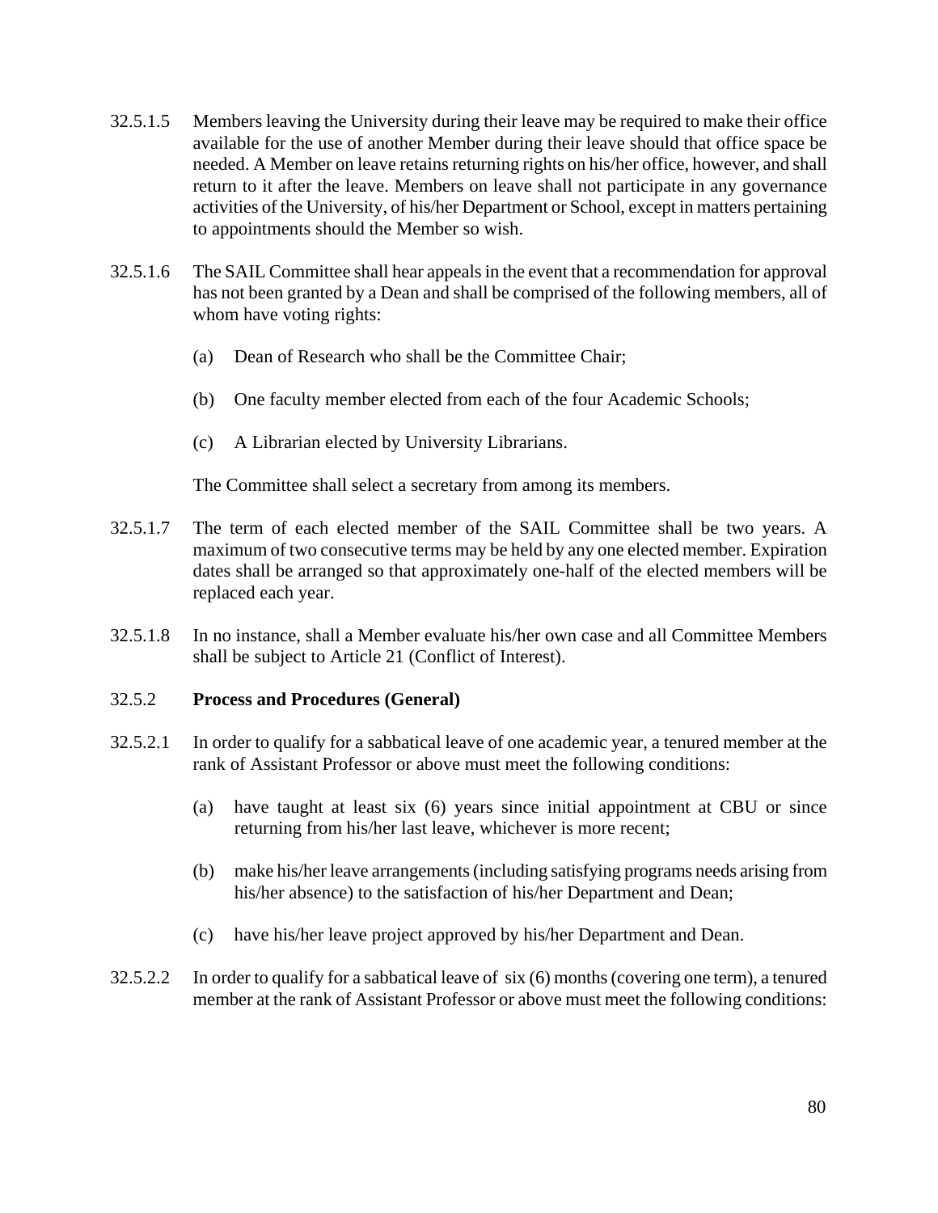32.5.1.5 Members leaving the University during their leave may be required to make their office available for the use of another Member during their leave should that office space be needed. A Member on leave retains returning rights on his/her office, however, and shall return to it after the leave. Members on leave shall not participate in any governance activities of the University, of his/her Department or School, except in matters pertaining to appointments should the Member so wish.

32.5.1.6 The SAIL Committee shall hear appeals in the event that a recommendation for approval has not been granted by a Dean and shall be comprised of the following members, all of whom have voting rights:

(a) Dean of Research who shall be the Committee Chair;

(b) One faculty member elected from each of the four Academic Schools;

(c) A Librarian elected by University Librarians.

The Committee shall select a secretary from among its members.

32.5.1.7 The term of each elected member of the SAIL Committee shall be two years. A maximum of two consecutive terms may be held by any one elected member. Expiration dates shall be arranged so that approximately one-half of the elected members will be replaced each year.

32.5.1.8 In no instance, shall a Member evaluate his/her own case and all Committee Members shall be subject to Article 21 (Conflict of Interest).

32.5.2 **Process and Procedures (General)**

32.5.2.1 In order to qualify for a sabbatical leave of one academic year, a tenured member at the rank of Assistant Professor or above must meet the following conditions:

(a) have taught at least six (6) years since initial appointment at CBU or since returning from his/her last leave, whichever is more recent;

(b) make his/her leave arrangements (including satisfying programs needs arising from his/her absence) to the satisfaction of his/her Department and Dean;

(c) have his/her leave project approved by his/her Department and Dean.

32.5.2.2 In order to qualify for a sabbatical leave of six (6) months (covering one term), a tenured member at the rank of Assistant Professor or above must meet the following conditions: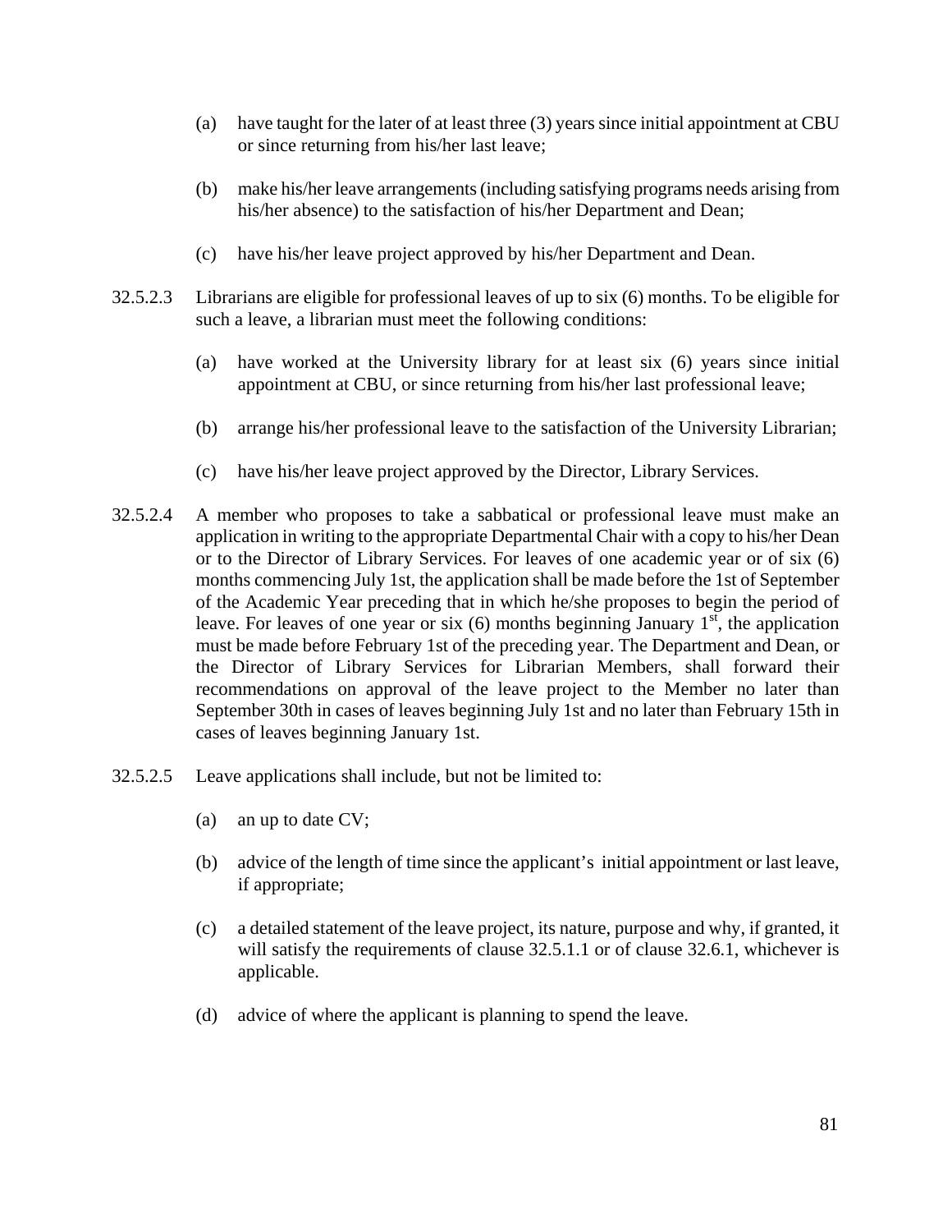(a) have taught for the later of at least three (3) years since initial appointment at CBU or since returning from his/her last leave;

(b) make his/her leave arrangements (including satisfying programs needs arising from his/her absence) to the satisfaction of his/her Department and Dean;

(c) have his/her leave project approved by his/her Department and Dean.

32.5.2.3 Librarians are eligible for professional leaves of up to six (6) months. To be eligible for such a leave, a librarian must meet the following conditions:

(a) have worked at the University library for at least six (6) years since initial appointment at CBU, or since returning from his/her last professional leave;

(b) arrange his/her professional leave to the satisfaction of the University Librarian;

(c) have his/her leave project approved by the Director, Library Services.

32.5.2.4 A member who proposes to take a sabbatical or professional leave must make an application in writing to the appropriate Departmental Chair with a copy to his/her Dean or to the Director of Library Services. For leaves of one academic year or of six (6) months commencing July 1st, the application shall be made before the 1st of September of the Academic Year preceding that in which he/she proposes to begin the period of leave. For leaves of one year or six (6) months beginning January 1st, the application must be made before February 1st of the preceding year. The Department and Dean, or the Director of Library Services for Librarian Members, shall forward their recommendations on approval of the leave project to the Member no later than September 30th in cases of leaves beginning July 1st and no later than February 15th in cases of leaves beginning January 1st.

32.5.2.5 Leave applications shall include, but not be limited to:

(a) an up to date CV;

(b) advice of the length of time since the applicant's initial appointment or last leave, if appropriate;

(c) a detailed statement of the leave project, its nature, purpose and why, if granted, it will satisfy the requirements of clause 32.5.1.1 or of clause 32.6.1, whichever is applicable.

(d) advice of where the applicant is planning to spend the leave.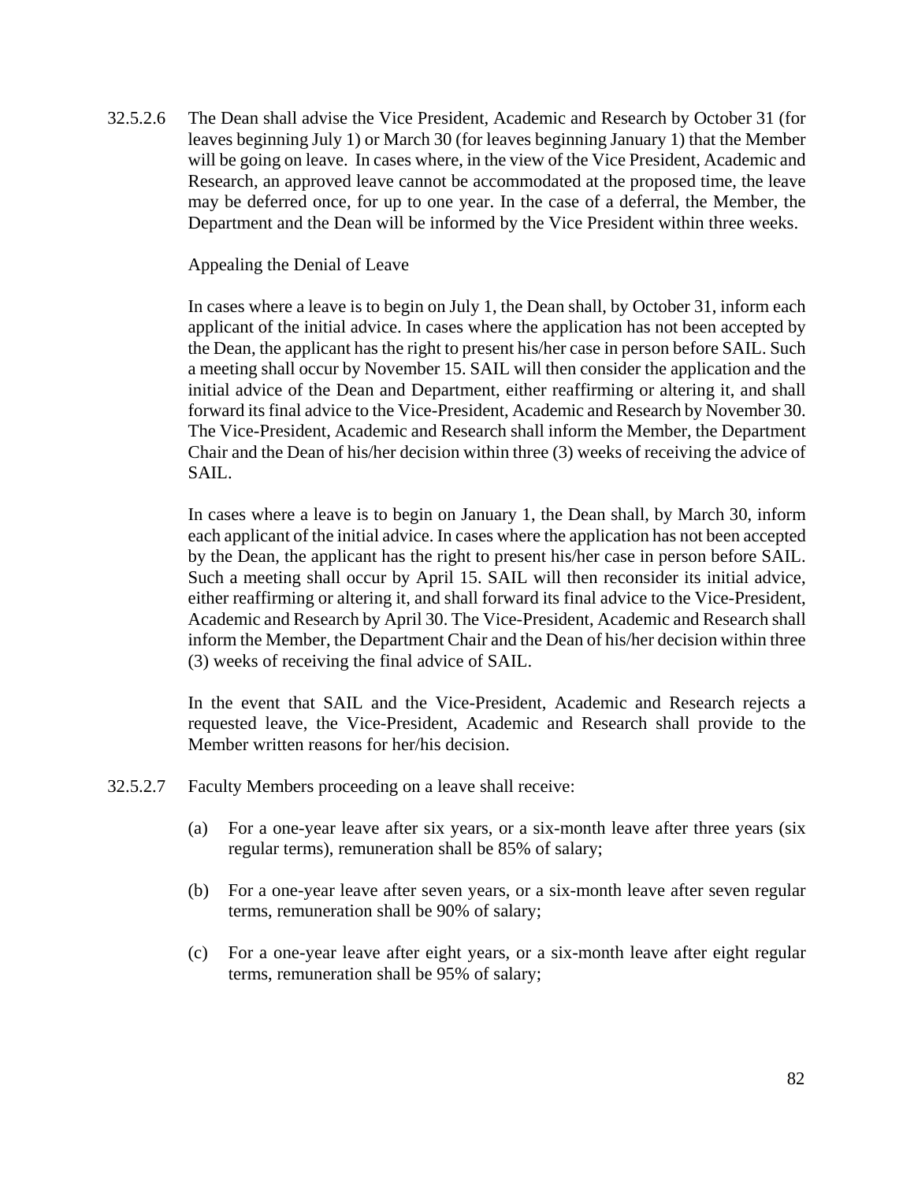32.5.2.6 The Dean shall advise the Vice President, Academic and Research by October 31 (for leaves beginning July 1) or March 30 (for leaves beginning January 1) that the Member will be going on leave. In cases where, in the view of the Vice President, Academic and Research, an approved leave cannot be accommodated at the proposed time, the leave may be deferred once, for up to one year. In the case of a deferral, the Member, the Department and the Dean will be informed by the Vice President within three weeks.

Appealing the Denial of Leave

In cases where a leave is to begin on July 1, the Dean shall, by October 31, inform each applicant of the initial advice. In cases where the application has not been accepted by the Dean, the applicant has the right to present his/her case in person before SAIL. Such a meeting shall occur by November 15. SAIL will then consider the application and the initial advice of the Dean and Department, either reaffirming or altering it, and shall forward its final advice to the Vice-President, Academic and Research by November 30. The Vice-President, Academic and Research shall inform the Member, the Department Chair and the Dean of his/her decision within three (3) weeks of receiving the advice of SAIL.

In cases where a leave is to begin on January 1, the Dean shall, by March 30, inform each applicant of the initial advice. In cases where the application has not been accepted by the Dean, the applicant has the right to present his/her case in person before SAIL. Such a meeting shall occur by April 15. SAIL will then reconsider its initial advice, either reaffirming or altering it, and shall forward its final advice to the Vice-President, Academic and Research by April 30. The Vice-President, Academic and Research shall inform the Member, the Department Chair and the Dean of his/her decision within three (3) weeks of receiving the final advice of SAIL.

In the event that SAIL and the Vice-President, Academic and Research rejects a requested leave, the Vice-President, Academic and Research shall provide to the Member written reasons for her/his decision.

32.5.2.7 Faculty Members proceeding on a leave shall receive:

(a) For a one-year leave after six years, or a six-month leave after three years (six regular terms), remuneration shall be 85% of salary;

(b) For a one-year leave after seven years, or a six-month leave after seven regular terms, remuneration shall be 90% of salary;

(c) For a one-year leave after eight years, or a six-month leave after eight regular terms, remuneration shall be 95% of salary;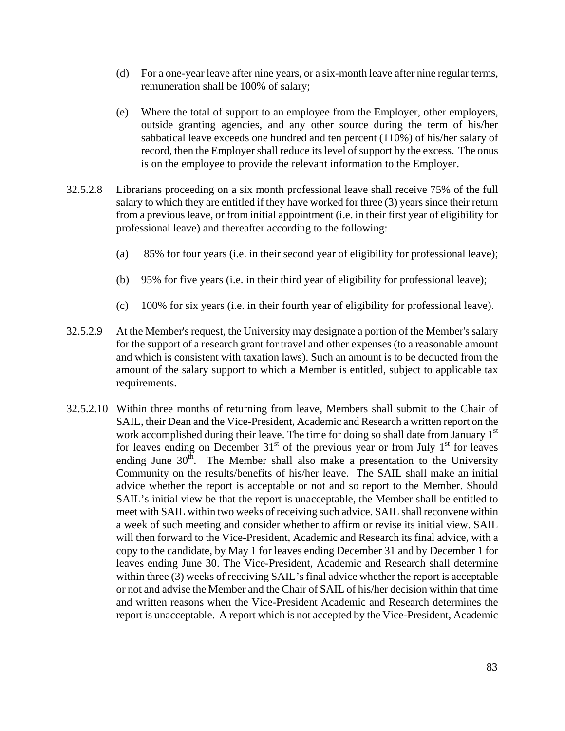(d) For a one-year leave after nine years, or a six-month leave after nine regular terms, remuneration shall be 100% of salary;

(e) Where the total of support to an employee from the Employer, other employers, outside granting agencies, and any other source during the term of his/her sabbatical leave exceeds one hundred and ten percent (110%) of his/her salary of record, then the Employer shall reduce its level of support by the excess. The onus is on the employee to provide the relevant information to the Employer.

32.5.2.8 Librarians proceeding on a six month professional leave shall receive 75% of the full salary to which they are entitled if they have worked for three (3) years since their return from a previous leave, or from initial appointment (i.e. in their first year of eligibility for professional leave) and thereafter according to the following:

(a) 85% for four years (i.e. in their second year of eligibility for professional leave);

(b) 95% for five years (i.e. in their third year of eligibility for professional leave);

(c) 100% for six years (i.e. in their fourth year of eligibility for professional leave).

32.5.2.9 At the Member's request, the University may designate a portion of the Member's salary for the support of a research grant for travel and other expenses (to a reasonable amount and which is consistent with taxation laws). Such an amount is to be deducted from the amount of the salary support to which a Member is entitled, subject to applicable tax requirements.

32.5.2.10 Within three months of returning from leave, Members shall submit to the Chair of SAIL, their Dean and the Vice-President, Academic and Research a written report on the work accomplished during their leave. The time for doing so shall date from January 1st for leaves ending on December 31st of the previous year or from July 1st for leaves ending June 30th. The Member shall also make a presentation to the University Community on the results/benefits of his/her leave. The SAIL shall make an initial advice whether the report is acceptable or not and so report to the Member. Should SAIL's initial view be that the report is unacceptable, the Member shall be entitled to meet with SAIL within two weeks of receiving such advice. SAIL shall reconvene within a week of such meeting and consider whether to affirm or revise its initial view. SAIL will then forward to the Vice-President, Academic and Research its final advice, with a copy to the candidate, by May 1 for leaves ending December 31 and by December 1 for leaves ending June 30. The Vice-President, Academic and Research shall determine within three (3) weeks of receiving SAIL's final advice whether the report is acceptable or not and advise the Member and the Chair of SAIL of his/her decision within that time and written reasons when the Vice-President Academic and Research determines the report is unacceptable. A report which is not accepted by the Vice-President, Academic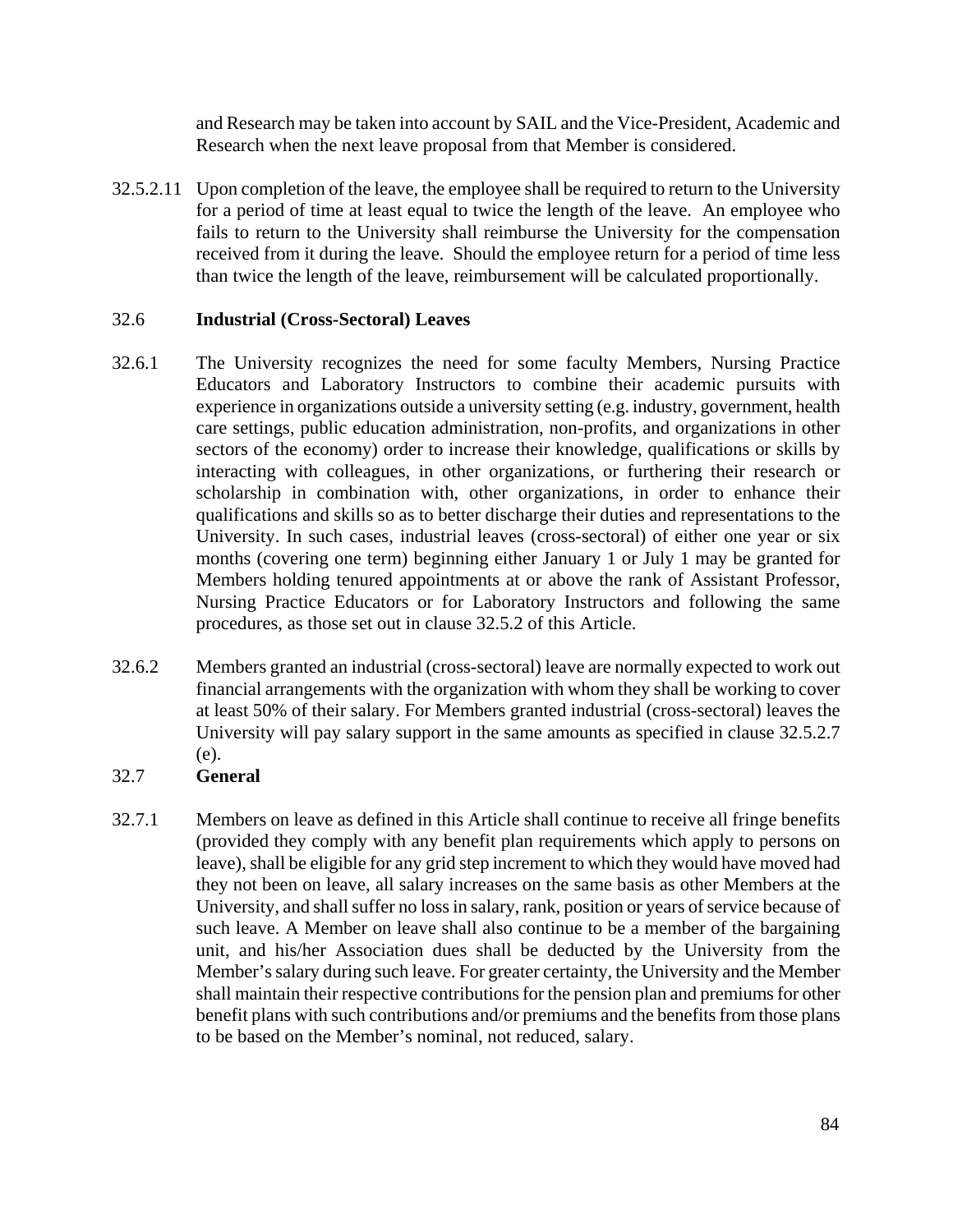and Research may be taken into account by SAIL and the Vice-President, Academic and Research when the next leave proposal from that Member is considered.

32.5.2.11 Upon completion of the leave, the employee shall be required to return to the University for a period of time at least equal to twice the length of the leave. An employee who fails to return to the University shall reimburse the University for the compensation received from it during the leave. Should the employee return for a period of time less than twice the length of the leave, reimbursement will be calculated proportionally.

## 32.6 Industrial (Cross-Sectoral) Leaves

32.6.1 The University recognizes the need for some faculty Members, Nursing Practice Educators and Laboratory Instructors to combine their academic pursuits with experience in organizations outside a university setting (e.g. industry, government, health care settings, public education administration, non-profits, and organizations in other sectors of the economy) order to increase their knowledge, qualifications or skills by interacting with colleagues, in other organizations, or furthering their research or scholarship in combination with, other organizations, in order to enhance their qualifications and skills so as to better discharge their duties and representations to the University. In such cases, industrial leaves (cross-sectoral) of either one year or six months (covering one term) beginning either January 1 or July 1 may be granted for Members holding tenured appointments at or above the rank of Assistant Professor, Nursing Practice Educators or for Laboratory Instructors and following the same procedures, as those set out in clause 32.5.2 of this Article.

32.6.2 Members granted an industrial (cross-sectoral) leave are normally expected to work out financial arrangements with the organization with whom they shall be working to cover at least 50% of their salary. For Members granted industrial (cross-sectoral) leaves the University will pay salary support in the same amounts as specified in clause 32.5.2.7 (e).

## 32.7 General

32.7.1 Members on leave as defined in this Article shall continue to receive all fringe benefits (provided they comply with any benefit plan requirements which apply to persons on leave), shall be eligible for any grid step increment to which they would have moved had they not been on leave, all salary increases on the same basis as other Members at the University, and shall suffer no loss in salary, rank, position or years of service because of such leave. A Member on leave shall also continue to be a member of the bargaining unit, and his/her Association dues shall be deducted by the University from the Member's salary during such leave. For greater certainty, the University and the Member shall maintain their respective contributions for the pension plan and premiums for other benefit plans with such contributions and/or premiums and the benefits from those plans to be based on the Member's nominal, not reduced, salary.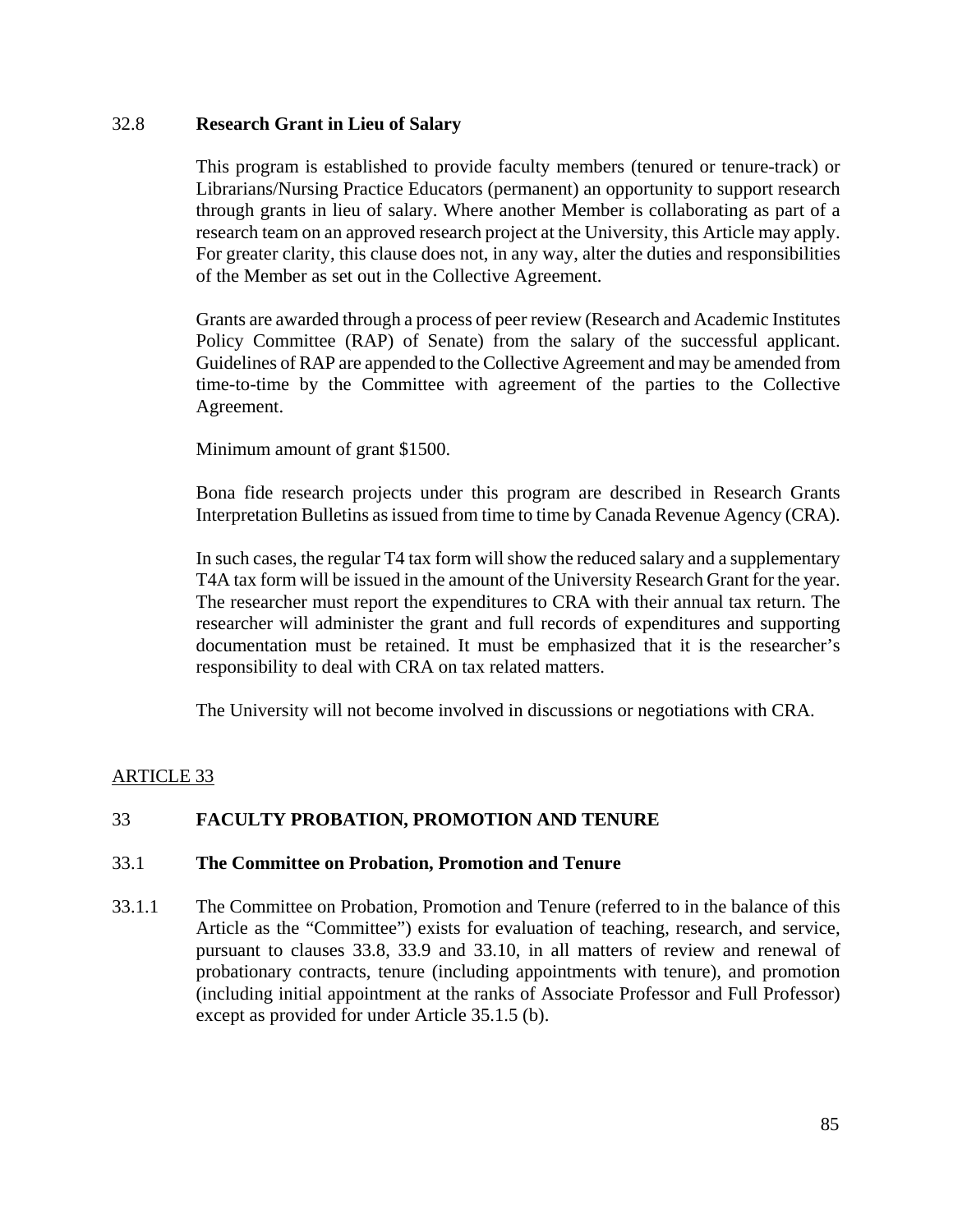### 32.8 Research Grant in Lieu of Salary

This program is established to provide faculty members (tenured or tenure-track) or Librarians/Nursing Practice Educators (permanent) an opportunity to support research through grants in lieu of salary. Where another Member is collaborating as part of a research team on an approved research project at the University, this Article may apply. For greater clarity, this clause does not, in any way, alter the duties and responsibilities of the Member as set out in the Collective Agreement.

Grants are awarded through a process of peer review (Research and Academic Institutes Policy Committee (RAP) of Senate) from the salary of the successful applicant. Guidelines of RAP are appended to the Collective Agreement and may be amended from time-to-time by the Committee with agreement of the parties to the Collective Agreement.

Minimum amount of grant $1500.

Bona fide research projects under this program are described in Research Grants Interpretation Bulletins as issued from time to time by Canada Revenue Agency (CRA).

In such cases, the regular T4 tax form will show the reduced salary and a supplementary T4A tax form will be issued in the amount of the University Research Grant for the year. The researcher must report the expenditures to CRA with their annual tax return. The researcher will administer the grant and full records of expenditures and supporting documentation must be retained. It must be emphasized that it is the researcher's responsibility to deal with CRA on tax related matters.

The University will not become involved in discussions or negotiations with CRA.

## ARTICLE 33

## 33 FACULTY PROBATION, PROMOTION AND TENURE

### 33.1 The Committee on Probation, Promotion and Tenure

33.1.1 The Committee on Probation, Promotion and Tenure (referred to in the balance of this Article as the "Committee") exists for evaluation of teaching, research, and service, pursuant to clauses 33.8, 33.9 and 33.10, in all matters of review and renewal of probationary contracts, tenure (including appointments with tenure), and promotion (including initial appointment at the ranks of Associate Professor and Full Professor) except as provided for under Article 35.1.5 (b).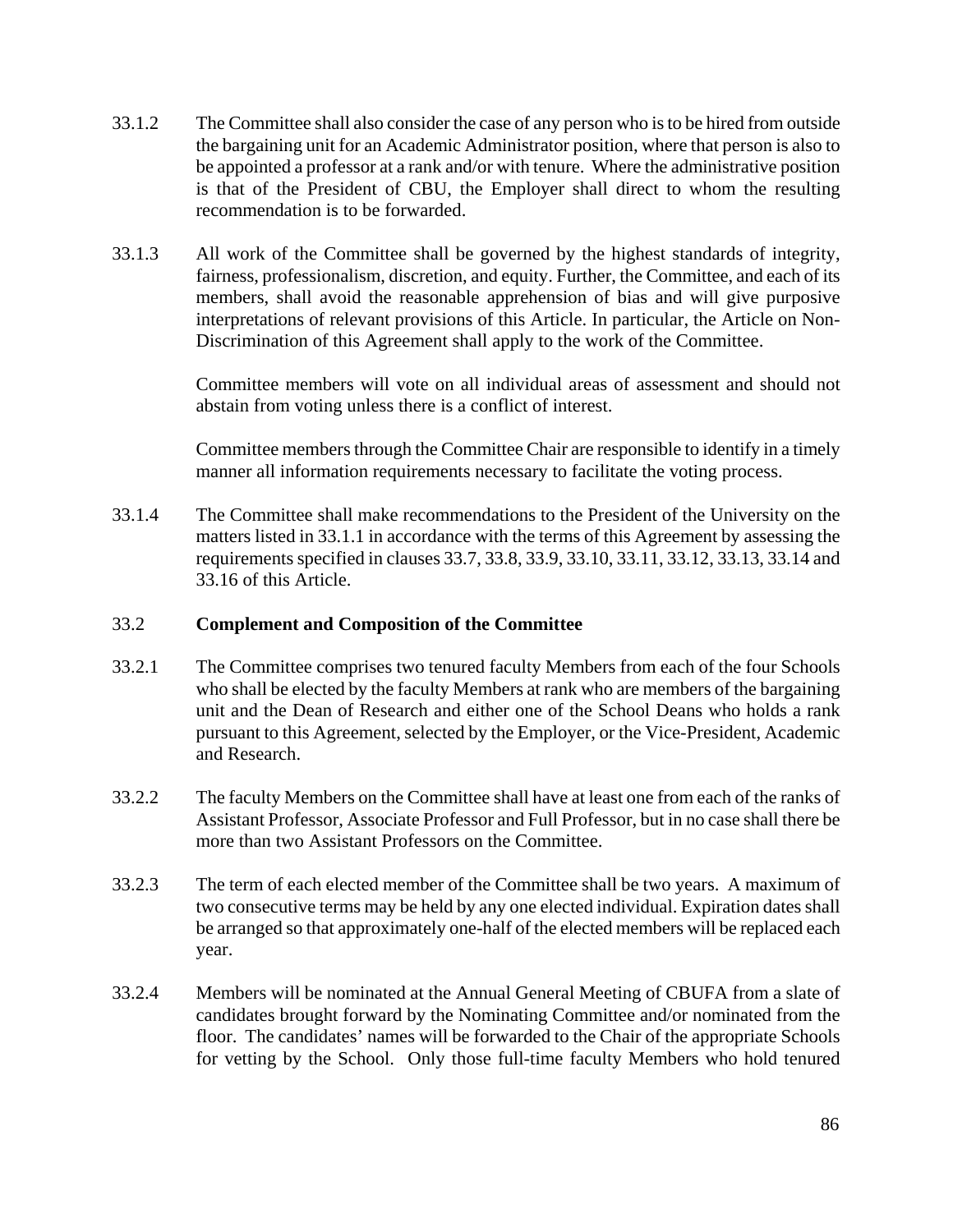33.1.2 The Committee shall also consider the case of any person who is to be hired from outside the bargaining unit for an Academic Administrator position, where that person is also to be appointed a professor at a rank and/or with tenure. Where the administrative position is that of the President of CBU, the Employer shall direct to whom the resulting recommendation is to be forwarded.

33.1.3 All work of the Committee shall be governed by the highest standards of integrity, fairness, professionalism, discretion, and equity. Further, the Committee, and each of its members, shall avoid the reasonable apprehension of bias and will give purposive interpretations of relevant provisions of this Article. In particular, the Article on Non-Discrimination of this Agreement shall apply to the work of the Committee.

Committee members will vote on all individual areas of assessment and should not abstain from voting unless there is a conflict of interest.

Committee members through the Committee Chair are responsible to identify in a timely manner all information requirements necessary to facilitate the voting process.

33.1.4 The Committee shall make recommendations to the President of the University on the matters listed in 33.1.1 in accordance with the terms of this Agreement by assessing the requirements specified in clauses 33.7, 33.8, 33.9, 33.10, 33.11, 33.12, 33.13, 33.14 and 33.16 of this Article.

### 33.2 Complement and Composition of the Committee

33.2.1 The Committee comprises two tenured faculty Members from each of the four Schools who shall be elected by the faculty Members at rank who are members of the bargaining unit and the Dean of Research and either one of the School Deans who holds a rank pursuant to this Agreement, selected by the Employer, or the Vice-President, Academic and Research.

33.2.2 The faculty Members on the Committee shall have at least one from each of the ranks of Assistant Professor, Associate Professor and Full Professor, but in no case shall there be more than two Assistant Professors on the Committee.

33.2.3 The term of each elected member of the Committee shall be two years. A maximum of two consecutive terms may be held by any one elected individual. Expiration dates shall be arranged so that approximately one-half of the elected members will be replaced each year.

33.2.4 Members will be nominated at the Annual General Meeting of CBUFA from a slate of candidates brought forward by the Nominating Committee and/or nominated from the floor. The candidates' names will be forwarded to the Chair of the appropriate Schools for vetting by the School. Only those full-time faculty Members who hold tenured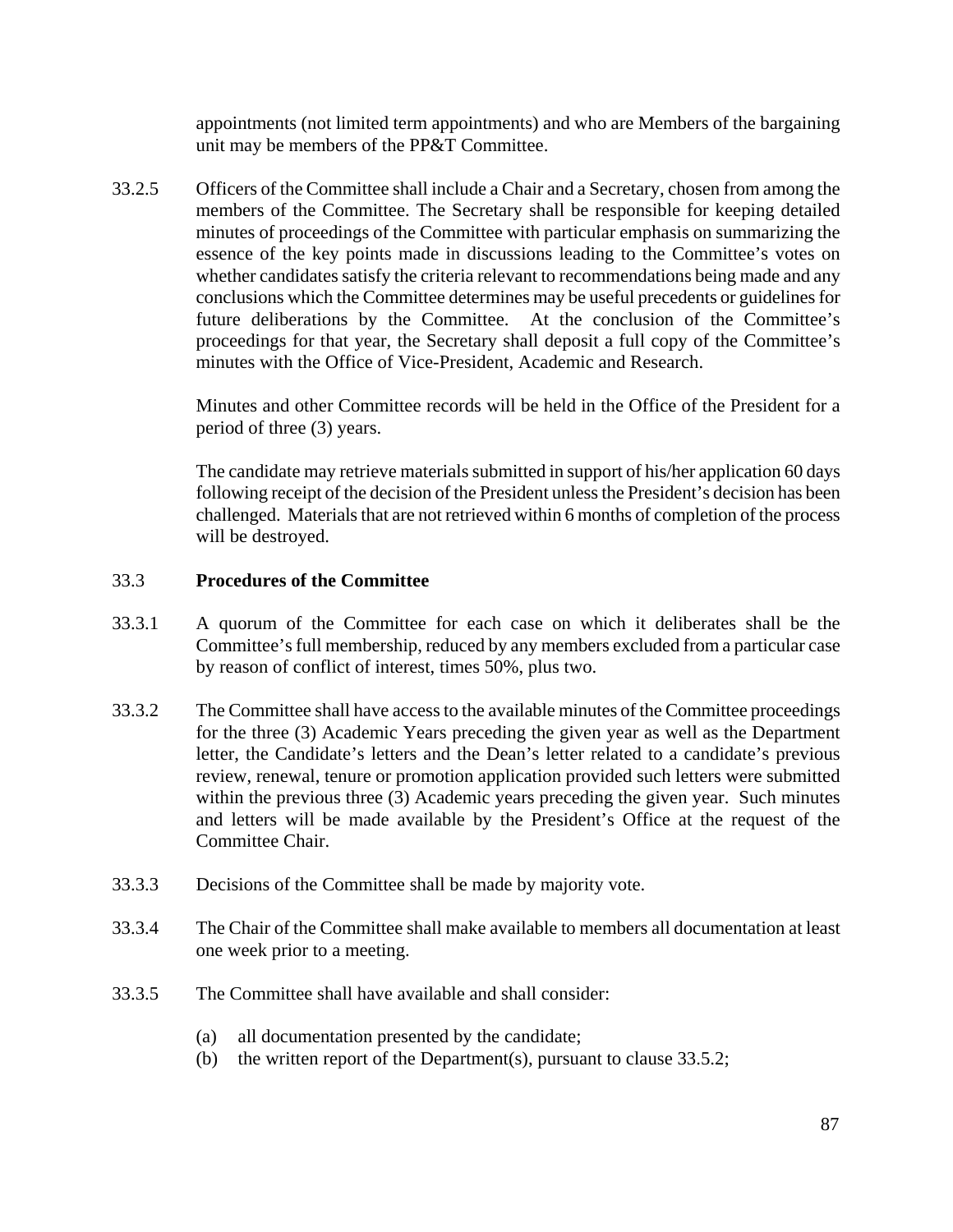appointments (not limited term appointments) and who are Members of the bargaining unit may be members of the PP&T Committee.

33.2.5 Officers of the Committee shall include a Chair and a Secretary, chosen from among the members of the Committee. The Secretary shall be responsible for keeping detailed minutes of proceedings of the Committee with particular emphasis on summarizing the essence of the key points made in discussions leading to the Committee's votes on whether candidates satisfy the criteria relevant to recommendations being made and any conclusions which the Committee determines may be useful precedents or guidelines for future deliberations by the Committee. At the conclusion of the Committee's proceedings for that year, the Secretary shall deposit a full copy of the Committee's minutes with the Office of Vice-President, Academic and Research.

Minutes and other Committee records will be held in the Office of the President for a period of three (3) years.

The candidate may retrieve materials submitted in support of his/her application 60 days following receipt of the decision of the President unless the President's decision has been challenged. Materials that are not retrieved within 6 months of completion of the process will be destroyed.

## 33.3 Procedures of the Committee

33.3.1 A quorum of the Committee for each case on which it deliberates shall be the Committee's full membership, reduced by any members excluded from a particular case by reason of conflict of interest, times 50%, plus two.

33.3.2 The Committee shall have access to the available minutes of the Committee proceedings for the three (3) Academic Years preceding the given year as well as the Department letter, the Candidate's letters and the Dean's letter related to a candidate's previous review, renewal, tenure or promotion application provided such letters were submitted within the previous three (3) Academic years preceding the given year. Such minutes and letters will be made available by the President's Office at the request of the Committee Chair.

33.3.3 Decisions of the Committee shall be made by majority vote.

33.3.4 The Chair of the Committee shall make available to members all documentation at least one week prior to a meeting.

33.3.5 The Committee shall have available and shall consider:

(a) all documentation presented by the candidate;
(b) the written report of the Department(s), pursuant to clause 33.5.2;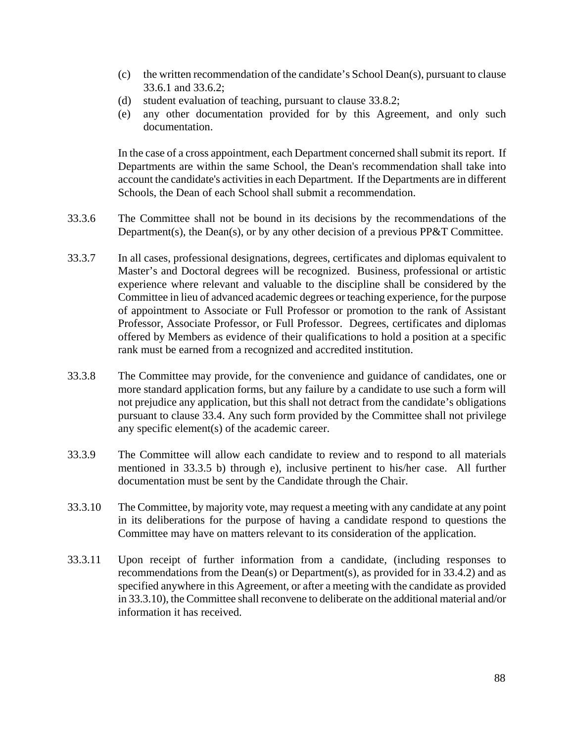(c) the written recommendation of the candidate's School Dean(s), pursuant to clause 33.6.1 and 33.6.2;

(d) student evaluation of teaching, pursuant to clause 33.8.2;

(e) any other documentation provided for by this Agreement, and only such documentation.

In the case of a cross appointment, each Department concerned shall submit its report. If Departments are within the same School, the Dean's recommendation shall take into account the candidate's activities in each Department. If the Departments are in different Schools, the Dean of each School shall submit a recommendation.

33.3.6 The Committee shall not be bound in its decisions by the recommendations of the Department(s), the Dean(s), or by any other decision of a previous PP&T Committee.

33.3.7 In all cases, professional designations, degrees, certificates and diplomas equivalent to Master's and Doctoral degrees will be recognized. Business, professional or artistic experience where relevant and valuable to the discipline shall be considered by the Committee in lieu of advanced academic degrees or teaching experience, for the purpose of appointment to Associate or Full Professor or promotion to the rank of Assistant Professor, Associate Professor, or Full Professor. Degrees, certificates and diplomas offered by Members as evidence of their qualifications to hold a position at a specific rank must be earned from a recognized and accredited institution.

33.3.8 The Committee may provide, for the convenience and guidance of candidates, one or more standard application forms, but any failure by a candidate to use such a form will not prejudice any application, but this shall not detract from the candidate's obligations pursuant to clause 33.4. Any such form provided by the Committee shall not privilege any specific element(s) of the academic career.

33.3.9 The Committee will allow each candidate to review and to respond to all materials mentioned in 33.3.5 b) through e), inclusive pertinent to his/her case. All further documentation must be sent by the Candidate through the Chair.

33.3.10 The Committee, by majority vote, may request a meeting with any candidate at any point in its deliberations for the purpose of having a candidate respond to questions the Committee may have on matters relevant to its consideration of the application.

33.3.11 Upon receipt of further information from a candidate, (including responses to recommendations from the Dean(s) or Department(s), as provided for in 33.4.2) and as specified anywhere in this Agreement, or after a meeting with the candidate as provided in 33.3.10), the Committee shall reconvene to deliberate on the additional material and/or information it has received.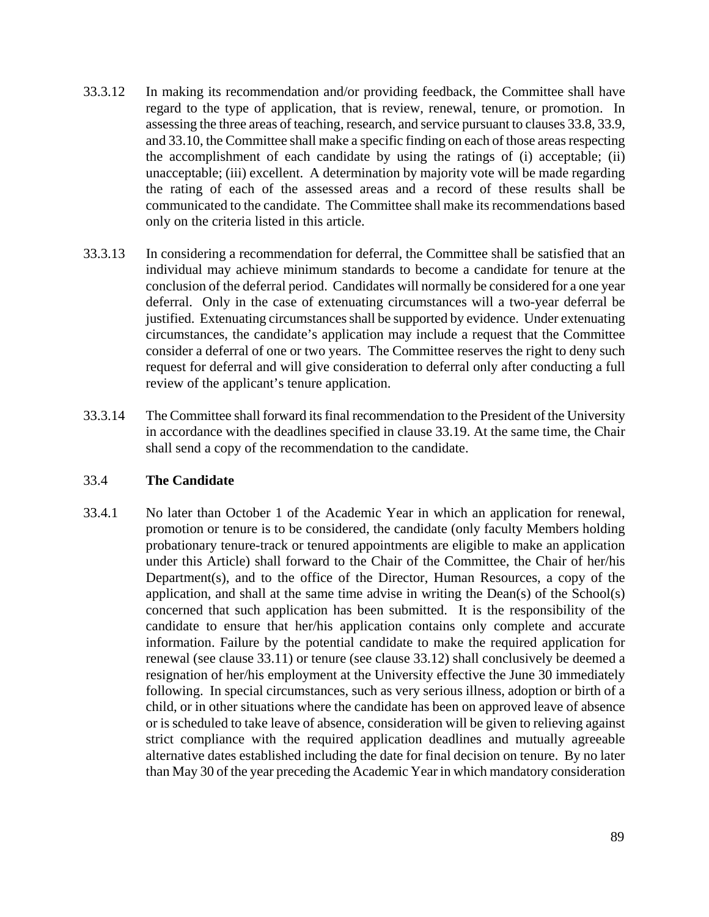33.3.12 In making its recommendation and/or providing feedback, the Committee shall have regard to the type of application, that is review, renewal, tenure, or promotion. In assessing the three areas of teaching, research, and service pursuant to clauses 33.8, 33.9, and 33.10, the Committee shall make a specific finding on each of those areas respecting the accomplishment of each candidate by using the ratings of (i) acceptable; (ii) unacceptable; (iii) excellent. A determination by majority vote will be made regarding the rating of each of the assessed areas and a record of these results shall be communicated to the candidate. The Committee shall make its recommendations based only on the criteria listed in this article.

33.3.13 In considering a recommendation for deferral, the Committee shall be satisfied that an individual may achieve minimum standards to become a candidate for tenure at the conclusion of the deferral period. Candidates will normally be considered for a one year deferral. Only in the case of extenuating circumstances will a two-year deferral be justified. Extenuating circumstances shall be supported by evidence. Under extenuating circumstances, the candidate's application may include a request that the Committee consider a deferral of one or two years. The Committee reserves the right to deny such request for deferral and will give consideration to deferral only after conducting a full review of the applicant's tenure application.

33.3.14 The Committee shall forward its final recommendation to the President of the University in accordance with the deadlines specified in clause 33.19. At the same time, the Chair shall send a copy of the recommendation to the candidate.

## 33.4 **The Candidate**

33.4.1 No later than October 1 of the Academic Year in which an application for renewal, promotion or tenure is to be considered, the candidate (only faculty Members holding probationary tenure-track or tenured appointments are eligible to make an application under this Article) shall forward to the Chair of the Committee, the Chair of her/his Department(s), and to the office of the Director, Human Resources, a copy of the application, and shall at the same time advise in writing the Dean(s) of the School(s) concerned that such application has been submitted. It is the responsibility of the candidate to ensure that her/his application contains only complete and accurate information. Failure by the potential candidate to make the required application for renewal (see clause 33.11) or tenure (see clause 33.12) shall conclusively be deemed a resignation of her/his employment at the University effective the June 30 immediately following. In special circumstances, such as very serious illness, adoption or birth of a child, or in other situations where the candidate has been on approved leave of absence or is scheduled to take leave of absence, consideration will be given to relieving against strict compliance with the required application deadlines and mutually agreeable alternative dates established including the date for final decision on tenure. By no later than May 30 of the year preceding the Academic Year in which mandatory consideration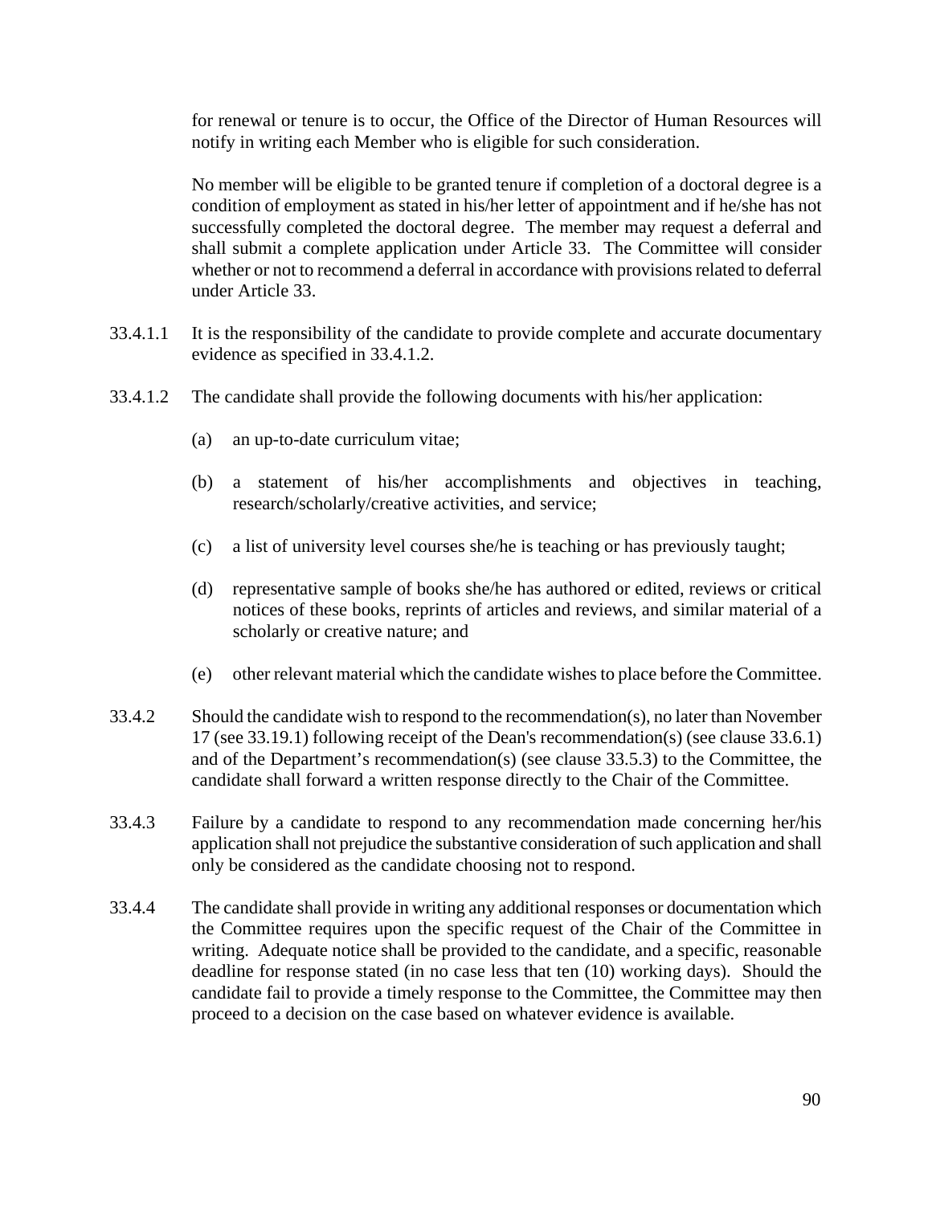for renewal or tenure is to occur, the Office of the Director of Human Resources will notify in writing each Member who is eligible for such consideration.

No member will be eligible to be granted tenure if completion of a doctoral degree is a condition of employment as stated in his/her letter of appointment and if he/she has not successfully completed the doctoral degree. The member may request a deferral and shall submit a complete application under Article 33. The Committee will consider whether or not to recommend a deferral in accordance with provisions related to deferral under Article 33.

33.4.1.1 It is the responsibility of the candidate to provide complete and accurate documentary evidence as specified in 33.4.1.2.

33.4.1.2 The candidate shall provide the following documents with his/her application:

(a) an up-to-date curriculum vitae;

(b) a statement of his/her accomplishments and objectives in teaching, research/scholarly/creative activities, and service;

(c) a list of university level courses she/he is teaching or has previously taught;

(d) representative sample of books she/he has authored or edited, reviews or critical notices of these books, reprints of articles and reviews, and similar material of a scholarly or creative nature; and

(e) other relevant material which the candidate wishes to place before the Committee.

33.4.2 Should the candidate wish to respond to the recommendation(s), no later than November 17 (see 33.19.1) following receipt of the Dean's recommendation(s) (see clause 33.6.1) and of the Department's recommendation(s) (see clause 33.5.3) to the Committee, the candidate shall forward a written response directly to the Chair of the Committee.

33.4.3 Failure by a candidate to respond to any recommendation made concerning her/his application shall not prejudice the substantive consideration of such application and shall only be considered as the candidate choosing not to respond.

33.4.4 The candidate shall provide in writing any additional responses or documentation which the Committee requires upon the specific request of the Chair of the Committee in writing. Adequate notice shall be provided to the candidate, and a specific, reasonable deadline for response stated (in no case less that ten (10) working days). Should the candidate fail to provide a timely response to the Committee, the Committee may then proceed to a decision on the case based on whatever evidence is available.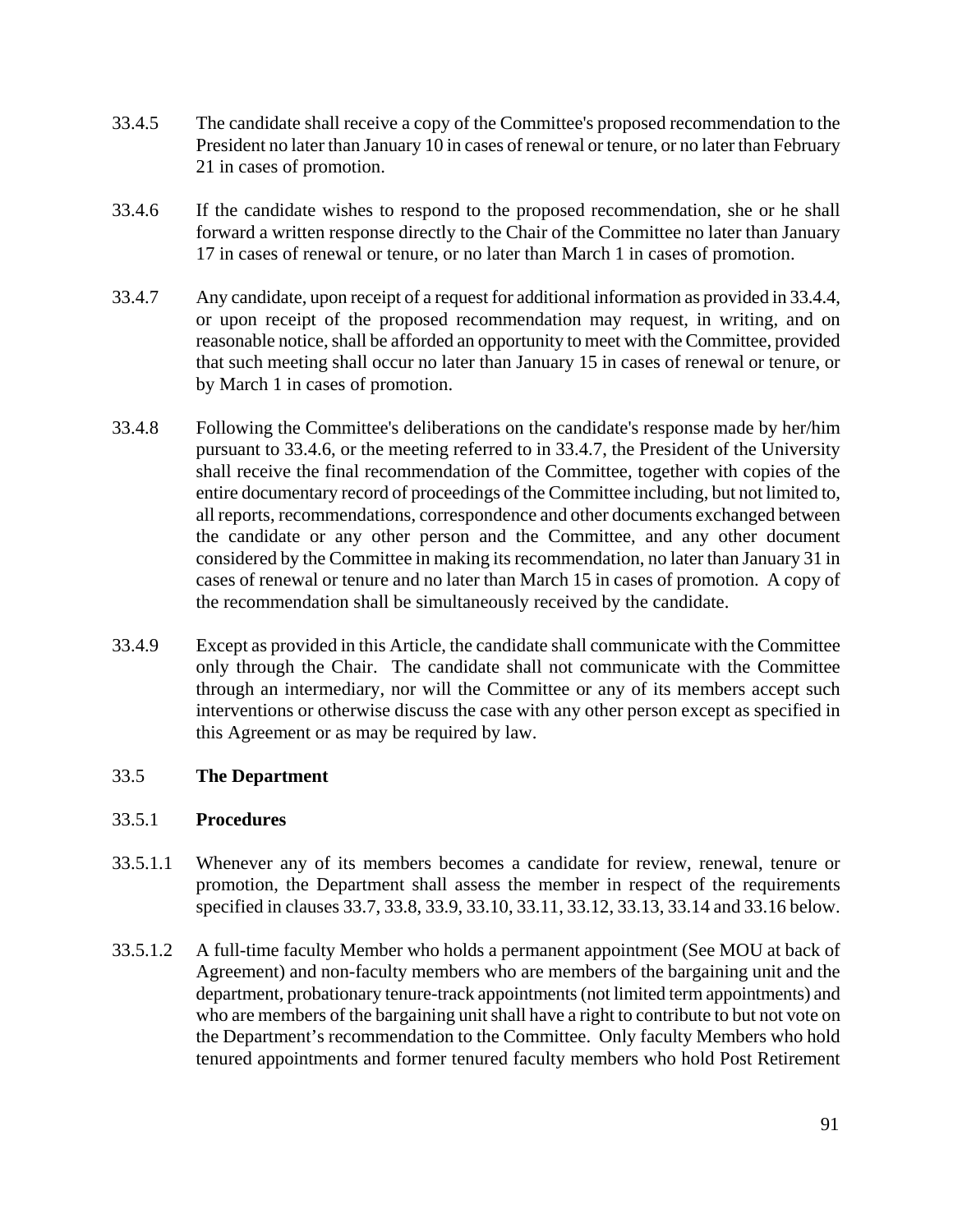33.4.5 The candidate shall receive a copy of the Committee's proposed recommendation to the President no later than January 10 in cases of renewal or tenure, or no later than February 21 in cases of promotion.

33.4.6 If the candidate wishes to respond to the proposed recommendation, she or he shall forward a written response directly to the Chair of the Committee no later than January 17 in cases of renewal or tenure, or no later than March 1 in cases of promotion.

33.4.7 Any candidate, upon receipt of a request for additional information as provided in 33.4.4, or upon receipt of the proposed recommendation may request, in writing, and on reasonable notice, shall be afforded an opportunity to meet with the Committee, provided that such meeting shall occur no later than January 15 in cases of renewal or tenure, or by March 1 in cases of promotion.

33.4.8 Following the Committee's deliberations on the candidate's response made by her/him pursuant to 33.4.6, or the meeting referred to in 33.4.7, the President of the University shall receive the final recommendation of the Committee, together with copies of the entire documentary record of proceedings of the Committee including, but not limited to, all reports, recommendations, correspondence and other documents exchanged between the candidate or any other person and the Committee, and any other document considered by the Committee in making its recommendation, no later than January 31 in cases of renewal or tenure and no later than March 15 in cases of promotion. A copy of the recommendation shall be simultaneously received by the candidate.

33.4.9 Except as provided in this Article, the candidate shall communicate with the Committee only through the Chair. The candidate shall not communicate with the Committee through an intermediary, nor will the Committee or any of its members accept such interventions or otherwise discuss the case with any other person except as specified in this Agreement or as may be required by law.

## 33.5 The Department

### 33.5.1 Procedures

33.5.1.1 Whenever any of its members becomes a candidate for review, renewal, tenure or promotion, the Department shall assess the member in respect of the requirements specified in clauses 33.7, 33.8, 33.9, 33.10, 33.11, 33.12, 33.13, 33.14 and 33.16 below.

33.5.1.2 A full-time faculty Member who holds a permanent appointment (See MOU at back of Agreement) and non-faculty members who are members of the bargaining unit and the department, probationary tenure-track appointments (not limited term appointments) and who are members of the bargaining unit shall have a right to contribute to but not vote on the Department's recommendation to the Committee. Only faculty Members who hold tenured appointments and former tenured faculty members who hold Post Retirement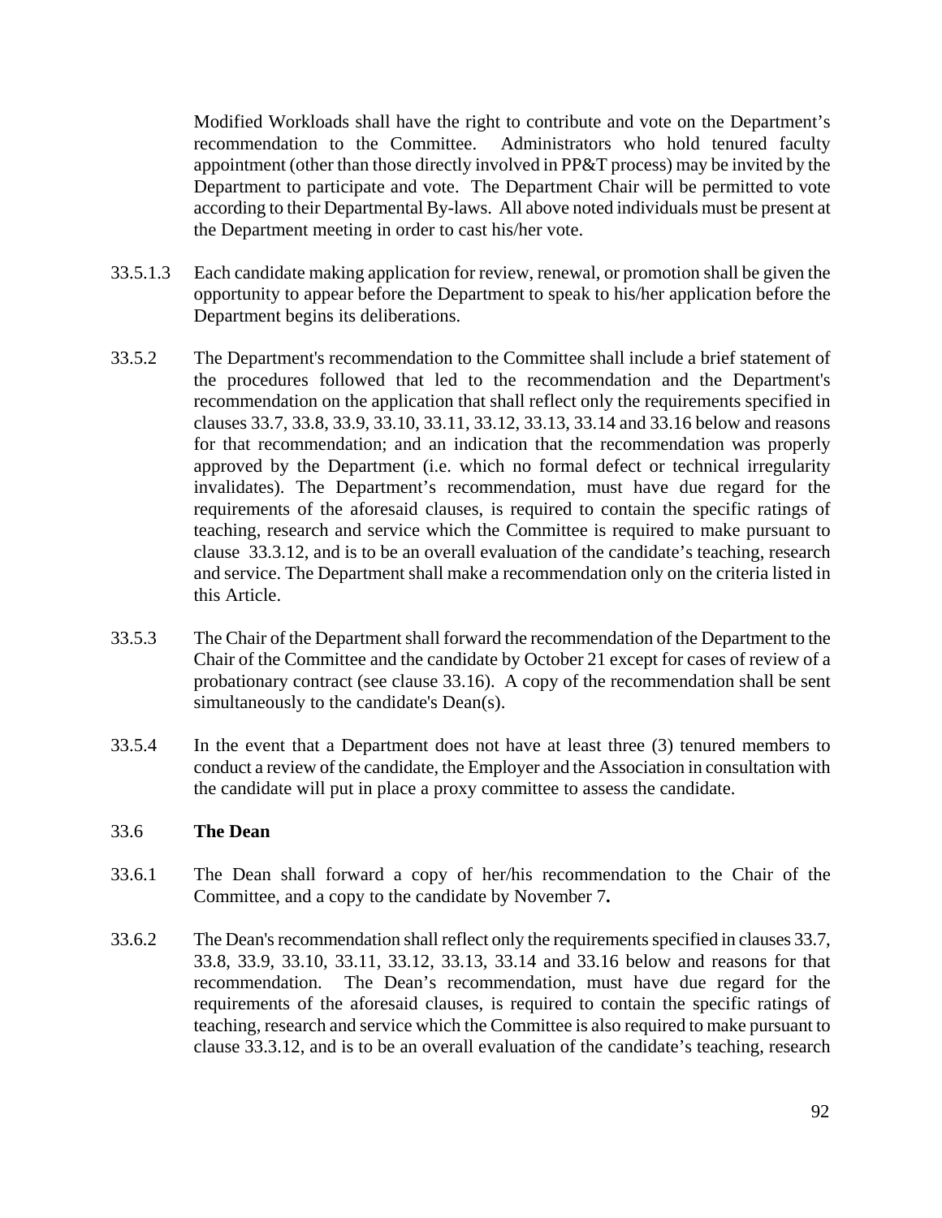Modified Workloads shall have the right to contribute and vote on the Department's recommendation to the Committee. Administrators who hold tenured faculty appointment (other than those directly involved in PP&T process) may be invited by the Department to participate and vote. The Department Chair will be permitted to vote according to their Departmental By-laws. All above noted individuals must be present at the Department meeting in order to cast his/her vote.

33.5.1.3 Each candidate making application for review, renewal, or promotion shall be given the opportunity to appear before the Department to speak to his/her application before the Department begins its deliberations.

33.5.2 The Department's recommendation to the Committee shall include a brief statement of the procedures followed that led to the recommendation and the Department's recommendation on the application that shall reflect only the requirements specified in clauses 33.7, 33.8, 33.9, 33.10, 33.11, 33.12, 33.13, 33.14 and 33.16 below and reasons for that recommendation; and an indication that the recommendation was properly approved by the Department (i.e. which no formal defect or technical irregularity invalidates). The Department's recommendation, must have due regard for the requirements of the aforesaid clauses, is required to contain the specific ratings of teaching, research and service which the Committee is required to make pursuant to clause 33.3.12, and is to be an overall evaluation of the candidate's teaching, research and service. The Department shall make a recommendation only on the criteria listed in this Article.

33.5.3 The Chair of the Department shall forward the recommendation of the Department to the Chair of the Committee and the candidate by October 21 except for cases of review of a probationary contract (see clause 33.16). A copy of the recommendation shall be sent simultaneously to the candidate's Dean(s).

33.5.4 In the event that a Department does not have at least three (3) tenured members to conduct a review of the candidate, the Employer and the Association in consultation with the candidate will put in place a proxy committee to assess the candidate.

33.6 **The Dean**

33.6.1 The Dean shall forward a copy of her/his recommendation to the Chair of the Committee, and a copy to the candidate by November 7**.**

33.6.2 The Dean's recommendation shall reflect only the requirements specified in clauses 33.7, 33.8, 33.9, 33.10, 33.11, 33.12, 33.13, 33.14 and 33.16 below and reasons for that recommendation. The Dean's recommendation, must have due regard for the requirements of the aforesaid clauses, is required to contain the specific ratings of teaching, research and service which the Committee is also required to make pursuant to clause 33.3.12, and is to be an overall evaluation of the candidate's teaching, research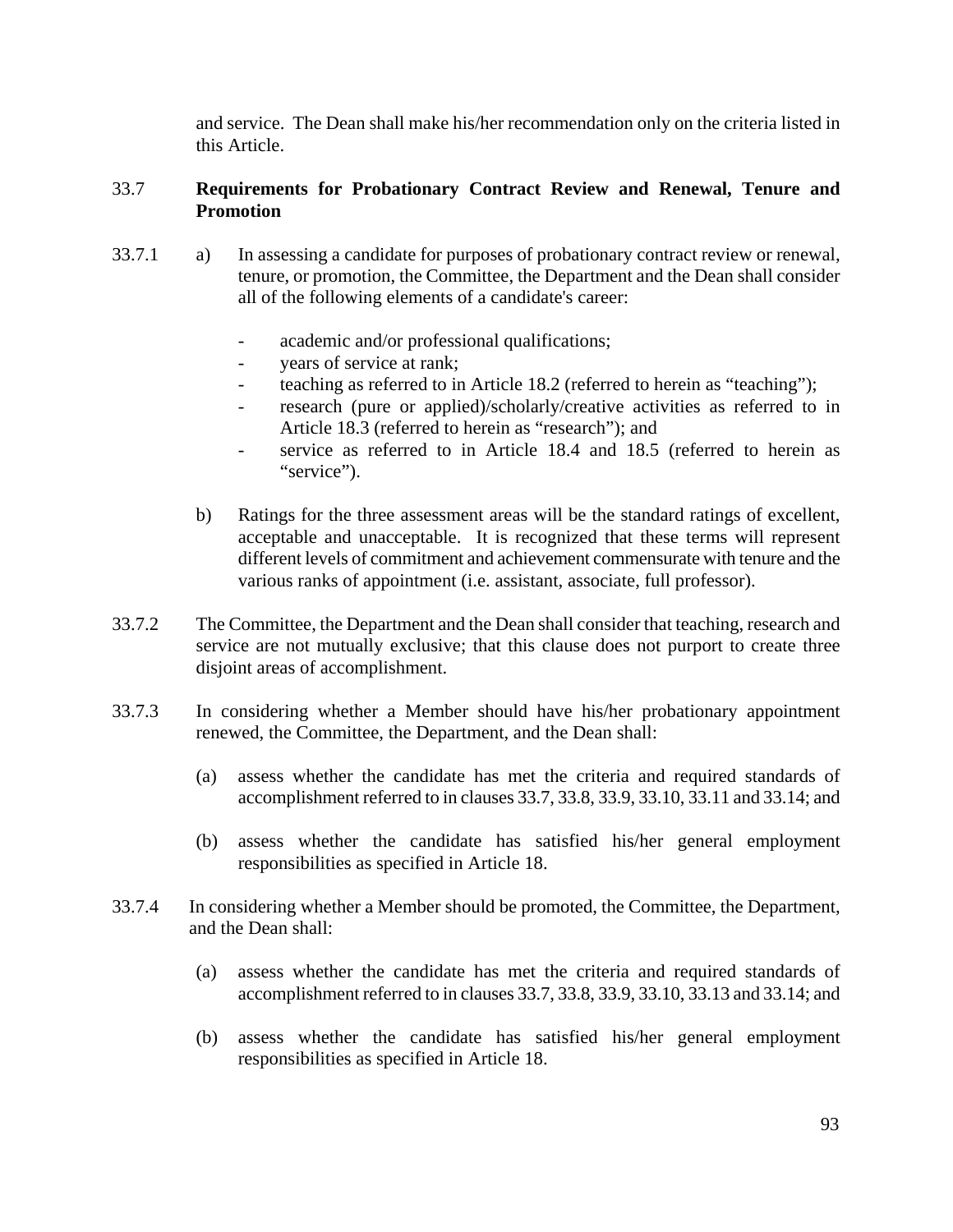and service. The Dean shall make his/her recommendation only on the criteria listed in this Article.

## 33.7 Requirements for Probationary Contract Review and Renewal, Tenure and Promotion

33.7.1 a) In assessing a candidate for purposes of probationary contract review or renewal, tenure, or promotion, the Committee, the Department and the Dean shall consider all of the following elements of a candidate's career:

- academic and/or professional qualifications;
- years of service at rank;
- teaching as referred to in Article 18.2 (referred to herein as "teaching");
- research (pure or applied)/scholarly/creative activities as referred to in Article 18.3 (referred to herein as "research"); and
- service as referred to in Article 18.4 and 18.5 (referred to herein as "service").

b) Ratings for the three assessment areas will be the standard ratings of excellent, acceptable and unacceptable. It is recognized that these terms will represent different levels of commitment and achievement commensurate with tenure and the various ranks of appointment (i.e. assistant, associate, full professor).

33.7.2 The Committee, the Department and the Dean shall consider that teaching, research and service are not mutually exclusive; that this clause does not purport to create three disjoint areas of accomplishment.

33.7.3 In considering whether a Member should have his/her probationary appointment renewed, the Committee, the Department, and the Dean shall:

(a) assess whether the candidate has met the criteria and required standards of accomplishment referred to in clauses 33.7, 33.8, 33.9, 33.10, 33.11 and 33.14; and

(b) assess whether the candidate has satisfied his/her general employment responsibilities as specified in Article 18.

33.7.4 In considering whether a Member should be promoted, the Committee, the Department, and the Dean shall:

(a) assess whether the candidate has met the criteria and required standards of accomplishment referred to in clauses 33.7, 33.8, 33.9, 33.10, 33.13 and 33.14; and

(b) assess whether the candidate has satisfied his/her general employment responsibilities as specified in Article 18.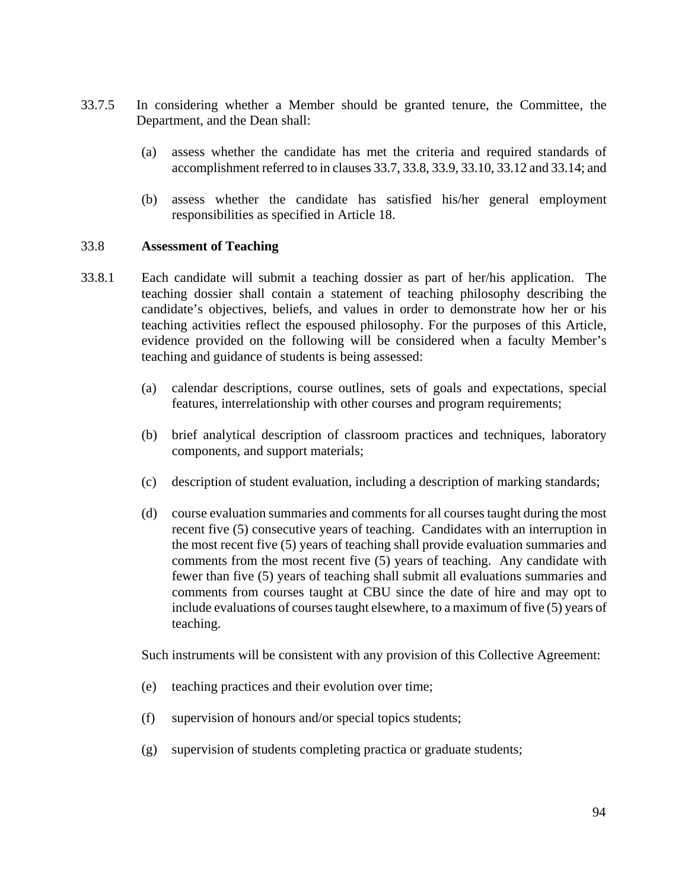33.7.5 In considering whether a Member should be granted tenure, the Committee, the Department, and the Dean shall:

(a) assess whether the candidate has met the criteria and required standards of accomplishment referred to in clauses 33.7, 33.8, 33.9, 33.10, 33.12 and 33.14; and

(b) assess whether the candidate has satisfied his/her general employment responsibilities as specified in Article 18.

33.8 **Assessment of Teaching**

33.8.1 Each candidate will submit a teaching dossier as part of her/his application. The teaching dossier shall contain a statement of teaching philosophy describing the candidate's objectives, beliefs, and values in order to demonstrate how her or his teaching activities reflect the espoused philosophy. For the purposes of this Article, evidence provided on the following will be considered when a faculty Member's teaching and guidance of students is being assessed:

(a) calendar descriptions, course outlines, sets of goals and expectations, special features, interrelationship with other courses and program requirements;

(b) brief analytical description of classroom practices and techniques, laboratory components, and support materials;

(c) description of student evaluation, including a description of marking standards;

(d) course evaluation summaries and comments for all courses taught during the most recent five (5) consecutive years of teaching. Candidates with an interruption in the most recent five (5) years of teaching shall provide evaluation summaries and comments from the most recent five (5) years of teaching. Any candidate with fewer than five (5) years of teaching shall submit all evaluations summaries and comments from courses taught at CBU since the date of hire and may opt to include evaluations of courses taught elsewhere, to a maximum of five (5) years of teaching.

Such instruments will be consistent with any provision of this Collective Agreement:

(e) teaching practices and their evolution over time;

(f) supervision of honours and/or special topics students;

(g) supervision of students completing practica or graduate students;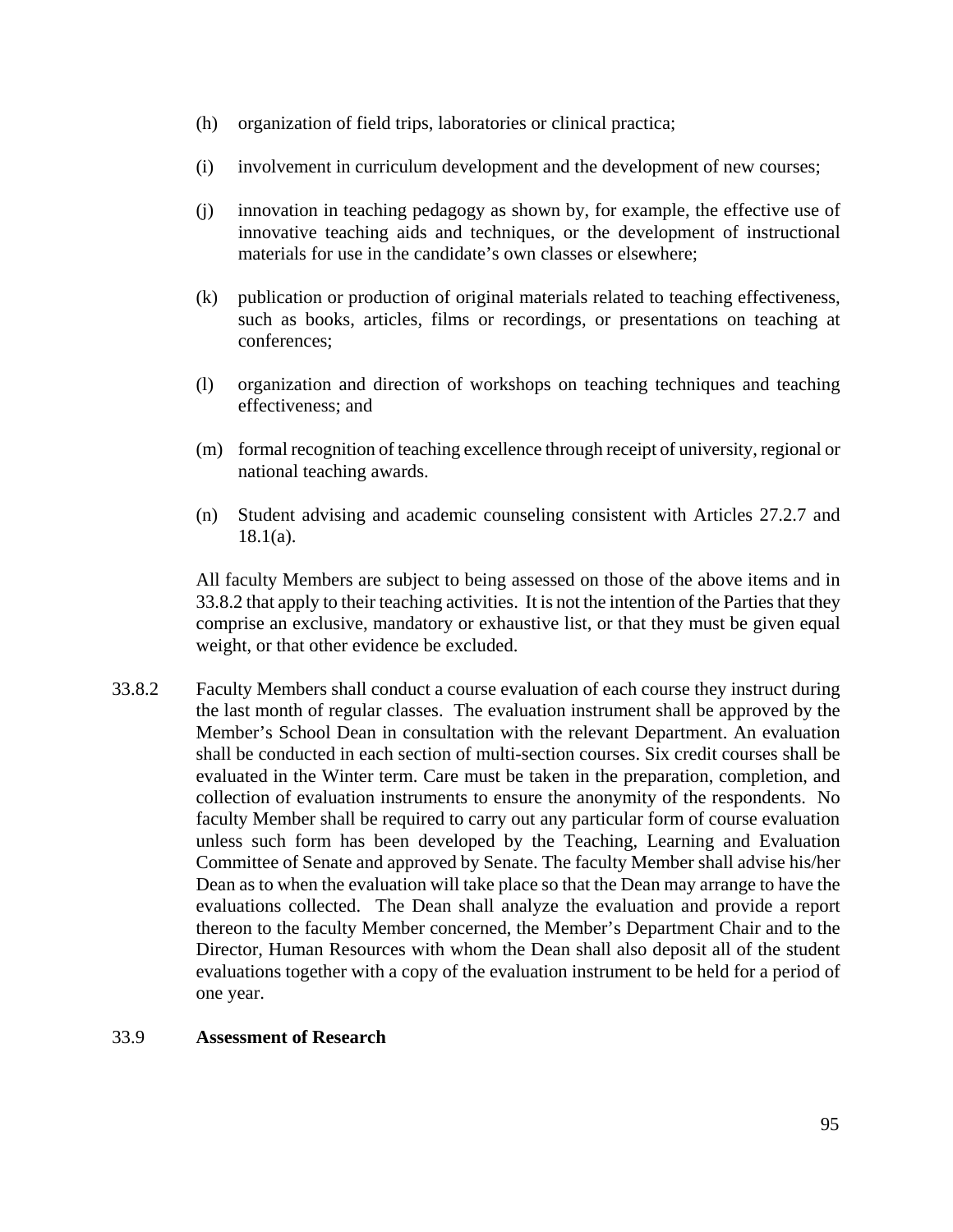(h) organization of field trips, laboratories or clinical practica;

(i) involvement in curriculum development and the development of new courses;

(j) innovation in teaching pedagogy as shown by, for example, the effective use of innovative teaching aids and techniques, or the development of instructional materials for use in the candidate's own classes or elsewhere;

(k) publication or production of original materials related to teaching effectiveness, such as books, articles, films or recordings, or presentations on teaching at conferences;

(l) organization and direction of workshops on teaching techniques and teaching effectiveness; and

(m) formal recognition of teaching excellence through receipt of university, regional or national teaching awards.

(n) Student advising and academic counseling consistent with Articles 27.2.7 and 18.1(a).

All faculty Members are subject to being assessed on those of the above items and in 33.8.2 that apply to their teaching activities. It is not the intention of the Parties that they comprise an exclusive, mandatory or exhaustive list, or that they must be given equal weight, or that other evidence be excluded.

33.8.2 Faculty Members shall conduct a course evaluation of each course they instruct during the last month of regular classes. The evaluation instrument shall be approved by the Member's School Dean in consultation with the relevant Department. An evaluation shall be conducted in each section of multi-section courses. Six credit courses shall be evaluated in the Winter term. Care must be taken in the preparation, completion, and collection of evaluation instruments to ensure the anonymity of the respondents. No faculty Member shall be required to carry out any particular form of course evaluation unless such form has been developed by the Teaching, Learning and Evaluation Committee of Senate and approved by Senate. The faculty Member shall advise his/her Dean as to when the evaluation will take place so that the Dean may arrange to have the evaluations collected. The Dean shall analyze the evaluation and provide a report thereon to the faculty Member concerned, the Member's Department Chair and to the Director, Human Resources with whom the Dean shall also deposit all of the student evaluations together with a copy of the evaluation instrument to be held for a period of one year.

33.9 **Assessment of Research**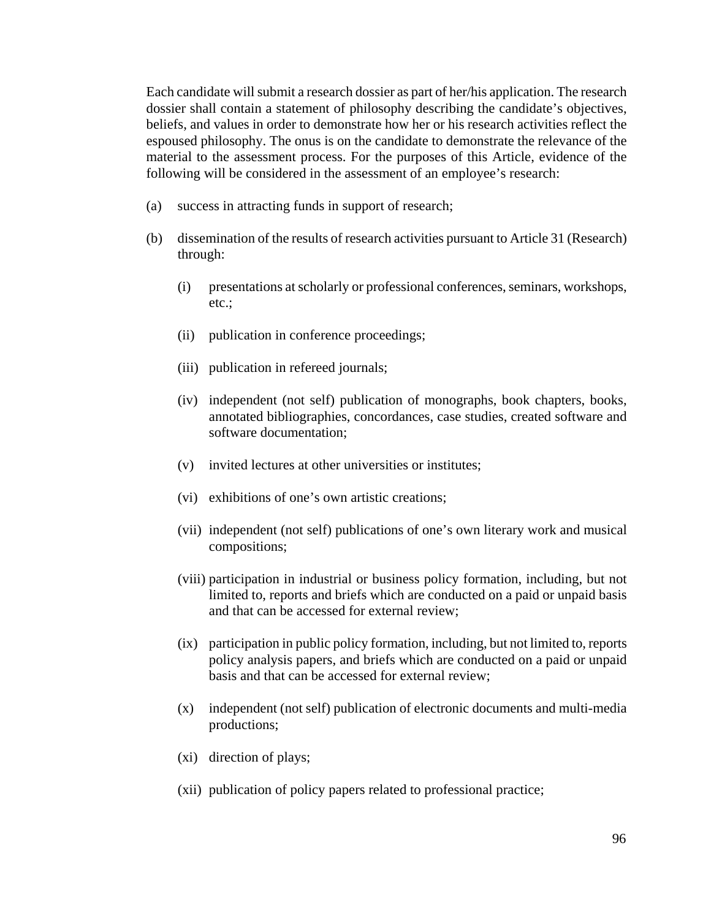Each candidate will submit a research dossier as part of her/his application. The research dossier shall contain a statement of philosophy describing the candidate's objectives, beliefs, and values in order to demonstrate how her or his research activities reflect the espoused philosophy. The onus is on the candidate to demonstrate the relevance of the material to the assessment process. For the purposes of this Article, evidence of the following will be considered in the assessment of an employee's research:

(a) success in attracting funds in support of research;

(b) dissemination of the results of research activities pursuant to Article 31 (Research) through:

  (i) presentations at scholarly or professional conferences, seminars, workshops, etc.;

  (ii) publication in conference proceedings;

  (iii) publication in refereed journals;

  (iv) independent (not self) publication of monographs, book chapters, books, annotated bibliographies, concordances, case studies, created software and software documentation;

  (v) invited lectures at other universities or institutes;

  (vi) exhibitions of one's own artistic creations;

  (vii) independent (not self) publications of one's own literary work and musical compositions;

  (viii) participation in industrial or business policy formation, including, but not limited to, reports and briefs which are conducted on a paid or unpaid basis and that can be accessed for external review;

  (ix) participation in public policy formation, including, but not limited to, reports policy analysis papers, and briefs which are conducted on a paid or unpaid basis and that can be accessed for external review;

  (x) independent (not self) publication of electronic documents and multi-media productions;

  (xi) direction of plays;

  (xii) publication of policy papers related to professional practice;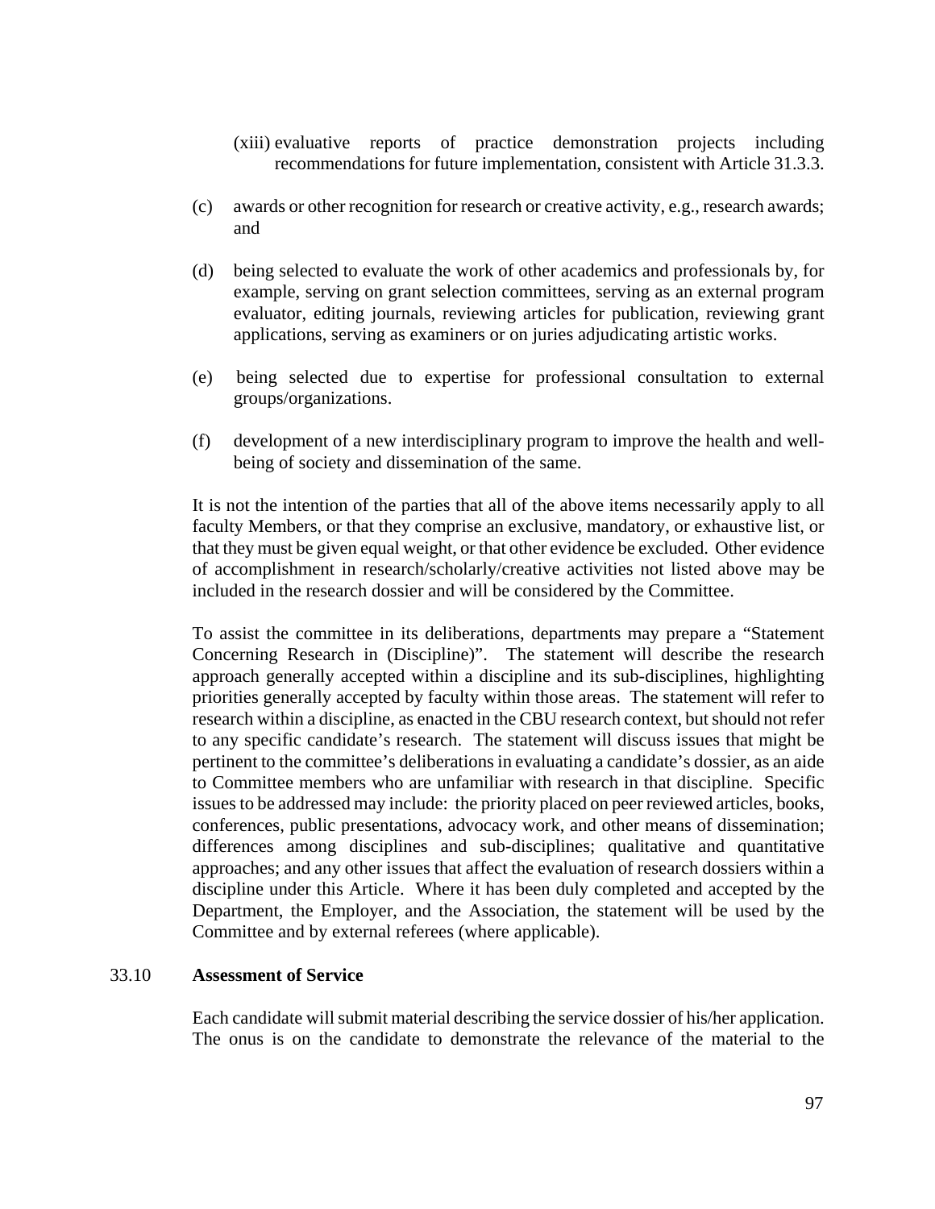(xiii) evaluative reports of practice demonstration projects including recommendations for future implementation, consistent with Article 31.3.3.

(c) awards or other recognition for research or creative activity, e.g., research awards; and

(d) being selected to evaluate the work of other academics and professionals by, for example, serving on grant selection committees, serving as an external program evaluator, editing journals, reviewing articles for publication, reviewing grant applications, serving as examiners or on juries adjudicating artistic works.

(e) being selected due to expertise for professional consultation to external groups/organizations.

(f) development of a new interdisciplinary program to improve the health and well-being of society and dissemination of the same.

It is not the intention of the parties that all of the above items necessarily apply to all faculty Members, or that they comprise an exclusive, mandatory, or exhaustive list, or that they must be given equal weight, or that other evidence be excluded. Other evidence of accomplishment in research/scholarly/creative activities not listed above may be included in the research dossier and will be considered by the Committee.

To assist the committee in its deliberations, departments may prepare a "Statement Concerning Research in (Discipline)". The statement will describe the research approach generally accepted within a discipline and its sub-disciplines, highlighting priorities generally accepted by faculty within those areas. The statement will refer to research within a discipline, as enacted in the CBU research context, but should not refer to any specific candidate's research. The statement will discuss issues that might be pertinent to the committee's deliberations in evaluating a candidate's dossier, as an aide to Committee members who are unfamiliar with research in that discipline. Specific issues to be addressed may include: the priority placed on peer reviewed articles, books, conferences, public presentations, advocacy work, and other means of dissemination; differences among disciplines and sub-disciplines; qualitative and quantitative approaches; and any other issues that affect the evaluation of research dossiers within a discipline under this Article. Where it has been duly completed and accepted by the Department, the Employer, and the Association, the statement will be used by the Committee and by external referees (where applicable).

## 33.10 **Assessment of Service**

Each candidate will submit material describing the service dossier of his/her application. The onus is on the candidate to demonstrate the relevance of the material to the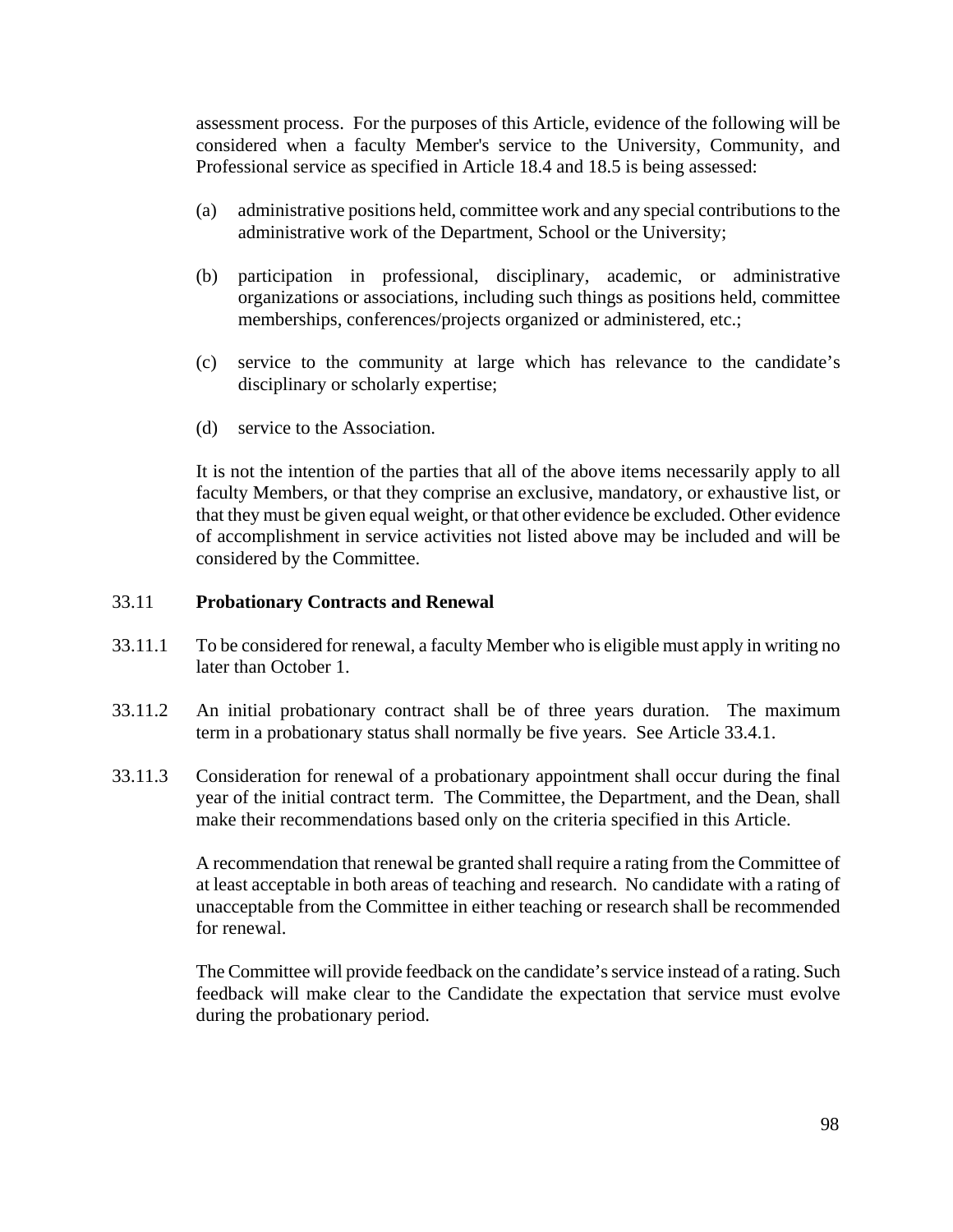assessment process. For the purposes of this Article, evidence of the following will be considered when a faculty Member's service to the University, Community, and Professional service as specified in Article 18.4 and 18.5 is being assessed:

(a) administrative positions held, committee work and any special contributions to the administrative work of the Department, School or the University;

(b) participation in professional, disciplinary, academic, or administrative organizations or associations, including such things as positions held, committee memberships, conferences/projects organized or administered, etc.;

(c) service to the community at large which has relevance to the candidate's disciplinary or scholarly expertise;

(d) service to the Association.

It is not the intention of the parties that all of the above items necessarily apply to all faculty Members, or that they comprise an exclusive, mandatory, or exhaustive list, or that they must be given equal weight, or that other evidence be excluded. Other evidence of accomplishment in service activities not listed above may be included and will be considered by the Committee.

### 33.11 **Probationary Contracts and Renewal**

33.11.1 To be considered for renewal, a faculty Member who is eligible must apply in writing no later than October 1.

33.11.2 An initial probationary contract shall be of three years duration. The maximum term in a probationary status shall normally be five years. See Article 33.4.1.

33.11.3 Consideration for renewal of a probationary appointment shall occur during the final year of the initial contract term. The Committee, the Department, and the Dean, shall make their recommendations based only on the criteria specified in this Article.

A recommendation that renewal be granted shall require a rating from the Committee of at least acceptable in both areas of teaching and research. No candidate with a rating of unacceptable from the Committee in either teaching or research shall be recommended for renewal.

The Committee will provide feedback on the candidate's service instead of a rating. Such feedback will make clear to the Candidate the expectation that service must evolve during the probationary period.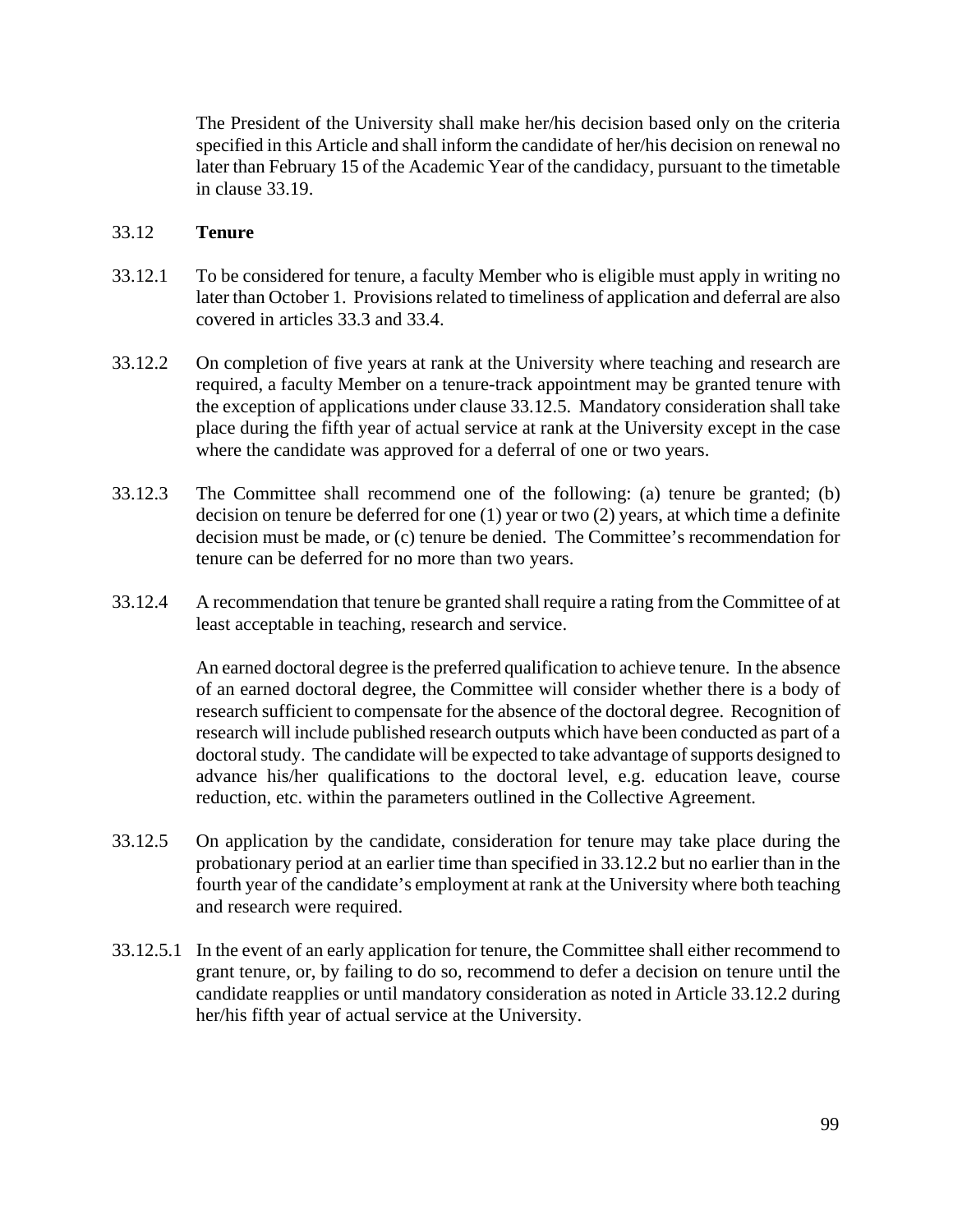The President of the University shall make her/his decision based only on the criteria specified in this Article and shall inform the candidate of her/his decision on renewal no later than February 15 of the Academic Year of the candidacy, pursuant to the timetable in clause 33.19.

### 33.12 **Tenure**

33.12.1 To be considered for tenure, a faculty Member who is eligible must apply in writing no later than October 1. Provisions related to timeliness of application and deferral are also covered in articles 33.3 and 33.4.

33.12.2 On completion of five years at rank at the University where teaching and research are required, a faculty Member on a tenure-track appointment may be granted tenure with the exception of applications under clause 33.12.5. Mandatory consideration shall take place during the fifth year of actual service at rank at the University except in the case where the candidate was approved for a deferral of one or two years.

33.12.3 The Committee shall recommend one of the following: (a) tenure be granted; (b) decision on tenure be deferred for one (1) year or two (2) years, at which time a definite decision must be made, or (c) tenure be denied. The Committee's recommendation for tenure can be deferred for no more than two years.

33.12.4 A recommendation that tenure be granted shall require a rating from the Committee of at least acceptable in teaching, research and service.

An earned doctoral degree is the preferred qualification to achieve tenure. In the absence of an earned doctoral degree, the Committee will consider whether there is a body of research sufficient to compensate for the absence of the doctoral degree. Recognition of research will include published research outputs which have been conducted as part of a doctoral study. The candidate will be expected to take advantage of supports designed to advance his/her qualifications to the doctoral level, e.g. education leave, course reduction, etc. within the parameters outlined in the Collective Agreement.

33.12.5 On application by the candidate, consideration for tenure may take place during the probationary period at an earlier time than specified in 33.12.2 but no earlier than in the fourth year of the candidate's employment at rank at the University where both teaching and research were required.

33.12.5.1 In the event of an early application for tenure, the Committee shall either recommend to grant tenure, or, by failing to do so, recommend to defer a decision on tenure until the candidate reapplies or until mandatory consideration as noted in Article 33.12.2 during her/his fifth year of actual service at the University.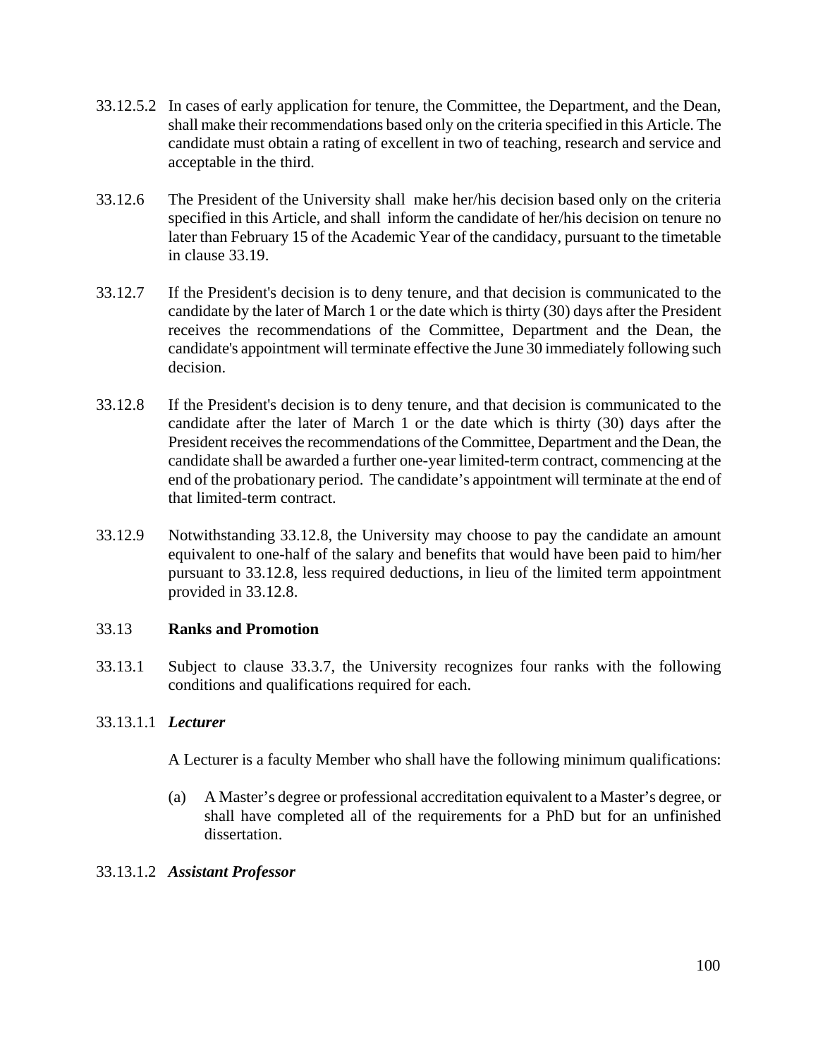33.12.5.2 In cases of early application for tenure, the Committee, the Department, and the Dean, shall make their recommendations based only on the criteria specified in this Article. The candidate must obtain a rating of excellent in two of teaching, research and service and acceptable in the third.

33.12.6 The President of the University shall make her/his decision based only on the criteria specified in this Article, and shall inform the candidate of her/his decision on tenure no later than February 15 of the Academic Year of the candidacy, pursuant to the timetable in clause 33.19.

33.12.7 If the President's decision is to deny tenure, and that decision is communicated to the candidate by the later of March 1 or the date which is thirty (30) days after the President receives the recommendations of the Committee, Department and the Dean, the candidate's appointment will terminate effective the June 30 immediately following such decision.

33.12.8 If the President's decision is to deny tenure, and that decision is communicated to the candidate after the later of March 1 or the date which is thirty (30) days after the President receives the recommendations of the Committee, Department and the Dean, the candidate shall be awarded a further one-year limited-term contract, commencing at the end of the probationary period. The candidate's appointment will terminate at the end of that limited-term contract.

33.12.9 Notwithstanding 33.12.8, the University may choose to pay the candidate an amount equivalent to one-half of the salary and benefits that would have been paid to him/her pursuant to 33.12.8, less required deductions, in lieu of the limited term appointment provided in 33.12.8.

## 33.13 **Ranks and Promotion**

33.13.1 Subject to clause 33.3.7, the University recognizes four ranks with the following conditions and qualifications required for each.

### 33.13.1.1 ***Lecturer***

A Lecturer is a faculty Member who shall have the following minimum qualifications:

(a) A Master's degree or professional accreditation equivalent to a Master's degree, or shall have completed all of the requirements for a PhD but for an unfinished dissertation.

### 33.13.1.2 ***Assistant Professor***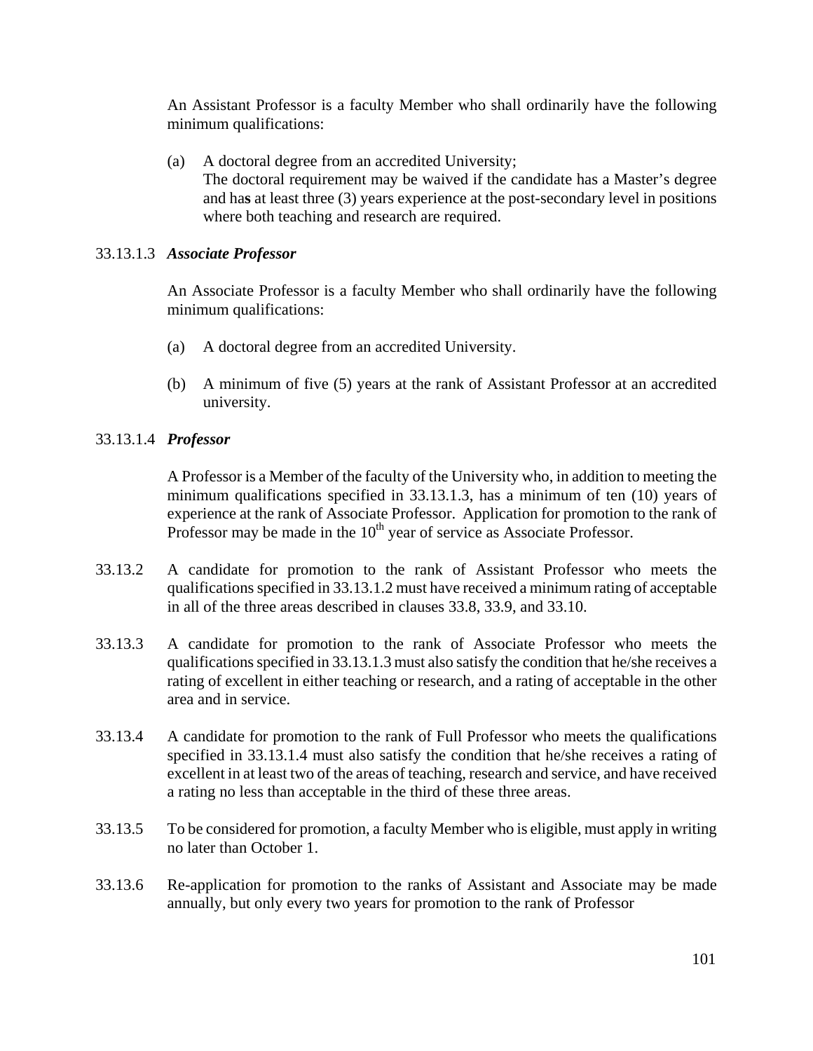An Assistant Professor is a faculty Member who shall ordinarily have the following minimum qualifications:

(a) A doctoral degree from an accredited University;
The doctoral requirement may be waived if the candidate has a Master's degree and has at least three (3) years experience at the post-secondary level in positions where both teaching and research are required.

33.13.1.3 ***Associate Professor***

An Associate Professor is a faculty Member who shall ordinarily have the following minimum qualifications:

(a) A doctoral degree from an accredited University.

(b) A minimum of five (5) years at the rank of Assistant Professor at an accredited university.

33.13.1.4 ***Professor***

A Professor is a Member of the faculty of the University who, in addition to meeting the minimum qualifications specified in 33.13.1.3, has a minimum of ten (10) years of experience at the rank of Associate Professor. Application for promotion to the rank of Professor may be made in the 10th year of service as Associate Professor.

33.13.2 A candidate for promotion to the rank of Assistant Professor who meets the qualifications specified in 33.13.1.2 must have received a minimum rating of acceptable in all of the three areas described in clauses 33.8, 33.9, and 33.10.

33.13.3 A candidate for promotion to the rank of Associate Professor who meets the qualifications specified in 33.13.1.3 must also satisfy the condition that he/she receives a rating of excellent in either teaching or research, and a rating of acceptable in the other area and in service.

33.13.4 A candidate for promotion to the rank of Full Professor who meets the qualifications specified in 33.13.1.4 must also satisfy the condition that he/she receives a rating of excellent in at least two of the areas of teaching, research and service, and have received a rating no less than acceptable in the third of these three areas.

33.13.5 To be considered for promotion, a faculty Member who is eligible, must apply in writing no later than October 1.

33.13.6 Re-application for promotion to the ranks of Assistant and Associate may be made annually, but only every two years for promotion to the rank of Professor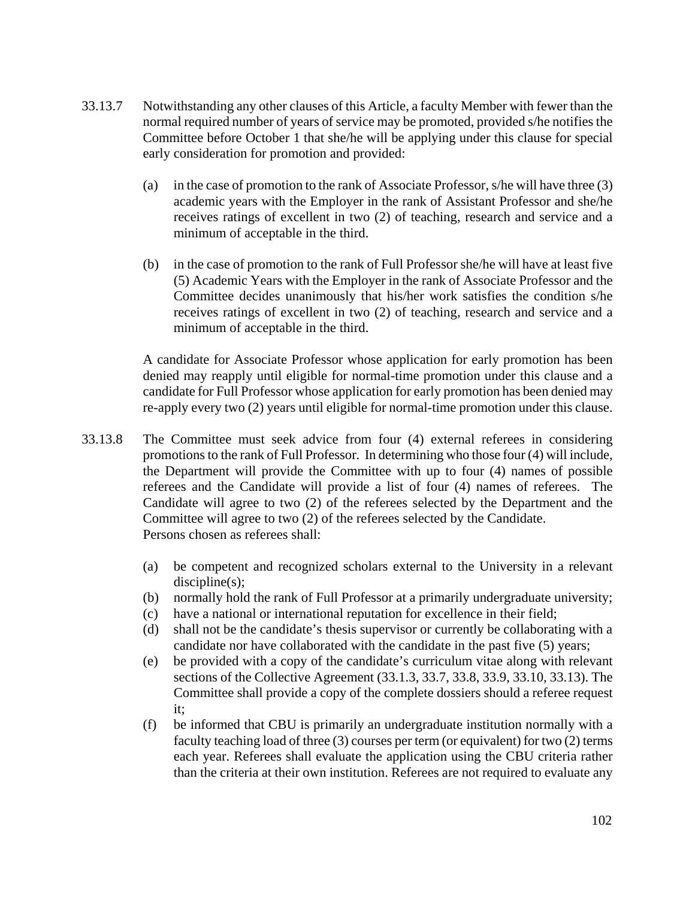33.13.7 Notwithstanding any other clauses of this Article, a faculty Member with fewer than the normal required number of years of service may be promoted, provided s/he notifies the Committee before October 1 that she/he will be applying under this clause for special early consideration for promotion and provided:

(a) in the case of promotion to the rank of Associate Professor, s/he will have three (3) academic years with the Employer in the rank of Assistant Professor and she/he receives ratings of excellent in two (2) of teaching, research and service and a minimum of acceptable in the third.

(b) in the case of promotion to the rank of Full Professor she/he will have at least five (5) Academic Years with the Employer in the rank of Associate Professor and the Committee decides unanimously that his/her work satisfies the condition s/he receives ratings of excellent in two (2) of teaching, research and service and a minimum of acceptable in the third.

A candidate for Associate Professor whose application for early promotion has been denied may reapply until eligible for normal-time promotion under this clause and a candidate for Full Professor whose application for early promotion has been denied may re-apply every two (2) years until eligible for normal-time promotion under this clause.

33.13.8 The Committee must seek advice from four (4) external referees in considering promotions to the rank of Full Professor. In determining who those four (4) will include, the Department will provide the Committee with up to four (4) names of possible referees and the Candidate will provide a list of four (4) names of referees. The Candidate will agree to two (2) of the referees selected by the Department and the Committee will agree to two (2) of the referees selected by the Candidate.
Persons chosen as referees shall:

(a) be competent and recognized scholars external to the University in a relevant discipline(s);
(b) normally hold the rank of Full Professor at a primarily undergraduate university;
(c) have a national or international reputation for excellence in their field;
(d) shall not be the candidate's thesis supervisor or currently be collaborating with a candidate nor have collaborated with the candidate in the past five (5) years;
(e) be provided with a copy of the candidate's curriculum vitae along with relevant sections of the Collective Agreement (33.1.3, 33.7, 33.8, 33.9, 33.10, 33.13). The Committee shall provide a copy of the complete dossiers should a referee request it;
(f) be informed that CBU is primarily an undergraduate institution normally with a faculty teaching load of three (3) courses per term (or equivalent) for two (2) terms each year. Referees shall evaluate the application using the CBU criteria rather than the criteria at their own institution. Referees are not required to evaluate any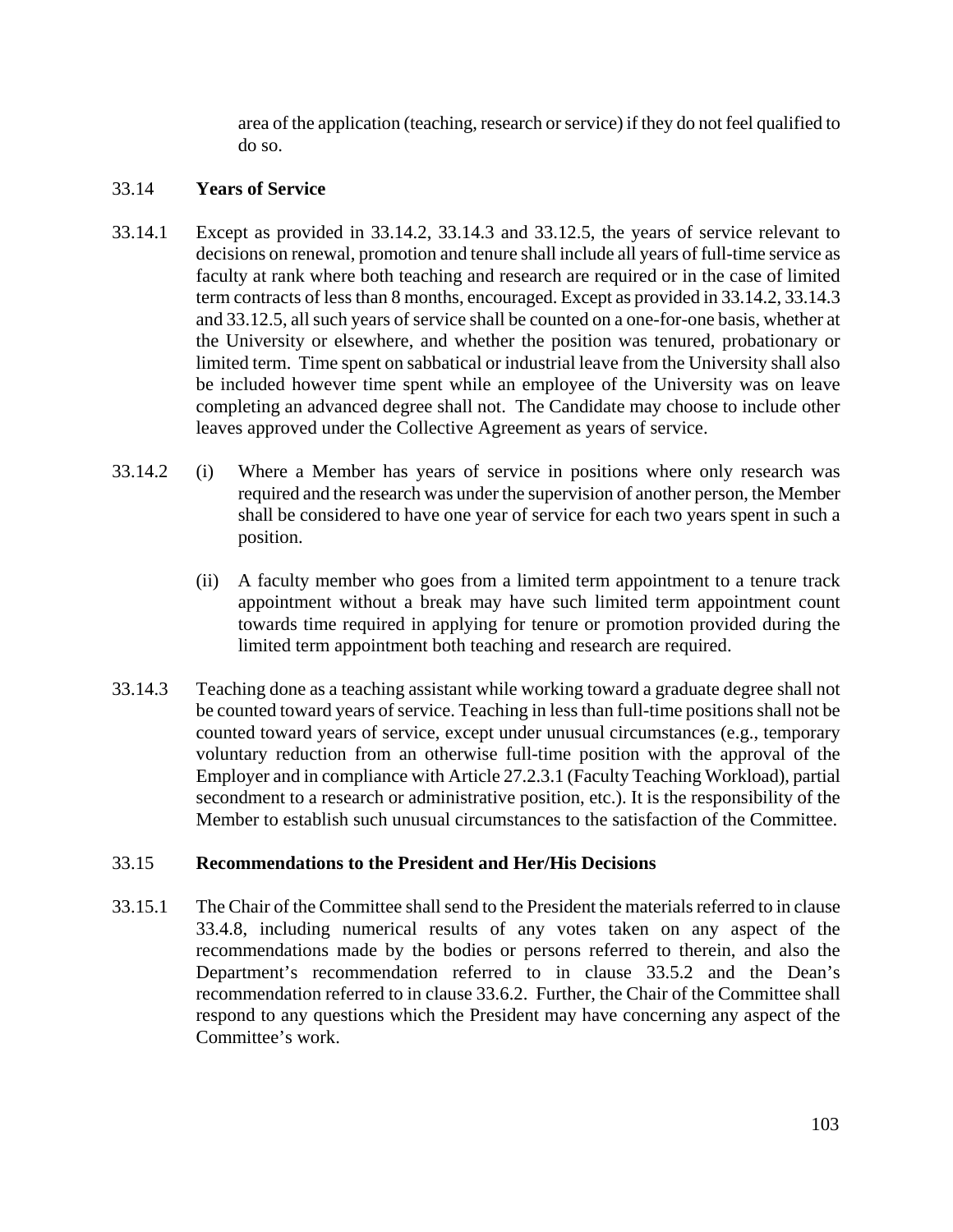area of the application (teaching, research or service) if they do not feel qualified to do so.

## 33.14 Years of Service

33.14.1 Except as provided in 33.14.2, 33.14.3 and 33.12.5, the years of service relevant to decisions on renewal, promotion and tenure shall include all years of full-time service as faculty at rank where both teaching and research are required or in the case of limited term contracts of less than 8 months, encouraged. Except as provided in 33.14.2, 33.14.3 and 33.12.5, all such years of service shall be counted on a one-for-one basis, whether at the University or elsewhere, and whether the position was tenured, probationary or limited term. Time spent on sabbatical or industrial leave from the University shall also be included however time spent while an employee of the University was on leave completing an advanced degree shall not. The Candidate may choose to include other leaves approved under the Collective Agreement as years of service.

33.14.2 (i) Where a Member has years of service in positions where only research was required and the research was under the supervision of another person, the Member shall be considered to have one year of service for each two years spent in such a position.

(ii) A faculty member who goes from a limited term appointment to a tenure track appointment without a break may have such limited term appointment count towards time required in applying for tenure or promotion provided during the limited term appointment both teaching and research are required.

33.14.3 Teaching done as a teaching assistant while working toward a graduate degree shall not be counted toward years of service. Teaching in less than full-time positions shall not be counted toward years of service, except under unusual circumstances (e.g., temporary voluntary reduction from an otherwise full-time position with the approval of the Employer and in compliance with Article 27.2.3.1 (Faculty Teaching Workload), partial secondment to a research or administrative position, etc.). It is the responsibility of the Member to establish such unusual circumstances to the satisfaction of the Committee.

## 33.15 Recommendations to the President and Her/His Decisions

33.15.1 The Chair of the Committee shall send to the President the materials referred to in clause 33.4.8, including numerical results of any votes taken on any aspect of the recommendations made by the bodies or persons referred to therein, and also the Department's recommendation referred to in clause 33.5.2 and the Dean's recommendation referred to in clause 33.6.2. Further, the Chair of the Committee shall respond to any questions which the President may have concerning any aspect of the Committee's work.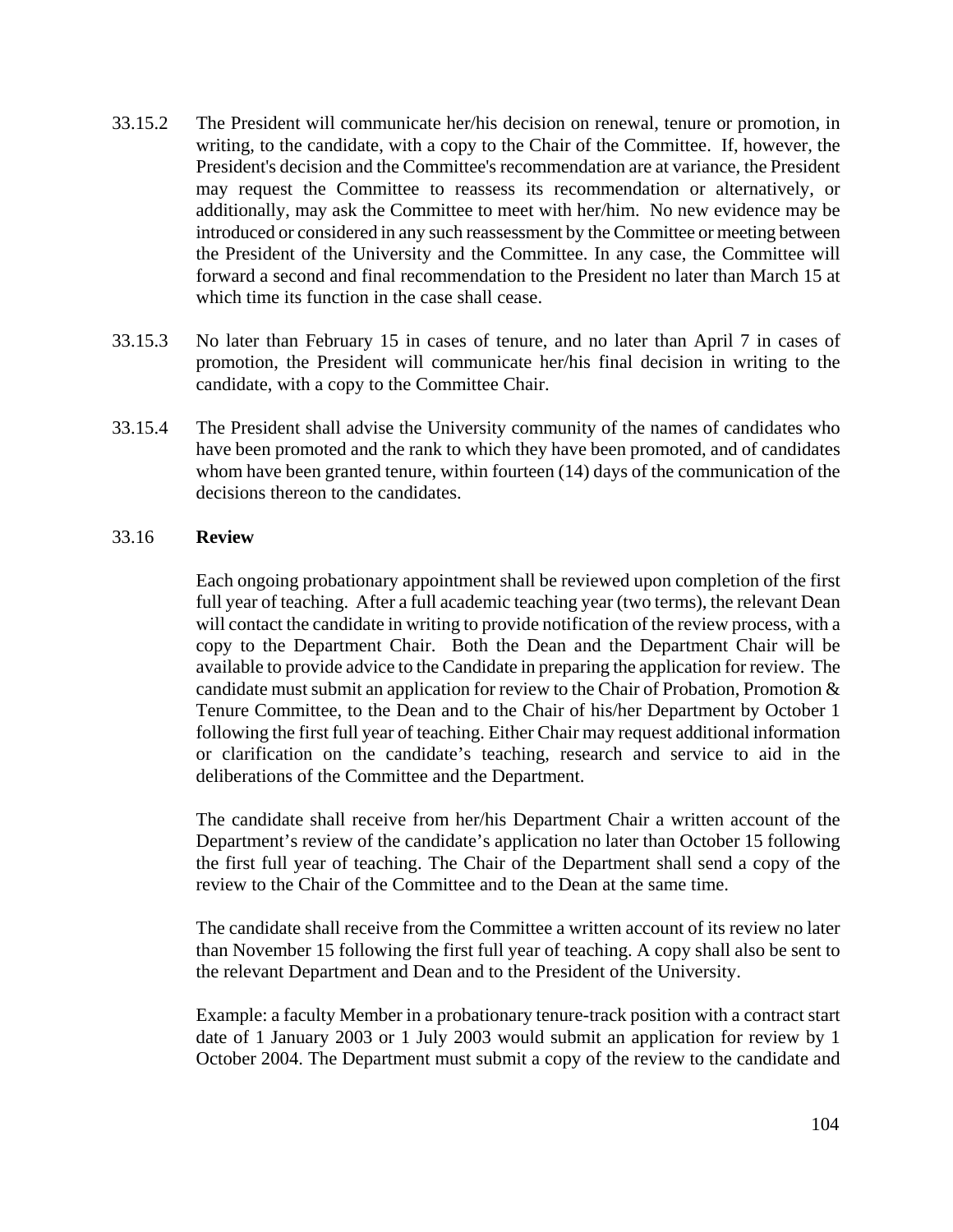33.15.2 The President will communicate her/his decision on renewal, tenure or promotion, in writing, to the candidate, with a copy to the Chair of the Committee. If, however, the President's decision and the Committee's recommendation are at variance, the President may request the Committee to reassess its recommendation or alternatively, or additionally, may ask the Committee to meet with her/him. No new evidence may be introduced or considered in any such reassessment by the Committee or meeting between the President of the University and the Committee. In any case, the Committee will forward a second and final recommendation to the President no later than March 15 at which time its function in the case shall cease.

33.15.3 No later than February 15 in cases of tenure, and no later than April 7 in cases of promotion, the President will communicate her/his final decision in writing to the candidate, with a copy to the Committee Chair.

33.15.4 The President shall advise the University community of the names of candidates who have been promoted and the rank to which they have been promoted, and of candidates whom have been granted tenure, within fourteen (14) days of the communication of the decisions thereon to the candidates.

33.16 **Review**

Each ongoing probationary appointment shall be reviewed upon completion of the first full year of teaching. After a full academic teaching year (two terms), the relevant Dean will contact the candidate in writing to provide notification of the review process, with a copy to the Department Chair. Both the Dean and the Department Chair will be available to provide advice to the Candidate in preparing the application for review. The candidate must submit an application for review to the Chair of Probation, Promotion & Tenure Committee, to the Dean and to the Chair of his/her Department by October 1 following the first full year of teaching. Either Chair may request additional information or clarification on the candidate's teaching, research and service to aid in the deliberations of the Committee and the Department.

The candidate shall receive from her/his Department Chair a written account of the Department's review of the candidate's application no later than October 15 following the first full year of teaching. The Chair of the Department shall send a copy of the review to the Chair of the Committee and to the Dean at the same time.

The candidate shall receive from the Committee a written account of its review no later than November 15 following the first full year of teaching. A copy shall also be sent to the relevant Department and Dean and to the President of the University.

Example: a faculty Member in a probationary tenure-track position with a contract start date of 1 January 2003 or 1 July 2003 would submit an application for review by 1 October 2004. The Department must submit a copy of the review to the candidate and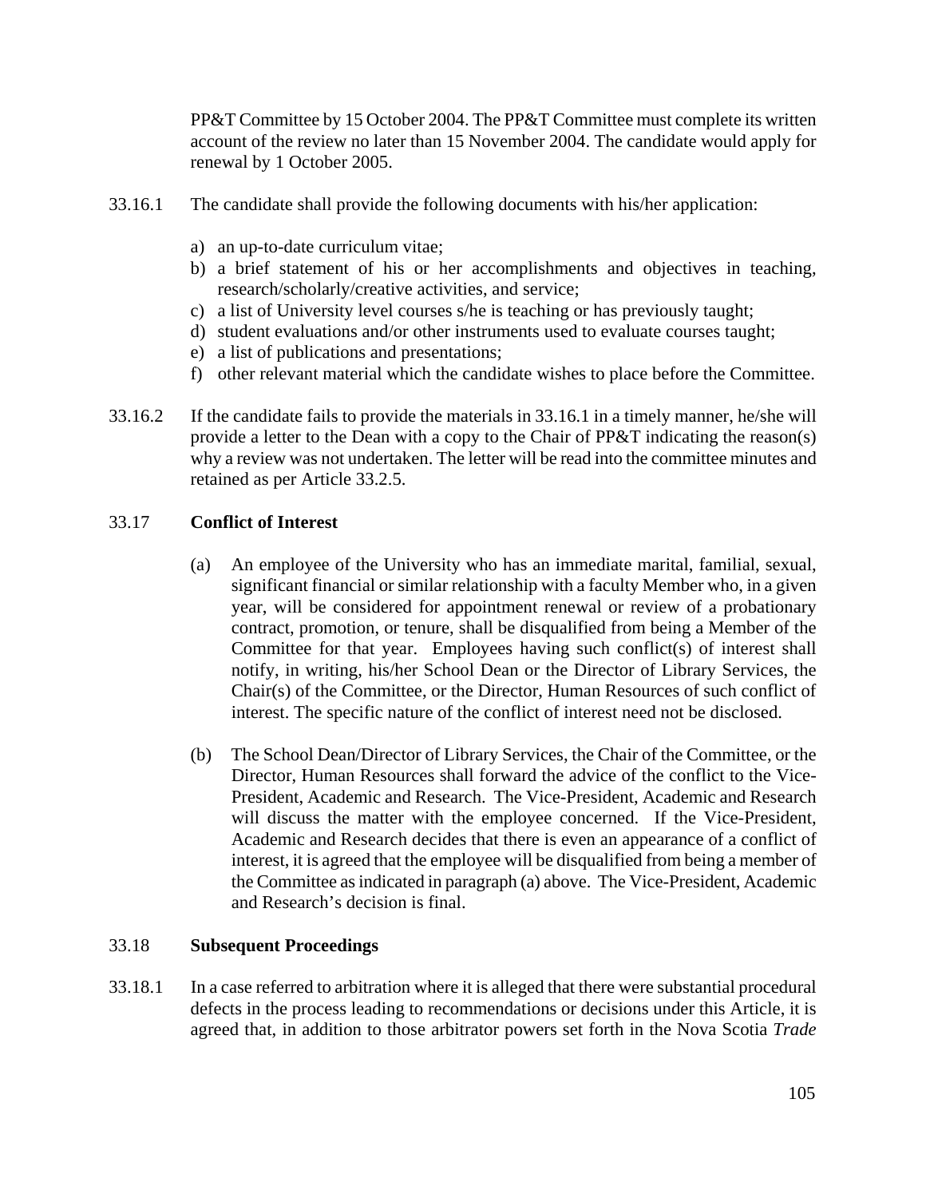PP&T Committee by 15 October 2004. The PP&T Committee must complete its written account of the review no later than 15 November 2004. The candidate would apply for renewal by 1 October 2005.

33.16.1 The candidate shall provide the following documents with his/her application:

a) an up-to-date curriculum vitae;
b) a brief statement of his or her accomplishments and objectives in teaching, research/scholarly/creative activities, and service;
c) a list of University level courses s/he is teaching or has previously taught;
d) student evaluations and/or other instruments used to evaluate courses taught;
e) a list of publications and presentations;
f) other relevant material which the candidate wishes to place before the Committee.

33.16.2 If the candidate fails to provide the materials in 33.16.1 in a timely manner, he/she will provide a letter to the Dean with a copy to the Chair of PP&T indicating the reason(s) why a review was not undertaken. The letter will be read into the committee minutes and retained as per Article 33.2.5.

## 33.17 Conflict of Interest

(a) An employee of the University who has an immediate marital, familial, sexual, significant financial or similar relationship with a faculty Member who, in a given year, will be considered for appointment renewal or review of a probationary contract, promotion, or tenure, shall be disqualified from being a Member of the Committee for that year. Employees having such conflict(s) of interest shall notify, in writing, his/her School Dean or the Director of Library Services, the Chair(s) of the Committee, or the Director, Human Resources of such conflict of interest. The specific nature of the conflict of interest need not be disclosed.

(b) The School Dean/Director of Library Services, the Chair of the Committee, or the Director, Human Resources shall forward the advice of the conflict to the Vice-President, Academic and Research. The Vice-President, Academic and Research will discuss the matter with the employee concerned. If the Vice-President, Academic and Research decides that there is even an appearance of a conflict of interest, it is agreed that the employee will be disqualified from being a member of the Committee as indicated in paragraph (a) above. The Vice-President, Academic and Research's decision is final.

## 33.18 Subsequent Proceedings

33.18.1 In a case referred to arbitration where it is alleged that there were substantial procedural defects in the process leading to recommendations or decisions under this Article, it is agreed that, in addition to those arbitrator powers set forth in the Nova Scotia *Trade*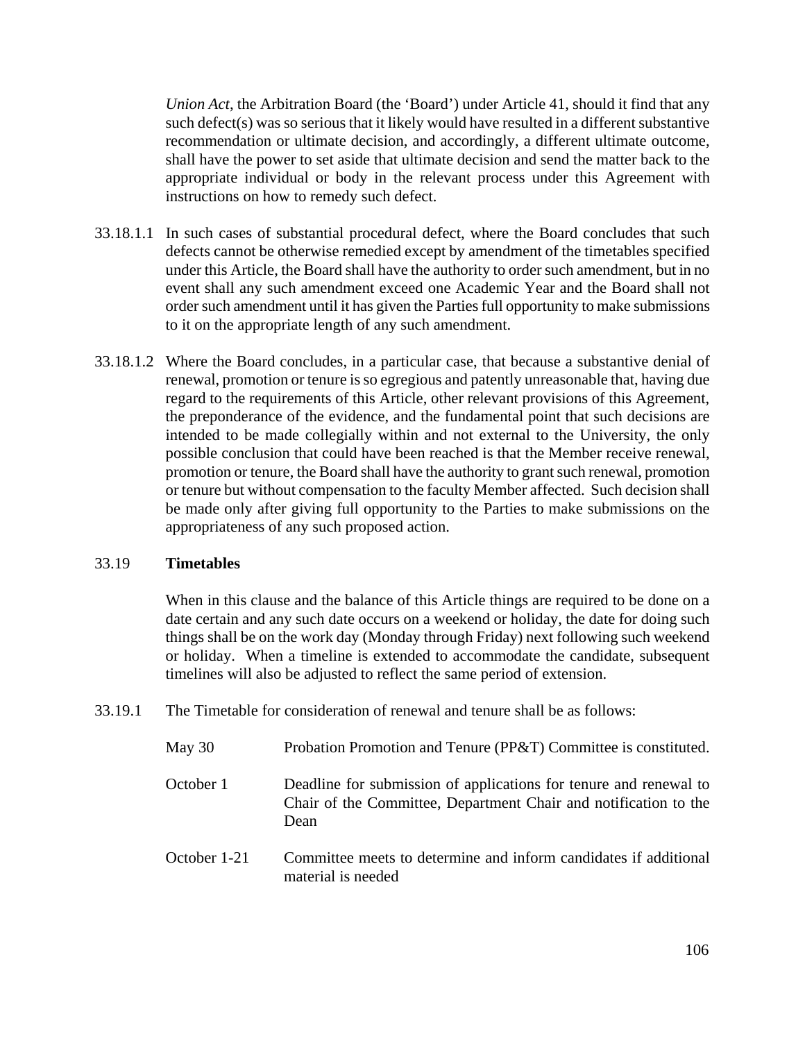*Union Act*, the Arbitration Board (the 'Board') under Article 41, should it find that any such defect(s) was so serious that it likely would have resulted in a different substantive recommendation or ultimate decision, and accordingly, a different ultimate outcome, shall have the power to set aside that ultimate decision and send the matter back to the appropriate individual or body in the relevant process under this Agreement with instructions on how to remedy such defect.

33.18.1.1 In such cases of substantial procedural defect, where the Board concludes that such defects cannot be otherwise remedied except by amendment of the timetables specified under this Article, the Board shall have the authority to order such amendment, but in no event shall any such amendment exceed one Academic Year and the Board shall not order such amendment until it has given the Parties full opportunity to make submissions to it on the appropriate length of any such amendment.

33.18.1.2 Where the Board concludes, in a particular case, that because a substantive denial of renewal, promotion or tenure is so egregious and patently unreasonable that, having due regard to the requirements of this Article, other relevant provisions of this Agreement, the preponderance of the evidence, and the fundamental point that such decisions are intended to be made collegially within and not external to the University, the only possible conclusion that could have been reached is that the Member receive renewal, promotion or tenure, the Board shall have the authority to grant such renewal, promotion or tenure but without compensation to the faculty Member affected. Such decision shall be made only after giving full opportunity to the Parties to make submissions on the appropriateness of any such proposed action.

## 33.19 **Timetables**

When in this clause and the balance of this Article things are required to be done on a date certain and any such date occurs on a weekend or holiday, the date for doing such things shall be on the work day (Monday through Friday) next following such weekend or holiday. When a timeline is extended to accommodate the candidate, subsequent timelines will also be adjusted to reflect the same period of extension.

33.19.1 The Timetable for consideration of renewal and tenure shall be as follows:

| | |
|---|---|
| May 30 | Probation Promotion and Tenure (PP&T) Committee is constituted. |
| October 1 | Deadline for submission of applications for tenure and renewal to Chair of the Committee, Department Chair and notification to the Dean |
| October 1-21 | Committee meets to determine and inform candidates if additional material is needed |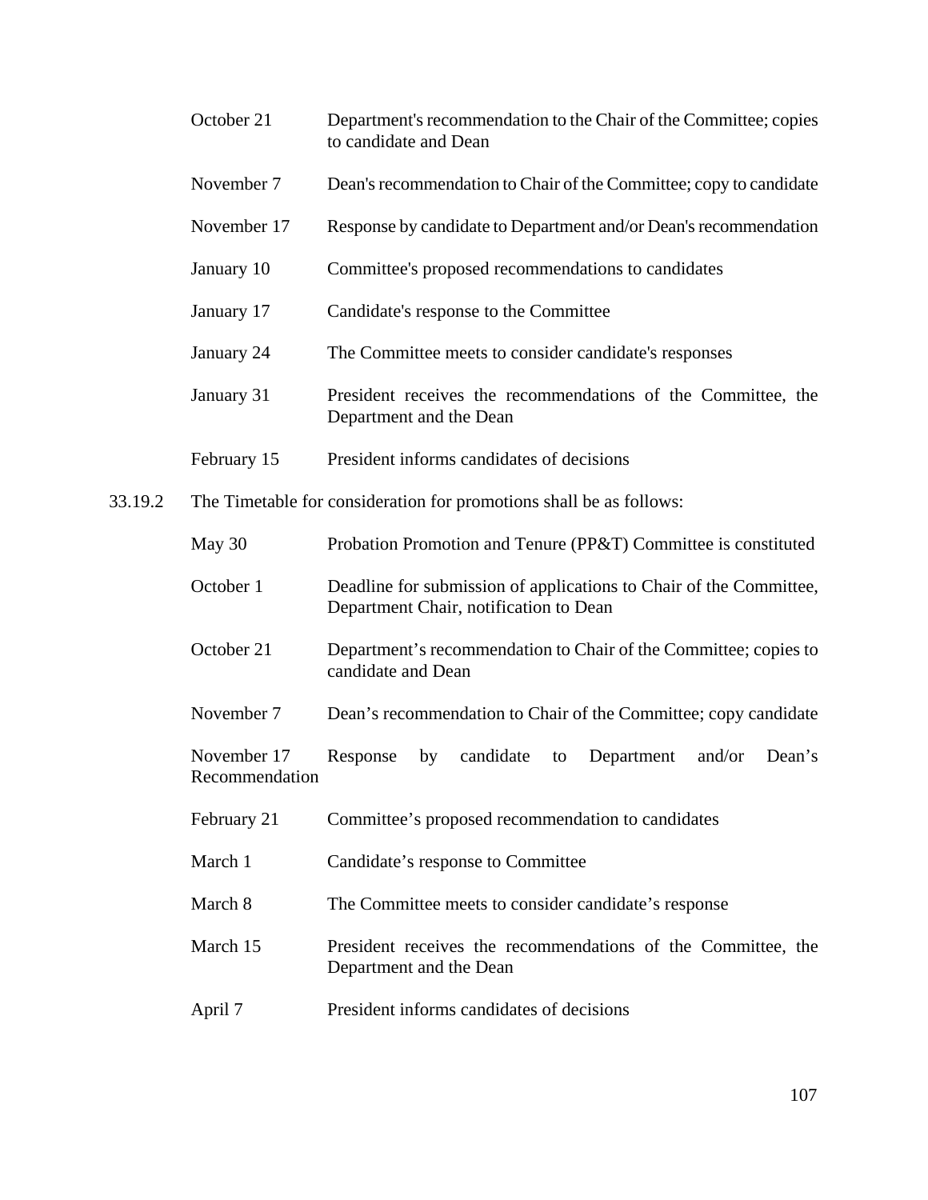| | |
|---|---|
| October 21 | Department's recommendation to the Chair of the Committee; copies to candidate and Dean |
| November 7 | Dean's recommendation to Chair of the Committee; copy to candidate |
| November 17 | Response by candidate to Department and/or Dean's recommendation |
| January 10 | Committee's proposed recommendations to candidates |
| January 17 | Candidate's response to the Committee |
| January 24 | The Committee meets to consider candidate's responses |
| January 31 | President receives the recommendations of the Committee, the Department and the Dean |
| February 15 | President informs candidates of decisions |

33.19.2 The Timetable for consideration for promotions shall be as follows:

| | |
|---|---|
| May 30 | Probation Promotion and Tenure (PP&T) Committee is constituted |
| October 1 | Deadline for submission of applications to Chair of the Committee, Department Chair, notification to Dean |
| October 21 | Department's recommendation to Chair of the Committee; copies to candidate and Dean |
| November 7 | Dean's recommendation to Chair of the Committee; copy candidate |
| November 17 | Response by candidate to Department and/or Dean's Recommendation |
| February 21 | Committee's proposed recommendation to candidates |
| March 1 | Candidate's response to Committee |
| March 8 | The Committee meets to consider candidate's response |
| March 15 | President receives the recommendations of the Committee, the Department and the Dean |
| April 7 | President informs candidates of decisions |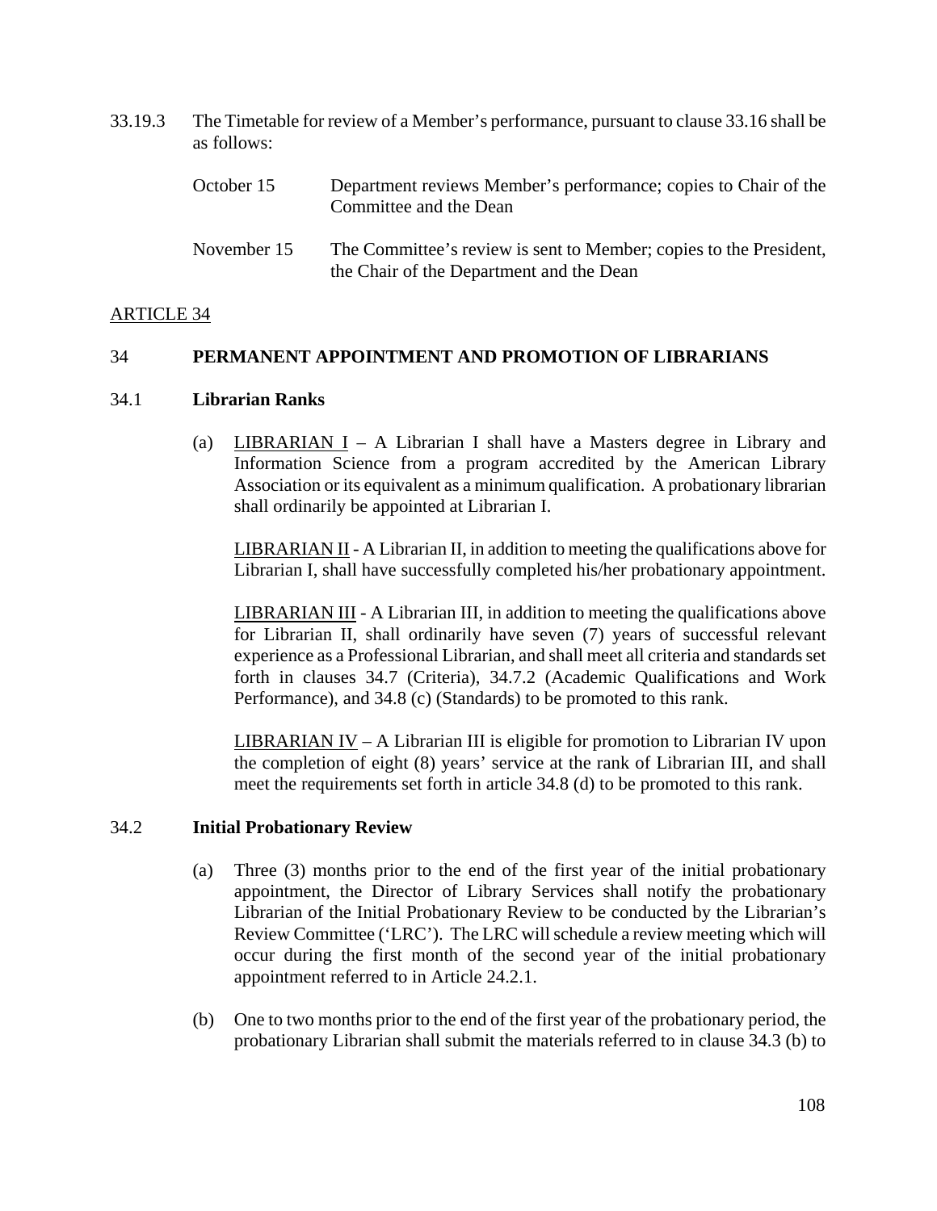33.19.3 The Timetable for review of a Member's performance, pursuant to clause 33.16 shall be as follows:

| | |
|---|---|
| October 15 | Department reviews Member's performance; copies to Chair of the Committee and the Dean |
| November 15 | The Committee's review is sent to Member; copies to the President, the Chair of the Department and the Dean |

ARTICLE 34

## 34 PERMANENT APPOINTMENT AND PROMOTION OF LIBRARIANS

### 34.1 Librarian Ranks

(a) LIBRARIAN I – A Librarian I shall have a Masters degree in Library and Information Science from a program accredited by the American Library Association or its equivalent as a minimum qualification. A probationary librarian shall ordinarily be appointed at Librarian I.

LIBRARIAN II - A Librarian II, in addition to meeting the qualifications above for Librarian I, shall have successfully completed his/her probationary appointment.

LIBRARIAN III - A Librarian III, in addition to meeting the qualifications above for Librarian II, shall ordinarily have seven (7) years of successful relevant experience as a Professional Librarian, and shall meet all criteria and standards set forth in clauses 34.7 (Criteria), 34.7.2 (Academic Qualifications and Work Performance), and 34.8 (c) (Standards) to be promoted to this rank.

LIBRARIAN IV – A Librarian III is eligible for promotion to Librarian IV upon the completion of eight (8) years' service at the rank of Librarian III, and shall meet the requirements set forth in article 34.8 (d) to be promoted to this rank.

### 34.2 Initial Probationary Review

(a) Three (3) months prior to the end of the first year of the initial probationary appointment, the Director of Library Services shall notify the probationary Librarian of the Initial Probationary Review to be conducted by the Librarian's Review Committee ('LRC'). The LRC will schedule a review meeting which will occur during the first month of the second year of the initial probationary appointment referred to in Article 24.2.1.

(b) One to two months prior to the end of the first year of the probationary period, the probationary Librarian shall submit the materials referred to in clause 34.3 (b) to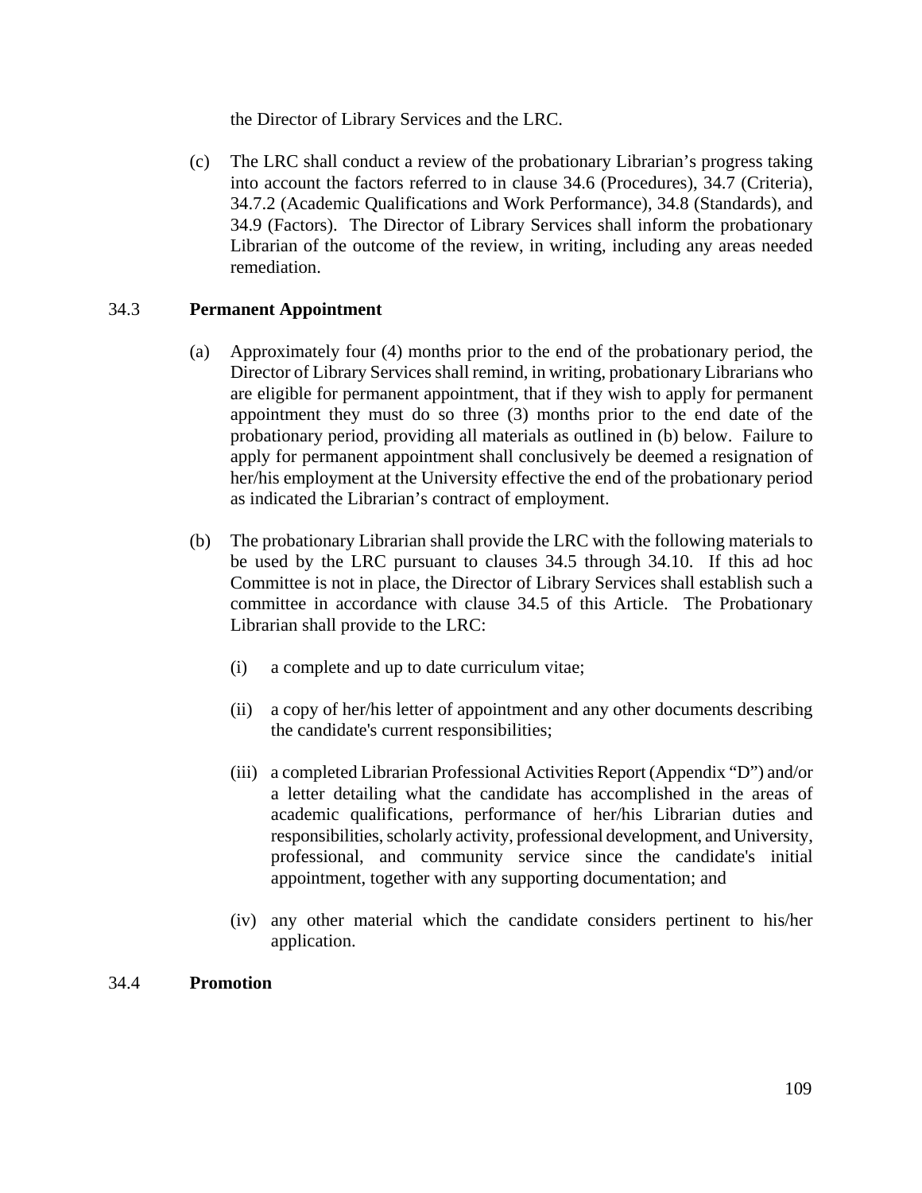the Director of Library Services and the LRC.

(c) The LRC shall conduct a review of the probationary Librarian's progress taking into account the factors referred to in clause 34.6 (Procedures), 34.7 (Criteria), 34.7.2 (Academic Qualifications and Work Performance), 34.8 (Standards), and 34.9 (Factors). The Director of Library Services shall inform the probationary Librarian of the outcome of the review, in writing, including any areas needed remediation.

### 34.3 **Permanent Appointment**

(a) Approximately four (4) months prior to the end of the probationary period, the Director of Library Services shall remind, in writing, probationary Librarians who are eligible for permanent appointment, that if they wish to apply for permanent appointment they must do so three (3) months prior to the end date of the probationary period, providing all materials as outlined in (b) below. Failure to apply for permanent appointment shall conclusively be deemed a resignation of her/his employment at the University effective the end of the probationary period as indicated the Librarian's contract of employment.

(b) The probationary Librarian shall provide the LRC with the following materials to be used by the LRC pursuant to clauses 34.5 through 34.10. If this ad hoc Committee is not in place, the Director of Library Services shall establish such a committee in accordance with clause 34.5 of this Article. The Probationary Librarian shall provide to the LRC:

(i) a complete and up to date curriculum vitae;

(ii) a copy of her/his letter of appointment and any other documents describing the candidate's current responsibilities;

(iii) a completed Librarian Professional Activities Report (Appendix "D") and/or a letter detailing what the candidate has accomplished in the areas of academic qualifications, performance of her/his Librarian duties and responsibilities, scholarly activity, professional development, and University, professional, and community service since the candidate's initial appointment, together with any supporting documentation; and

(iv) any other material which the candidate considers pertinent to his/her application.

### 34.4 **Promotion**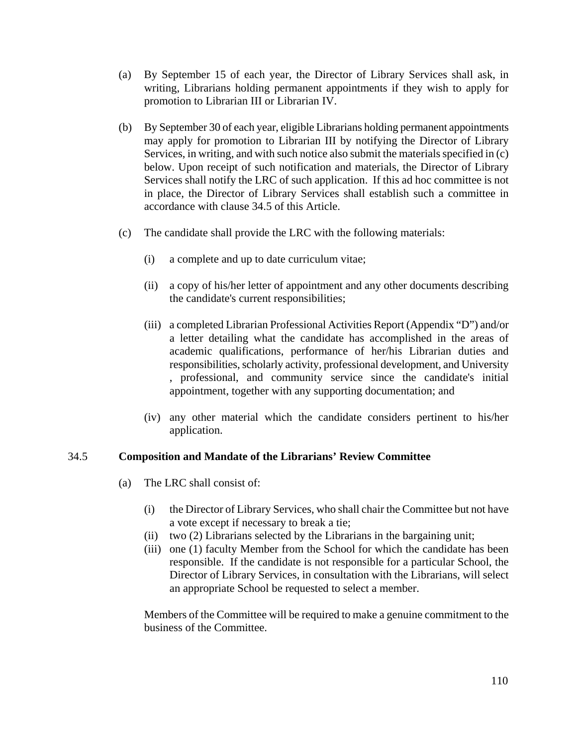(a) By September 15 of each year, the Director of Library Services shall ask, in writing, Librarians holding permanent appointments if they wish to apply for promotion to Librarian III or Librarian IV.

(b) By September 30 of each year, eligible Librarians holding permanent appointments may apply for promotion to Librarian III by notifying the Director of Library Services, in writing, and with such notice also submit the materials specified in (c) below. Upon receipt of such notification and materials, the Director of Library Services shall notify the LRC of such application. If this ad hoc committee is not in place, the Director of Library Services shall establish such a committee in accordance with clause 34.5 of this Article.

(c) The candidate shall provide the LRC with the following materials:

(i) a complete and up to date curriculum vitae;

(ii) a copy of his/her letter of appointment and any other documents describing the candidate's current responsibilities;

(iii) a completed Librarian Professional Activities Report (Appendix "D") and/or a letter detailing what the candidate has accomplished in the areas of academic qualifications, performance of her/his Librarian duties and responsibilities, scholarly activity, professional development, and University , professional, and community service since the candidate's initial appointment, together with any supporting documentation; and

(iv) any other material which the candidate considers pertinent to his/her application.

## 34.5 Composition and Mandate of the Librarians' Review Committee

(a) The LRC shall consist of:

(i) the Director of Library Services, who shall chair the Committee but not have a vote except if necessary to break a tie;
(ii) two (2) Librarians selected by the Librarians in the bargaining unit;
(iii) one (1) faculty Member from the School for which the candidate has been responsible. If the candidate is not responsible for a particular School, the Director of Library Services, in consultation with the Librarians, will select an appropriate School be requested to select a member.

Members of the Committee will be required to make a genuine commitment to the business of the Committee.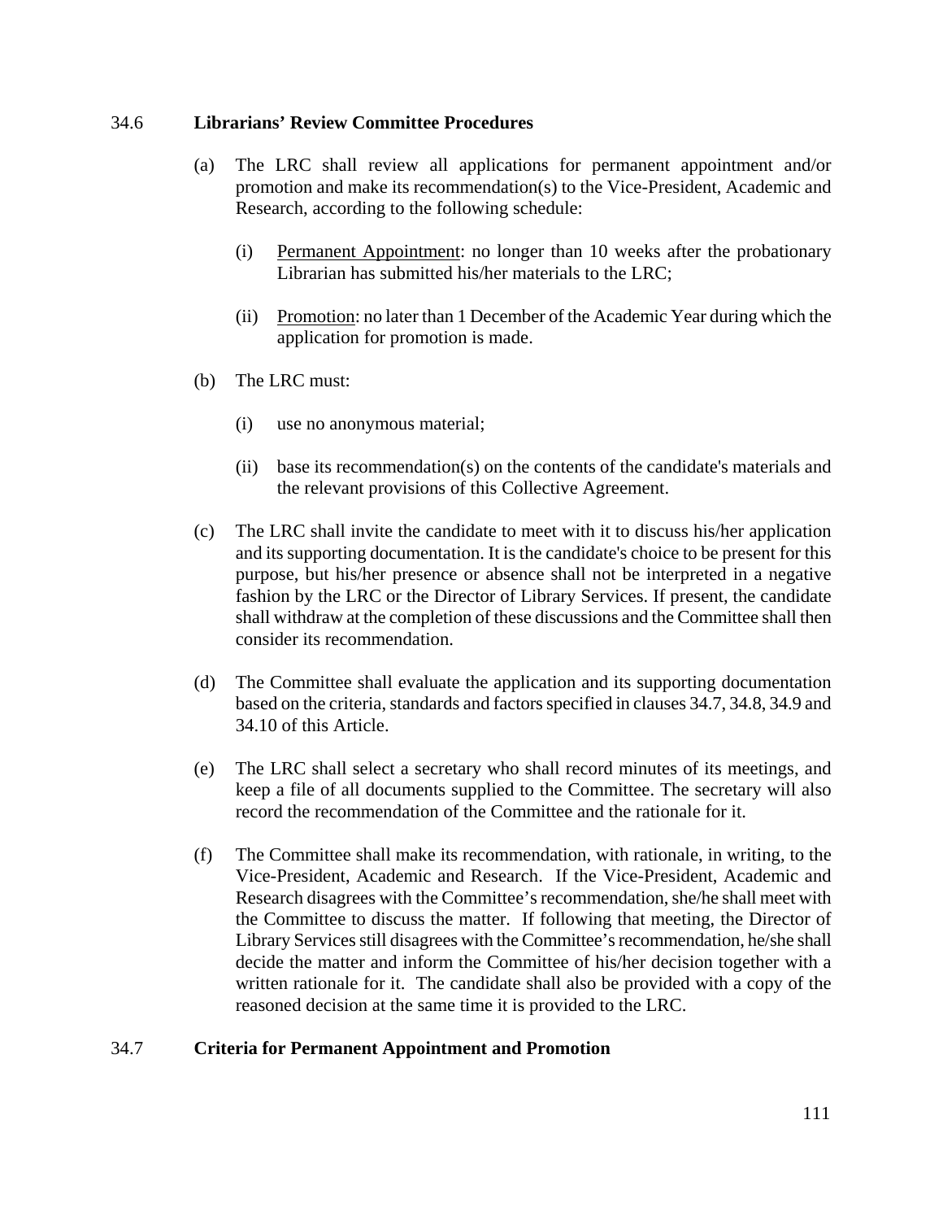## 34.6 Librarians' Review Committee Procedures

(a) The LRC shall review all applications for permanent appointment and/or promotion and make its recommendation(s) to the Vice-President, Academic and Research, according to the following schedule:

(i) Permanent Appointment: no longer than 10 weeks after the probationary Librarian has submitted his/her materials to the LRC;

(ii) Promotion: no later than 1 December of the Academic Year during which the application for promotion is made.

(b) The LRC must:

(i) use no anonymous material;

(ii) base its recommendation(s) on the contents of the candidate's materials and the relevant provisions of this Collective Agreement.

(c) The LRC shall invite the candidate to meet with it to discuss his/her application and its supporting documentation. It is the candidate's choice to be present for this purpose, but his/her presence or absence shall not be interpreted in a negative fashion by the LRC or the Director of Library Services. If present, the candidate shall withdraw at the completion of these discussions and the Committee shall then consider its recommendation.

(d) The Committee shall evaluate the application and its supporting documentation based on the criteria, standards and factors specified in clauses 34.7, 34.8, 34.9 and 34.10 of this Article.

(e) The LRC shall select a secretary who shall record minutes of its meetings, and keep a file of all documents supplied to the Committee. The secretary will also record the recommendation of the Committee and the rationale for it.

(f) The Committee shall make its recommendation, with rationale, in writing, to the Vice-President, Academic and Research. If the Vice-President, Academic and Research disagrees with the Committee's recommendation, she/he shall meet with the Committee to discuss the matter. If following that meeting, the Director of Library Services still disagrees with the Committee's recommendation, he/she shall decide the matter and inform the Committee of his/her decision together with a written rationale for it. The candidate shall also be provided with a copy of the reasoned decision at the same time it is provided to the LRC.

## 34.7 Criteria for Permanent Appointment and Promotion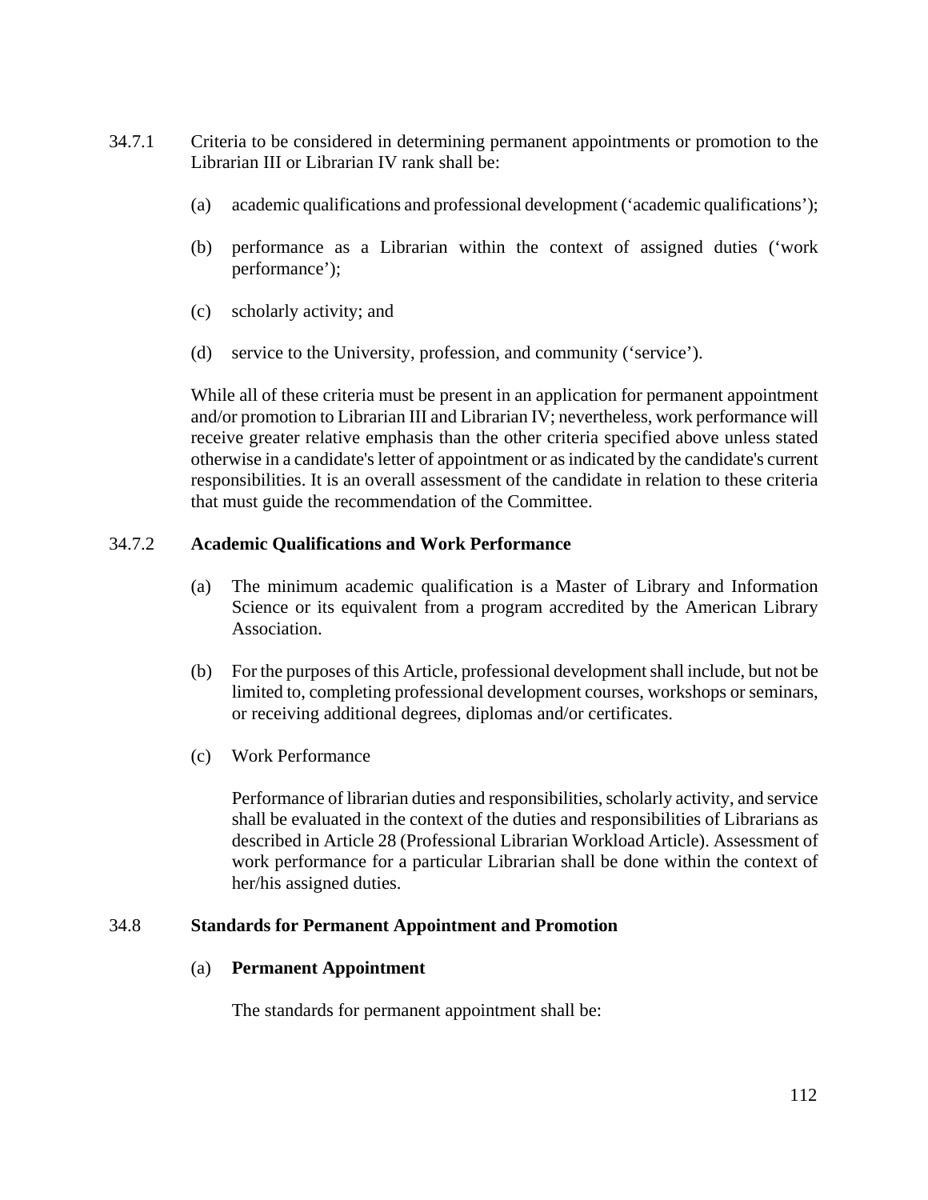34.7.1 Criteria to be considered in determining permanent appointments or promotion to the Librarian III or Librarian IV rank shall be:

(a) academic qualifications and professional development ('academic qualifications');

(b) performance as a Librarian within the context of assigned duties ('work performance');

(c) scholarly activity; and

(d) service to the University, profession, and community ('service').

While all of these criteria must be present in an application for permanent appointment and/or promotion to Librarian III and Librarian IV; nevertheless, work performance will receive greater relative emphasis than the other criteria specified above unless stated otherwise in a candidate's letter of appointment or as indicated by the candidate's current responsibilities. It is an overall assessment of the candidate in relation to these criteria that must guide the recommendation of the Committee.

34.7.2 **Academic Qualifications and Work Performance**

(a) The minimum academic qualification is a Master of Library and Information Science or its equivalent from a program accredited by the American Library Association.

(b) For the purposes of this Article, professional development shall include, but not be limited to, completing professional development courses, workshops or seminars, or receiving additional degrees, diplomas and/or certificates.

(c) Work Performance

Performance of librarian duties and responsibilities, scholarly activity, and service shall be evaluated in the context of the duties and responsibilities of Librarians as described in Article 28 (Professional Librarian Workload Article). Assessment of work performance for a particular Librarian shall be done within the context of her/his assigned duties.

34.8 **Standards for Permanent Appointment and Promotion**

(a) **Permanent Appointment**

The standards for permanent appointment shall be: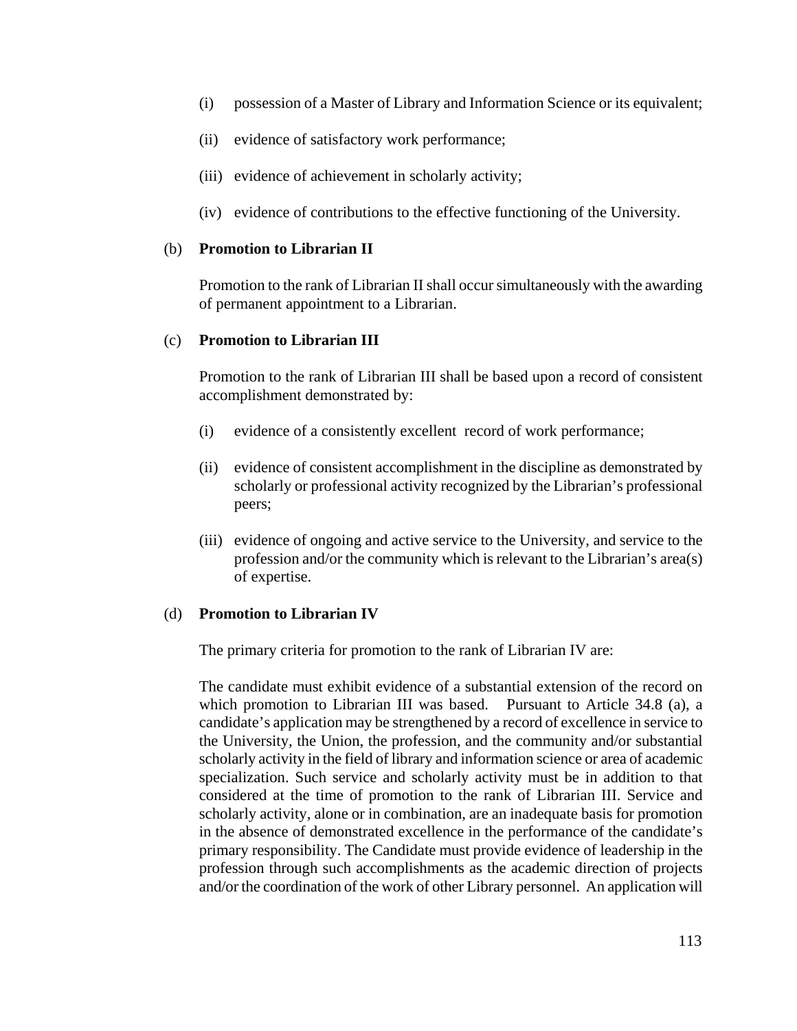(i) possession of a Master of Library and Information Science or its equivalent;

(ii) evidence of satisfactory work performance;

(iii) evidence of achievement in scholarly activity;

(iv) evidence of contributions to the effective functioning of the University.

(b) **Promotion to Librarian II**

Promotion to the rank of Librarian II shall occur simultaneously with the awarding of permanent appointment to a Librarian.

(c) **Promotion to Librarian III**

Promotion to the rank of Librarian III shall be based upon a record of consistent accomplishment demonstrated by:

(i) evidence of a consistently excellent record of work performance;

(ii) evidence of consistent accomplishment in the discipline as demonstrated by scholarly or professional activity recognized by the Librarian's professional peers;

(iii) evidence of ongoing and active service to the University, and service to the profession and/or the community which is relevant to the Librarian's area(s) of expertise.

(d) **Promotion to Librarian IV**

The primary criteria for promotion to the rank of Librarian IV are:

The candidate must exhibit evidence of a substantial extension of the record on which promotion to Librarian III was based. Pursuant to Article 34.8 (a), a candidate's application may be strengthened by a record of excellence in service to the University, the Union, the profession, and the community and/or substantial scholarly activity in the field of library and information science or area of academic specialization. Such service and scholarly activity must be in addition to that considered at the time of promotion to the rank of Librarian III. Service and scholarly activity, alone or in combination, are an inadequate basis for promotion in the absence of demonstrated excellence in the performance of the candidate's primary responsibility. The Candidate must provide evidence of leadership in the profession through such accomplishments as the academic direction of projects and/or the coordination of the work of other Library personnel. An application will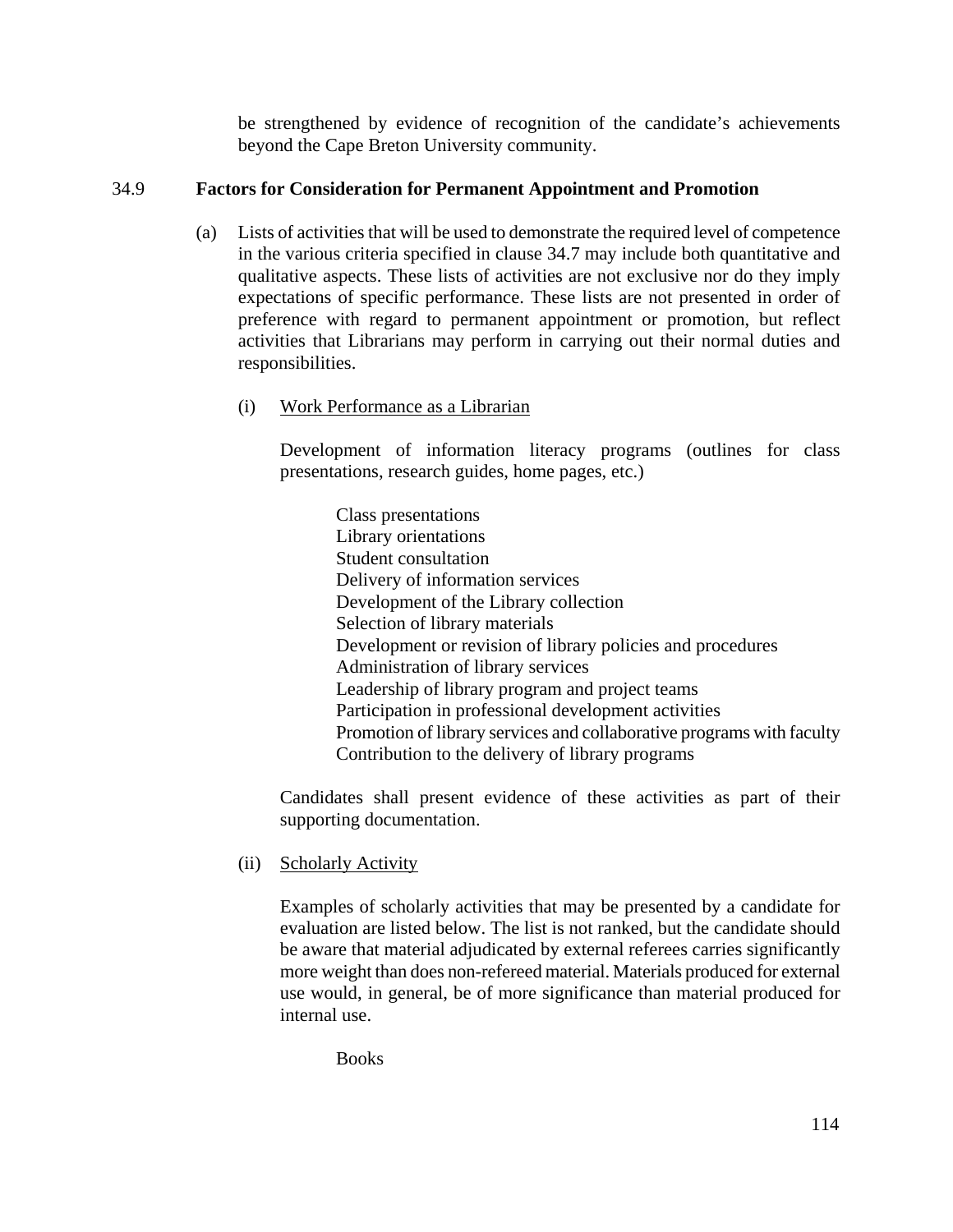be strengthened by evidence of recognition of the candidate's achievements beyond the Cape Breton University community.

### 34.9 Factors for Consideration for Permanent Appointment and Promotion

(a) Lists of activities that will be used to demonstrate the required level of competence in the various criteria specified in clause 34.7 may include both quantitative and qualitative aspects. These lists of activities are not exclusive nor do they imply expectations of specific performance. These lists are not presented in order of preference with regard to permanent appointment or promotion, but reflect activities that Librarians may perform in carrying out their normal duties and responsibilities.

(i) Work Performance as a Librarian

Development of information literacy programs (outlines for class presentations, research guides, home pages, etc.)

- Class presentations
- Library orientations
- Student consultation
- Delivery of information services
- Development of the Library collection
- Selection of library materials
- Development or revision of library policies and procedures
- Administration of library services
- Leadership of library program and project teams
- Participation in professional development activities
- Promotion of library services and collaborative programs with faculty
- Contribution to the delivery of library programs

Candidates shall present evidence of these activities as part of their supporting documentation.

(ii) Scholarly Activity

Examples of scholarly activities that may be presented by a candidate for evaluation are listed below. The list is not ranked, but the candidate should be aware that material adjudicated by external referees carries significantly more weight than does non-refereed material. Materials produced for external use would, in general, be of more significance than material produced for internal use.

- Books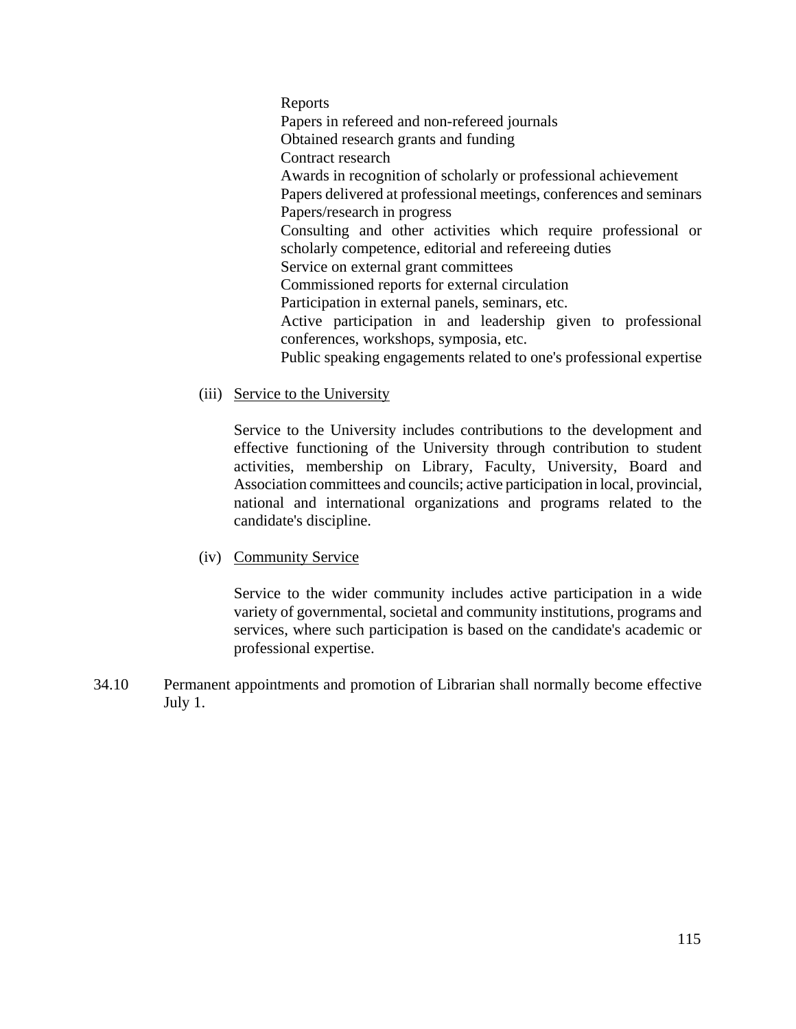Reports
Papers in refereed and non-refereed journals
Obtained research grants and funding
Contract research
Awards in recognition of scholarly or professional achievement
Papers delivered at professional meetings, conferences and seminars
Papers/research in progress
Consulting and other activities which require professional or scholarly competence, editorial and refereeing duties
Service on external grant committees
Commissioned reports for external circulation
Participation in external panels, seminars, etc.
Active participation in and leadership given to professional conferences, workshops, symposia, etc.
Public speaking engagements related to one's professional expertise

(iii) Service to the University

Service to the University includes contributions to the development and effective functioning of the University through contribution to student activities, membership on Library, Faculty, University, Board and Association committees and councils; active participation in local, provincial, national and international organizations and programs related to the candidate's discipline.

(iv) Community Service

Service to the wider community includes active participation in a wide variety of governmental, societal and community institutions, programs and services, where such participation is based on the candidate's academic or professional expertise.

34.10 Permanent appointments and promotion of Librarian shall normally become effective July 1.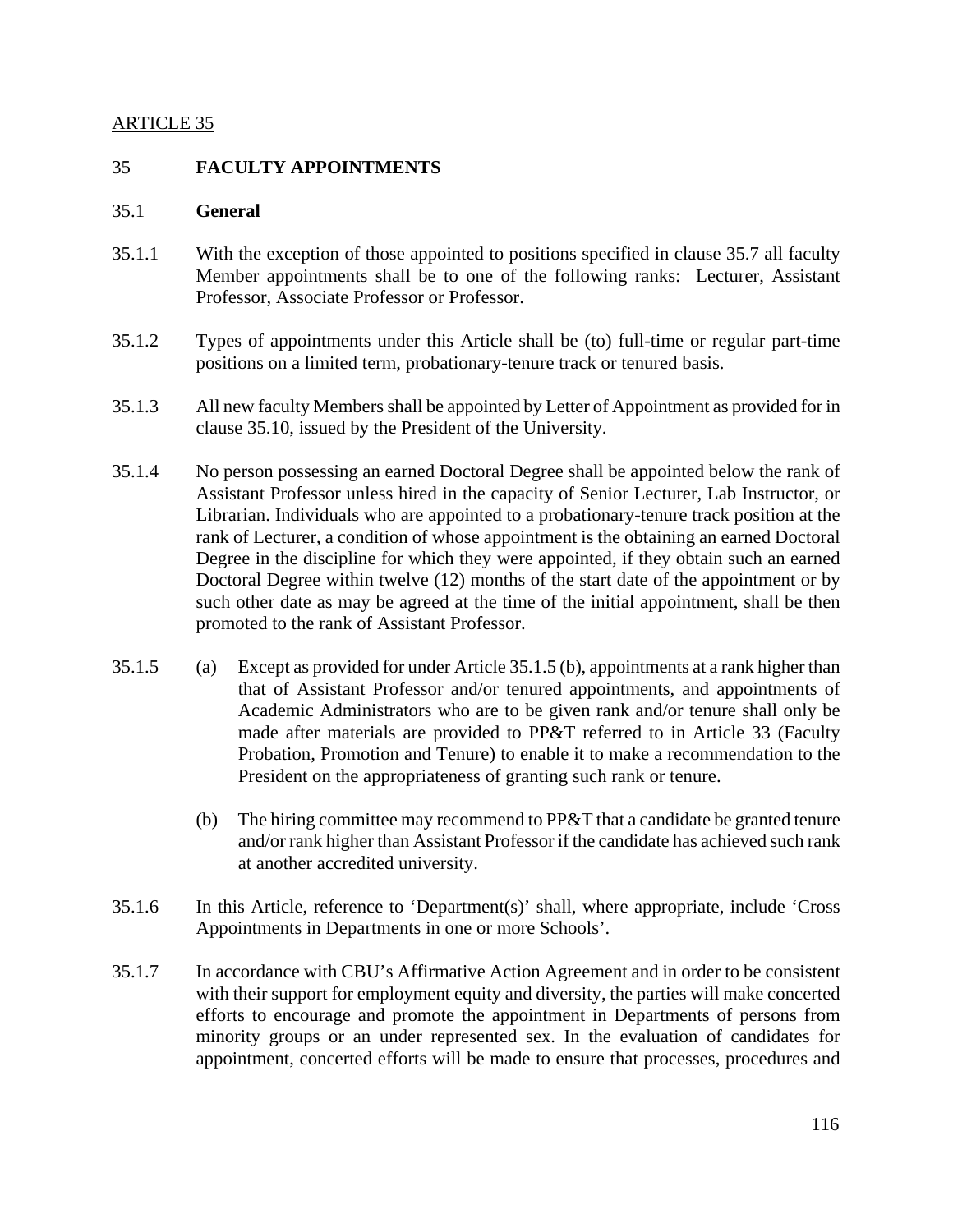ARTICLE 35

## 35 FACULTY APPOINTMENTS

### 35.1 General

35.1.1 With the exception of those appointed to positions specified in clause 35.7 all faculty Member appointments shall be to one of the following ranks: Lecturer, Assistant Professor, Associate Professor or Professor.

35.1.2 Types of appointments under this Article shall be (to) full-time or regular part-time positions on a limited term, probationary-tenure track or tenured basis.

35.1.3 All new faculty Members shall be appointed by Letter of Appointment as provided for in clause 35.10, issued by the President of the University.

35.1.4 No person possessing an earned Doctoral Degree shall be appointed below the rank of Assistant Professor unless hired in the capacity of Senior Lecturer, Lab Instructor, or Librarian. Individuals who are appointed to a probationary-tenure track position at the rank of Lecturer, a condition of whose appointment is the obtaining an earned Doctoral Degree in the discipline for which they were appointed, if they obtain such an earned Doctoral Degree within twelve (12) months of the start date of the appointment or by such other date as may be agreed at the time of the initial appointment, shall be then promoted to the rank of Assistant Professor.

35.1.5 (a) Except as provided for under Article 35.1.5 (b), appointments at a rank higher than that of Assistant Professor and/or tenured appointments, and appointments of Academic Administrators who are to be given rank and/or tenure shall only be made after materials are provided to PP&T referred to in Article 33 (Faculty Probation, Promotion and Tenure) to enable it to make a recommendation to the President on the appropriateness of granting such rank or tenure.

(b) The hiring committee may recommend to PP&T that a candidate be granted tenure and/or rank higher than Assistant Professor if the candidate has achieved such rank at another accredited university.

35.1.6 In this Article, reference to 'Department(s)' shall, where appropriate, include 'Cross Appointments in Departments in one or more Schools'.

35.1.7 In accordance with CBU's Affirmative Action Agreement and in order to be consistent with their support for employment equity and diversity, the parties will make concerted efforts to encourage and promote the appointment in Departments of persons from minority groups or an under represented sex. In the evaluation of candidates for appointment, concerted efforts will be made to ensure that processes, procedures and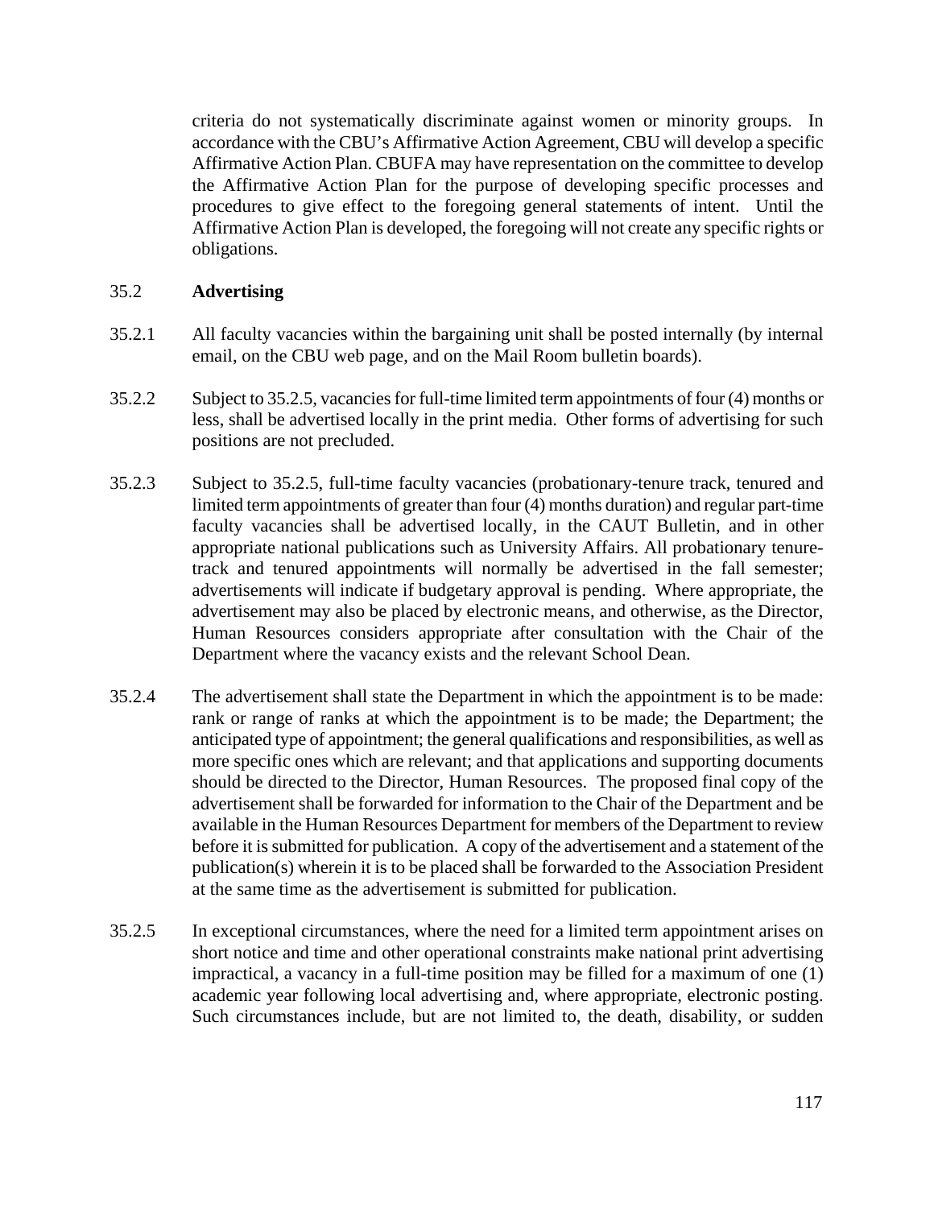criteria do not systematically discriminate against women or minority groups. In accordance with the CBU's Affirmative Action Agreement, CBU will develop a specific Affirmative Action Plan. CBUFA may have representation on the committee to develop the Affirmative Action Plan for the purpose of developing specific processes and procedures to give effect to the foregoing general statements of intent. Until the Affirmative Action Plan is developed, the foregoing will not create any specific rights or obligations.

## 35.2 **Advertising**

35.2.1 All faculty vacancies within the bargaining unit shall be posted internally (by internal email, on the CBU web page, and on the Mail Room bulletin boards).

35.2.2 Subject to 35.2.5, vacancies for full-time limited term appointments of four (4) months or less, shall be advertised locally in the print media. Other forms of advertising for such positions are not precluded.

35.2.3 Subject to 35.2.5, full-time faculty vacancies (probationary-tenure track, tenured and limited term appointments of greater than four (4) months duration) and regular part-time faculty vacancies shall be advertised locally, in the CAUT Bulletin, and in other appropriate national publications such as University Affairs. All probationary tenure-track and tenured appointments will normally be advertised in the fall semester; advertisements will indicate if budgetary approval is pending. Where appropriate, the advertisement may also be placed by electronic means, and otherwise, as the Director, Human Resources considers appropriate after consultation with the Chair of the Department where the vacancy exists and the relevant School Dean.

35.2.4 The advertisement shall state the Department in which the appointment is to be made: rank or range of ranks at which the appointment is to be made; the Department; the anticipated type of appointment; the general qualifications and responsibilities, as well as more specific ones which are relevant; and that applications and supporting documents should be directed to the Director, Human Resources. The proposed final copy of the advertisement shall be forwarded for information to the Chair of the Department and be available in the Human Resources Department for members of the Department to review before it is submitted for publication. A copy of the advertisement and a statement of the publication(s) wherein it is to be placed shall be forwarded to the Association President at the same time as the advertisement is submitted for publication.

35.2.5 In exceptional circumstances, where the need for a limited term appointment arises on short notice and time and other operational constraints make national print advertising impractical, a vacancy in a full-time position may be filled for a maximum of one (1) academic year following local advertising and, where appropriate, electronic posting. Such circumstances include, but are not limited to, the death, disability, or sudden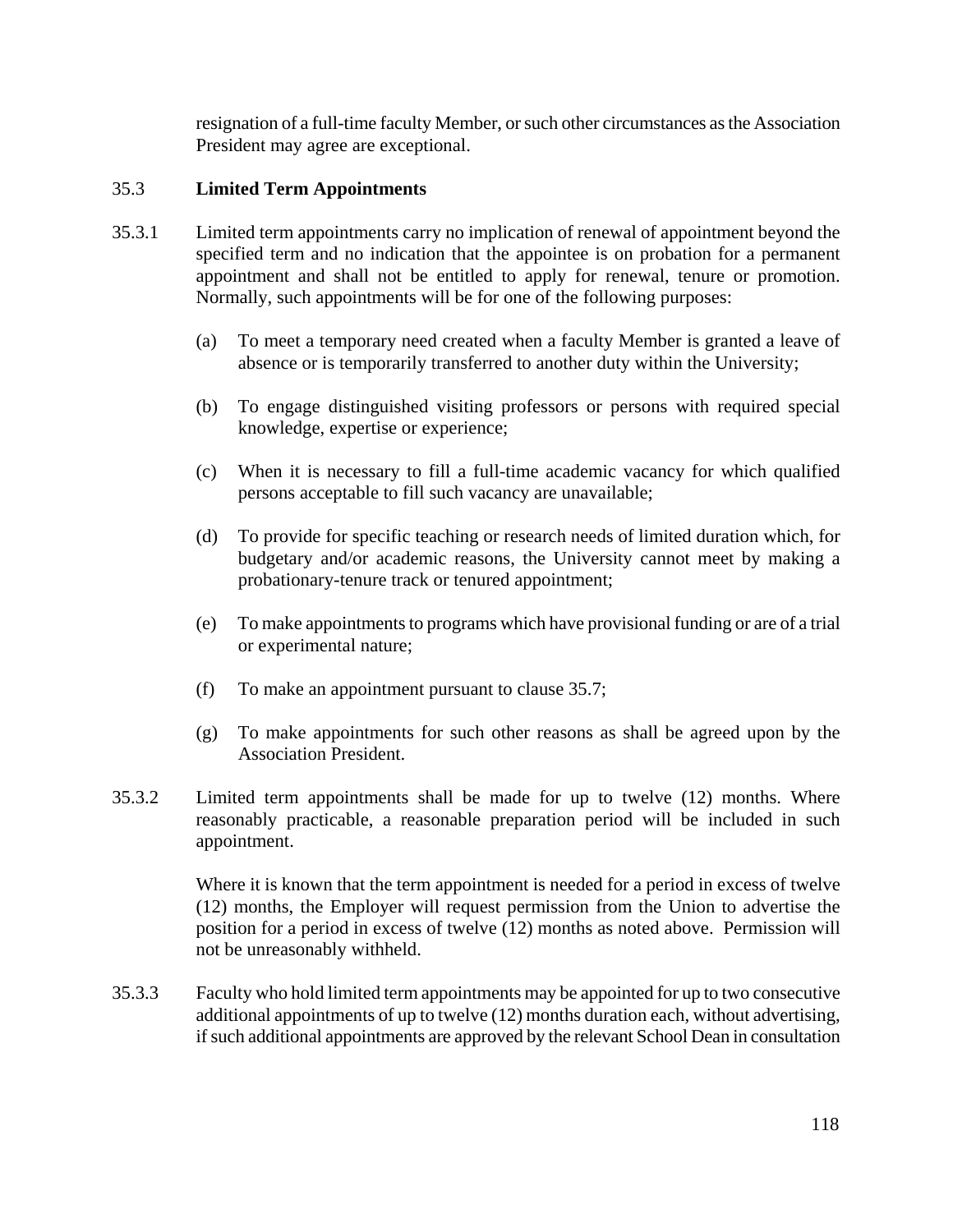resignation of a full-time faculty Member, or such other circumstances as the Association President may agree are exceptional.

### 35.3 **Limited Term Appointments**

35.3.1 Limited term appointments carry no implication of renewal of appointment beyond the specified term and no indication that the appointee is on probation for a permanent appointment and shall not be entitled to apply for renewal, tenure or promotion. Normally, such appointments will be for one of the following purposes:

(a) To meet a temporary need created when a faculty Member is granted a leave of absence or is temporarily transferred to another duty within the University;

(b) To engage distinguished visiting professors or persons with required special knowledge, expertise or experience;

(c) When it is necessary to fill a full-time academic vacancy for which qualified persons acceptable to fill such vacancy are unavailable;

(d) To provide for specific teaching or research needs of limited duration which, for budgetary and/or academic reasons, the University cannot meet by making a probationary-tenure track or tenured appointment;

(e) To make appointments to programs which have provisional funding or are of a trial or experimental nature;

(f) To make an appointment pursuant to clause 35.7;

(g) To make appointments for such other reasons as shall be agreed upon by the Association President.

35.3.2 Limited term appointments shall be made for up to twelve (12) months. Where reasonably practicable, a reasonable preparation period will be included in such appointment.

Where it is known that the term appointment is needed for a period in excess of twelve (12) months, the Employer will request permission from the Union to advertise the position for a period in excess of twelve (12) months as noted above. Permission will not be unreasonably withheld.

35.3.3 Faculty who hold limited term appointments may be appointed for up to two consecutive additional appointments of up to twelve (12) months duration each, without advertising, if such additional appointments are approved by the relevant School Dean in consultation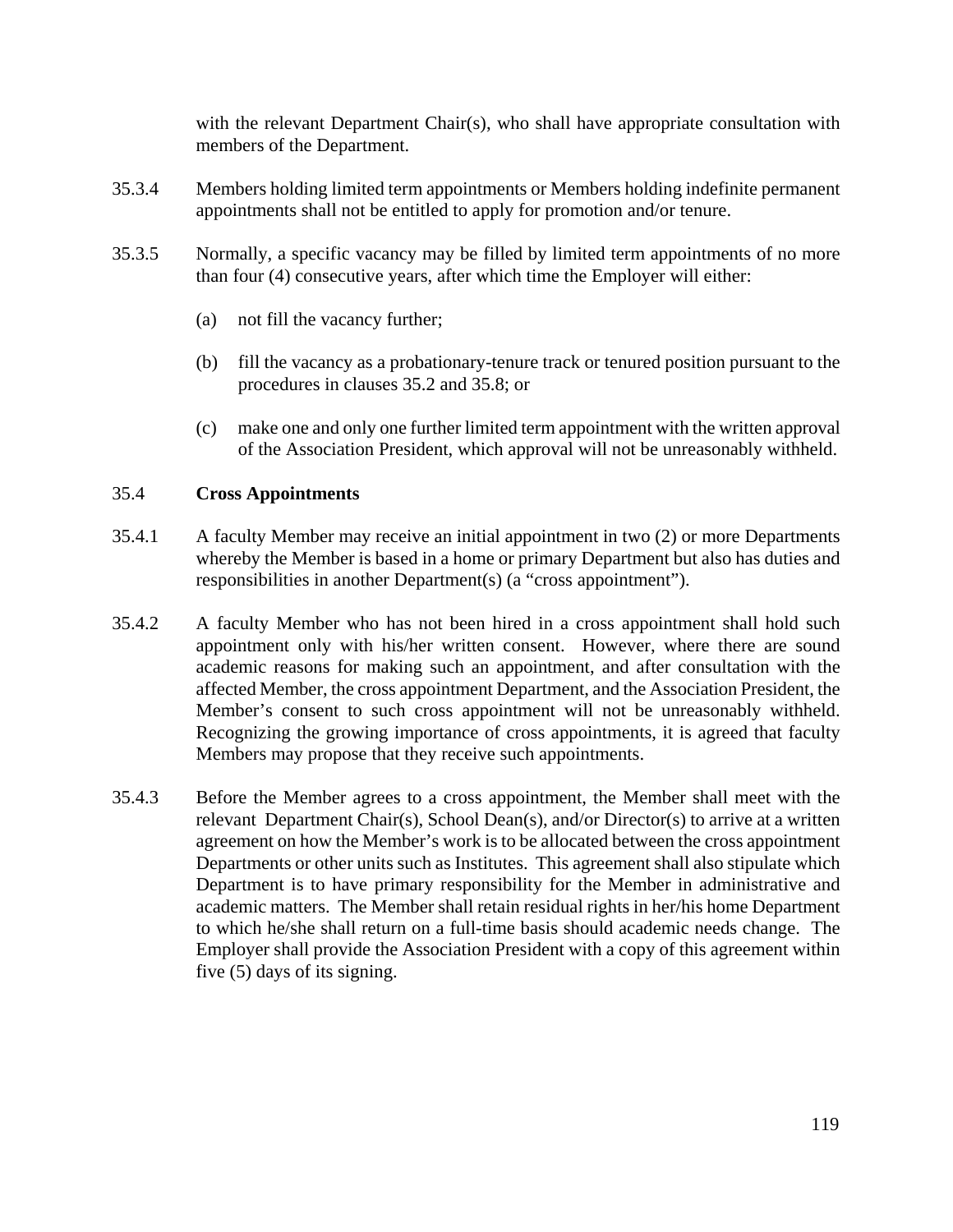with the relevant Department Chair(s), who shall have appropriate consultation with members of the Department.

35.3.4 Members holding limited term appointments or Members holding indefinite permanent appointments shall not be entitled to apply for promotion and/or tenure.

35.3.5 Normally, a specific vacancy may be filled by limited term appointments of no more than four (4) consecutive years, after which time the Employer will either:

(a) not fill the vacancy further;

(b) fill the vacancy as a probationary-tenure track or tenured position pursuant to the procedures in clauses 35.2 and 35.8; or

(c) make one and only one further limited term appointment with the written approval of the Association President, which approval will not be unreasonably withheld.

## 35.4 **Cross Appointments**

35.4.1 A faculty Member may receive an initial appointment in two (2) or more Departments whereby the Member is based in a home or primary Department but also has duties and responsibilities in another Department(s) (a "cross appointment").

35.4.2 A faculty Member who has not been hired in a cross appointment shall hold such appointment only with his/her written consent. However, where there are sound academic reasons for making such an appointment, and after consultation with the affected Member, the cross appointment Department, and the Association President, the Member's consent to such cross appointment will not be unreasonably withheld. Recognizing the growing importance of cross appointments, it is agreed that faculty Members may propose that they receive such appointments.

35.4.3 Before the Member agrees to a cross appointment, the Member shall meet with the relevant Department Chair(s), School Dean(s), and/or Director(s) to arrive at a written agreement on how the Member's work is to be allocated between the cross appointment Departments or other units such as Institutes. This agreement shall also stipulate which Department is to have primary responsibility for the Member in administrative and academic matters. The Member shall retain residual rights in her/his home Department to which he/she shall return on a full-time basis should academic needs change. The Employer shall provide the Association President with a copy of this agreement within five (5) days of its signing.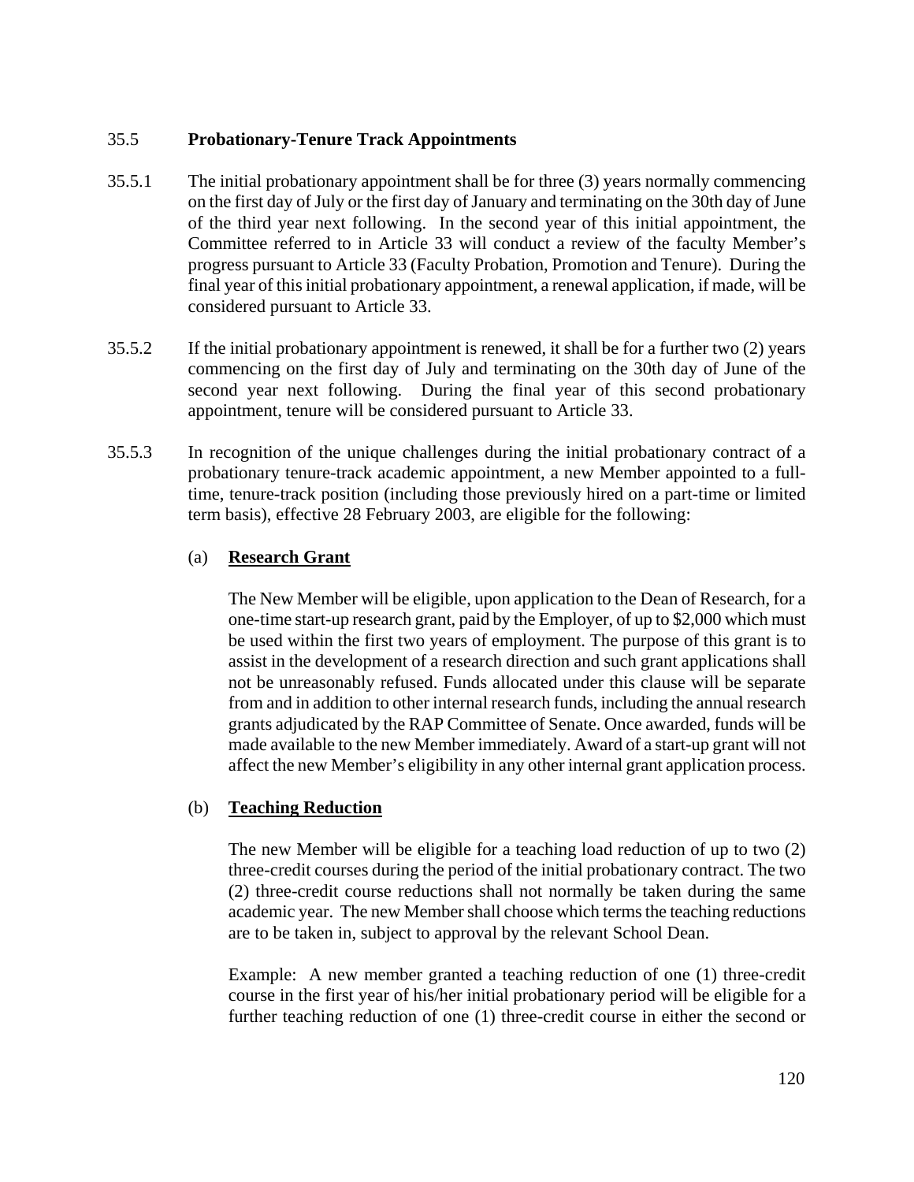## 35.5 **Probationary-Tenure Track Appointments**

35.5.1 The initial probationary appointment shall be for three (3) years normally commencing on the first day of July or the first day of January and terminating on the 30th day of June of the third year next following. In the second year of this initial appointment, the Committee referred to in Article 33 will conduct a review of the faculty Member's progress pursuant to Article 33 (Faculty Probation, Promotion and Tenure). During the final year of this initial probationary appointment, a renewal application, if made, will be considered pursuant to Article 33.

35.5.2 If the initial probationary appointment is renewed, it shall be for a further two (2) years commencing on the first day of July and terminating on the 30th day of June of the second year next following. During the final year of this second probationary appointment, tenure will be considered pursuant to Article 33.

35.5.3 In recognition of the unique challenges during the initial probationary contract of a probationary tenure-track academic appointment, a new Member appointed to a full-time, tenure-track position (including those previously hired on a part-time or limited term basis), effective 28 February 2003, are eligible for the following:

(a) **Research Grant**

The New Member will be eligible, upon application to the Dean of Research, for a one-time start-up research grant, paid by the Employer, of up to $2,000 which must be used within the first two years of employment. The purpose of this grant is to assist in the development of a research direction and such grant applications shall not be unreasonably refused. Funds allocated under this clause will be separate from and in addition to other internal research funds, including the annual research grants adjudicated by the RAP Committee of Senate. Once awarded, funds will be made available to the new Member immediately. Award of a start-up grant will not affect the new Member's eligibility in any other internal grant application process.

(b) **Teaching Reduction**

The new Member will be eligible for a teaching load reduction of up to two (2) three-credit courses during the period of the initial probationary contract. The two (2) three-credit course reductions shall not normally be taken during the same academic year. The new Member shall choose which terms the teaching reductions are to be taken in, subject to approval by the relevant School Dean.

Example: A new member granted a teaching reduction of one (1) three-credit course in the first year of his/her initial probationary period will be eligible for a further teaching reduction of one (1) three-credit course in either the second or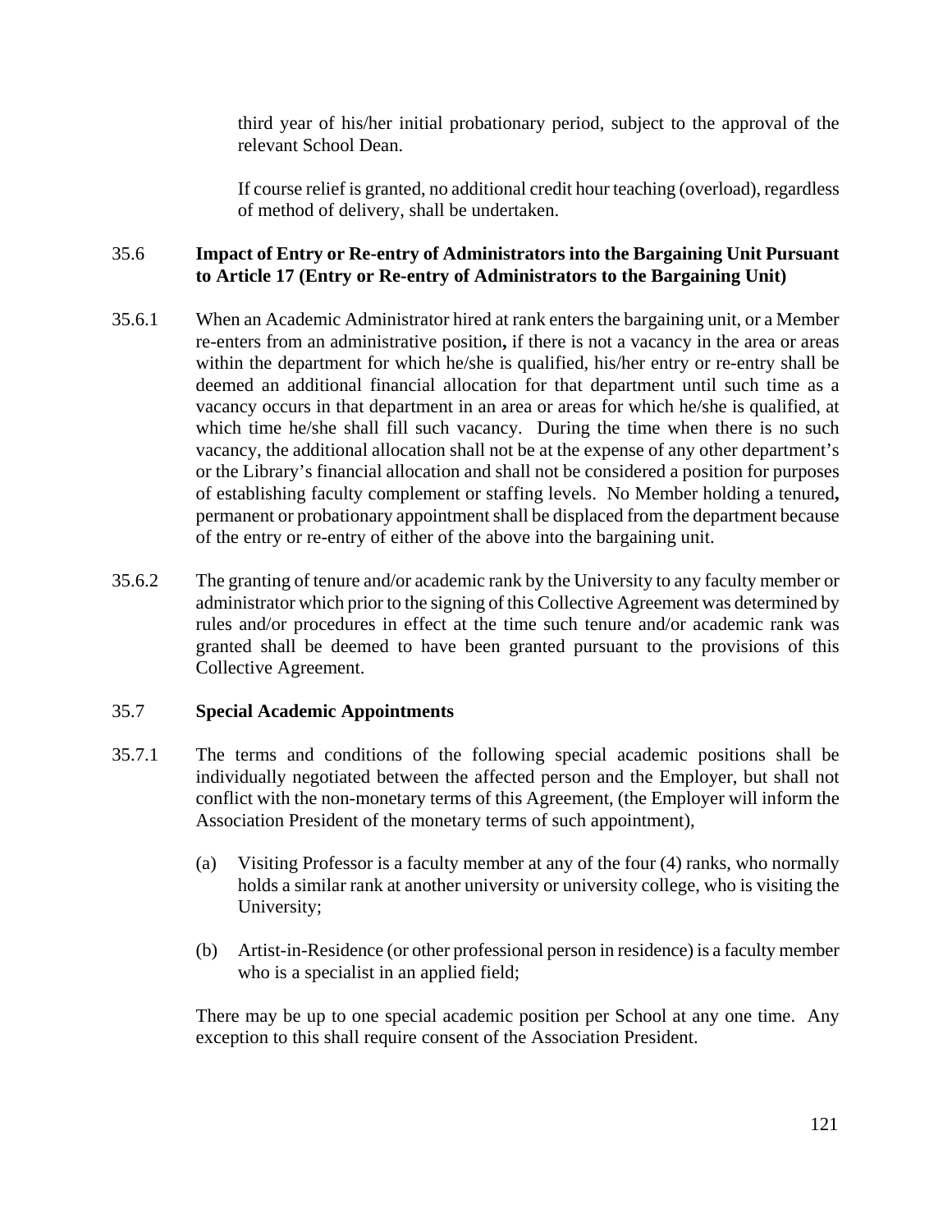third year of his/her initial probationary period, subject to the approval of the relevant School Dean.

If course relief is granted, no additional credit hour teaching (overload), regardless of method of delivery, shall be undertaken.

35.6 **Impact of Entry or Re-entry of Administrators into the Bargaining Unit Pursuant to Article 17 (Entry or Re-entry of Administrators to the Bargaining Unit)**

35.6.1 When an Academic Administrator hired at rank enters the bargaining unit, or a Member re-enters from an administrative position**,** if there is not a vacancy in the area or areas within the department for which he/she is qualified, his/her entry or re-entry shall be deemed an additional financial allocation for that department until such time as a vacancy occurs in that department in an area or areas for which he/she is qualified, at which time he/she shall fill such vacancy. During the time when there is no such vacancy, the additional allocation shall not be at the expense of any other department's or the Library's financial allocation and shall not be considered a position for purposes of establishing faculty complement or staffing levels. No Member holding a tenured**,** permanent or probationary appointment shall be displaced from the department because of the entry or re-entry of either of the above into the bargaining unit.

35.6.2 The granting of tenure and/or academic rank by the University to any faculty member or administrator which prior to the signing of this Collective Agreement was determined by rules and/or procedures in effect at the time such tenure and/or academic rank was granted shall be deemed to have been granted pursuant to the provisions of this Collective Agreement.

35.7 **Special Academic Appointments**

35.7.1 The terms and conditions of the following special academic positions shall be individually negotiated between the affected person and the Employer, but shall not conflict with the non-monetary terms of this Agreement, (the Employer will inform the Association President of the monetary terms of such appointment),

(a) Visiting Professor is a faculty member at any of the four (4) ranks, who normally holds a similar rank at another university or university college, who is visiting the University;

(b) Artist-in-Residence (or other professional person in residence) is a faculty member who is a specialist in an applied field;

There may be up to one special academic position per School at any one time. Any exception to this shall require consent of the Association President.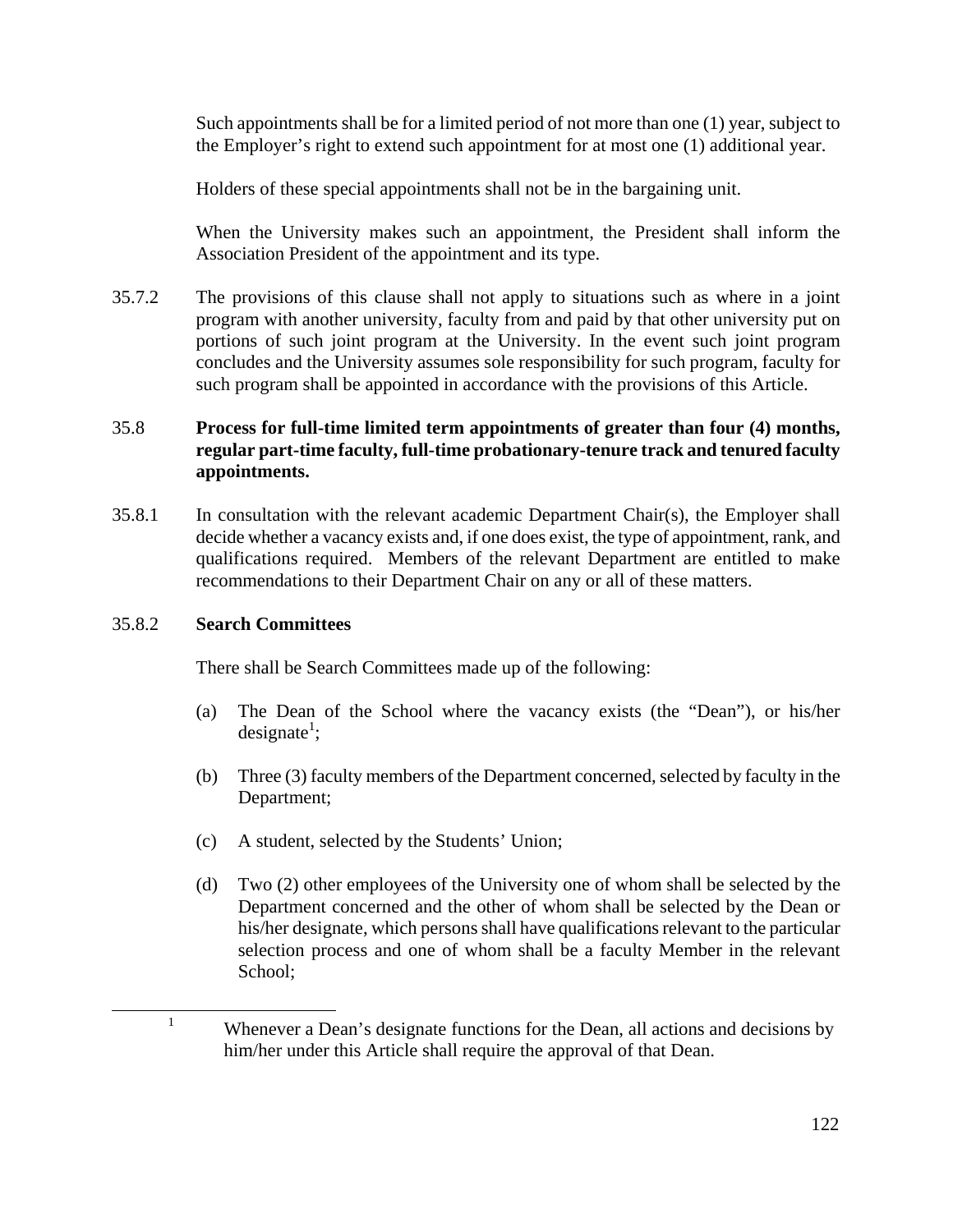Such appointments shall be for a limited period of not more than one (1) year, subject to the Employer's right to extend such appointment for at most one (1) additional year.

Holders of these special appointments shall not be in the bargaining unit.

When the University makes such an appointment, the President shall inform the Association President of the appointment and its type.

35.7.2 The provisions of this clause shall not apply to situations such as where in a joint program with another university, faculty from and paid by that other university put on portions of such joint program at the University. In the event such joint program concludes and the University assumes sole responsibility for such program, faculty for such program shall be appointed in accordance with the provisions of this Article.

35.8 **Process for full-time limited term appointments of greater than four (4) months, regular part-time faculty, full-time probationary-tenure track and tenured faculty appointments.**

35.8.1 In consultation with the relevant academic Department Chair(s), the Employer shall decide whether a vacancy exists and, if one does exist, the type of appointment, rank, and qualifications required. Members of the relevant Department are entitled to make recommendations to their Department Chair on any or all of these matters.

35.8.2 **Search Committees**

There shall be Search Committees made up of the following:

(a) The Dean of the School where the vacancy exists (the "Dean"), or his/her designate[1];

(b) Three (3) faculty members of the Department concerned, selected by faculty in the Department;

(c) A student, selected by the Students' Union;

(d) Two (2) other employees of the University one of whom shall be selected by the Department concerned and the other of whom shall be selected by the Dean or his/her designate, which persons shall have qualifications relevant to the particular selection process and one of whom shall be a faculty Member in the relevant School;

[1] Whenever a Dean's designate functions for the Dean, all actions and decisions by him/her under this Article shall require the approval of that Dean.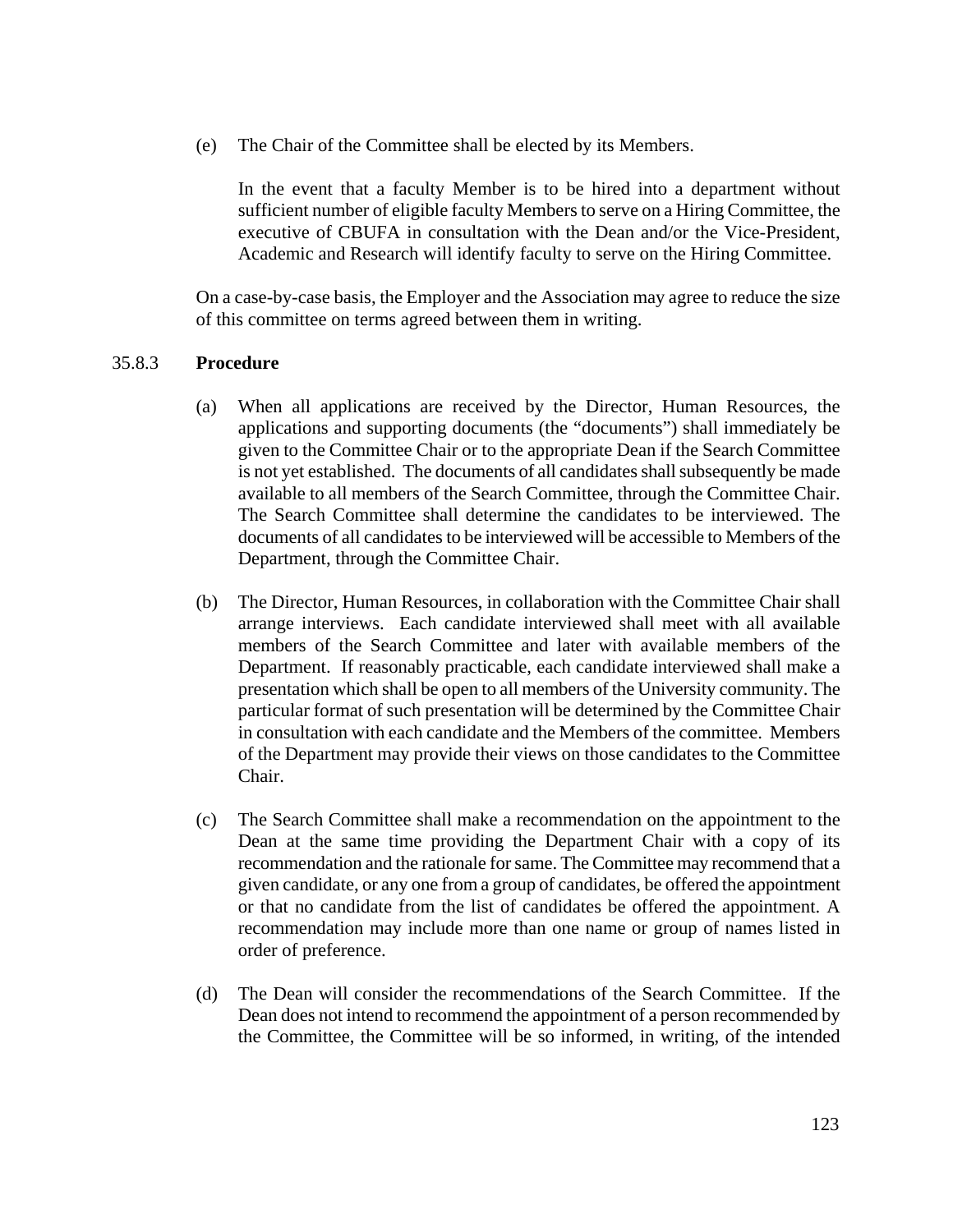(e) The Chair of the Committee shall be elected by its Members.

In the event that a faculty Member is to be hired into a department without sufficient number of eligible faculty Members to serve on a Hiring Committee, the executive of CBUFA in consultation with the Dean and/or the Vice-President, Academic and Research will identify faculty to serve on the Hiring Committee.

On a case-by-case basis, the Employer and the Association may agree to reduce the size of this committee on terms agreed between them in writing.

35.8.3 **Procedure**

(a) When all applications are received by the Director, Human Resources, the applications and supporting documents (the "documents") shall immediately be given to the Committee Chair or to the appropriate Dean if the Search Committee is not yet established. The documents of all candidates shall subsequently be made available to all members of the Search Committee, through the Committee Chair. The Search Committee shall determine the candidates to be interviewed. The documents of all candidates to be interviewed will be accessible to Members of the Department, through the Committee Chair.

(b) The Director, Human Resources, in collaboration with the Committee Chair shall arrange interviews. Each candidate interviewed shall meet with all available members of the Search Committee and later with available members of the Department. If reasonably practicable, each candidate interviewed shall make a presentation which shall be open to all members of the University community. The particular format of such presentation will be determined by the Committee Chair in consultation with each candidate and the Members of the committee. Members of the Department may provide their views on those candidates to the Committee Chair.

(c) The Search Committee shall make a recommendation on the appointment to the Dean at the same time providing the Department Chair with a copy of its recommendation and the rationale for same. The Committee may recommend that a given candidate, or any one from a group of candidates, be offered the appointment or that no candidate from the list of candidates be offered the appointment. A recommendation may include more than one name or group of names listed in order of preference.

(d) The Dean will consider the recommendations of the Search Committee. If the Dean does not intend to recommend the appointment of a person recommended by the Committee, the Committee will be so informed, in writing, of the intended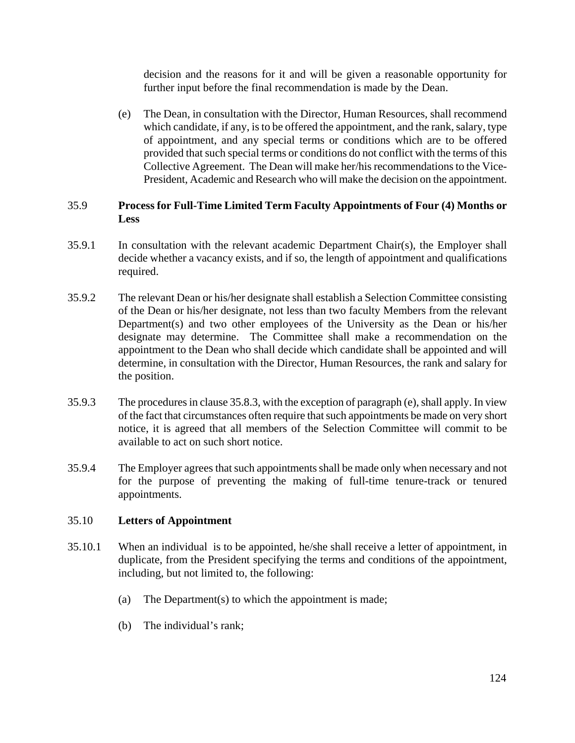decision and the reasons for it and will be given a reasonable opportunity for further input before the final recommendation is made by the Dean.

(e) The Dean, in consultation with the Director, Human Resources, shall recommend which candidate, if any, is to be offered the appointment, and the rank, salary, type of appointment, and any special terms or conditions which are to be offered provided that such special terms or conditions do not conflict with the terms of this Collective Agreement. The Dean will make her/his recommendations to the Vice-President, Academic and Research who will make the decision on the appointment.

35.9 **Process for Full-Time Limited Term Faculty Appointments of Four (4) Months or Less**

35.9.1 In consultation with the relevant academic Department Chair(s), the Employer shall decide whether a vacancy exists, and if so, the length of appointment and qualifications required.

35.9.2 The relevant Dean or his/her designate shall establish a Selection Committee consisting of the Dean or his/her designate, not less than two faculty Members from the relevant Department(s) and two other employees of the University as the Dean or his/her designate may determine. The Committee shall make a recommendation on the appointment to the Dean who shall decide which candidate shall be appointed and will determine, in consultation with the Director, Human Resources, the rank and salary for the position.

35.9.3 The procedures in clause 35.8.3, with the exception of paragraph (e), shall apply. In view of the fact that circumstances often require that such appointments be made on very short notice, it is agreed that all members of the Selection Committee will commit to be available to act on such short notice.

35.9.4 The Employer agrees that such appointments shall be made only when necessary and not for the purpose of preventing the making of full-time tenure-track or tenured appointments.

35.10 **Letters of Appointment**

35.10.1 When an individual is to be appointed, he/she shall receive a letter of appointment, in duplicate, from the President specifying the terms and conditions of the appointment, including, but not limited to, the following:

(a) The Department(s) to which the appointment is made;

(b) The individual's rank;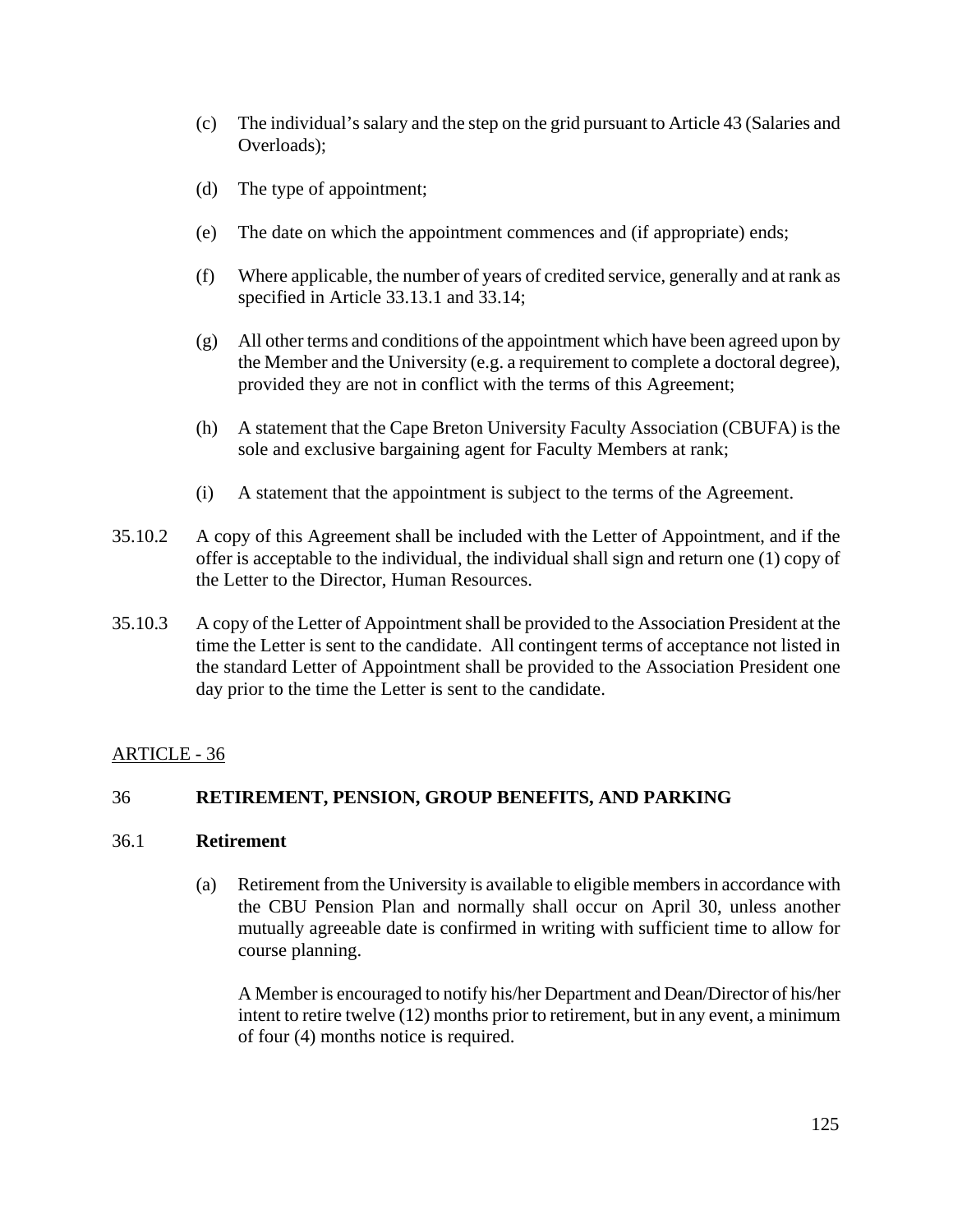(c) The individual's salary and the step on the grid pursuant to Article 43 (Salaries and Overloads);

(d) The type of appointment;

(e) The date on which the appointment commences and (if appropriate) ends;

(f) Where applicable, the number of years of credited service, generally and at rank as specified in Article 33.13.1 and 33.14;

(g) All other terms and conditions of the appointment which have been agreed upon by the Member and the University (e.g. a requirement to complete a doctoral degree), provided they are not in conflict with the terms of this Agreement;

(h) A statement that the Cape Breton University Faculty Association (CBUFA) is the sole and exclusive bargaining agent for Faculty Members at rank;

(i) A statement that the appointment is subject to the terms of the Agreement.

35.10.2 A copy of this Agreement shall be included with the Letter of Appointment, and if the offer is acceptable to the individual, the individual shall sign and return one (1) copy of the Letter to the Director, Human Resources.

35.10.3 A copy of the Letter of Appointment shall be provided to the Association President at the time the Letter is sent to the candidate. All contingent terms of acceptance not listed in the standard Letter of Appointment shall be provided to the Association President one day prior to the time the Letter is sent to the candidate.

ARTICLE - 36

## 36 RETIREMENT, PENSION, GROUP BENEFITS, AND PARKING

### 36.1 Retirement

(a) Retirement from the University is available to eligible members in accordance with the CBU Pension Plan and normally shall occur on April 30, unless another mutually agreeable date is confirmed in writing with sufficient time to allow for course planning.

A Member is encouraged to notify his/her Department and Dean/Director of his/her intent to retire twelve (12) months prior to retirement, but in any event, a minimum of four (4) months notice is required.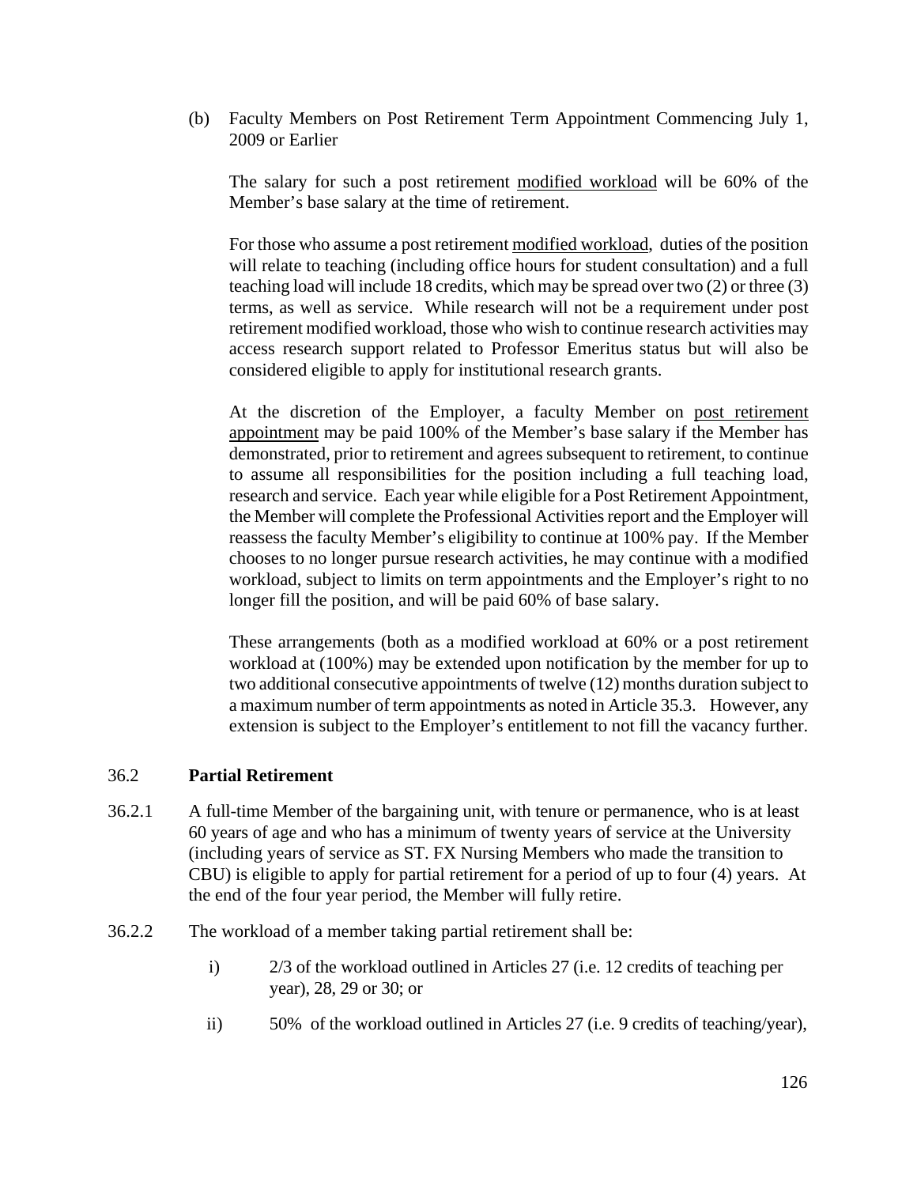(b) Faculty Members on Post Retirement Term Appointment Commencing July 1, 2009 or Earlier

The salary for such a post retirement modified workload will be 60% of the Member's base salary at the time of retirement.

For those who assume a post retirement modified workload, duties of the position will relate to teaching (including office hours for student consultation) and a full teaching load will include 18 credits, which may be spread over two (2) or three (3) terms, as well as service. While research will not be a requirement under post retirement modified workload, those who wish to continue research activities may access research support related to Professor Emeritus status but will also be considered eligible to apply for institutional research grants.

At the discretion of the Employer, a faculty Member on post retirement appointment may be paid 100% of the Member's base salary if the Member has demonstrated, prior to retirement and agrees subsequent to retirement, to continue to assume all responsibilities for the position including a full teaching load, research and service. Each year while eligible for a Post Retirement Appointment, the Member will complete the Professional Activities report and the Employer will reassess the faculty Member's eligibility to continue at 100% pay. If the Member chooses to no longer pursue research activities, he may continue with a modified workload, subject to limits on term appointments and the Employer's right to no longer fill the position, and will be paid 60% of base salary.

These arrangements (both as a modified workload at 60% or a post retirement workload at (100%) may be extended upon notification by the member for up to two additional consecutive appointments of twelve (12) months duration subject to a maximum number of term appointments as noted in Article 35.3. However, any extension is subject to the Employer's entitlement to not fill the vacancy further.

## 36.2 **Partial Retirement**

36.2.1 A full-time Member of the bargaining unit, with tenure or permanence, who is at least 60 years of age and who has a minimum of twenty years of service at the University (including years of service as ST. FX Nursing Members who made the transition to CBU) is eligible to apply for partial retirement for a period of up to four (4) years. At the end of the four year period, the Member will fully retire.

36.2.2 The workload of a member taking partial retirement shall be:

i) 2/3 of the workload outlined in Articles 27 (i.e. 12 credits of teaching per year), 28, 29 or 30; or

ii) 50% of the workload outlined in Articles 27 (i.e. 9 credits of teaching/year),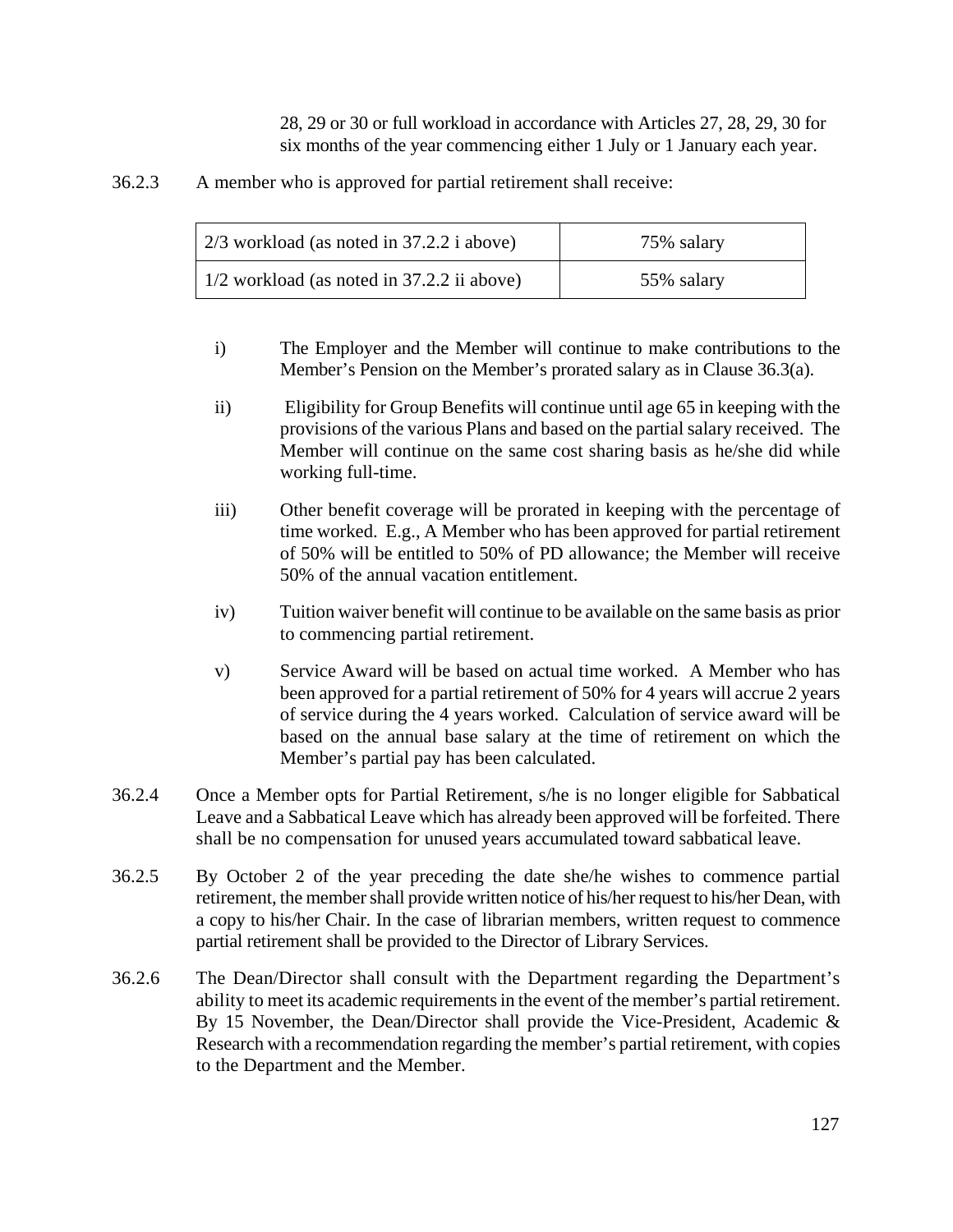28, 29 or 30 or full workload in accordance with Articles 27, 28, 29, 30 for six months of the year commencing either 1 July or 1 January each year.

36.2.3 A member who is approved for partial retirement shall receive:

| 2/3 workload (as noted in 37.2.2 i above) | 75% salary |
|---|---|
| 1/2 workload (as noted in 37.2.2 ii above) | 55% salary |

i) The Employer and the Member will continue to make contributions to the Member's Pension on the Member's prorated salary as in Clause 36.3(a).

ii) Eligibility for Group Benefits will continue until age 65 in keeping with the provisions of the various Plans and based on the partial salary received. The Member will continue on the same cost sharing basis as he/she did while working full-time.

iii) Other benefit coverage will be prorated in keeping with the percentage of time worked. E.g., A Member who has been approved for partial retirement of 50% will be entitled to 50% of PD allowance; the Member will receive 50% of the annual vacation entitlement.

iv) Tuition waiver benefit will continue to be available on the same basis as prior to commencing partial retirement.

v) Service Award will be based on actual time worked. A Member who has been approved for a partial retirement of 50% for 4 years will accrue 2 years of service during the 4 years worked. Calculation of service award will be based on the annual base salary at the time of retirement on which the Member's partial pay has been calculated.

36.2.4 Once a Member opts for Partial Retirement, s/he is no longer eligible for Sabbatical Leave and a Sabbatical Leave which has already been approved will be forfeited. There shall be no compensation for unused years accumulated toward sabbatical leave.

36.2.5 By October 2 of the year preceding the date she/he wishes to commence partial retirement, the member shall provide written notice of his/her request to his/her Dean, with a copy to his/her Chair. In the case of librarian members, written request to commence partial retirement shall be provided to the Director of Library Services.

36.2.6 The Dean/Director shall consult with the Department regarding the Department's ability to meet its academic requirements in the event of the member's partial retirement. By 15 November, the Dean/Director shall provide the Vice-President, Academic & Research with a recommendation regarding the member's partial retirement, with copies to the Department and the Member.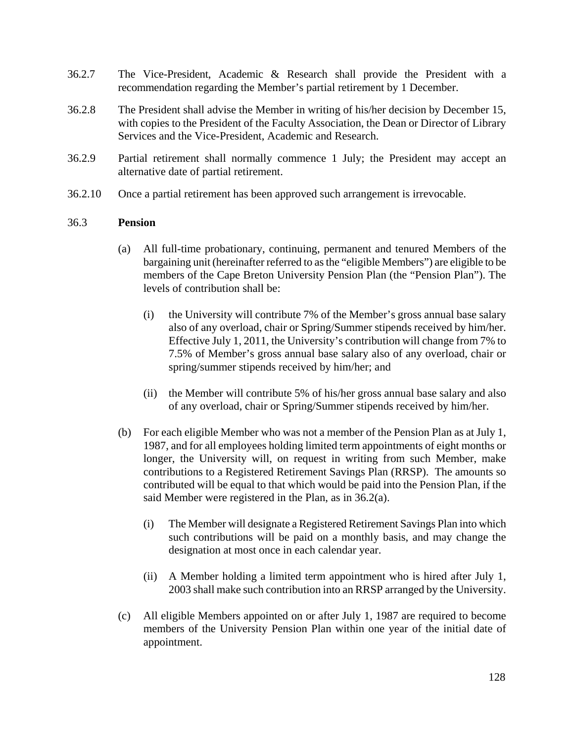36.2.7 The Vice-President, Academic & Research shall provide the President with a recommendation regarding the Member's partial retirement by 1 December.

36.2.8 The President shall advise the Member in writing of his/her decision by December 15, with copies to the President of the Faculty Association, the Dean or Director of Library Services and the Vice-President, Academic and Research.

36.2.9 Partial retirement shall normally commence 1 July; the President may accept an alternative date of partial retirement.

36.2.10 Once a partial retirement has been approved such arrangement is irrevocable.

### 36.3 Pension

(a) All full-time probationary, continuing, permanent and tenured Members of the bargaining unit (hereinafter referred to as the "eligible Members") are eligible to be members of the Cape Breton University Pension Plan (the "Pension Plan"). The levels of contribution shall be:

  (i) the University will contribute 7% of the Member's gross annual base salary also of any overload, chair or Spring/Summer stipends received by him/her. Effective July 1, 2011, the University's contribution will change from 7% to 7.5% of Member's gross annual base salary also of any overload, chair or spring/summer stipends received by him/her; and

  (ii) the Member will contribute 5% of his/her gross annual base salary and also of any overload, chair or Spring/Summer stipends received by him/her.

(b) For each eligible Member who was not a member of the Pension Plan as at July 1, 1987, and for all employees holding limited term appointments of eight months or longer, the University will, on request in writing from such Member, make contributions to a Registered Retirement Savings Plan (RRSP). The amounts so contributed will be equal to that which would be paid into the Pension Plan, if the said Member were registered in the Plan, as in 36.2(a).

  (i) The Member will designate a Registered Retirement Savings Plan into which such contributions will be paid on a monthly basis, and may change the designation at most once in each calendar year.

  (ii) A Member holding a limited term appointment who is hired after July 1, 2003 shall make such contribution into an RRSP arranged by the University.

(c) All eligible Members appointed on or after July 1, 1987 are required to become members of the University Pension Plan within one year of the initial date of appointment.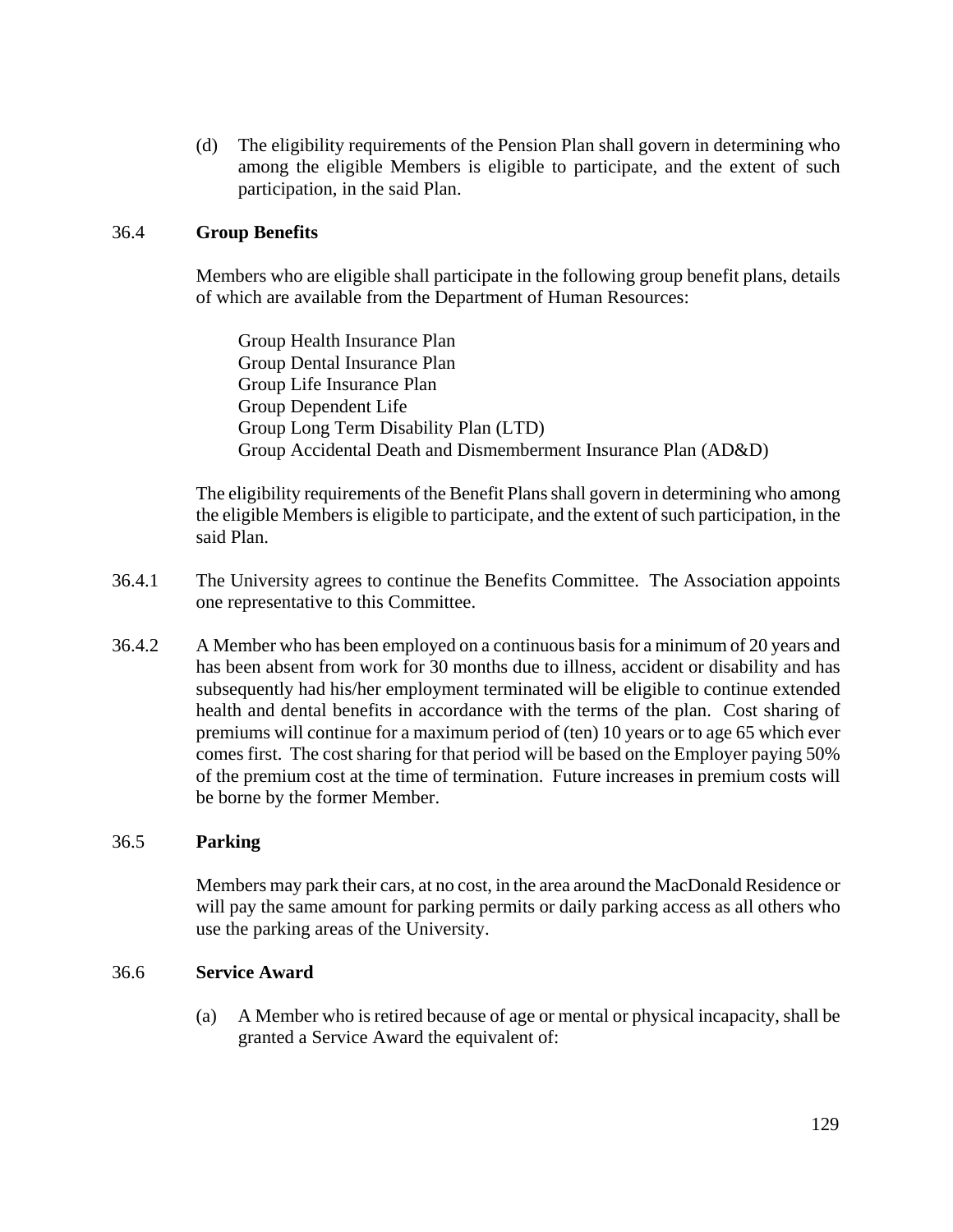(d) The eligibility requirements of the Pension Plan shall govern in determining who among the eligible Members is eligible to participate, and the extent of such participation, in the said Plan.

### 36.4 **Group Benefits**

Members who are eligible shall participate in the following group benefit plans, details of which are available from the Department of Human Resources:

Group Health Insurance Plan
Group Dental Insurance Plan
Group Life Insurance Plan
Group Dependent Life
Group Long Term Disability Plan (LTD)
Group Accidental Death and Dismemberment Insurance Plan (AD&D)

The eligibility requirements of the Benefit Plans shall govern in determining who among the eligible Members is eligible to participate, and the extent of such participation, in the said Plan.

36.4.1 The University agrees to continue the Benefits Committee. The Association appoints one representative to this Committee.

36.4.2 A Member who has been employed on a continuous basis for a minimum of 20 years and has been absent from work for 30 months due to illness, accident or disability and has subsequently had his/her employment terminated will be eligible to continue extended health and dental benefits in accordance with the terms of the plan. Cost sharing of premiums will continue for a maximum period of (ten) 10 years or to age 65 which ever comes first. The cost sharing for that period will be based on the Employer paying 50% of the premium cost at the time of termination. Future increases in premium costs will be borne by the former Member.

### 36.5 **Parking**

Members may park their cars, at no cost, in the area around the MacDonald Residence or will pay the same amount for parking permits or daily parking access as all others who use the parking areas of the University.

### 36.6 **Service Award**

(a) A Member who is retired because of age or mental or physical incapacity, shall be granted a Service Award the equivalent of: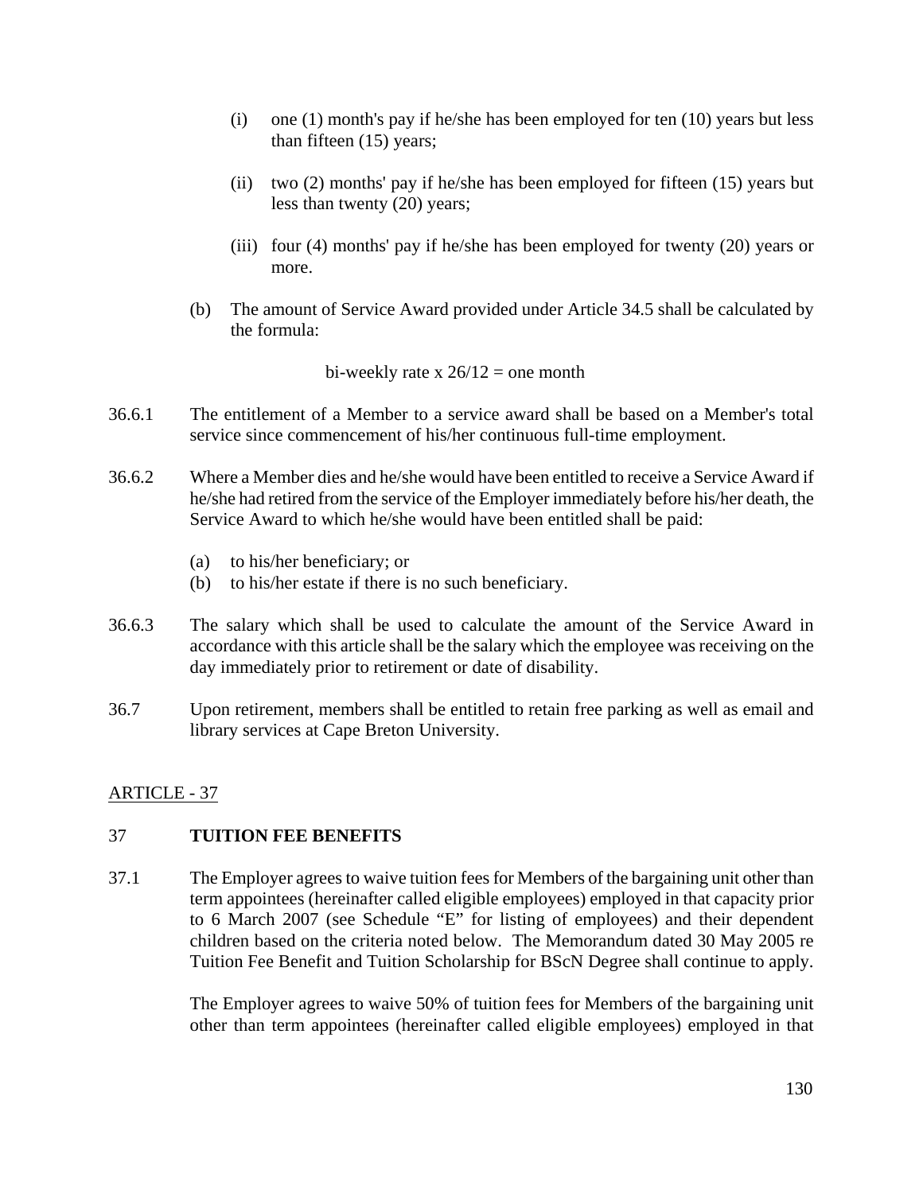(i) one (1) month's pay if he/she has been employed for ten (10) years but less than fifteen (15) years;

(ii) two (2) months' pay if he/she has been employed for fifteen (15) years but less than twenty (20) years;

(iii) four (4) months' pay if he/she has been employed for twenty (20) years or more.

(b) The amount of Service Award provided under Article 34.5 shall be calculated by the formula:

bi-weekly rate x 26/12 = one month

36.6.1 The entitlement of a Member to a service award shall be based on a Member's total service since commencement of his/her continuous full-time employment.

36.6.2 Where a Member dies and he/she would have been entitled to receive a Service Award if he/she had retired from the service of the Employer immediately before his/her death, the Service Award to which he/she would have been entitled shall be paid:

(a) to his/her beneficiary; or
(b) to his/her estate if there is no such beneficiary.

36.6.3 The salary which shall be used to calculate the amount of the Service Award in accordance with this article shall be the salary which the employee was receiving on the day immediately prior to retirement or date of disability.

36.7 Upon retirement, members shall be entitled to retain free parking as well as email and library services at Cape Breton University.

## ARTICLE - 37

### 37 **TUITION FEE BENEFITS**

37.1 The Employer agrees to waive tuition fees for Members of the bargaining unit other than term appointees (hereinafter called eligible employees) employed in that capacity prior to 6 March 2007 (see Schedule "E" for listing of employees) and their dependent children based on the criteria noted below. The Memorandum dated 30 May 2005 re Tuition Fee Benefit and Tuition Scholarship for BScN Degree shall continue to apply.

The Employer agrees to waive 50% of tuition fees for Members of the bargaining unit other than term appointees (hereinafter called eligible employees) employed in that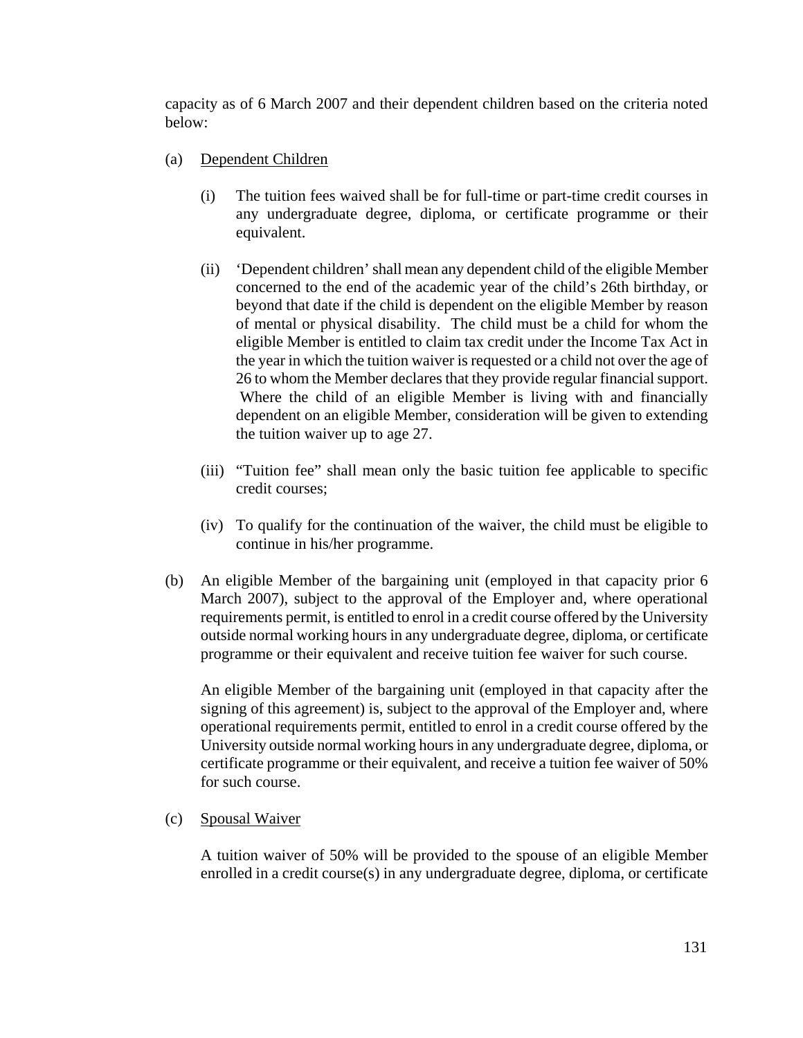capacity as of 6 March 2007 and their dependent children based on the criteria noted below:

(a) Dependent Children

(i) The tuition fees waived shall be for full-time or part-time credit courses in any undergraduate degree, diploma, or certificate programme or their equivalent.

(ii) 'Dependent children' shall mean any dependent child of the eligible Member concerned to the end of the academic year of the child's 26th birthday, or beyond that date if the child is dependent on the eligible Member by reason of mental or physical disability. The child must be a child for whom the eligible Member is entitled to claim tax credit under the Income Tax Act in the year in which the tuition waiver is requested or a child not over the age of 26 to whom the Member declares that they provide regular financial support. Where the child of an eligible Member is living with and financially dependent on an eligible Member, consideration will be given to extending the tuition waiver up to age 27.

(iii) "Tuition fee" shall mean only the basic tuition fee applicable to specific credit courses;

(iv) To qualify for the continuation of the waiver, the child must be eligible to continue in his/her programme.

(b) An eligible Member of the bargaining unit (employed in that capacity prior 6 March 2007), subject to the approval of the Employer and, where operational requirements permit, is entitled to enrol in a credit course offered by the University outside normal working hours in any undergraduate degree, diploma, or certificate programme or their equivalent and receive tuition fee waiver for such course.

An eligible Member of the bargaining unit (employed in that capacity after the signing of this agreement) is, subject to the approval of the Employer and, where operational requirements permit, entitled to enrol in a credit course offered by the University outside normal working hours in any undergraduate degree, diploma, or certificate programme or their equivalent, and receive a tuition fee waiver of 50% for such course.

(c) Spousal Waiver

A tuition waiver of 50% will be provided to the spouse of an eligible Member enrolled in a credit course(s) in any undergraduate degree, diploma, or certificate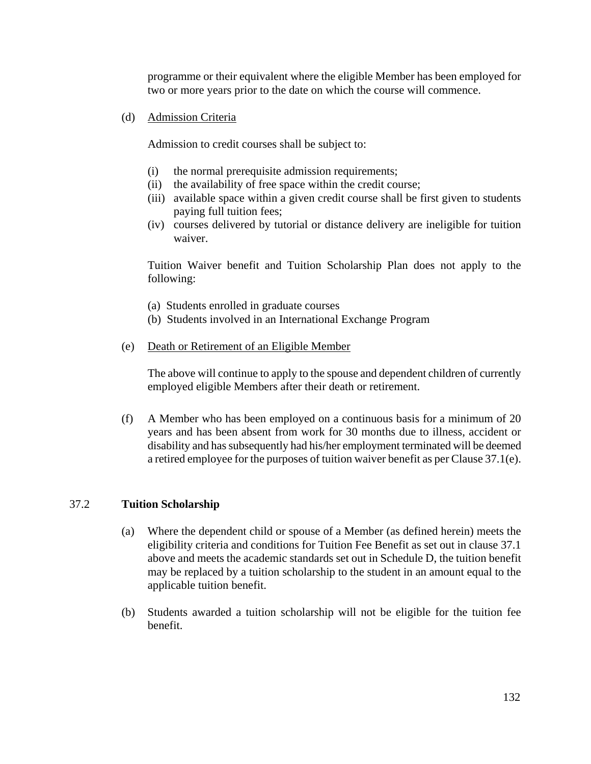programme or their equivalent where the eligible Member has been employed for two or more years prior to the date on which the course will commence.

(d) Admission Criteria

Admission to credit courses shall be subject to:

(i) the normal prerequisite admission requirements;
(ii) the availability of free space within the credit course;
(iii) available space within a given credit course shall be first given to students paying full tuition fees;
(iv) courses delivered by tutorial or distance delivery are ineligible for tuition waiver.

Tuition Waiver benefit and Tuition Scholarship Plan does not apply to the following:

(a) Students enrolled in graduate courses
(b) Students involved in an International Exchange Program

(e) Death or Retirement of an Eligible Member

The above will continue to apply to the spouse and dependent children of currently employed eligible Members after their death or retirement.

(f) A Member who has been employed on a continuous basis for a minimum of 20 years and has been absent from work for 30 months due to illness, accident or disability and has subsequently had his/her employment terminated will be deemed a retired employee for the purposes of tuition waiver benefit as per Clause 37.1(e).

37.2 **Tuition Scholarship**

(a) Where the dependent child or spouse of a Member (as defined herein) meets the eligibility criteria and conditions for Tuition Fee Benefit as set out in clause 37.1 above and meets the academic standards set out in Schedule D, the tuition benefit may be replaced by a tuition scholarship to the student in an amount equal to the applicable tuition benefit.

(b) Students awarded a tuition scholarship will not be eligible for the tuition fee benefit.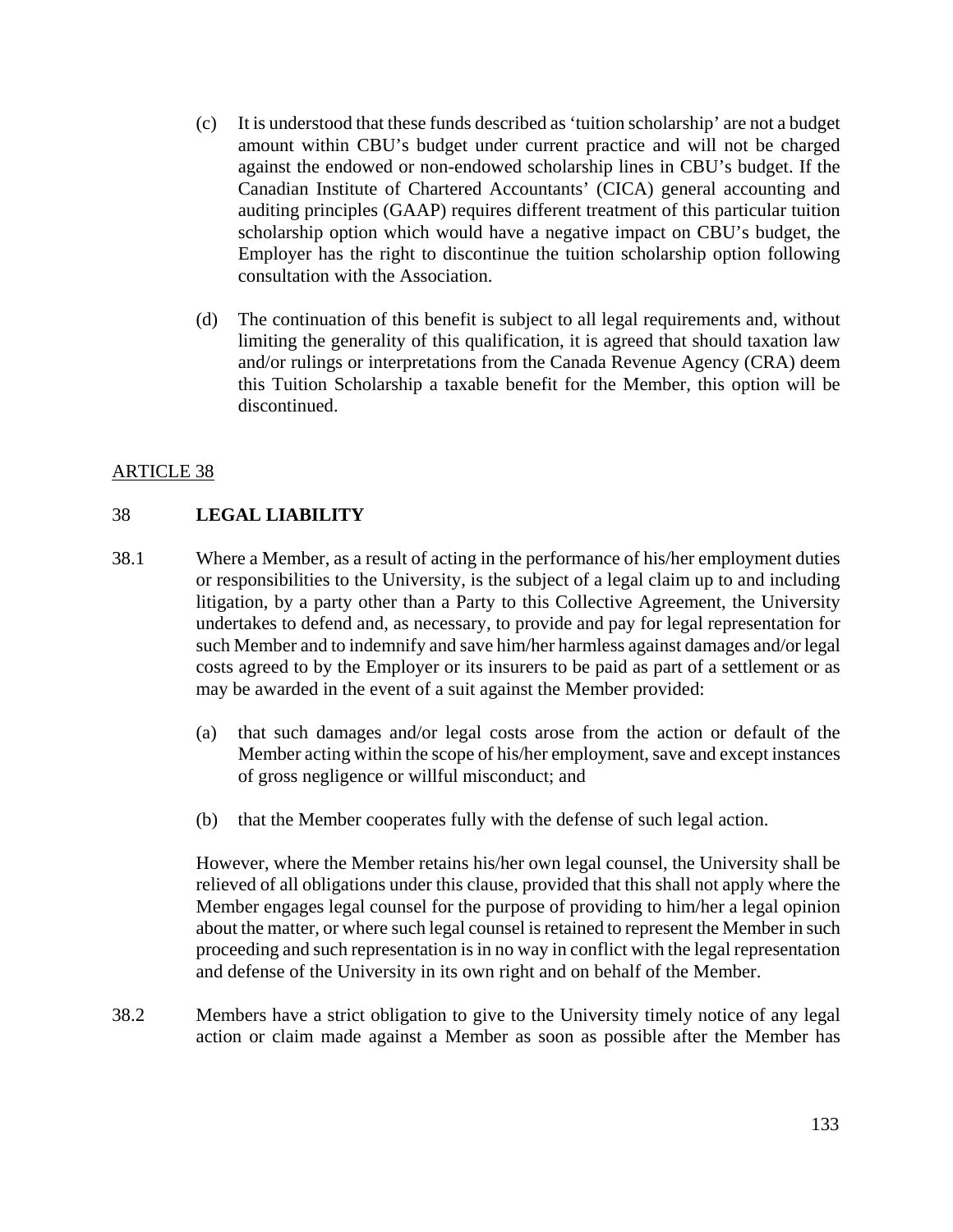(c) It is understood that these funds described as 'tuition scholarship' are not a budget amount within CBU's budget under current practice and will not be charged against the endowed or non-endowed scholarship lines in CBU's budget. If the Canadian Institute of Chartered Accountants' (CICA) general accounting and auditing principles (GAAP) requires different treatment of this particular tuition scholarship option which would have a negative impact on CBU's budget, the Employer has the right to discontinue the tuition scholarship option following consultation with the Association.

(d) The continuation of this benefit is subject to all legal requirements and, without limiting the generality of this qualification, it is agreed that should taxation law and/or rulings or interpretations from the Canada Revenue Agency (CRA) deem this Tuition Scholarship a taxable benefit for the Member, this option will be discontinued.

ARTICLE 38

## 38 LEGAL LIABILITY

38.1 Where a Member, as a result of acting in the performance of his/her employment duties or responsibilities to the University, is the subject of a legal claim up to and including litigation, by a party other than a Party to this Collective Agreement, the University undertakes to defend and, as necessary, to provide and pay for legal representation for such Member and to indemnify and save him/her harmless against damages and/or legal costs agreed to by the Employer or its insurers to be paid as part of a settlement or as may be awarded in the event of a suit against the Member provided:

(a) that such damages and/or legal costs arose from the action or default of the Member acting within the scope of his/her employment, save and except instances of gross negligence or willful misconduct; and

(b) that the Member cooperates fully with the defense of such legal action.

However, where the Member retains his/her own legal counsel, the University shall be relieved of all obligations under this clause, provided that this shall not apply where the Member engages legal counsel for the purpose of providing to him/her a legal opinion about the matter, or where such legal counsel is retained to represent the Member in such proceeding and such representation is in no way in conflict with the legal representation and defense of the University in its own right and on behalf of the Member.

38.2 Members have a strict obligation to give to the University timely notice of any legal action or claim made against a Member as soon as possible after the Member has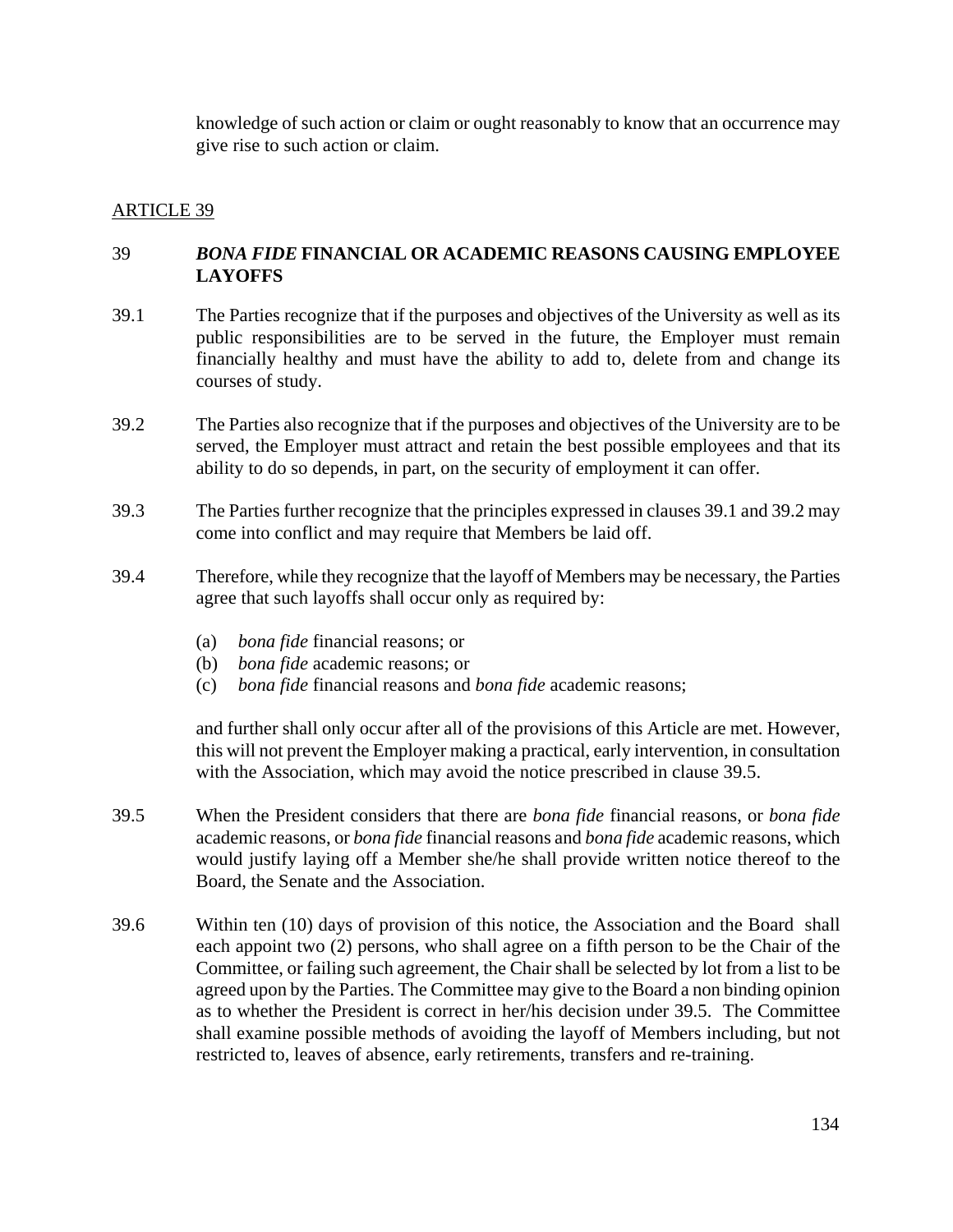knowledge of such action or claim or ought reasonably to know that an occurrence may give rise to such action or claim.

ARTICLE 39

## 39 *BONA FIDE* FINANCIAL OR ACADEMIC REASONS CAUSING EMPLOYEE LAYOFFS

39.1 The Parties recognize that if the purposes and objectives of the University as well as its public responsibilities are to be served in the future, the Employer must remain financially healthy and must have the ability to add to, delete from and change its courses of study.

39.2 The Parties also recognize that if the purposes and objectives of the University are to be served, the Employer must attract and retain the best possible employees and that its ability to do so depends, in part, on the security of employment it can offer.

39.3 The Parties further recognize that the principles expressed in clauses 39.1 and 39.2 may come into conflict and may require that Members be laid off.

39.4 Therefore, while they recognize that the layoff of Members may be necessary, the Parties agree that such layoffs shall occur only as required by:

(a) *bona fide* financial reasons; or
(b) *bona fide* academic reasons; or
(c) *bona fide* financial reasons and *bona fide* academic reasons;

and further shall only occur after all of the provisions of this Article are met. However, this will not prevent the Employer making a practical, early intervention, in consultation with the Association, which may avoid the notice prescribed in clause 39.5.

39.5 When the President considers that there are *bona fide* financial reasons, or *bona fide* academic reasons, or *bona fide* financial reasons and *bona fide* academic reasons, which would justify laying off a Member she/he shall provide written notice thereof to the Board, the Senate and the Association.

39.6 Within ten (10) days of provision of this notice, the Association and the Board shall each appoint two (2) persons, who shall agree on a fifth person to be the Chair of the Committee, or failing such agreement, the Chair shall be selected by lot from a list to be agreed upon by the Parties. The Committee may give to the Board a non binding opinion as to whether the President is correct in her/his decision under 39.5. The Committee shall examine possible methods of avoiding the layoff of Members including, but not restricted to, leaves of absence, early retirements, transfers and re-training.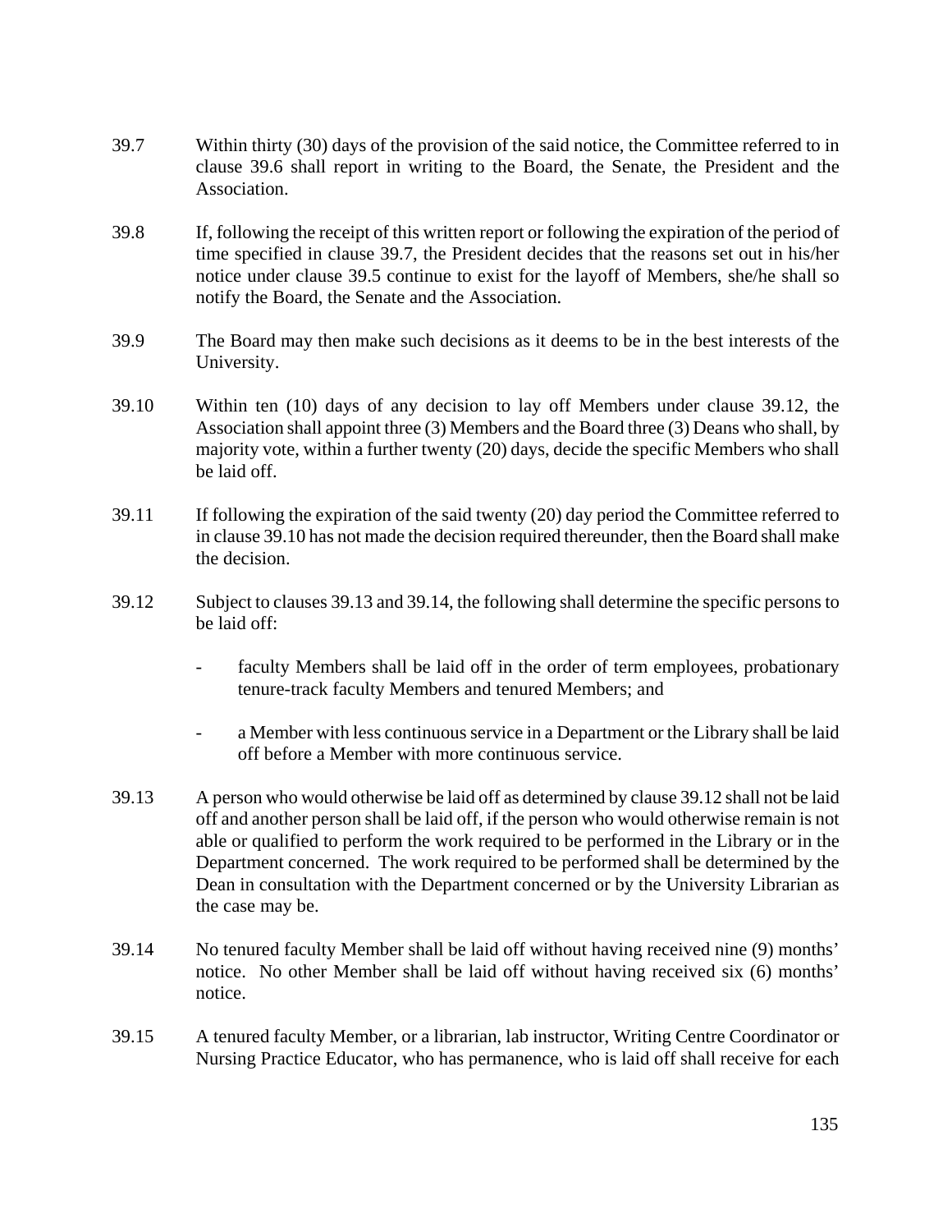39.7 Within thirty (30) days of the provision of the said notice, the Committee referred to in clause 39.6 shall report in writing to the Board, the Senate, the President and the Association.

39.8 If, following the receipt of this written report or following the expiration of the period of time specified in clause 39.7, the President decides that the reasons set out in his/her notice under clause 39.5 continue to exist for the layoff of Members, she/he shall so notify the Board, the Senate and the Association.

39.9 The Board may then make such decisions as it deems to be in the best interests of the University.

39.10 Within ten (10) days of any decision to lay off Members under clause 39.12, the Association shall appoint three (3) Members and the Board three (3) Deans who shall, by majority vote, within a further twenty (20) days, decide the specific Members who shall be laid off.

39.11 If following the expiration of the said twenty (20) day period the Committee referred to in clause 39.10 has not made the decision required thereunder, then the Board shall make the decision.

39.12 Subject to clauses 39.13 and 39.14, the following shall determine the specific persons to be laid off:

- faculty Members shall be laid off in the order of term employees, probationary tenure-track faculty Members and tenured Members; and
- a Member with less continuous service in a Department or the Library shall be laid off before a Member with more continuous service.

39.13 A person who would otherwise be laid off as determined by clause 39.12 shall not be laid off and another person shall be laid off, if the person who would otherwise remain is not able or qualified to perform the work required to be performed in the Library or in the Department concerned. The work required to be performed shall be determined by the Dean in consultation with the Department concerned or by the University Librarian as the case may be.

39.14 No tenured faculty Member shall be laid off without having received nine (9) months' notice. No other Member shall be laid off without having received six (6) months' notice.

39.15 A tenured faculty Member, or a librarian, lab instructor, Writing Centre Coordinator or Nursing Practice Educator, who has permanence, who is laid off shall receive for each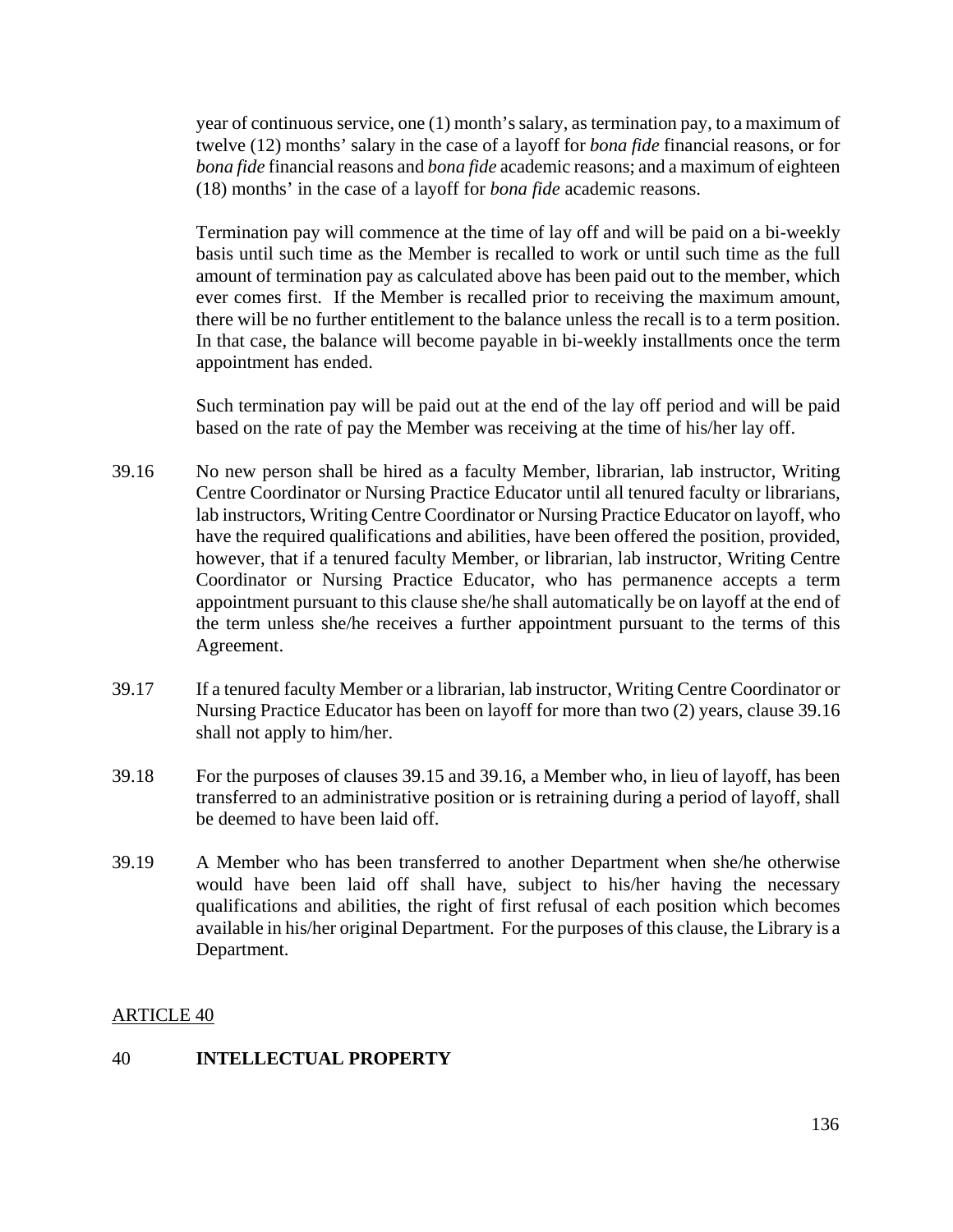year of continuous service, one (1) month's salary, as termination pay, to a maximum of twelve (12) months' salary in the case of a layoff for *bona fide* financial reasons, or for *bona fide* financial reasons and *bona fide* academic reasons; and a maximum of eighteen (18) months' in the case of a layoff for *bona fide* academic reasons.

Termination pay will commence at the time of lay off and will be paid on a bi-weekly basis until such time as the Member is recalled to work or until such time as the full amount of termination pay as calculated above has been paid out to the member, which ever comes first. If the Member is recalled prior to receiving the maximum amount, there will be no further entitlement to the balance unless the recall is to a term position. In that case, the balance will become payable in bi-weekly installments once the term appointment has ended.

Such termination pay will be paid out at the end of the lay off period and will be paid based on the rate of pay the Member was receiving at the time of his/her lay off.

39.16 No new person shall be hired as a faculty Member, librarian, lab instructor, Writing Centre Coordinator or Nursing Practice Educator until all tenured faculty or librarians, lab instructors, Writing Centre Coordinator or Nursing Practice Educator on layoff, who have the required qualifications and abilities, have been offered the position, provided, however, that if a tenured faculty Member, or librarian, lab instructor, Writing Centre Coordinator or Nursing Practice Educator, who has permanence accepts a term appointment pursuant to this clause she/he shall automatically be on layoff at the end of the term unless she/he receives a further appointment pursuant to the terms of this Agreement.

39.17 If a tenured faculty Member or a librarian, lab instructor, Writing Centre Coordinator or Nursing Practice Educator has been on layoff for more than two (2) years, clause 39.16 shall not apply to him/her.

39.18 For the purposes of clauses 39.15 and 39.16, a Member who, in lieu of layoff, has been transferred to an administrative position or is retraining during a period of layoff, shall be deemed to have been laid off.

39.19 A Member who has been transferred to another Department when she/he otherwise would have been laid off shall have, subject to his/her having the necessary qualifications and abilities, the right of first refusal of each position which becomes available in his/her original Department. For the purposes of this clause, the Library is a Department.

ARTICLE 40

## 40 INTELLECTUAL PROPERTY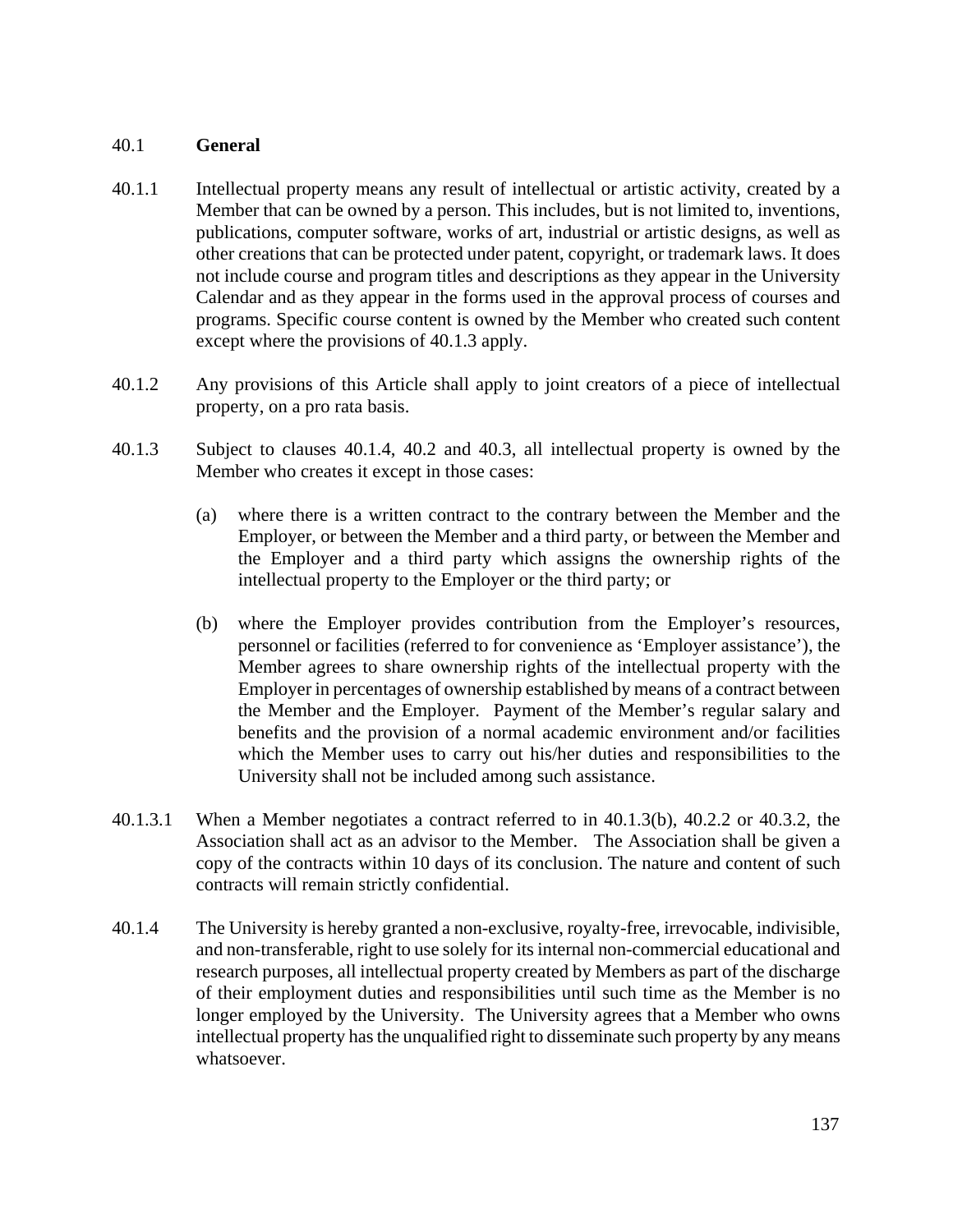## 40.1 **General**

40.1.1 Intellectual property means any result of intellectual or artistic activity, created by a Member that can be owned by a person. This includes, but is not limited to, inventions, publications, computer software, works of art, industrial or artistic designs, as well as other creations that can be protected under patent, copyright, or trademark laws. It does not include course and program titles and descriptions as they appear in the University Calendar and as they appear in the forms used in the approval process of courses and programs. Specific course content is owned by the Member who created such content except where the provisions of 40.1.3 apply.

40.1.2 Any provisions of this Article shall apply to joint creators of a piece of intellectual property, on a pro rata basis.

40.1.3 Subject to clauses 40.1.4, 40.2 and 40.3, all intellectual property is owned by the Member who creates it except in those cases:

(a) where there is a written contract to the contrary between the Member and the Employer, or between the Member and a third party, or between the Member and the Employer and a third party which assigns the ownership rights of the intellectual property to the Employer or the third party; or

(b) where the Employer provides contribution from the Employer's resources, personnel or facilities (referred to for convenience as 'Employer assistance'), the Member agrees to share ownership rights of the intellectual property with the Employer in percentages of ownership established by means of a contract between the Member and the Employer. Payment of the Member's regular salary and benefits and the provision of a normal academic environment and/or facilities which the Member uses to carry out his/her duties and responsibilities to the University shall not be included among such assistance.

40.1.3.1 When a Member negotiates a contract referred to in 40.1.3(b), 40.2.2 or 40.3.2, the Association shall act as an advisor to the Member. The Association shall be given a copy of the contracts within 10 days of its conclusion. The nature and content of such contracts will remain strictly confidential.

40.1.4 The University is hereby granted a non-exclusive, royalty-free, irrevocable, indivisible, and non-transferable, right to use solely for its internal non-commercial educational and research purposes, all intellectual property created by Members as part of the discharge of their employment duties and responsibilities until such time as the Member is no longer employed by the University. The University agrees that a Member who owns intellectual property has the unqualified right to disseminate such property by any means whatsoever.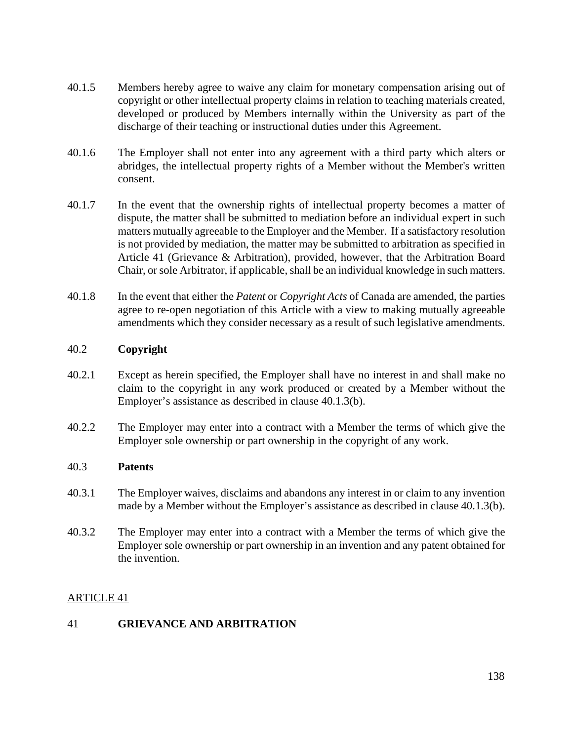40.1.5 Members hereby agree to waive any claim for monetary compensation arising out of copyright or other intellectual property claims in relation to teaching materials created, developed or produced by Members internally within the University as part of the discharge of their teaching or instructional duties under this Agreement.

40.1.6 The Employer shall not enter into any agreement with a third party which alters or abridges, the intellectual property rights of a Member without the Member's written consent.

40.1.7 In the event that the ownership rights of intellectual property becomes a matter of dispute, the matter shall be submitted to mediation before an individual expert in such matters mutually agreeable to the Employer and the Member. If a satisfactory resolution is not provided by mediation, the matter may be submitted to arbitration as specified in Article 41 (Grievance & Arbitration), provided, however, that the Arbitration Board Chair, or sole Arbitrator, if applicable, shall be an individual knowledge in such matters.

40.1.8 In the event that either the *Patent* or *Copyright Acts* of Canada are amended, the parties agree to re-open negotiation of this Article with a view to making mutually agreeable amendments which they consider necessary as a result of such legislative amendments.

### 40.2 **Copyright**

40.2.1 Except as herein specified, the Employer shall have no interest in and shall make no claim to the copyright in any work produced or created by a Member without the Employer's assistance as described in clause 40.1.3(b).

40.2.2 The Employer may enter into a contract with a Member the terms of which give the Employer sole ownership or part ownership in the copyright of any work.

### 40.3 **Patents**

40.3.1 The Employer waives, disclaims and abandons any interest in or claim to any invention made by a Member without the Employer's assistance as described in clause 40.1.3(b).

40.3.2 The Employer may enter into a contract with a Member the terms of which give the Employer sole ownership or part ownership in an invention and any patent obtained for the invention.

## ARTICLE 41

## 41 **GRIEVANCE AND ARBITRATION**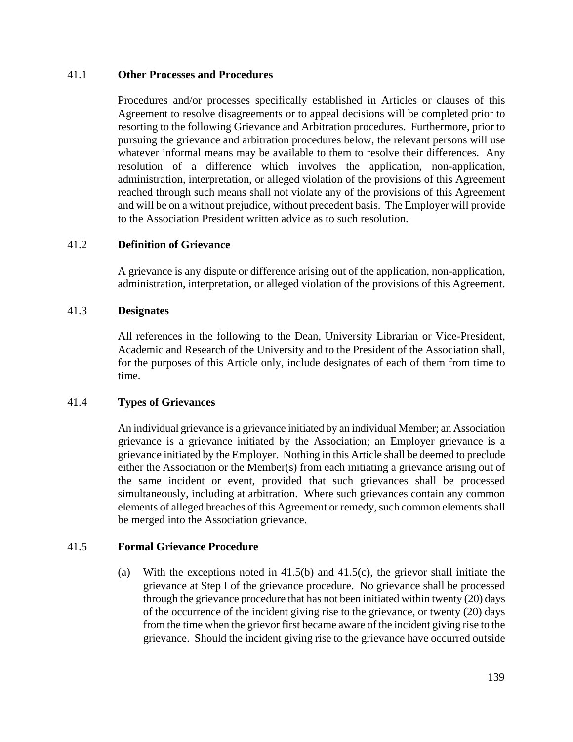### 41.1 Other Processes and Procedures

Procedures and/or processes specifically established in Articles or clauses of this Agreement to resolve disagreements or to appeal decisions will be completed prior to resorting to the following Grievance and Arbitration procedures. Furthermore, prior to pursuing the grievance and arbitration procedures below, the relevant persons will use whatever informal means may be available to them to resolve their differences. Any resolution of a difference which involves the application, non-application, administration, interpretation, or alleged violation of the provisions of this Agreement reached through such means shall not violate any of the provisions of this Agreement and will be on a without prejudice, without precedent basis. The Employer will provide to the Association President written advice as to such resolution.

### 41.2 Definition of Grievance

A grievance is any dispute or difference arising out of the application, non-application, administration, interpretation, or alleged violation of the provisions of this Agreement.

### 41.3 Designates

All references in the following to the Dean, University Librarian or Vice-President, Academic and Research of the University and to the President of the Association shall, for the purposes of this Article only, include designates of each of them from time to time.

### 41.4 Types of Grievances

An individual grievance is a grievance initiated by an individual Member; an Association grievance is a grievance initiated by the Association; an Employer grievance is a grievance initiated by the Employer. Nothing in this Article shall be deemed to preclude either the Association or the Member(s) from each initiating a grievance arising out of the same incident or event, provided that such grievances shall be processed simultaneously, including at arbitration. Where such grievances contain any common elements of alleged breaches of this Agreement or remedy, such common elements shall be merged into the Association grievance.

### 41.5 Formal Grievance Procedure

(a) With the exceptions noted in 41.5(b) and 41.5(c), the grievor shall initiate the grievance at Step I of the grievance procedure. No grievance shall be processed through the grievance procedure that has not been initiated within twenty (20) days of the occurrence of the incident giving rise to the grievance, or twenty (20) days from the time when the grievor first became aware of the incident giving rise to the grievance. Should the incident giving rise to the grievance have occurred outside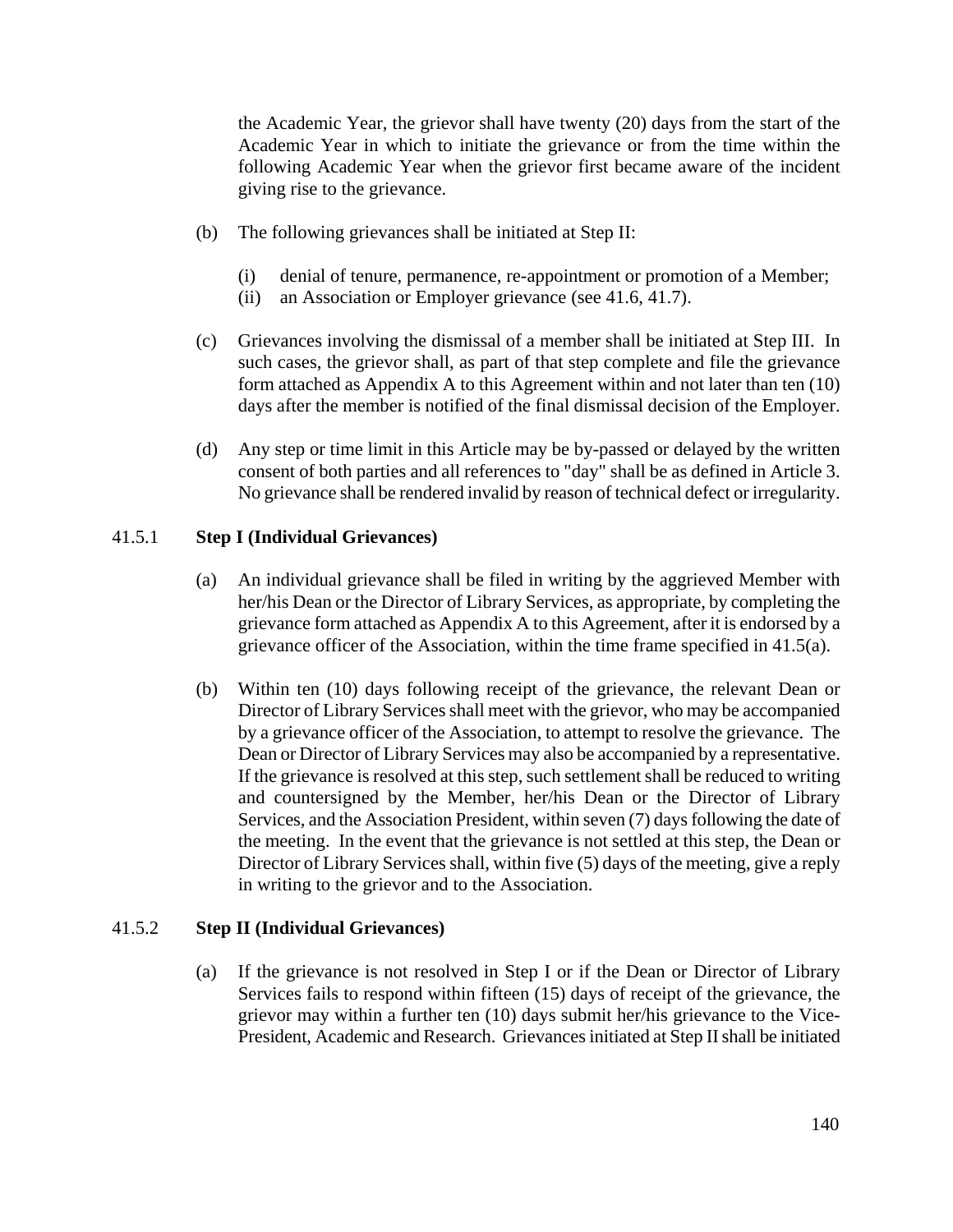the Academic Year, the grievor shall have twenty (20) days from the start of the Academic Year in which to initiate the grievance or from the time within the following Academic Year when the grievor first became aware of the incident giving rise to the grievance.

(b) The following grievances shall be initiated at Step II:

(i) denial of tenure, permanence, re-appointment or promotion of a Member;
(ii) an Association or Employer grievance (see 41.6, 41.7).

(c) Grievances involving the dismissal of a member shall be initiated at Step III. In such cases, the grievor shall, as part of that step complete and file the grievance form attached as Appendix A to this Agreement within and not later than ten (10) days after the member is notified of the final dismissal decision of the Employer.

(d) Any step or time limit in this Article may be by-passed or delayed by the written consent of both parties and all references to "day" shall be as defined in Article 3. No grievance shall be rendered invalid by reason of technical defect or irregularity.

41.5.1 **Step I (Individual Grievances)**

(a) An individual grievance shall be filed in writing by the aggrieved Member with her/his Dean or the Director of Library Services, as appropriate, by completing the grievance form attached as Appendix A to this Agreement, after it is endorsed by a grievance officer of the Association, within the time frame specified in 41.5(a).

(b) Within ten (10) days following receipt of the grievance, the relevant Dean or Director of Library Services shall meet with the grievor, who may be accompanied by a grievance officer of the Association, to attempt to resolve the grievance. The Dean or Director of Library Services may also be accompanied by a representative. If the grievance is resolved at this step, such settlement shall be reduced to writing and countersigned by the Member, her/his Dean or the Director of Library Services, and the Association President, within seven (7) days following the date of the meeting. In the event that the grievance is not settled at this step, the Dean or Director of Library Services shall, within five (5) days of the meeting, give a reply in writing to the grievor and to the Association.

41.5.2 **Step II (Individual Grievances)**

(a) If the grievance is not resolved in Step I or if the Dean or Director of Library Services fails to respond within fifteen (15) days of receipt of the grievance, the grievor may within a further ten (10) days submit her/his grievance to the Vice-President, Academic and Research. Grievances initiated at Step II shall be initiated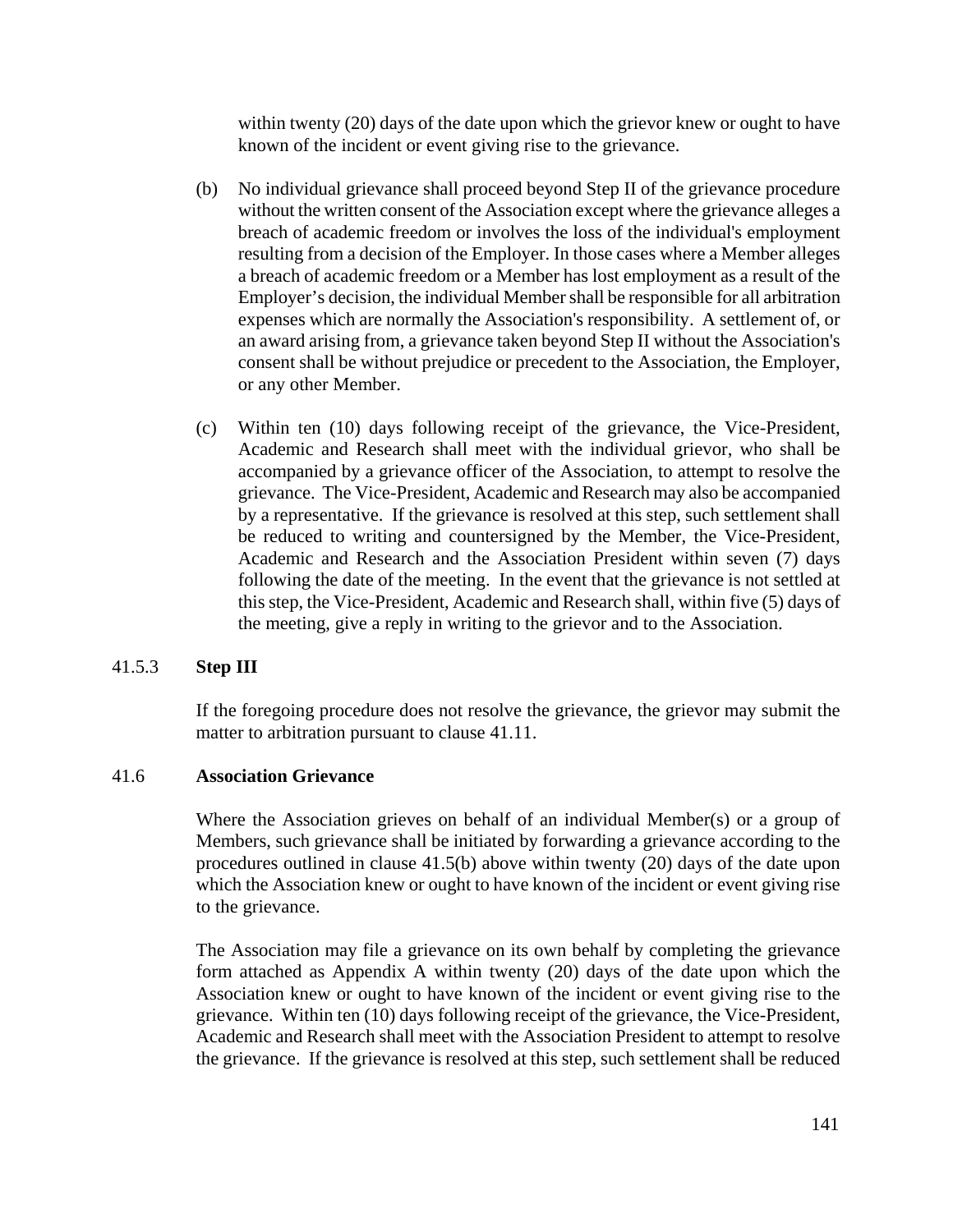within twenty (20) days of the date upon which the grievor knew or ought to have known of the incident or event giving rise to the grievance.

(b) No individual grievance shall proceed beyond Step II of the grievance procedure without the written consent of the Association except where the grievance alleges a breach of academic freedom or involves the loss of the individual's employment resulting from a decision of the Employer. In those cases where a Member alleges a breach of academic freedom or a Member has lost employment as a result of the Employer's decision, the individual Member shall be responsible for all arbitration expenses which are normally the Association's responsibility. A settlement of, or an award arising from, a grievance taken beyond Step II without the Association's consent shall be without prejudice or precedent to the Association, the Employer, or any other Member.

(c) Within ten (10) days following receipt of the grievance, the Vice-President, Academic and Research shall meet with the individual grievor, who shall be accompanied by a grievance officer of the Association, to attempt to resolve the grievance. The Vice-President, Academic and Research may also be accompanied by a representative. If the grievance is resolved at this step, such settlement shall be reduced to writing and countersigned by the Member, the Vice-President, Academic and Research and the Association President within seven (7) days following the date of the meeting. In the event that the grievance is not settled at this step, the Vice-President, Academic and Research shall, within five (5) days of the meeting, give a reply in writing to the grievor and to the Association.

41.5.3 **Step III**

If the foregoing procedure does not resolve the grievance, the grievor may submit the matter to arbitration pursuant to clause 41.11.

41.6 **Association Grievance**

Where the Association grieves on behalf of an individual Member(s) or a group of Members, such grievance shall be initiated by forwarding a grievance according to the procedures outlined in clause 41.5(b) above within twenty (20) days of the date upon which the Association knew or ought to have known of the incident or event giving rise to the grievance.

The Association may file a grievance on its own behalf by completing the grievance form attached as Appendix A within twenty (20) days of the date upon which the Association knew or ought to have known of the incident or event giving rise to the grievance. Within ten (10) days following receipt of the grievance, the Vice-President, Academic and Research shall meet with the Association President to attempt to resolve the grievance. If the grievance is resolved at this step, such settlement shall be reduced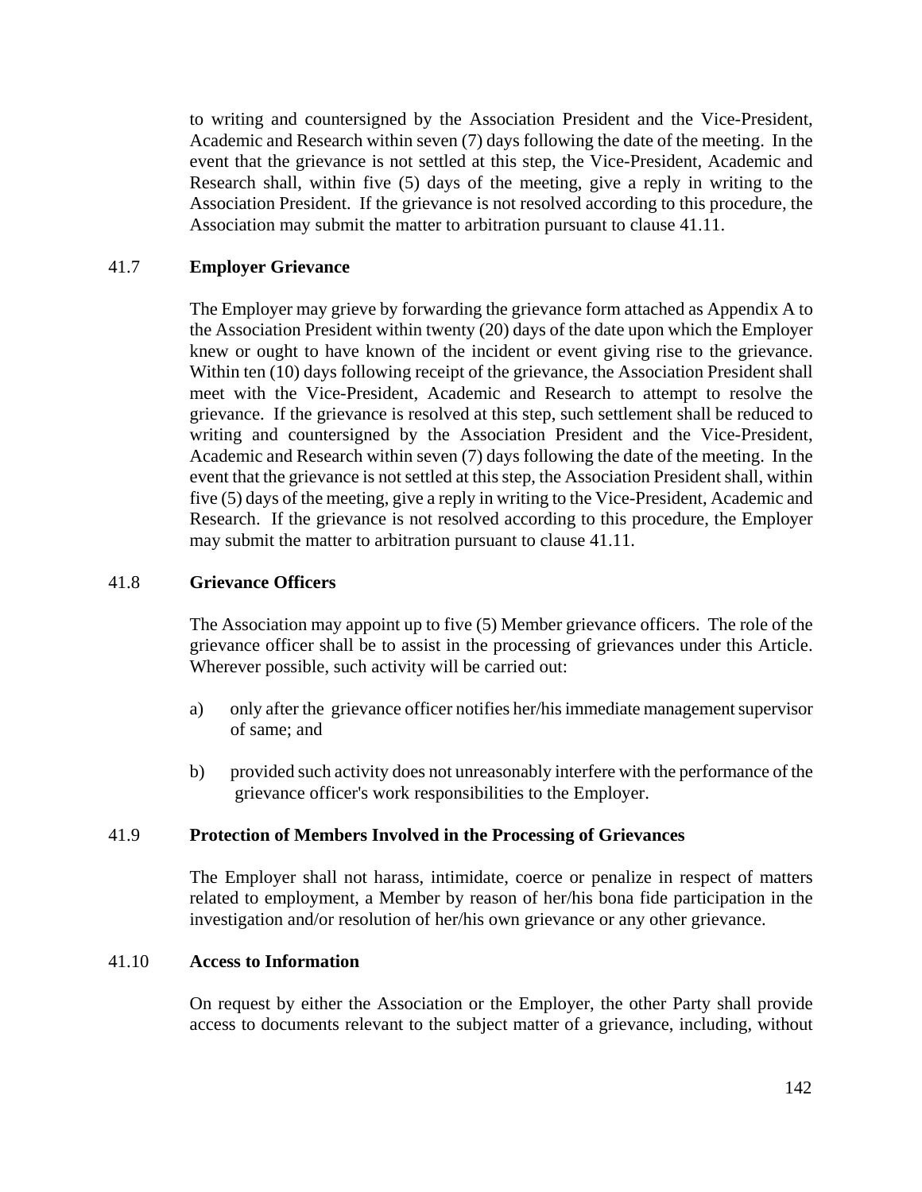to writing and countersigned by the Association President and the Vice-President, Academic and Research within seven (7) days following the date of the meeting. In the event that the grievance is not settled at this step, the Vice-President, Academic and Research shall, within five (5) days of the meeting, give a reply in writing to the Association President. If the grievance is not resolved according to this procedure, the Association may submit the matter to arbitration pursuant to clause 41.11.

41.7 **Employer Grievance**

The Employer may grieve by forwarding the grievance form attached as Appendix A to the Association President within twenty (20) days of the date upon which the Employer knew or ought to have known of the incident or event giving rise to the grievance. Within ten (10) days following receipt of the grievance, the Association President shall meet with the Vice-President, Academic and Research to attempt to resolve the grievance. If the grievance is resolved at this step, such settlement shall be reduced to writing and countersigned by the Association President and the Vice-President, Academic and Research within seven (7) days following the date of the meeting. In the event that the grievance is not settled at this step, the Association President shall, within five (5) days of the meeting, give a reply in writing to the Vice-President, Academic and Research. If the grievance is not resolved according to this procedure, the Employer may submit the matter to arbitration pursuant to clause 41.11.

41.8 **Grievance Officers**

The Association may appoint up to five (5) Member grievance officers. The role of the grievance officer shall be to assist in the processing of grievances under this Article. Wherever possible, such activity will be carried out:

a) only after the grievance officer notifies her/his immediate management supervisor of same; and

b) provided such activity does not unreasonably interfere with the performance of the grievance officer's work responsibilities to the Employer.

41.9 **Protection of Members Involved in the Processing of Grievances**

The Employer shall not harass, intimidate, coerce or penalize in respect of matters related to employment, a Member by reason of her/his bona fide participation in the investigation and/or resolution of her/his own grievance or any other grievance.

41.10 **Access to Information**

On request by either the Association or the Employer, the other Party shall provide access to documents relevant to the subject matter of a grievance, including, without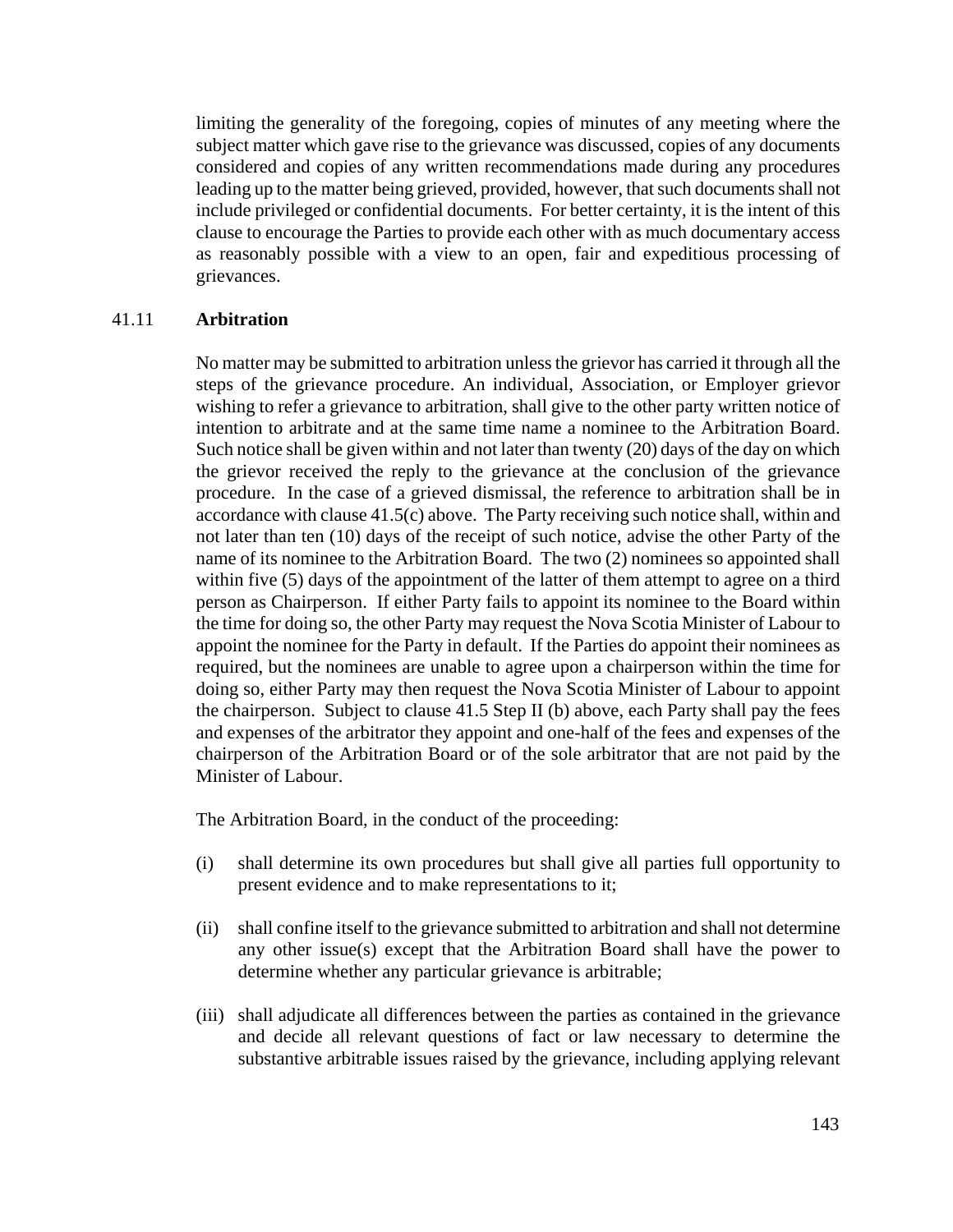limiting the generality of the foregoing, copies of minutes of any meeting where the subject matter which gave rise to the grievance was discussed, copies of any documents considered and copies of any written recommendations made during any procedures leading up to the matter being grieved, provided, however, that such documents shall not include privileged or confidential documents. For better certainty, it is the intent of this clause to encourage the Parties to provide each other with as much documentary access as reasonably possible with a view to an open, fair and expeditious processing of grievances.

### 41.11 **Arbitration**

No matter may be submitted to arbitration unless the grievor has carried it through all the steps of the grievance procedure. An individual, Association, or Employer grievor wishing to refer a grievance to arbitration, shall give to the other party written notice of intention to arbitrate and at the same time name a nominee to the Arbitration Board. Such notice shall be given within and not later than twenty (20) days of the day on which the grievor received the reply to the grievance at the conclusion of the grievance procedure. In the case of a grieved dismissal, the reference to arbitration shall be in accordance with clause 41.5(c) above. The Party receiving such notice shall, within and not later than ten (10) days of the receipt of such notice, advise the other Party of the name of its nominee to the Arbitration Board. The two (2) nominees so appointed shall within five (5) days of the appointment of the latter of them attempt to agree on a third person as Chairperson. If either Party fails to appoint its nominee to the Board within the time for doing so, the other Party may request the Nova Scotia Minister of Labour to appoint the nominee for the Party in default. If the Parties do appoint their nominees as required, but the nominees are unable to agree upon a chairperson within the time for doing so, either Party may then request the Nova Scotia Minister of Labour to appoint the chairperson. Subject to clause 41.5 Step II (b) above, each Party shall pay the fees and expenses of the arbitrator they appoint and one-half of the fees and expenses of the chairperson of the Arbitration Board or of the sole arbitrator that are not paid by the Minister of Labour.

The Arbitration Board, in the conduct of the proceeding:

(i) shall determine its own procedures but shall give all parties full opportunity to present evidence and to make representations to it;

(ii) shall confine itself to the grievance submitted to arbitration and shall not determine any other issue(s) except that the Arbitration Board shall have the power to determine whether any particular grievance is arbitrable;

(iii) shall adjudicate all differences between the parties as contained in the grievance and decide all relevant questions of fact or law necessary to determine the substantive arbitrable issues raised by the grievance, including applying relevant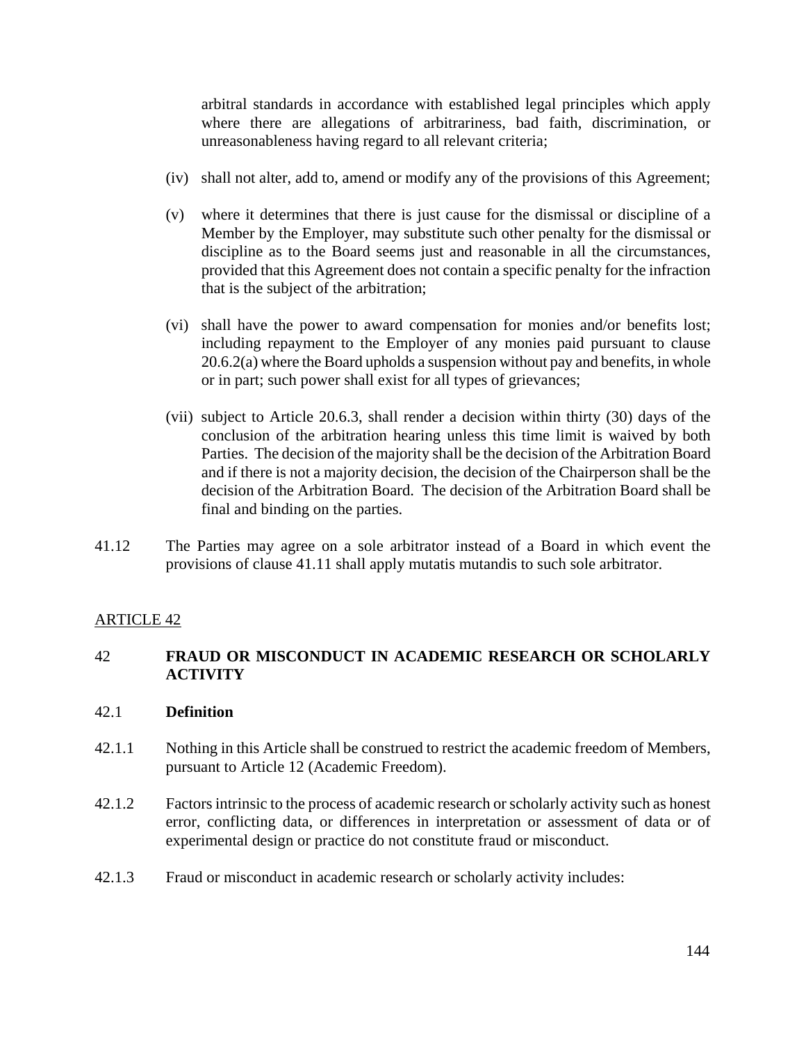arbitral standards in accordance with established legal principles which apply where there are allegations of arbitrariness, bad faith, discrimination, or unreasonableness having regard to all relevant criteria;

(iv) shall not alter, add to, amend or modify any of the provisions of this Agreement;

(v) where it determines that there is just cause for the dismissal or discipline of a Member by the Employer, may substitute such other penalty for the dismissal or discipline as to the Board seems just and reasonable in all the circumstances, provided that this Agreement does not contain a specific penalty for the infraction that is the subject of the arbitration;

(vi) shall have the power to award compensation for monies and/or benefits lost; including repayment to the Employer of any monies paid pursuant to clause 20.6.2(a) where the Board upholds a suspension without pay and benefits, in whole or in part; such power shall exist for all types of grievances;

(vii) subject to Article 20.6.3, shall render a decision within thirty (30) days of the conclusion of the arbitration hearing unless this time limit is waived by both Parties. The decision of the majority shall be the decision of the Arbitration Board and if there is not a majority decision, the decision of the Chairperson shall be the decision of the Arbitration Board. The decision of the Arbitration Board shall be final and binding on the parties.

41.12 The Parties may agree on a sole arbitrator instead of a Board in which event the provisions of clause 41.11 shall apply mutatis mutandis to such sole arbitrator.

## ARTICLE 42

## 42 FRAUD OR MISCONDUCT IN ACADEMIC RESEARCH OR SCHOLARLY ACTIVITY

### 42.1 Definition

42.1.1 Nothing in this Article shall be construed to restrict the academic freedom of Members, pursuant to Article 12 (Academic Freedom).

42.1.2 Factors intrinsic to the process of academic research or scholarly activity such as honest error, conflicting data, or differences in interpretation or assessment of data or of experimental design or practice do not constitute fraud or misconduct.

42.1.3 Fraud or misconduct in academic research or scholarly activity includes: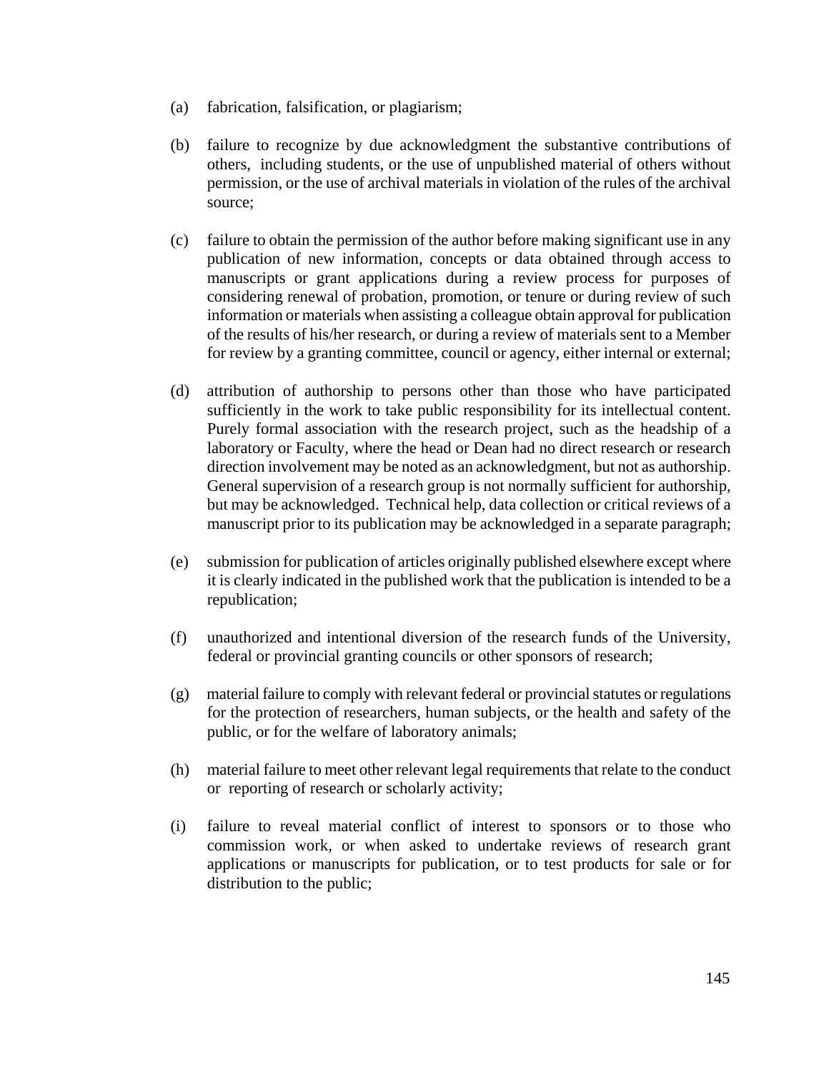(a) fabrication, falsification, or plagiarism;

(b) failure to recognize by due acknowledgment the substantive contributions of others, including students, or the use of unpublished material of others without permission, or the use of archival materials in violation of the rules of the archival source;

(c) failure to obtain the permission of the author before making significant use in any publication of new information, concepts or data obtained through access to manuscripts or grant applications during a review process for purposes of considering renewal of probation, promotion, or tenure or during review of such information or materials when assisting a colleague obtain approval for publication of the results of his/her research, or during a review of materials sent to a Member for review by a granting committee, council or agency, either internal or external;

(d) attribution of authorship to persons other than those who have participated sufficiently in the work to take public responsibility for its intellectual content. Purely formal association with the research project, such as the headship of a laboratory or Faculty, where the head or Dean had no direct research or research direction involvement may be noted as an acknowledgment, but not as authorship. General supervision of a research group is not normally sufficient for authorship, but may be acknowledged. Technical help, data collection or critical reviews of a manuscript prior to its publication may be acknowledged in a separate paragraph;

(e) submission for publication of articles originally published elsewhere except where it is clearly indicated in the published work that the publication is intended to be a republication;

(f) unauthorized and intentional diversion of the research funds of the University, federal or provincial granting councils or other sponsors of research;

(g) material failure to comply with relevant federal or provincial statutes or regulations for the protection of researchers, human subjects, or the health and safety of the public, or for the welfare of laboratory animals;

(h) material failure to meet other relevant legal requirements that relate to the conduct or reporting of research or scholarly activity;

(i) failure to reveal material conflict of interest to sponsors or to those who commission work, or when asked to undertake reviews of research grant applications or manuscripts for publication, or to test products for sale or for distribution to the public;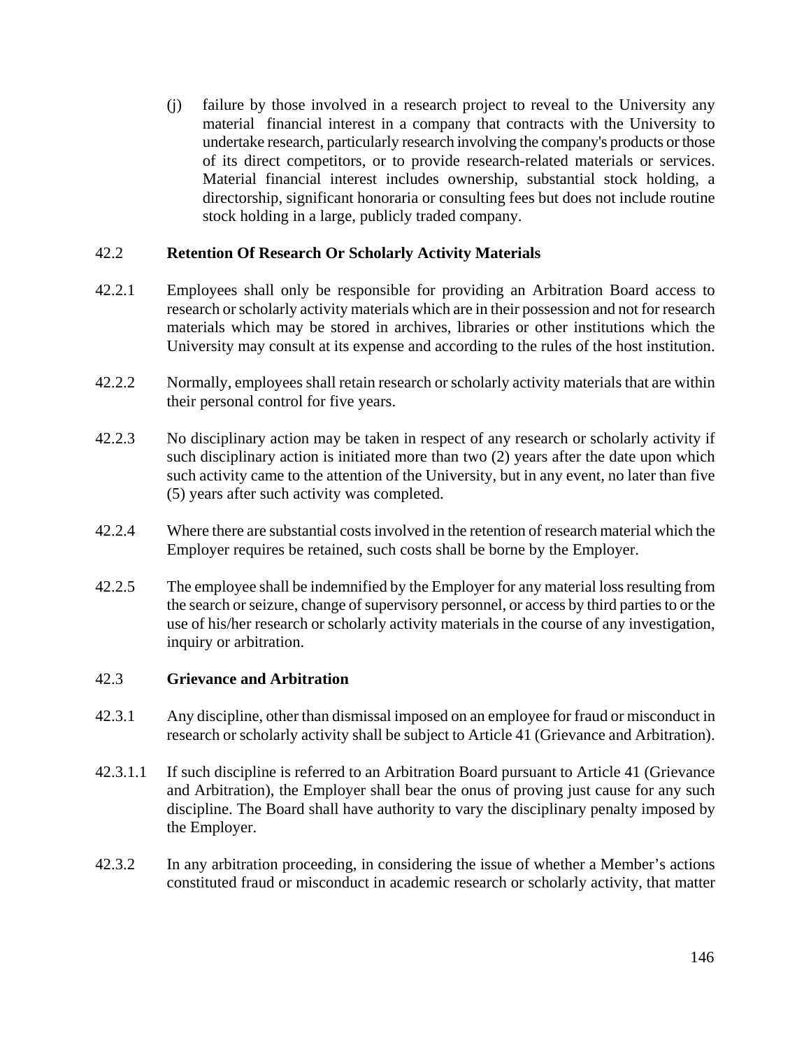(j) failure by those involved in a research project to reveal to the University any material financial interest in a company that contracts with the University to undertake research, particularly research involving the company's products or those of its direct competitors, or to provide research-related materials or services. Material financial interest includes ownership, substantial stock holding, a directorship, significant honoraria or consulting fees but does not include routine stock holding in a large, publicly traded company.

### 42.2 Retention Of Research Or Scholarly Activity Materials

42.2.1 Employees shall only be responsible for providing an Arbitration Board access to research or scholarly activity materials which are in their possession and not for research materials which may be stored in archives, libraries or other institutions which the University may consult at its expense and according to the rules of the host institution.

42.2.2 Normally, employees shall retain research or scholarly activity materials that are within their personal control for five years.

42.2.3 No disciplinary action may be taken in respect of any research or scholarly activity if such disciplinary action is initiated more than two (2) years after the date upon which such activity came to the attention of the University, but in any event, no later than five (5) years after such activity was completed.

42.2.4 Where there are substantial costs involved in the retention of research material which the Employer requires be retained, such costs shall be borne by the Employer.

42.2.5 The employee shall be indemnified by the Employer for any material loss resulting from the search or seizure, change of supervisory personnel, or access by third parties to or the use of his/her research or scholarly activity materials in the course of any investigation, inquiry or arbitration.

### 42.3 Grievance and Arbitration

42.3.1 Any discipline, other than dismissal imposed on an employee for fraud or misconduct in research or scholarly activity shall be subject to Article 41 (Grievance and Arbitration).

42.3.1.1 If such discipline is referred to an Arbitration Board pursuant to Article 41 (Grievance and Arbitration), the Employer shall bear the onus of proving just cause for any such discipline. The Board shall have authority to vary the disciplinary penalty imposed by the Employer.

42.3.2 In any arbitration proceeding, in considering the issue of whether a Member's actions constituted fraud or misconduct in academic research or scholarly activity, that matter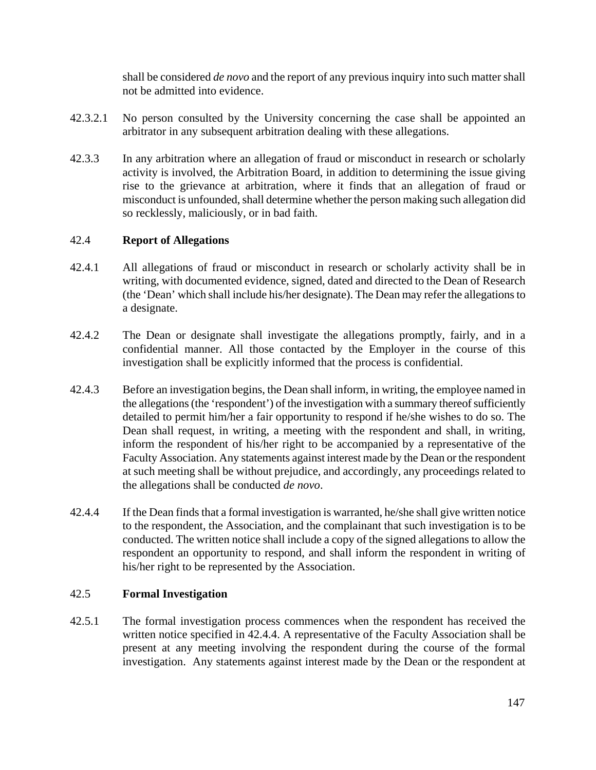shall be considered *de novo* and the report of any previous inquiry into such matter shall not be admitted into evidence.

42.3.2.1 No person consulted by the University concerning the case shall be appointed an arbitrator in any subsequent arbitration dealing with these allegations.

42.3.3 In any arbitration where an allegation of fraud or misconduct in research or scholarly activity is involved, the Arbitration Board, in addition to determining the issue giving rise to the grievance at arbitration, where it finds that an allegation of fraud or misconduct is unfounded, shall determine whether the person making such allegation did so recklessly, maliciously, or in bad faith.

## 42.4 **Report of Allegations**

42.4.1 All allegations of fraud or misconduct in research or scholarly activity shall be in writing, with documented evidence, signed, dated and directed to the Dean of Research (the 'Dean' which shall include his/her designate). The Dean may refer the allegations to a designate.

42.4.2 The Dean or designate shall investigate the allegations promptly, fairly, and in a confidential manner. All those contacted by the Employer in the course of this investigation shall be explicitly informed that the process is confidential.

42.4.3 Before an investigation begins, the Dean shall inform, in writing, the employee named in the allegations (the 'respondent') of the investigation with a summary thereof sufficiently detailed to permit him/her a fair opportunity to respond if he/she wishes to do so. The Dean shall request, in writing, a meeting with the respondent and shall, in writing, inform the respondent of his/her right to be accompanied by a representative of the Faculty Association. Any statements against interest made by the Dean or the respondent at such meeting shall be without prejudice, and accordingly, any proceedings related to the allegations shall be conducted *de novo*.

42.4.4 If the Dean finds that a formal investigation is warranted, he/she shall give written notice to the respondent, the Association, and the complainant that such investigation is to be conducted. The written notice shall include a copy of the signed allegations to allow the respondent an opportunity to respond, and shall inform the respondent in writing of his/her right to be represented by the Association.

## 42.5 **Formal Investigation**

42.5.1 The formal investigation process commences when the respondent has received the written notice specified in 42.4.4. A representative of the Faculty Association shall be present at any meeting involving the respondent during the course of the formal investigation. Any statements against interest made by the Dean or the respondent at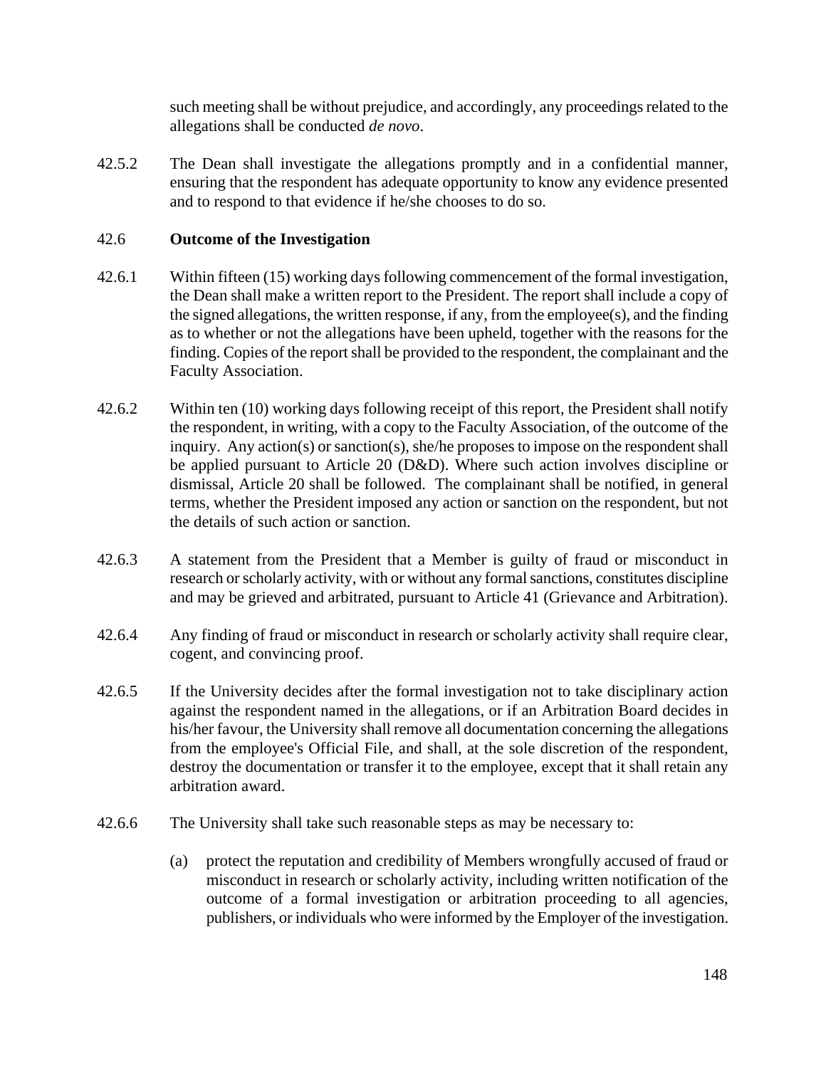such meeting shall be without prejudice, and accordingly, any proceedings related to the allegations shall be conducted *de novo*.

42.5.2 The Dean shall investigate the allegations promptly and in a confidential manner, ensuring that the respondent has adequate opportunity to know any evidence presented and to respond to that evidence if he/she chooses to do so.

### 42.6 Outcome of the Investigation

42.6.1 Within fifteen (15) working days following commencement of the formal investigation, the Dean shall make a written report to the President. The report shall include a copy of the signed allegations, the written response, if any, from the employee(s), and the finding as to whether or not the allegations have been upheld, together with the reasons for the finding. Copies of the report shall be provided to the respondent, the complainant and the Faculty Association.

42.6.2 Within ten (10) working days following receipt of this report, the President shall notify the respondent, in writing, with a copy to the Faculty Association, of the outcome of the inquiry. Any action(s) or sanction(s), she/he proposes to impose on the respondent shall be applied pursuant to Article 20 (D&D). Where such action involves discipline or dismissal, Article 20 shall be followed. The complainant shall be notified, in general terms, whether the President imposed any action or sanction on the respondent, but not the details of such action or sanction.

42.6.3 A statement from the President that a Member is guilty of fraud or misconduct in research or scholarly activity, with or without any formal sanctions, constitutes discipline and may be grieved and arbitrated, pursuant to Article 41 (Grievance and Arbitration).

42.6.4 Any finding of fraud or misconduct in research or scholarly activity shall require clear, cogent, and convincing proof.

42.6.5 If the University decides after the formal investigation not to take disciplinary action against the respondent named in the allegations, or if an Arbitration Board decides in his/her favour, the University shall remove all documentation concerning the allegations from the employee's Official File, and shall, at the sole discretion of the respondent, destroy the documentation or transfer it to the employee, except that it shall retain any arbitration award.

42.6.6 The University shall take such reasonable steps as may be necessary to:

(a) protect the reputation and credibility of Members wrongfully accused of fraud or misconduct in research or scholarly activity, including written notification of the outcome of a formal investigation or arbitration proceeding to all agencies, publishers, or individuals who were informed by the Employer of the investigation.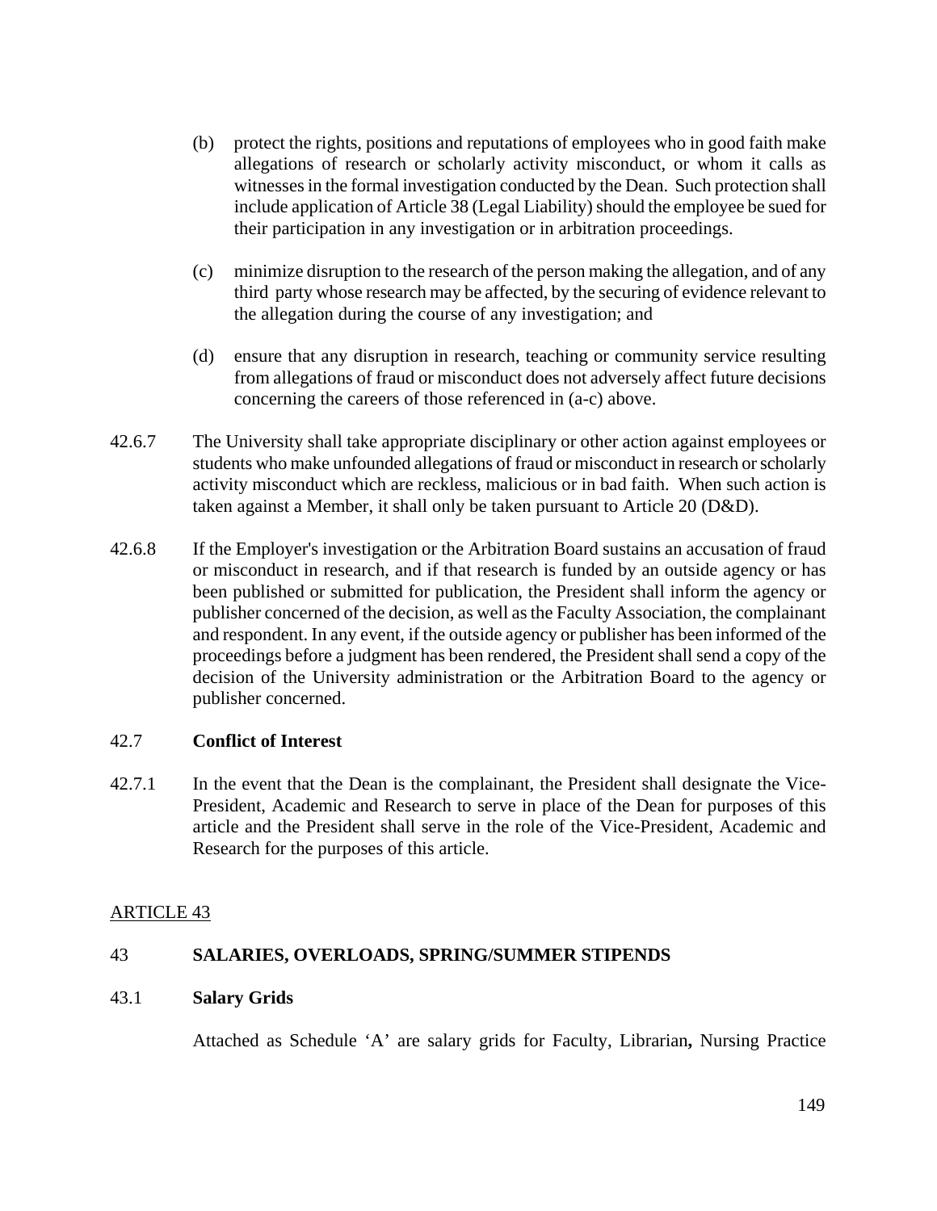(b) protect the rights, positions and reputations of employees who in good faith make allegations of research or scholarly activity misconduct, or whom it calls as witnesses in the formal investigation conducted by the Dean. Such protection shall include application of Article 38 (Legal Liability) should the employee be sued for their participation in any investigation or in arbitration proceedings.

(c) minimize disruption to the research of the person making the allegation, and of any third party whose research may be affected, by the securing of evidence relevant to the allegation during the course of any investigation; and

(d) ensure that any disruption in research, teaching or community service resulting from allegations of fraud or misconduct does not adversely affect future decisions concerning the careers of those referenced in (a-c) above.

42.6.7 The University shall take appropriate disciplinary or other action against employees or students who make unfounded allegations of fraud or misconduct in research or scholarly activity misconduct which are reckless, malicious or in bad faith. When such action is taken against a Member, it shall only be taken pursuant to Article 20 (D&D).

42.6.8 If the Employer's investigation or the Arbitration Board sustains an accusation of fraud or misconduct in research, and if that research is funded by an outside agency or has been published or submitted for publication, the President shall inform the agency or publisher concerned of the decision, as well as the Faculty Association, the complainant and respondent. In any event, if the outside agency or publisher has been informed of the proceedings before a judgment has been rendered, the President shall send a copy of the decision of the University administration or the Arbitration Board to the agency or publisher concerned.

### 42.7 **Conflict of Interest**

42.7.1 In the event that the Dean is the complainant, the President shall designate the Vice-President, Academic and Research to serve in place of the Dean for purposes of this article and the President shall serve in the role of the Vice-President, Academic and Research for the purposes of this article.

## ARTICLE 43

## 43 **SALARIES, OVERLOADS, SPRING/SUMMER STIPENDS**

### 43.1 **Salary Grids**

Attached as Schedule 'A' are salary grids for Faculty, Librarian**,** Nursing Practice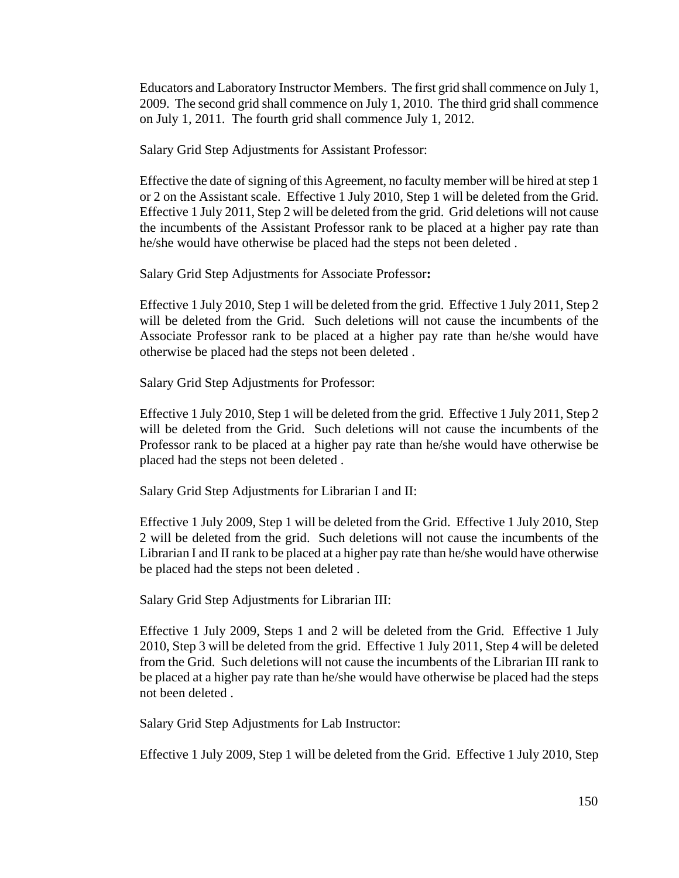Educators and Laboratory Instructor Members. The first grid shall commence on July 1, 2009. The second grid shall commence on July 1, 2010. The third grid shall commence on July 1, 2011. The fourth grid shall commence July 1, 2012.

Salary Grid Step Adjustments for Assistant Professor:

Effective the date of signing of this Agreement, no faculty member will be hired at step 1 or 2 on the Assistant scale. Effective 1 July 2010, Step 1 will be deleted from the Grid. Effective 1 July 2011, Step 2 will be deleted from the grid. Grid deletions will not cause the incumbents of the Assistant Professor rank to be placed at a higher pay rate than he/she would have otherwise be placed had the steps not been deleted .

Salary Grid Step Adjustments for Associate Professor**:**

Effective 1 July 2010, Step 1 will be deleted from the grid. Effective 1 July 2011, Step 2 will be deleted from the Grid. Such deletions will not cause the incumbents of the Associate Professor rank to be placed at a higher pay rate than he/she would have otherwise be placed had the steps not been deleted .

Salary Grid Step Adjustments for Professor:

Effective 1 July 2010, Step 1 will be deleted from the grid. Effective 1 July 2011, Step 2 will be deleted from the Grid. Such deletions will not cause the incumbents of the Professor rank to be placed at a higher pay rate than he/she would have otherwise be placed had the steps not been deleted .

Salary Grid Step Adjustments for Librarian I and II:

Effective 1 July 2009, Step 1 will be deleted from the Grid. Effective 1 July 2010, Step 2 will be deleted from the grid. Such deletions will not cause the incumbents of the Librarian I and II rank to be placed at a higher pay rate than he/she would have otherwise be placed had the steps not been deleted .

Salary Grid Step Adjustments for Librarian III:

Effective 1 July 2009, Steps 1 and 2 will be deleted from the Grid. Effective 1 July 2010, Step 3 will be deleted from the grid. Effective 1 July 2011, Step 4 will be deleted from the Grid. Such deletions will not cause the incumbents of the Librarian III rank to be placed at a higher pay rate than he/she would have otherwise be placed had the steps not been deleted .

Salary Grid Step Adjustments for Lab Instructor:

Effective 1 July 2009, Step 1 will be deleted from the Grid. Effective 1 July 2010, Step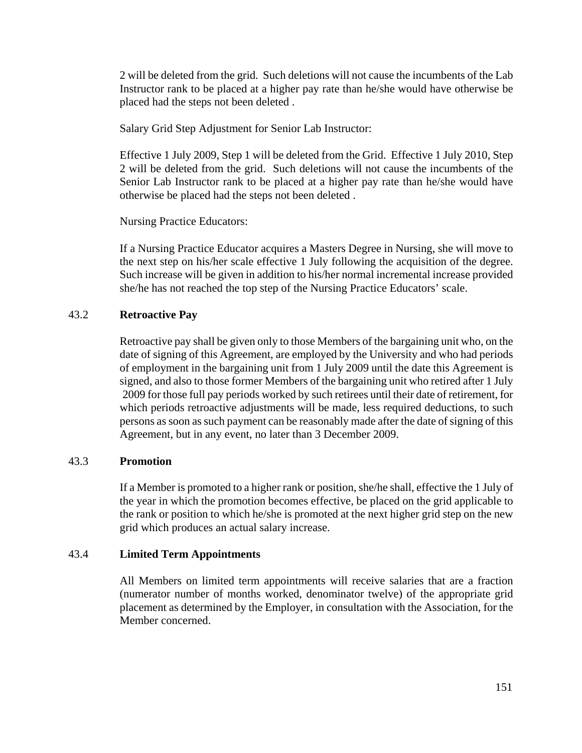2 will be deleted from the grid. Such deletions will not cause the incumbents of the Lab Instructor rank to be placed at a higher pay rate than he/she would have otherwise be placed had the steps not been deleted .

Salary Grid Step Adjustment for Senior Lab Instructor:

Effective 1 July 2009, Step 1 will be deleted from the Grid. Effective 1 July 2010, Step 2 will be deleted from the grid. Such deletions will not cause the incumbents of the Senior Lab Instructor rank to be placed at a higher pay rate than he/she would have otherwise be placed had the steps not been deleted .

Nursing Practice Educators:

If a Nursing Practice Educator acquires a Masters Degree in Nursing, she will move to the next step on his/her scale effective 1 July following the acquisition of the degree. Such increase will be given in addition to his/her normal incremental increase provided she/he has not reached the top step of the Nursing Practice Educators' scale.

## 43.2 Retroactive Pay

Retroactive pay shall be given only to those Members of the bargaining unit who, on the date of signing of this Agreement, are employed by the University and who had periods of employment in the bargaining unit from 1 July 2009 until the date this Agreement is signed, and also to those former Members of the bargaining unit who retired after 1 July 2009 for those full pay periods worked by such retirees until their date of retirement, for which periods retroactive adjustments will be made, less required deductions, to such persons as soon as such payment can be reasonably made after the date of signing of this Agreement, but in any event, no later than 3 December 2009.

## 43.3 Promotion

If a Member is promoted to a higher rank or position, she/he shall, effective the 1 July of the year in which the promotion becomes effective, be placed on the grid applicable to the rank or position to which he/she is promoted at the next higher grid step on the new grid which produces an actual salary increase.

## 43.4 Limited Term Appointments

All Members on limited term appointments will receive salaries that are a fraction (numerator number of months worked, denominator twelve) of the appropriate grid placement as determined by the Employer, in consultation with the Association, for the Member concerned.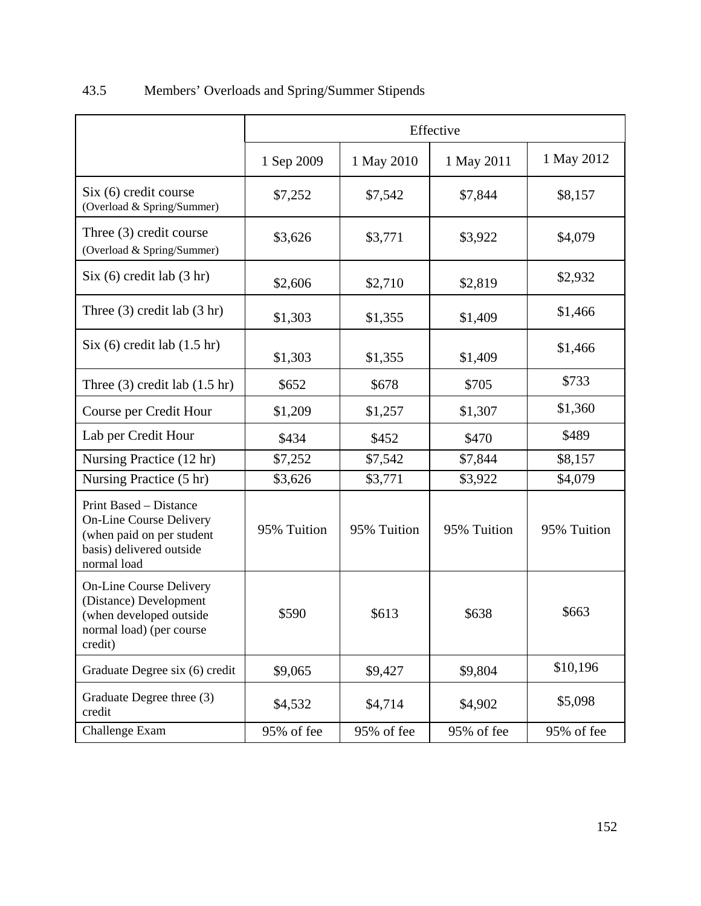## 43.5 Members' Overloads and Spring/Summer Stipends

| | Effective | | | |
|---|---|---|---|---|
| | 1 Sep 2009 | 1 May 2010 | 1 May 2011 | 1 May 2012 |
| Six (6) credit course (Overload & Spring/Summer) | $7,252 | $7,542 | $7,844 | $8,157 |
| Three (3) credit course (Overload & Spring/Summer) | $3,626 | $3,771 | $3,922 | $4,079 |
| Six (6) credit lab (3 hr) | $2,606 | $2,710 | $2,819 | $2,932 |
| Three (3) credit lab (3 hr) | $1,303 | $1,355 | $1,409 | $1,466 |
| Six (6) credit lab (1.5 hr) | $1,303 | $1,355 | $1,409 | $1,466 |
| Three (3) credit lab (1.5 hr) | $652 | $678 | $705 | $733 |
| Course per Credit Hour | $1,209 | $1,257 | $1,307 | $1,360 |
| Lab per Credit Hour | $434 | $452 | $470 | $489 |
| Nursing Practice (12 hr) | $7,252 | $7,542 | $7,844 | $8,157 |
| Nursing Practice (5 hr) | $3,626 | $3,771 | $3,922 | $4,079 |
| Print Based – Distance On-Line Course Delivery (when paid on per student basis) delivered outside normal load | 95% Tuition | 95% Tuition | 95% Tuition | 95% Tuition |
| On-Line Course Delivery (Distance) Development (when developed outside normal load) (per course credit) | $590 | $613 | $638 | $663 |
| Graduate Degree six (6) credit | $9,065 | $9,427 | $9,804 | $10,196 |
| Graduate Degree three (3) credit | $4,532 | $4,714 | $4,902 | $5,098 |
| Challenge Exam | 95% of fee | 95% of fee | 95% of fee | 95% of fee |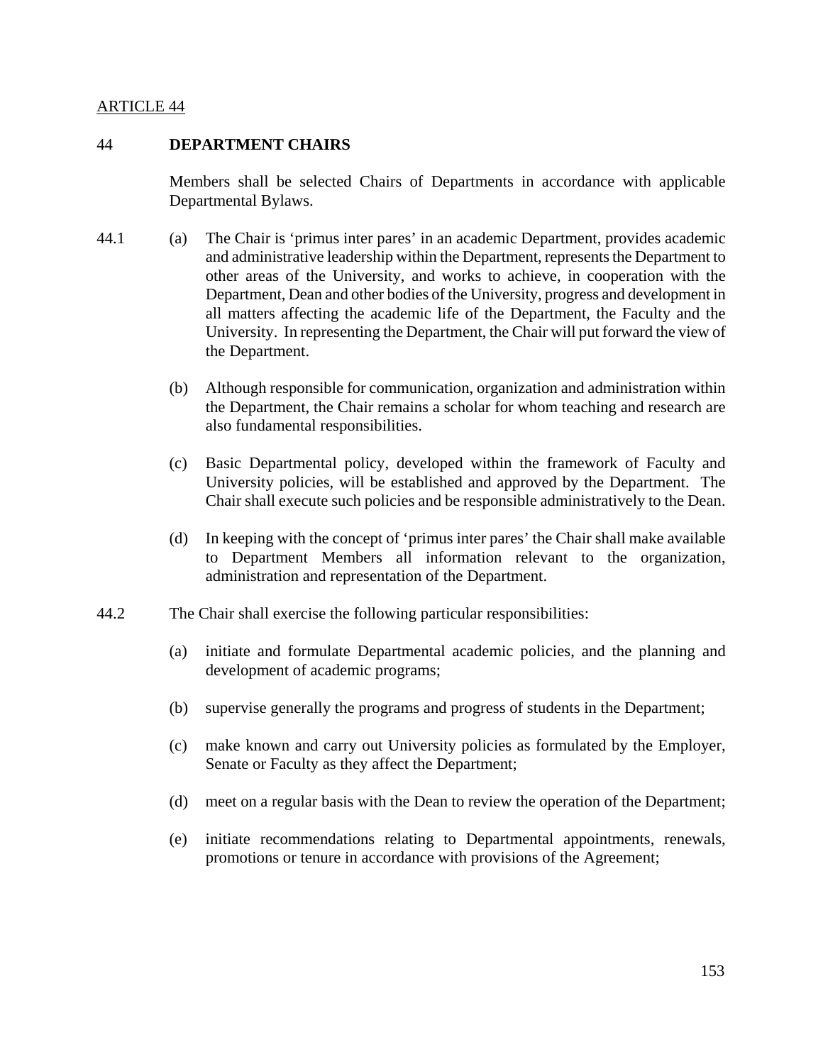ARTICLE 44

## 44 DEPARTMENT CHAIRS

Members shall be selected Chairs of Departments in accordance with applicable Departmental Bylaws.

44.1 (a) The Chair is 'primus inter pares' in an academic Department, provides academic and administrative leadership within the Department, represents the Department to other areas of the University, and works to achieve, in cooperation with the Department, Dean and other bodies of the University, progress and development in all matters affecting the academic life of the Department, the Faculty and the University. In representing the Department, the Chair will put forward the view of the Department.

(b) Although responsible for communication, organization and administration within the Department, the Chair remains a scholar for whom teaching and research are also fundamental responsibilities.

(c) Basic Departmental policy, developed within the framework of Faculty and University policies, will be established and approved by the Department. The Chair shall execute such policies and be responsible administratively to the Dean.

(d) In keeping with the concept of 'primus inter pares' the Chair shall make available to Department Members all information relevant to the organization, administration and representation of the Department.

44.2 The Chair shall exercise the following particular responsibilities:

(a) initiate and formulate Departmental academic policies, and the planning and development of academic programs;

(b) supervise generally the programs and progress of students in the Department;

(c) make known and carry out University policies as formulated by the Employer, Senate or Faculty as they affect the Department;

(d) meet on a regular basis with the Dean to review the operation of the Department;

(e) initiate recommendations relating to Departmental appointments, renewals, promotions or tenure in accordance with provisions of the Agreement;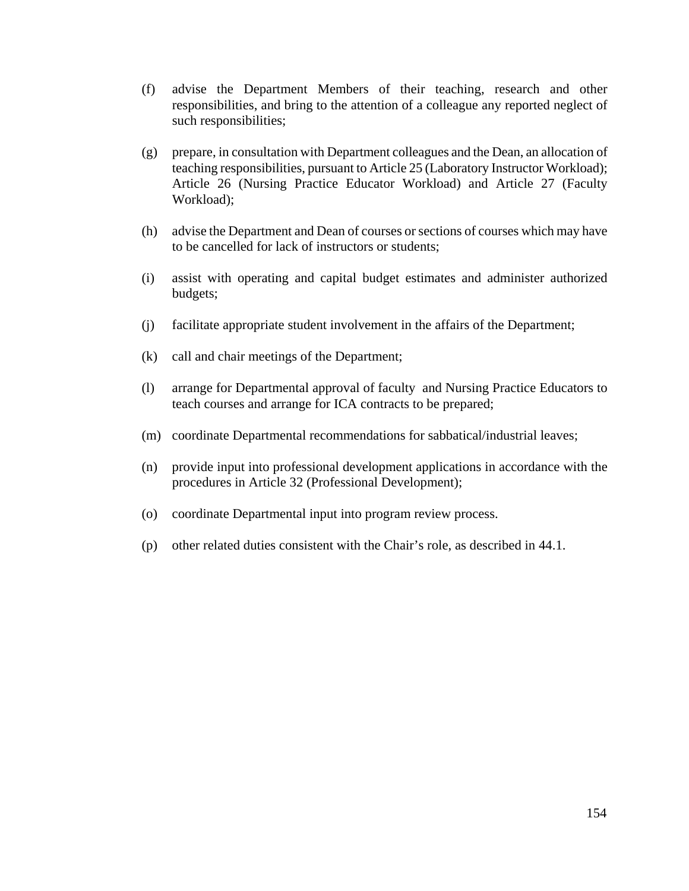(f) advise the Department Members of their teaching, research and other responsibilities, and bring to the attention of a colleague any reported neglect of such responsibilities;

(g) prepare, in consultation with Department colleagues and the Dean, an allocation of teaching responsibilities, pursuant to Article 25 (Laboratory Instructor Workload); Article 26 (Nursing Practice Educator Workload) and Article 27 (Faculty Workload);

(h) advise the Department and Dean of courses or sections of courses which may have to be cancelled for lack of instructors or students;

(i) assist with operating and capital budget estimates and administer authorized budgets;

(j) facilitate appropriate student involvement in the affairs of the Department;

(k) call and chair meetings of the Department;

(l) arrange for Departmental approval of faculty and Nursing Practice Educators to teach courses and arrange for ICA contracts to be prepared;

(m) coordinate Departmental recommendations for sabbatical/industrial leaves;

(n) provide input into professional development applications in accordance with the procedures in Article 32 (Professional Development);

(o) coordinate Departmental input into program review process.

(p) other related duties consistent with the Chair's role, as described in 44.1.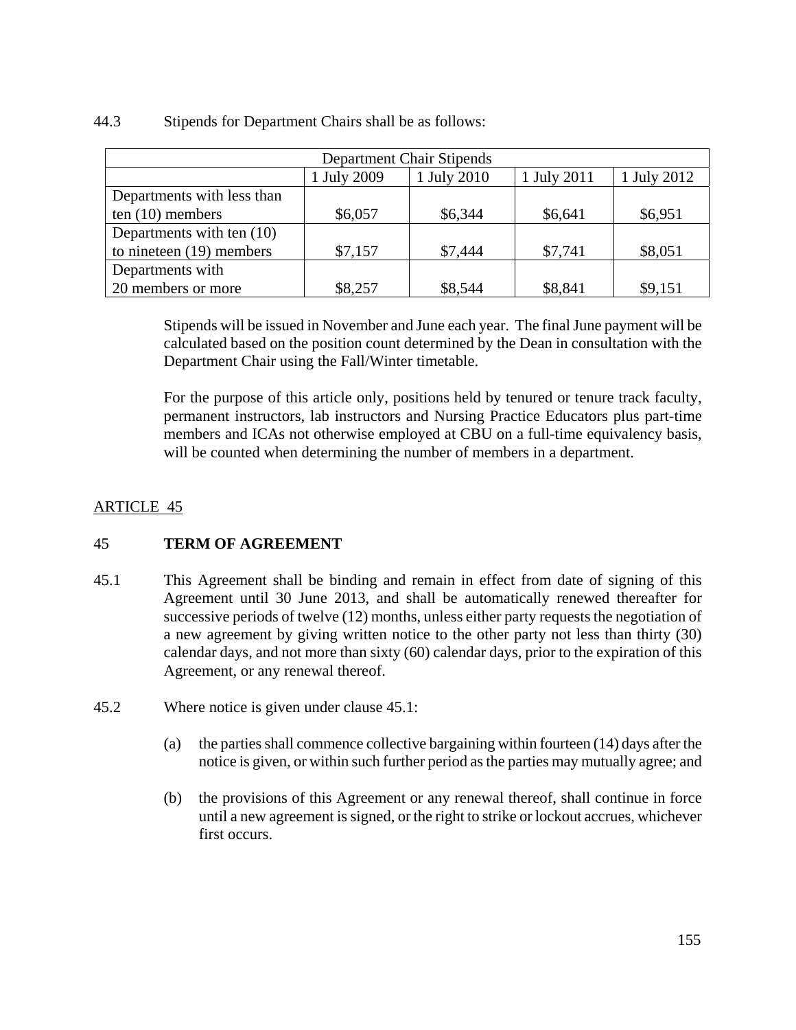44.3 Stipends for Department Chairs shall be as follows:

| Department Chair Stipends | | | | |
|---|---|---|---|---|
| | 1 July 2009 | 1 July 2010 | 1 July 2011 | 1 July 2012 |
| Departments with less than ten (10) members | $6,057 | $6,344 | $6,641 | $6,951 |
| Departments with ten (10) to nineteen (19) members | $7,157 | $7,444 | $7,741 | $8,051 |
| Departments with 20 members or more | $8,257 | $8,544 | $8,841 | $9,151 |

Stipends will be issued in November and June each year. The final June payment will be calculated based on the position count determined by the Dean in consultation with the Department Chair using the Fall/Winter timetable.

For the purpose of this article only, positions held by tenured or tenure track faculty, permanent instructors, lab instructors and Nursing Practice Educators plus part-time members and ICAs not otherwise employed at CBU on a full-time equivalency basis, will be counted when determining the number of members in a department.

ARTICLE 45

## 45 TERM OF AGREEMENT

45.1 This Agreement shall be binding and remain in effect from date of signing of this Agreement until 30 June 2013, and shall be automatically renewed thereafter for successive periods of twelve (12) months, unless either party requests the negotiation of a new agreement by giving written notice to the other party not less than thirty (30) calendar days, and not more than sixty (60) calendar days, prior to the expiration of this Agreement, or any renewal thereof.

45.2 Where notice is given under clause 45.1:

(a) the parties shall commence collective bargaining within fourteen (14) days after the notice is given, or within such further period as the parties may mutually agree; and

(b) the provisions of this Agreement or any renewal thereof, shall continue in force until a new agreement is signed, or the right to strike or lockout accrues, whichever first occurs.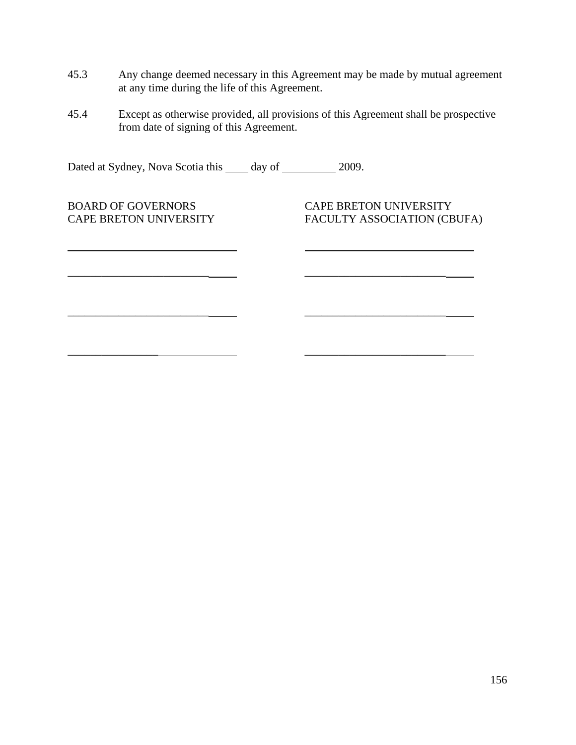45.3 Any change deemed necessary in this Agreement may be made by mutual agreement at any time during the life of this Agreement.

45.4 Except as otherwise provided, all provisions of this Agreement shall be prospective from date of signing of this Agreement.

Dated at Sydney, Nova Scotia this ____ day of __________ 2009.

| BOARD OF GOVERNORS CAPE BRETON UNIVERSITY | CAPE BRETON UNIVERSITY FACULTY ASSOCIATION (CBUFA) |
|---|---|
| ______________________________ | ______________________________ |
| ______________________________ | ______________________________ |
| ______________________________ | ______________________________ |
| ______________________________ | ______________________________ |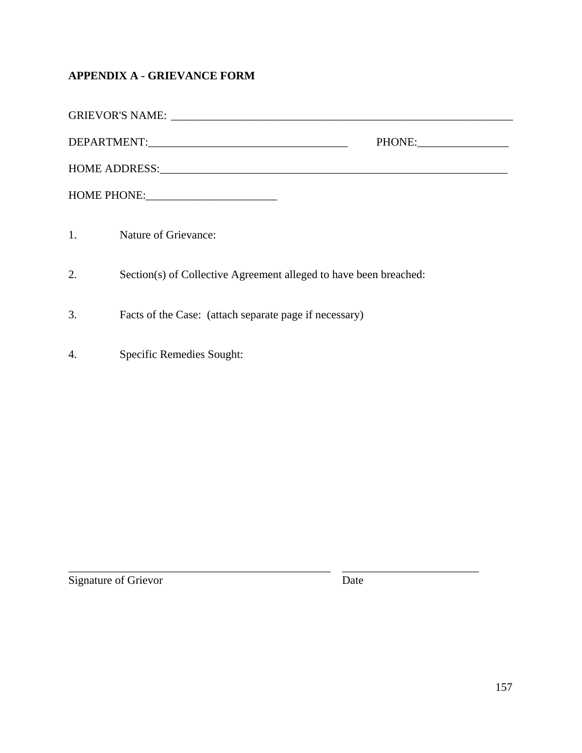## APPENDIX A - GRIEVANCE FORM

GRIEVOR'S NAME: ______________________________________________________________

DEPARTMENT:___________________________________ PHONE:________________

HOME ADDRESS:______________________________________________________________

HOME PHONE:_______________________

1. Nature of Grievance:

2. Section(s) of Collective Agreement alleged to have been breached:

3. Facts of the Case: (attach separate page if necessary)

4. Specific Remedies Sought:

_______________________________________________ ________________________

Signature of Grievor Date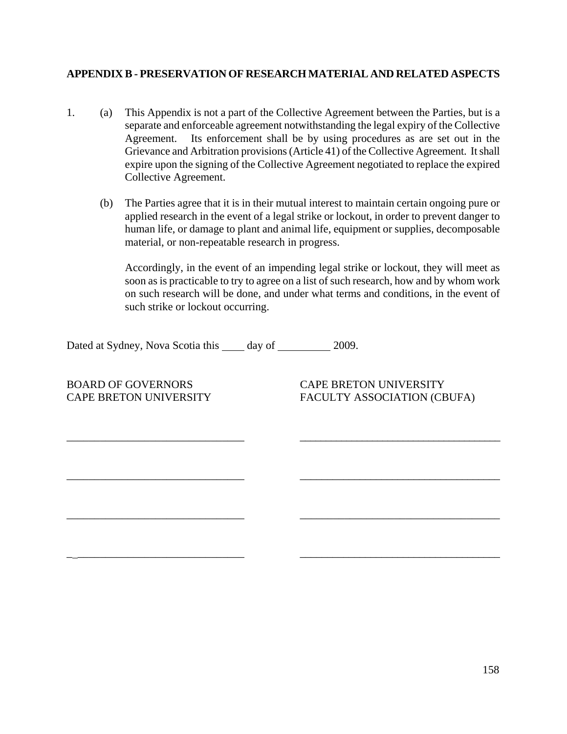## APPENDIX B - PRESERVATION OF RESEARCH MATERIAL AND RELATED ASPECTS

1. (a) This Appendix is not a part of the Collective Agreement between the Parties, but is a separate and enforceable agreement notwithstanding the legal expiry of the Collective Agreement. Its enforcement shall be by using procedures as are set out in the Grievance and Arbitration provisions (Article 41) of the Collective Agreement. It shall expire upon the signing of the Collective Agreement negotiated to replace the expired Collective Agreement.

   (b) The Parties agree that it is in their mutual interest to maintain certain ongoing pure or applied research in the event of a legal strike or lockout, in order to prevent danger to human life, or damage to plant and animal life, equipment or supplies, decomposable material, or non-repeatable research in progress.

   Accordingly, in the event of an impending legal strike or lockout, they will meet as soon as is practicable to try to agree on a list of such research, how and by whom work on such research will be done, and under what terms and conditions, in the event of such strike or lockout occurring.

Dated at Sydney, Nova Scotia this ____ day of __________ 2009.

| BOARD OF GOVERNORS<br>CAPE BRETON UNIVERSITY | CAPE BRETON UNIVERSITY<br>FACULTY ASSOCIATION (CBUFA) |
|---|---|
| ______________________________ | ______________________________ |
| ______________________________ | ______________________________ |
| ______________________________ | ______________________________ |
| ______________________________ | ______________________________ |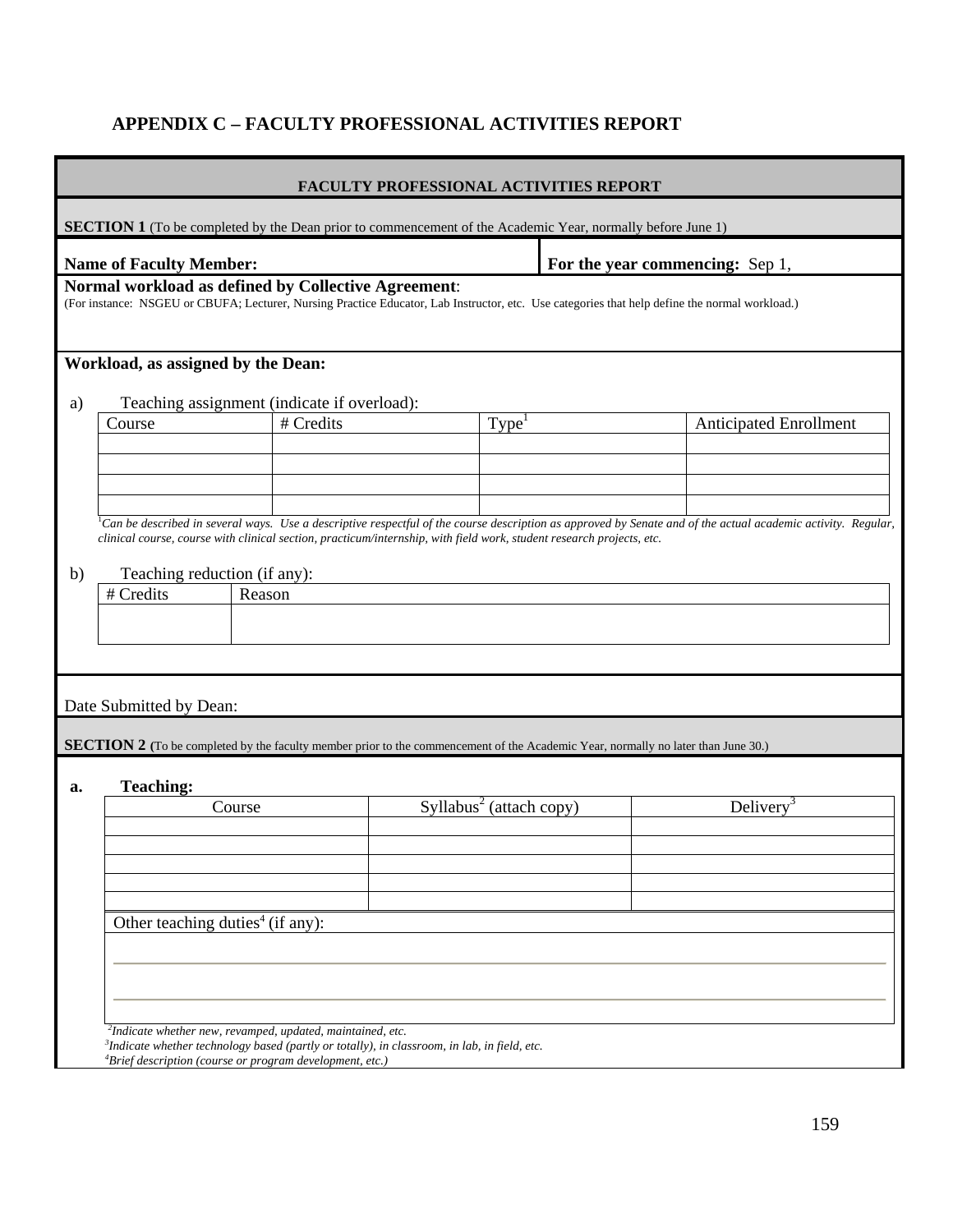## APPENDIX C – FACULTY PROFESSIONAL ACTIVITIES REPORT

### FACULTY PROFESSIONAL ACTIVITIES REPORT

**SECTION 1** (To be completed by the Dean prior to commencement of the Academic Year, normally before June 1)

**Name of Faculty Member:** | **For the year commencing:** Sep 1,

**Normal workload as defined by Collective Agreement**:
(For instance: NSGEU or CBUFA; Lecturer, Nursing Practice Educator, Lab Instructor, etc. Use categories that help define the normal workload.)

**Workload, as assigned by the Dean:**

a) Teaching assignment (indicate if overload):

| Course | # Credits | Type[1] | Anticipated Enrollment |
|---|---|---|---|
| | | | |
| | | | |
| | | | |
| | | | |

*[1]Can be described in several ways. Use a descriptive respectful of the course description as approved by Senate and of the actual academic activity. Regular, clinical course, course with clinical section, practicum/internship, with field work, student research projects, etc.*

b) Teaching reduction (if any):

| # Credits | Reason |
|---|---|
| | |

Date Submitted by Dean:

**SECTION 2** (To be completed by the faculty member prior to the commencement of the Academic Year, normally no later than June 30.)

**a. Teaching:**

| Course | Syllabus[2] (attach copy) | Delivery[3] |
|---|---|---|
| | | |
| | | |
| | | |
| | | |
| | | |

Other teaching duties[4] (if any):

*[2]Indicate whether new, revamped, updated, maintained, etc.*
*[3]Indicate whether technology based (partly or totally), in classroom, in lab, in field, etc.*
*[4]Brief description (course or program development, etc.)*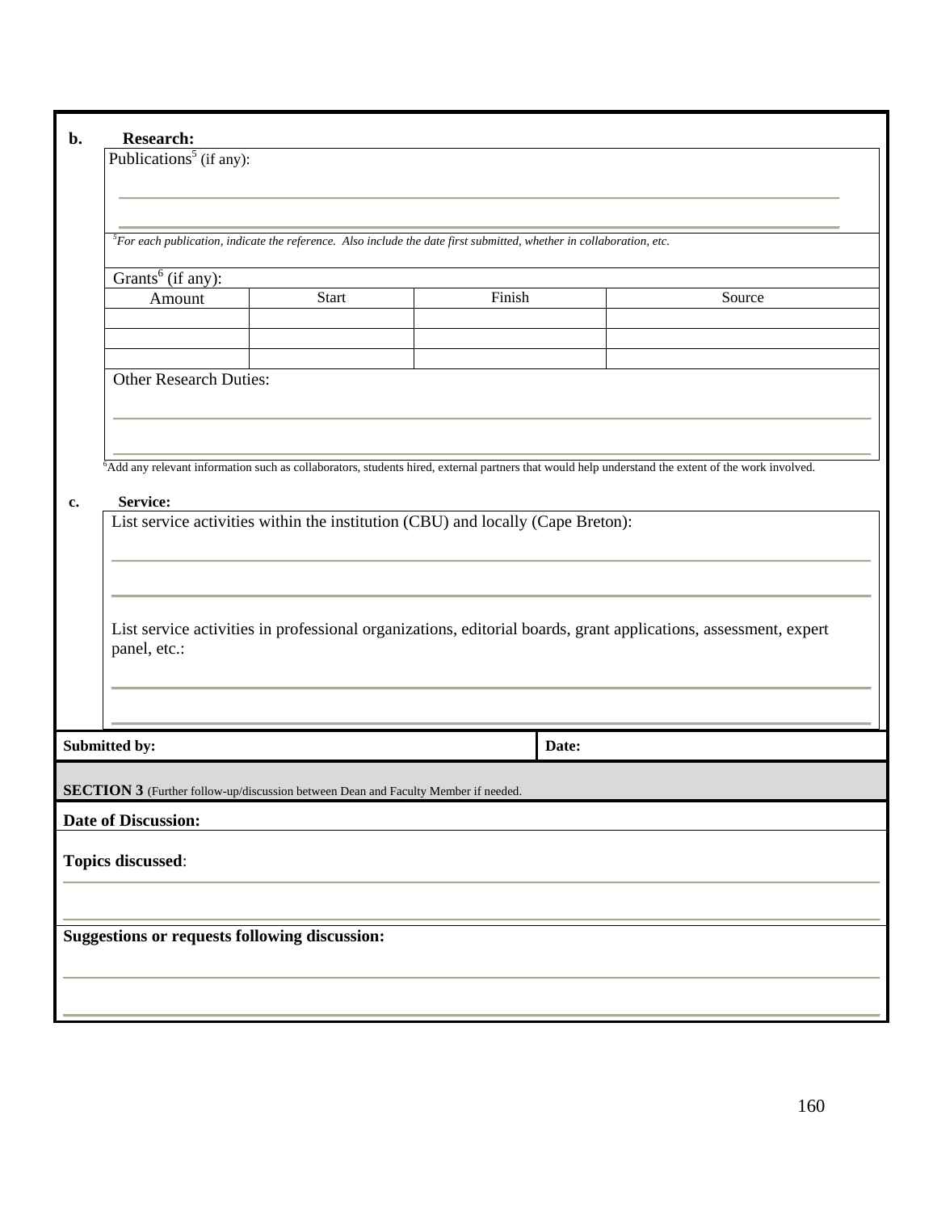**b. Research:**

Publications[5] (if any):

[5]*For each publication, indicate the reference. Also include the date first submitted, whether in collaboration, etc.*

Grants[6] (if any):

| Amount | Start | Finish | Source |
|---|---|---|---|
| | | | |
| | | | |
| | | | |

Other Research Duties:

[6]Add any relevant information such as collaborators, students hired, external partners that would help understand the extent of the work involved.

**c. Service:**

List service activities within the institution (CBU) and locally (Cape Breton):

List service activities in professional organizations, editorial boards, grant applications, assessment, expert panel, etc.:

| **Submitted by:** | **Date:** |
|---|---|

**SECTION 3** (Further follow-up/discussion between Dean and Faculty Member if needed.

**Date of Discussion:**

**Topics discussed**:

**Suggestions or requests following discussion:**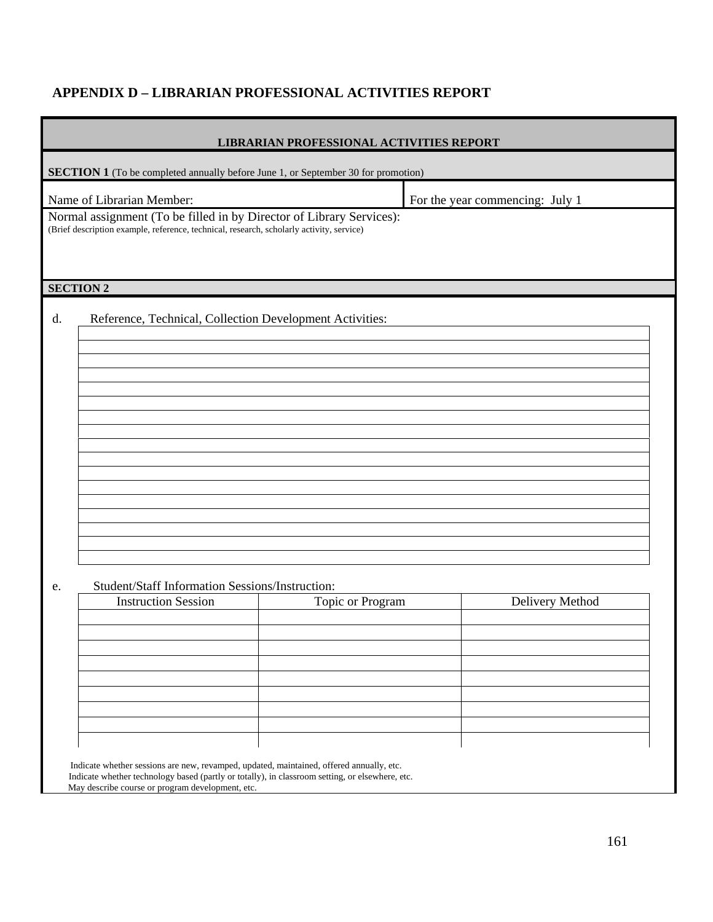## APPENDIX D – LIBRARIAN PROFESSIONAL ACTIVITIES REPORT

**LIBRARIAN PROFESSIONAL ACTIVITIES REPORT**

**SECTION 1** (To be completed annually before June 1, or September 30 for promotion)

| Name of Librarian Member: | For the year commencing: July 1 |
|---|---|

Normal assignment (To be filled in by Director of Library Services):
(Brief description example, reference, technical, research, scholarly activity, service)

**SECTION 2**

d. Reference, Technical, Collection Development Activities:

| |
|---|
| |
| |
| |
| |
| |
| |
| |
| |
| |
| |
| |
| |
| |
| |
| |
| |

e. Student/Staff Information Sessions/Instruction:

| Instruction Session | Topic or Program | Delivery Method |
|---|---|---|
| | | |
| | | |
| | | |
| | | |
| | | |
| | | |
| | | |
| | | |
| | | |

Indicate whether sessions are new, revamped, updated, maintained, offered annually, etc.
Indicate whether technology based (partly or totally), in classroom setting, or elsewhere, etc.
May describe course or program development, etc.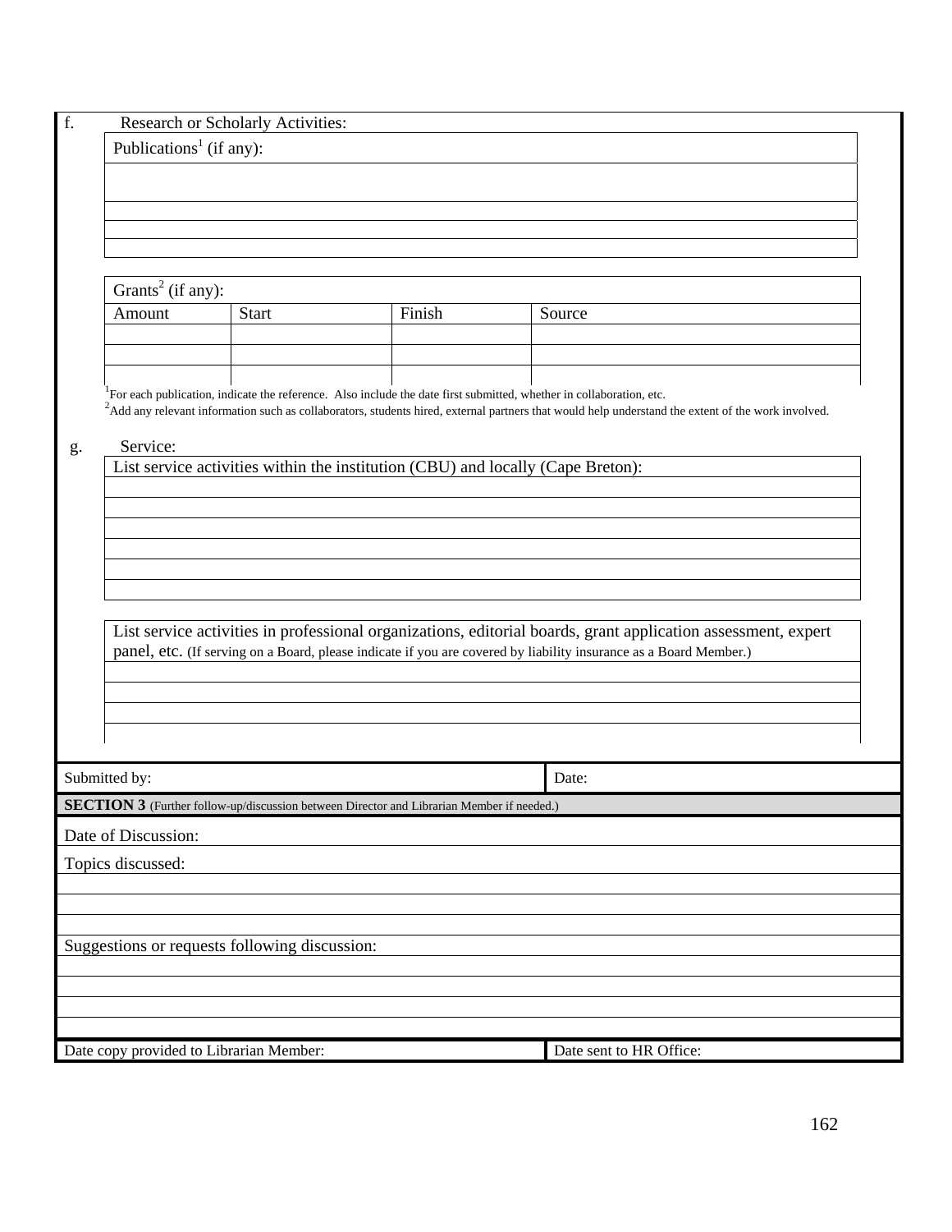f. Research or Scholarly Activities:

| Publications[1] (if any): |
|---|
| |
| |
| |
| |

| Grants[2] (if any): | | | |
|---|---|---|---|
| Amount | Start | Finish | Source |
| | | | |
| | | | |
| | | | |

[1]For each publication, indicate the reference. Also include the date first submitted, whether in collaboration, etc.
[2]Add any relevant information such as collaborators, students hired, external partners that would help understand the extent of the work involved.

g. Service:

| List service activities within the institution (CBU) and locally (Cape Breton): |
|---|
| |
| |
| |
| |
| |
| |

| List service activities in professional organizations, editorial boards, grant application assessment, expert panel, etc. (If serving on a Board, please indicate if you are covered by liability insurance as a Board Member.) |
|---|
| |
| |
| |
| |

| Submitted by: | Date: |
|---|---|

**SECTION 3** (Further follow-up/discussion between Director and Librarian Member if needed.)

| Date of Discussion: |
|---|
| Topics discussed: |
| |
| |
| |
| Suggestions or requests following discussion: |
| |
| |
| |
| |

| Date copy provided to Librarian Member: | Date sent to HR Office: |
|---|---|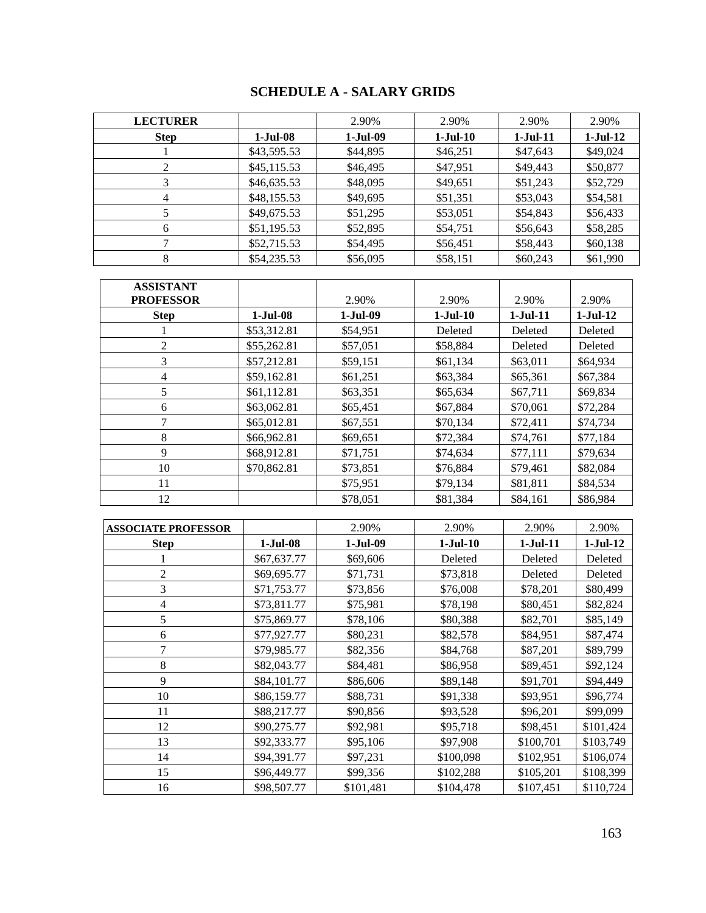# SCHEDULE A - SALARY GRIDS

| LECTURER | | 2.90% | 2.90% | 2.90% | 2.90% |
|---|---|---|---|---|---|
| **Step** | **1-Jul-08** | **1-Jul-09** | **1-Jul-10** | **1-Jul-11** | **1-Jul-12** |
| 1 | $43,595.53 | $44,895 | $46,251 | $47,643 | $49,024 |
| 2 | $45,115.53 | $46,495 | $47,951 | $49,443 | $50,877 |
| 3 | $46,635.53 | $48,095 | $49,651 | $51,243 | $52,729 |
| 4 | $48,155.53 | $49,695 | $51,351 | $53,043 | $54,581 |
| 5 | $49,675.53 | $51,295 | $53,051 | $54,843 | $56,433 |
| 6 | $51,195.53 | $52,895 | $54,751 | $56,643 | $58,285 |
| 7 | $52,715.53 | $54,495 | $56,451 | $58,443 | $60,138 |
| 8 | $54,235.53 | $56,095 | $58,151 | $60,243 | $61,990 |

| ASSISTANT PROFESSOR | | 2.90% | 2.90% | 2.90% | 2.90% |
|---|---|---|---|---|---|
| **Step** | **1-Jul-08** | **1-Jul-09** | **1-Jul-10** | **1-Jul-11** | **1-Jul-12** |
| 1 | $53,312.81 | $54,951 | Deleted | Deleted | Deleted |
| 2 | $55,262.81 | $57,051 | $58,884 | Deleted | Deleted |
| 3 | $57,212.81 | $59,151 | $61,134 | $63,011 | $64,934 |
| 4 | $59,162.81 | $61,251 | $63,384 | $65,361 | $67,384 |
| 5 | $61,112.81 | $63,351 | $65,634 | $67,711 | $69,834 |
| 6 | $63,062.81 | $65,451 | $67,884 | $70,061 | $72,284 |
| 7 | $65,012.81 | $67,551 | $70,134 | $72,411 | $74,734 |
| 8 | $66,962.81 | $69,651 | $72,384 | $74,761 | $77,184 |
| 9 | $68,912.81 | $71,751 | $74,634 | $77,111 | $79,634 |
| 10 | $70,862.81 | $73,851 | $76,884 | $79,461 | $82,084 |
| 11 | | $75,951 | $79,134 | $81,811 | $84,534 |
| 12 | | $78,051 | $81,384 | $84,161 | $86,984 |

| ASSOCIATE PROFESSOR | | 2.90% | 2.90% | 2.90% | 2.90% |
|---|---|---|---|---|---|
| **Step** | **1-Jul-08** | **1-Jul-09** | **1-Jul-10** | **1-Jul-11** | **1-Jul-12** |
| 1 | $67,637.77 | $69,606 | Deleted | Deleted | Deleted |
| 2 | $69,695.77 | $71,731 | $73,818 | Deleted | Deleted |
| 3 | $71,753.77 | $73,856 | $76,008 | $78,201 | $80,499 |
| 4 | $73,811.77 | $75,981 | $78,198 | $80,451 | $82,824 |
| 5 | $75,869.77 | $78,106 | $80,388 | $82,701 | $85,149 |
| 6 | $77,927.77 | $80,231 | $82,578 | $84,951 | $87,474 |
| 7 | $79,985.77 | $82,356 | $84,768 | $87,201 | $89,799 |
| 8 | $82,043.77 | $84,481 | $86,958 | $89,451 | $92,124 |
| 9 | $84,101.77 | $86,606 | $89,148 | $91,701 | $94,449 |
| 10 | $86,159.77 | $88,731 | $91,338 | $93,951 | $96,774 |
| 11 | $88,217.77 | $90,856 | $93,528 | $96,201 | $99,099 |
| 12 | $90,275.77 | $92,981 | $95,718 | $98,451 | $101,424 |
| 13 | $92,333.77 | $95,106 | $97,908 | $100,701 | $103,749 |
| 14 | $94,391.77 | $97,231 | $100,098 | $102,951 | $106,074 |
| 15 | $96,449.77 | $99,356 | $102,288 | $105,201 | $108,399 |
| 16 | $98,507.77 | $101,481 | $104,478 | $107,451 | $110,724 |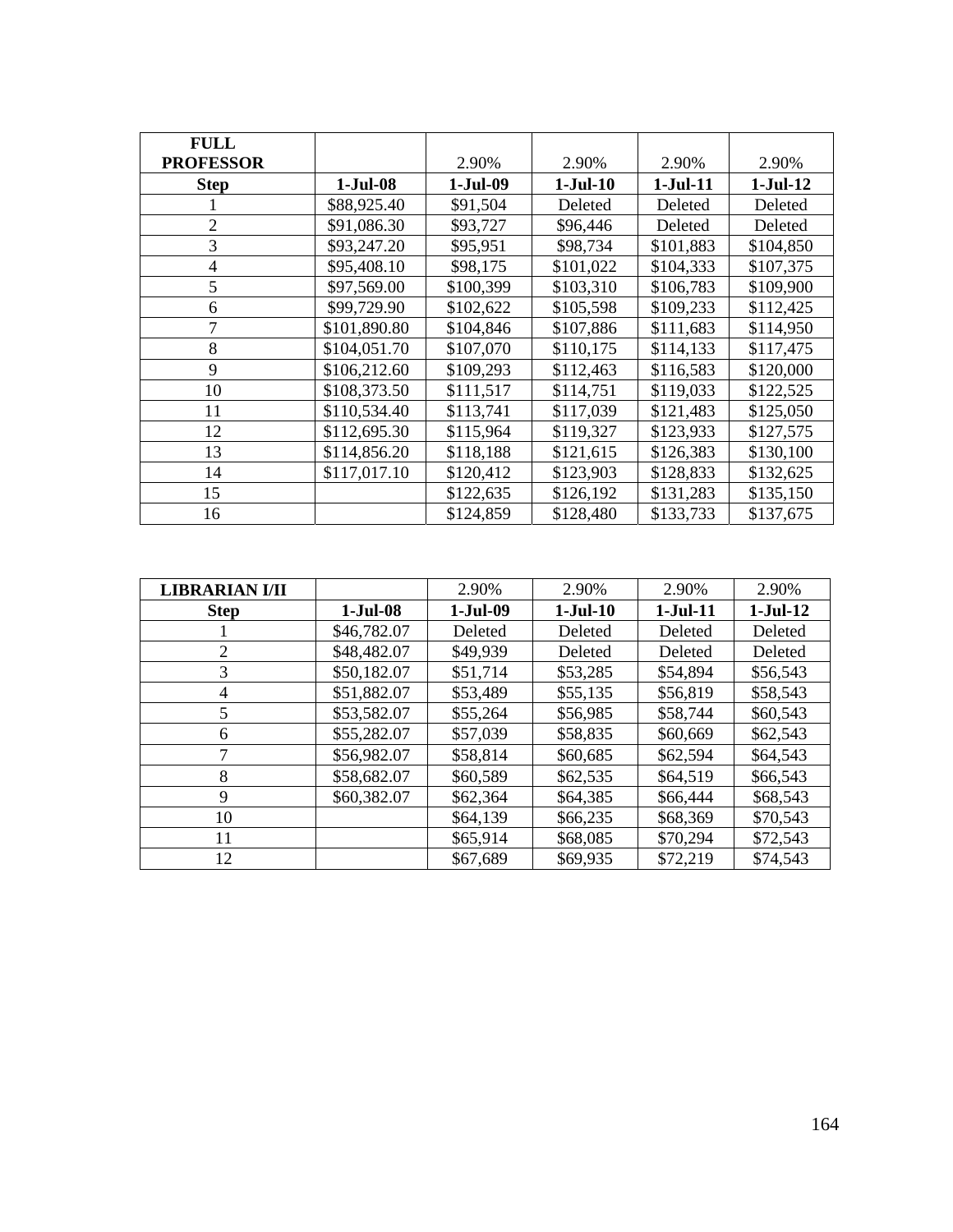| FULL PROFESSOR | | 2.90% | 2.90% | 2.90% | 2.90% |
|---|---|---|---|---|---|
| **Step** | **1-Jul-08** | **1-Jul-09** | **1-Jul-10** | **1-Jul-11** | **1-Jul-12** |
| 1 | $88,925.40 | $91,504 | Deleted | Deleted | Deleted |
| 2 | $91,086.30 | $93,727 | $96,446 | Deleted | Deleted |
| 3 | $93,247.20 | $95,951 | $98,734 | $101,883 | $104,850 |
| 4 | $95,408.10 | $98,175 | $101,022 | $104,333 | $107,375 |
| 5 | $97,569.00 | $100,399 | $103,310 | $106,783 | $109,900 |
| 6 | $99,729.90 | $102,622 | $105,598 | $109,233 | $112,425 |
| 7 | $101,890.80 | $104,846 | $107,886 | $111,683 | $114,950 |
| 8 | $104,051.70 | $107,070 | $110,175 | $114,133 | $117,475 |
| 9 | $106,212.60 | $109,293 | $112,463 | $116,583 | $120,000 |
| 10 | $108,373.50 | $111,517 | $114,751 | $119,033 | $122,525 |
| 11 | $110,534.40 | $113,741 | $117,039 | $121,483 | $125,050 |
| 12 | $112,695.30 | $115,964 | $119,327 | $123,933 | $127,575 |
| 13 | $114,856.20 | $118,188 | $121,615 | $126,383 | $130,100 |
| 14 | $117,017.10 | $120,412 | $123,903 | $128,833 | $132,625 |
| 15 | | $122,635 | $126,192 | $131,283 | $135,150 |
| 16 | | $124,859 | $128,480 | $133,733 | $137,675 |

| LIBRARIAN I/II | | 2.90% | 2.90% | 2.90% | 2.90% |
|---|---|---|---|---|---|
| **Step** | **1-Jul-08** | **1-Jul-09** | **1-Jul-10** | **1-Jul-11** | **1-Jul-12** |
| 1 | $46,782.07 | Deleted | Deleted | Deleted | Deleted |
| 2 | $48,482.07 | $49,939 | Deleted | Deleted | Deleted |
| 3 | $50,182.07 | $51,714 | $53,285 | $54,894 | $56,543 |
| 4 | $51,882.07 | $53,489 | $55,135 | $56,819 | $58,543 |
| 5 | $53,582.07 | $55,264 | $56,985 | $58,744 | $60,543 |
| 6 | $55,282.07 | $57,039 | $58,835 | $60,669 | $62,543 |
| 7 | $56,982.07 | $58,814 | $60,685 | $62,594 | $64,543 |
| 8 | $58,682.07 | $60,589 | $62,535 | $64,519 | $66,543 |
| 9 | $60,382.07 | $62,364 | $64,385 | $66,444 | $68,543 |
| 10 | | $64,139 | $66,235 | $68,369 | $70,543 |
| 11 | | $65,914 | $68,085 | $70,294 | $72,543 |
| 12 | | $67,689 | $69,935 | $72,219 | $74,543 |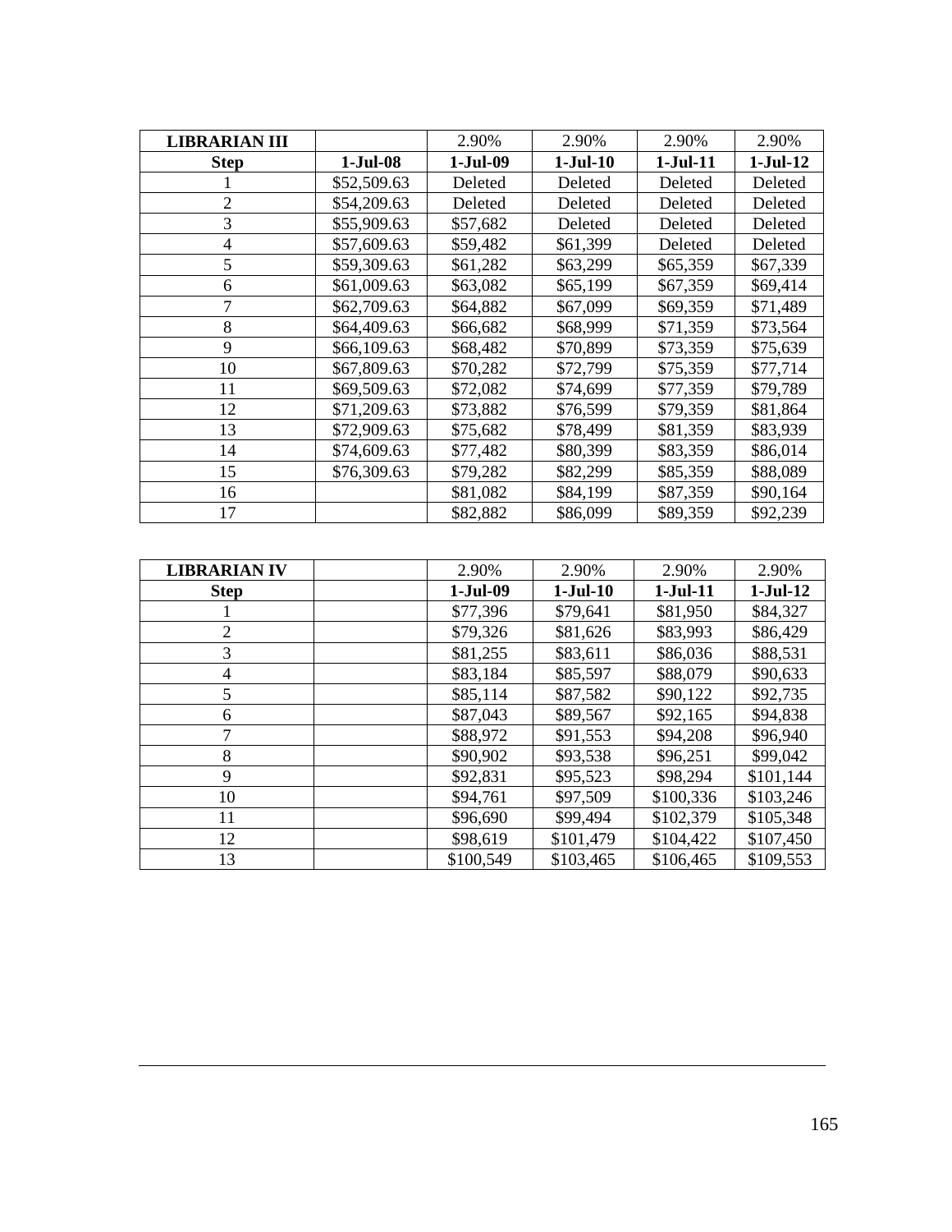| LIBRARIAN III | | 2.90% | 2.90% | 2.90% | 2.90% |
|---|---|---|---|---|---|
| **Step** | **1-Jul-08** | **1-Jul-09** | **1-Jul-10** | **1-Jul-11** | **1-Jul-12** |
| 1 | $52,509.63 | Deleted | Deleted | Deleted | Deleted |
| 2 | $54,209.63 | Deleted | Deleted | Deleted | Deleted |
| 3 | $55,909.63 | $57,682 | Deleted | Deleted | Deleted |
| 4 | $57,609.63 | $59,482 | $61,399 | Deleted | Deleted |
| 5 | $59,309.63 | $61,282 | $63,299 | $65,359 | $67,339 |
| 6 | $61,009.63 | $63,082 | $65,199 | $67,359 | $69,414 |
| 7 | $62,709.63 | $64,882 | $67,099 | $69,359 | $71,489 |
| 8 | $64,409.63 | $66,682 | $68,999 | $71,359 | $73,564 |
| 9 | $66,109.63 | $68,482 | $70,899 | $73,359 | $75,639 |
| 10 | $67,809.63 | $70,282 | $72,799 | $75,359 | $77,714 |
| 11 | $69,509.63 | $72,082 | $74,699 | $77,359 | $79,789 |
| 12 | $71,209.63 | $73,882 | $76,599 | $79,359 | $81,864 |
| 13 | $72,909.63 | $75,682 | $78,499 | $81,359 | $83,939 |
| 14 | $74,609.63 | $77,482 | $80,399 | $83,359 | $86,014 |
| 15 | $76,309.63 | $79,282 | $82,299 | $85,359 | $88,089 |
| 16 | | $81,082 | $84,199 | $87,359 | $90,164 |
| 17 | | $82,882 | $86,099 | $89,359 | $92,239 |

| LIBRARIAN IV | | 2.90% | 2.90% | 2.90% | 2.90% |
|---|---|---|---|---|---|
| **Step** | | **1-Jul-09** | **1-Jul-10** | **1-Jul-11** | **1-Jul-12** |
| 1 | | $77,396 | $79,641 | $81,950 | $84,327 |
| 2 | | $79,326 | $81,626 | $83,993 | $86,429 |
| 3 | | $81,255 | $83,611 | $86,036 | $88,531 |
| 4 | | $83,184 | $85,597 | $88,079 | $90,633 |
| 5 | | $85,114 | $87,582 | $90,122 | $92,735 |
| 6 | | $87,043 | $89,567 | $92,165 | $94,838 |
| 7 | | $88,972 | $91,553 | $94,208 | $96,940 |
| 8 | | $90,902 | $93,538 | $96,251 | $99,042 |
| 9 | | $92,831 | $95,523 | $98,294 | $101,144 |
| 10 | | $94,761 | $97,509 | $100,336 | $103,246 |
| 11 | | $96,690 | $99,494 | $102,379 | $105,348 |
| 12 | | $98,619 | $101,479 | $104,422 | $107,450 |
| 13 | | $100,549 | $103,465 | $106,465 | $109,553 |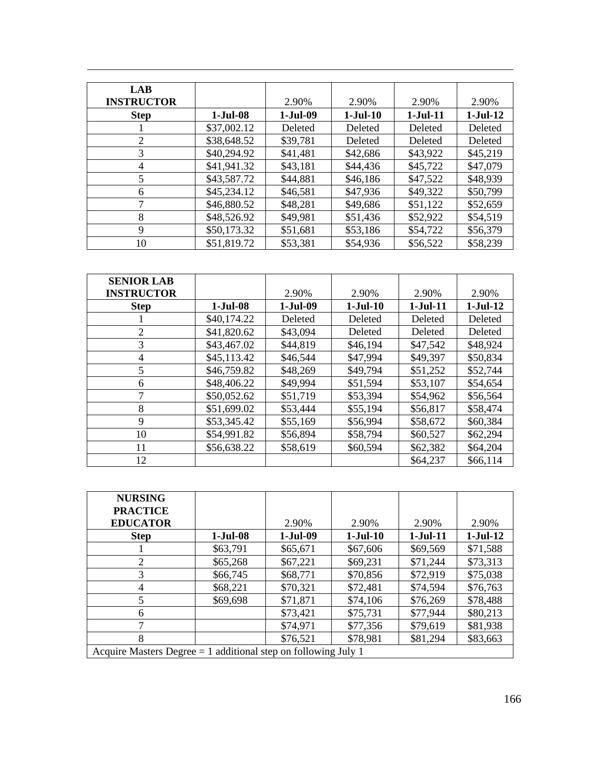| LAB INSTRUCTOR | | 2.90% | 2.90% | 2.90% | 2.90% |
|---|---|---|---|---|---|
| **Step** | **1-Jul-08** | **1-Jul-09** | **1-Jul-10** | **1-Jul-11** | **1-Jul-12** |
| 1 | $37,002.12 | Deleted | Deleted | Deleted | Deleted |
| 2 | $38,648.52 | $39,781 | Deleted | Deleted | Deleted |
| 3 | $40,294.92 | $41,481 | $42,686 | $43,922 | $45,219 |
| 4 | $41,941.32 | $43,181 | $44,436 | $45,722 | $47,079 |
| 5 | $43,587.72 | $44,881 | $46,186 | $47,522 | $48,939 |
| 6 | $45,234.12 | $46,581 | $47,936 | $49,322 | $50,799 |
| 7 | $46,880.52 | $48,281 | $49,686 | $51,122 | $52,659 |
| 8 | $48,526.92 | $49,981 | $51,436 | $52,922 | $54,519 |
| 9 | $50,173.32 | $51,681 | $53,186 | $54,722 | $56,379 |
| 10 | $51,819.72 | $53,381 | $54,936 | $56,522 | $58,239 |

| SENIOR LAB INSTRUCTOR | | 2.90% | 2.90% | 2.90% | 2.90% |
|---|---|---|---|---|---|
| **Step** | **1-Jul-08** | **1-Jul-09** | **1-Jul-10** | **1-Jul-11** | **1-Jul-12** |
| 1 | $40,174.22 | Deleted | Deleted | Deleted | Deleted |
| 2 | $41,820.62 | $43,094 | Deleted | Deleted | Deleted |
| 3 | $43,467.02 | $44,819 | $46,194 | $47,542 | $48,924 |
| 4 | $45,113.42 | $46,544 | $47,994 | $49,397 | $50,834 |
| 5 | $46,759.82 | $48,269 | $49,794 | $51,252 | $52,744 |
| 6 | $48,406.22 | $49,994 | $51,594 | $53,107 | $54,654 |
| 7 | $50,052.62 | $51,719 | $53,394 | $54,962 | $56,564 |
| 8 | $51,699.02 | $53,444 | $55,194 | $56,817 | $58,474 |
| 9 | $53,345.42 | $55,169 | $56,994 | $58,672 | $60,384 |
| 10 | $54,991.82 | $56,894 | $58,794 | $60,527 | $62,294 |
| 11 | $56,638.22 | $58,619 | $60,594 | $62,382 | $64,204 |
| 12 | | | | $64,237 | $66,114 |

| NURSING PRACTICE EDUCATOR | | 2.90% | 2.90% | 2.90% | 2.90% |
|---|---|---|---|---|---|
| **Step** | **1-Jul-08** | **1-Jul-09** | **1-Jul-10** | **1-Jul-11** | **1-Jul-12** |
| 1 | $63,791 | $65,671 | $67,606 | $69,569 | $71,588 |
| 2 | $65,268 | $67,221 | $69,231 | $71,244 | $73,313 |
| 3 | $66,745 | $68,771 | $70,856 | $72,919 | $75,038 |
| 4 | $68,221 | $70,321 | $72,481 | $74,594 | $76,763 |
| 5 | $69,698 | $71,871 | $74,106 | $76,269 | $78,488 |
| 6 | | $73,421 | $75,731 | $77,944 | $80,213 |
| 7 | | $74,971 | $77,356 | $79,619 | $81,938 |
| 8 | | $76,521 | $78,981 | $81,294 | $83,663 |
| Acquire Masters Degree = 1 additional step on following July 1 | | | | | |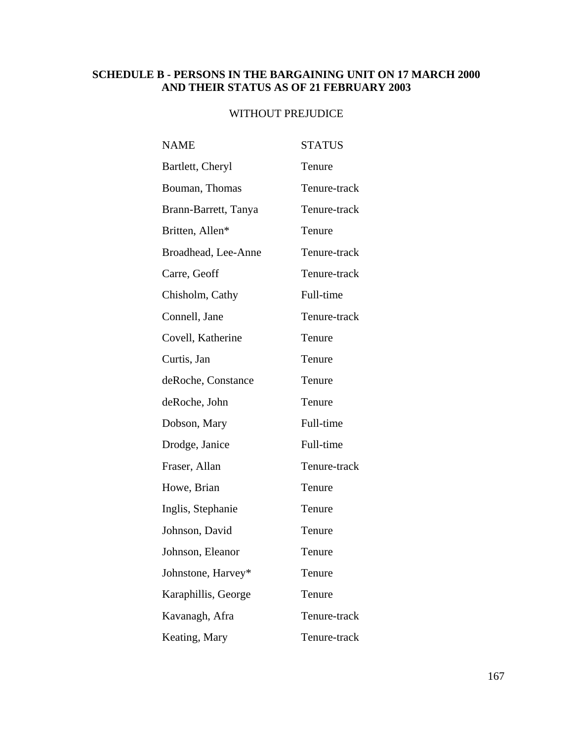**SCHEDULE B - PERSONS IN THE BARGAINING UNIT ON 17 MARCH 2000 AND THEIR STATUS AS OF 21 FEBRUARY 2003**

WITHOUT PREJUDICE

| NAME | STATUS |
|---|---|
| Bartlett, Cheryl | Tenure |
| Bouman, Thomas | Tenure-track |
| Brann-Barrett, Tanya | Tenure-track |
| Britten, Allen* | Tenure |
| Broadhead, Lee-Anne | Tenure-track |
| Carre, Geoff | Tenure-track |
| Chisholm, Cathy | Full-time |
| Connell, Jane | Tenure-track |
| Covell, Katherine | Tenure |
| Curtis, Jan | Tenure |
| deRoche, Constance | Tenure |
| deRoche, John | Tenure |
| Dobson, Mary | Full-time |
| Drodge, Janice | Full-time |
| Fraser, Allan | Tenure-track |
| Howe, Brian | Tenure |
| Inglis, Stephanie | Tenure |
| Johnson, David | Tenure |
| Johnson, Eleanor | Tenure |
| Johnstone, Harvey* | Tenure |
| Karaphillis, George | Tenure |
| Kavanagh, Afra | Tenure-track |
| Keating, Mary | Tenure-track |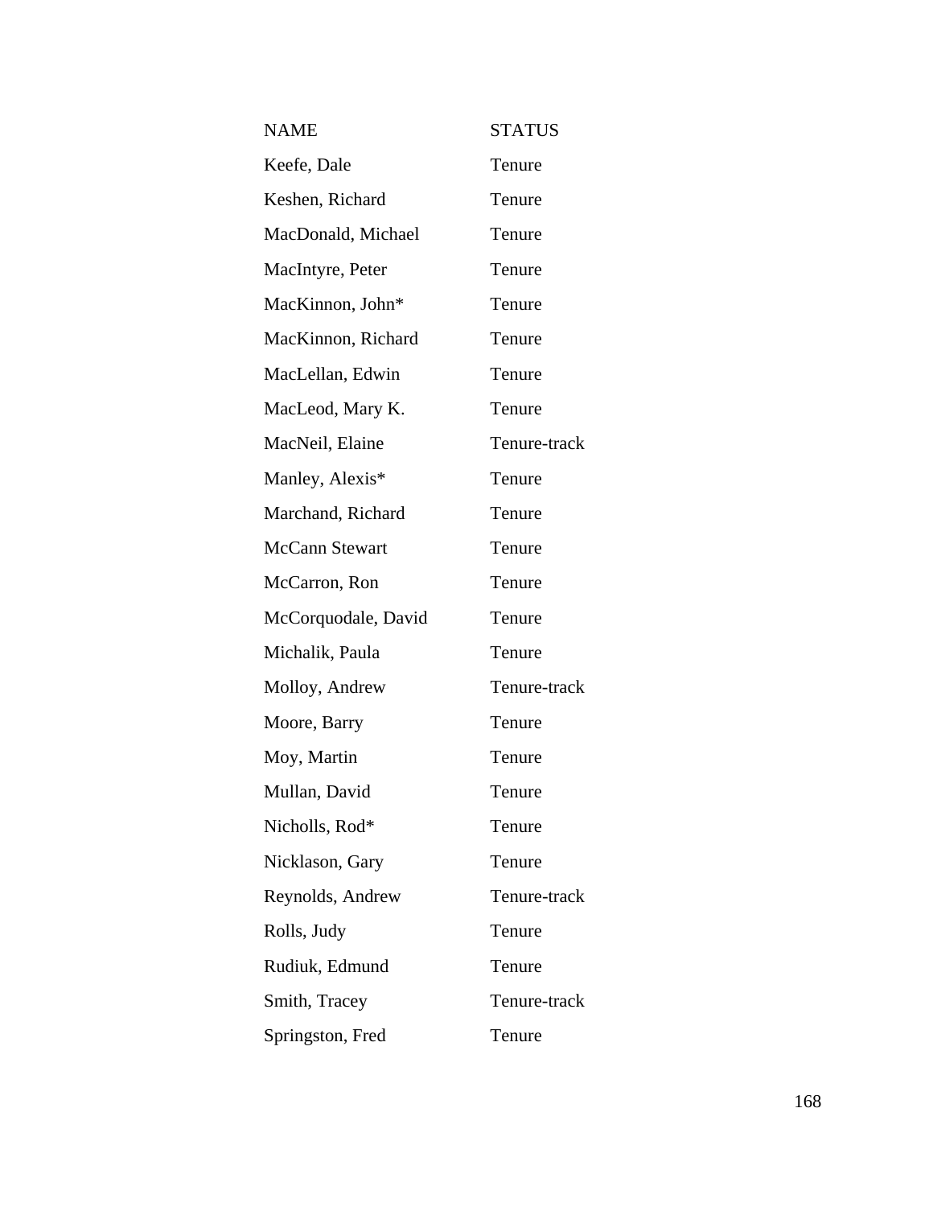| NAME | STATUS |
|---|---|
| Keefe, Dale | Tenure |
| Keshen, Richard | Tenure |
| MacDonald, Michael | Tenure |
| MacIntyre, Peter | Tenure |
| MacKinnon, John* | Tenure |
| MacKinnon, Richard | Tenure |
| MacLellan, Edwin | Tenure |
| MacLeod, Mary K. | Tenure |
| MacNeil, Elaine | Tenure-track |
| Manley, Alexis* | Tenure |
| Marchand, Richard | Tenure |
| McCann Stewart | Tenure |
| McCarron, Ron | Tenure |
| McCorquodale, David | Tenure |
| Michalik, Paula | Tenure |
| Molloy, Andrew | Tenure-track |
| Moore, Barry | Tenure |
| Moy, Martin | Tenure |
| Mullan, David | Tenure |
| Nicholls, Rod* | Tenure |
| Nicklason, Gary | Tenure |
| Reynolds, Andrew | Tenure-track |
| Rolls, Judy | Tenure |
| Rudiuk, Edmund | Tenure |
| Smith, Tracey | Tenure-track |
| Springston, Fred | Tenure |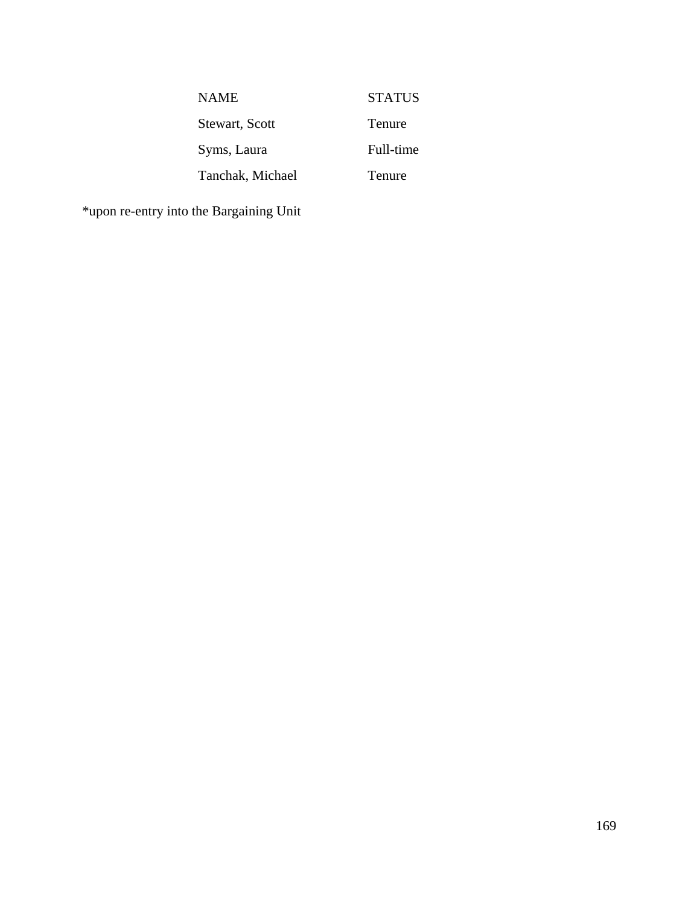| NAME | STATUS |
| --- | --- |
| Stewart, Scott | Tenure |
| Syms, Laura | Full-time |
| Tanchak, Michael | Tenure |

*upon re-entry into the Bargaining Unit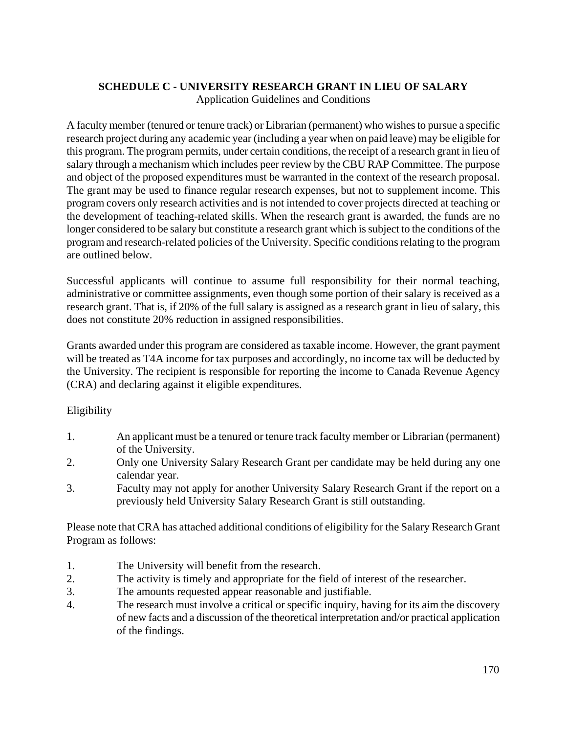## SCHEDULE C - UNIVERSITY RESEARCH GRANT IN LIEU OF SALARY

Application Guidelines and Conditions

A faculty member (tenured or tenure track) or Librarian (permanent) who wishes to pursue a specific research project during any academic year (including a year when on paid leave) may be eligible for this program. The program permits, under certain conditions, the receipt of a research grant in lieu of salary through a mechanism which includes peer review by the CBU RAP Committee. The purpose and object of the proposed expenditures must be warranted in the context of the research proposal. The grant may be used to finance regular research expenses, but not to supplement income. This program covers only research activities and is not intended to cover projects directed at teaching or the development of teaching-related skills. When the research grant is awarded, the funds are no longer considered to be salary but constitute a research grant which is subject to the conditions of the program and research-related policies of the University. Specific conditions relating to the program are outlined below.

Successful applicants will continue to assume full responsibility for their normal teaching, administrative or committee assignments, even though some portion of their salary is received as a research grant. That is, if 20% of the full salary is assigned as a research grant in lieu of salary, this does not constitute 20% reduction in assigned responsibilities.

Grants awarded under this program are considered as taxable income. However, the grant payment will be treated as T4A income for tax purposes and accordingly, no income tax will be deducted by the University. The recipient is responsible for reporting the income to Canada Revenue Agency (CRA) and declaring against it eligible expenditures.

Eligibility

1. An applicant must be a tenured or tenure track faculty member or Librarian (permanent) of the University.
2. Only one University Salary Research Grant per candidate may be held during any one calendar year.
3. Faculty may not apply for another University Salary Research Grant if the report on a previously held University Salary Research Grant is still outstanding.

Please note that CRA has attached additional conditions of eligibility for the Salary Research Grant Program as follows:

1. The University will benefit from the research.
2. The activity is timely and appropriate for the field of interest of the researcher.
3. The amounts requested appear reasonable and justifiable.
4. The research must involve a critical or specific inquiry, having for its aim the discovery of new facts and a discussion of the theoretical interpretation and/or practical application of the findings.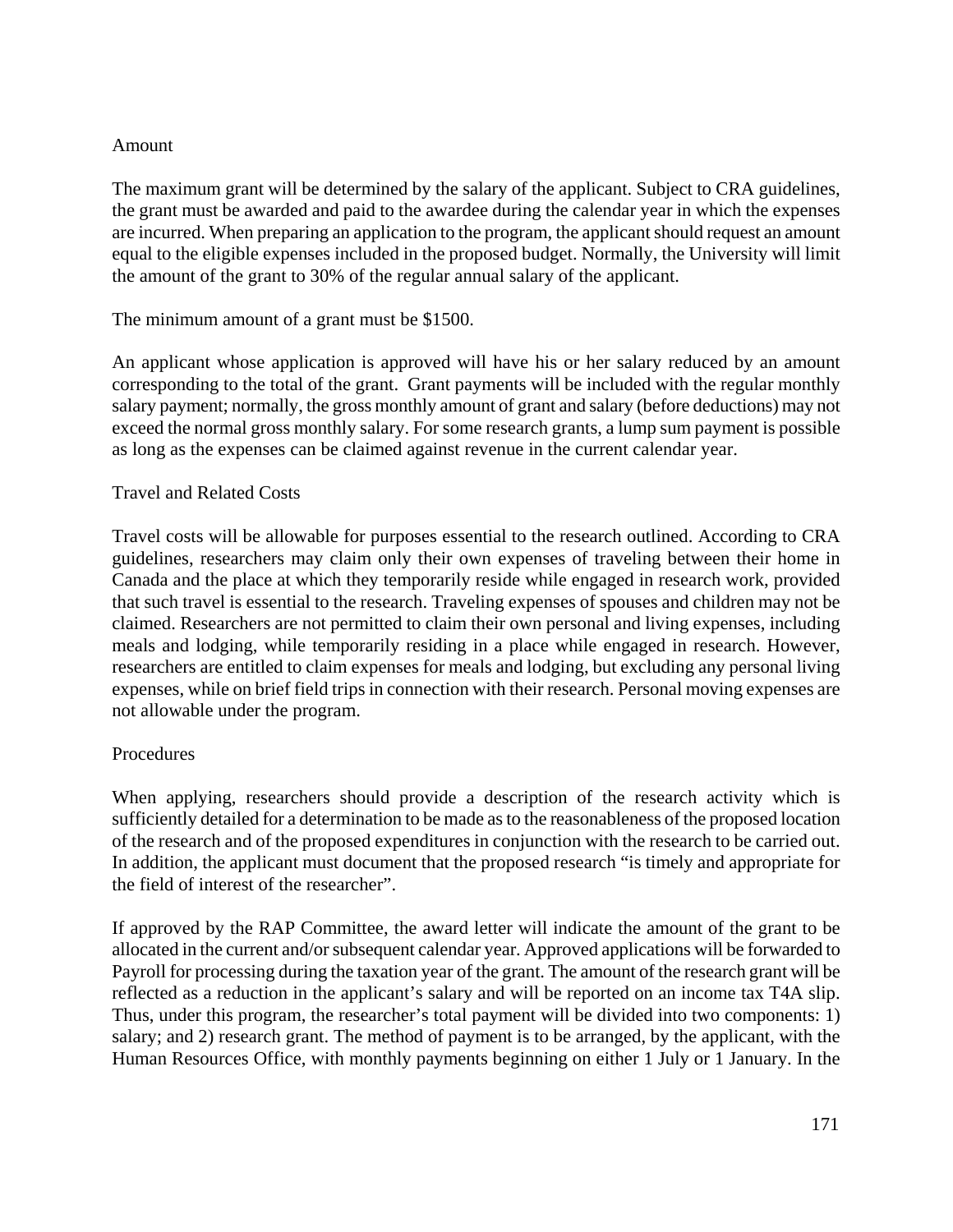## Amount

The maximum grant will be determined by the salary of the applicant. Subject to CRA guidelines, the grant must be awarded and paid to the awardee during the calendar year in which the expenses are incurred. When preparing an application to the program, the applicant should request an amount equal to the eligible expenses included in the proposed budget. Normally, the University will limit the amount of the grant to 30% of the regular annual salary of the applicant.

The minimum amount of a grant must be $1500.

An applicant whose application is approved will have his or her salary reduced by an amount corresponding to the total of the grant. Grant payments will be included with the regular monthly salary payment; normally, the gross monthly amount of grant and salary (before deductions) may not exceed the normal gross monthly salary. For some research grants, a lump sum payment is possible as long as the expenses can be claimed against revenue in the current calendar year.

## Travel and Related Costs

Travel costs will be allowable for purposes essential to the research outlined. According to CRA guidelines, researchers may claim only their own expenses of traveling between their home in Canada and the place at which they temporarily reside while engaged in research work, provided that such travel is essential to the research. Traveling expenses of spouses and children may not be claimed. Researchers are not permitted to claim their own personal and living expenses, including meals and lodging, while temporarily residing in a place while engaged in research. However, researchers are entitled to claim expenses for meals and lodging, but excluding any personal living expenses, while on brief field trips in connection with their research. Personal moving expenses are not allowable under the program.

## Procedures

When applying, researchers should provide a description of the research activity which is sufficiently detailed for a determination to be made as to the reasonableness of the proposed location of the research and of the proposed expenditures in conjunction with the research to be carried out. In addition, the applicant must document that the proposed research "is timely and appropriate for the field of interest of the researcher".

If approved by the RAP Committee, the award letter will indicate the amount of the grant to be allocated in the current and/or subsequent calendar year. Approved applications will be forwarded to Payroll for processing during the taxation year of the grant. The amount of the research grant will be reflected as a reduction in the applicant's salary and will be reported on an income tax T4A slip. Thus, under this program, the researcher's total payment will be divided into two components: 1) salary; and 2) research grant. The method of payment is to be arranged, by the applicant, with the Human Resources Office, with monthly payments beginning on either 1 July or 1 January. In the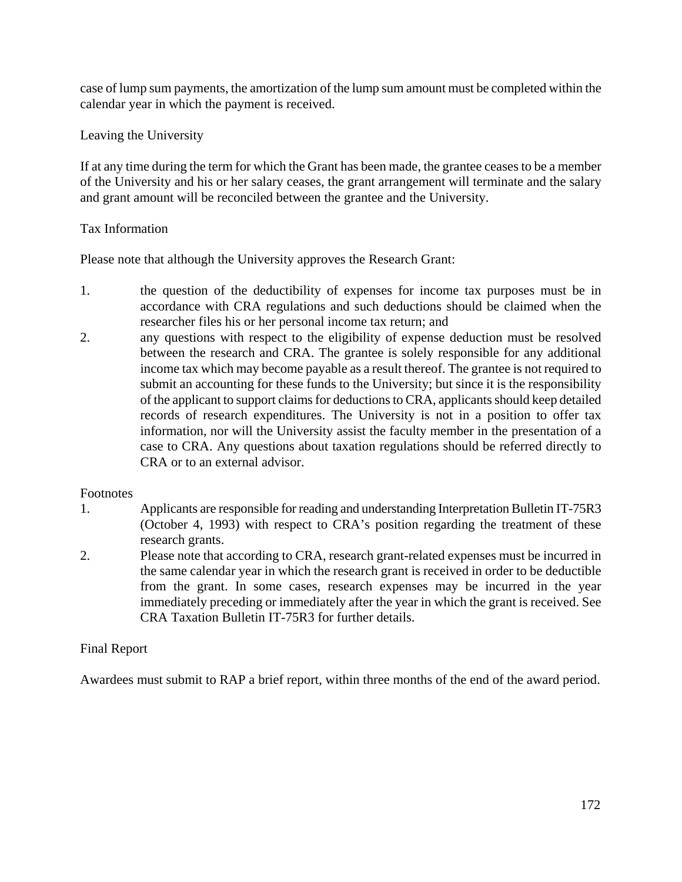case of lump sum payments, the amortization of the lump sum amount must be completed within the calendar year in which the payment is received.

## Leaving the University

If at any time during the term for which the Grant has been made, the grantee ceases to be a member of the University and his or her salary ceases, the grant arrangement will terminate and the salary and grant amount will be reconciled between the grantee and the University.

## Tax Information

Please note that although the University approves the Research Grant:

1. the question of the deductibility of expenses for income tax purposes must be in accordance with CRA regulations and such deductions should be claimed when the researcher files his or her personal income tax return; and
2. any questions with respect to the eligibility of expense deduction must be resolved between the research and CRA. The grantee is solely responsible for any additional income tax which may become payable as a result thereof. The grantee is not required to submit an accounting for these funds to the University; but since it is the responsibility of the applicant to support claims for deductions to CRA, applicants should keep detailed records of research expenditures. The University is not in a position to offer tax information, nor will the University assist the faculty member in the presentation of a case to CRA. Any questions about taxation regulations should be referred directly to CRA or to an external advisor.

Footnotes

1. Applicants are responsible for reading and understanding Interpretation Bulletin IT-75R3 (October 4, 1993) with respect to CRA's position regarding the treatment of these research grants.
2. Please note that according to CRA, research grant-related expenses must be incurred in the same calendar year in which the research grant is received in order to be deductible from the grant. In some cases, research expenses may be incurred in the year immediately preceding or immediately after the year in which the grant is received. See CRA Taxation Bulletin IT-75R3 for further details.

## Final Report

Awardees must submit to RAP a brief report, within three months of the end of the award period.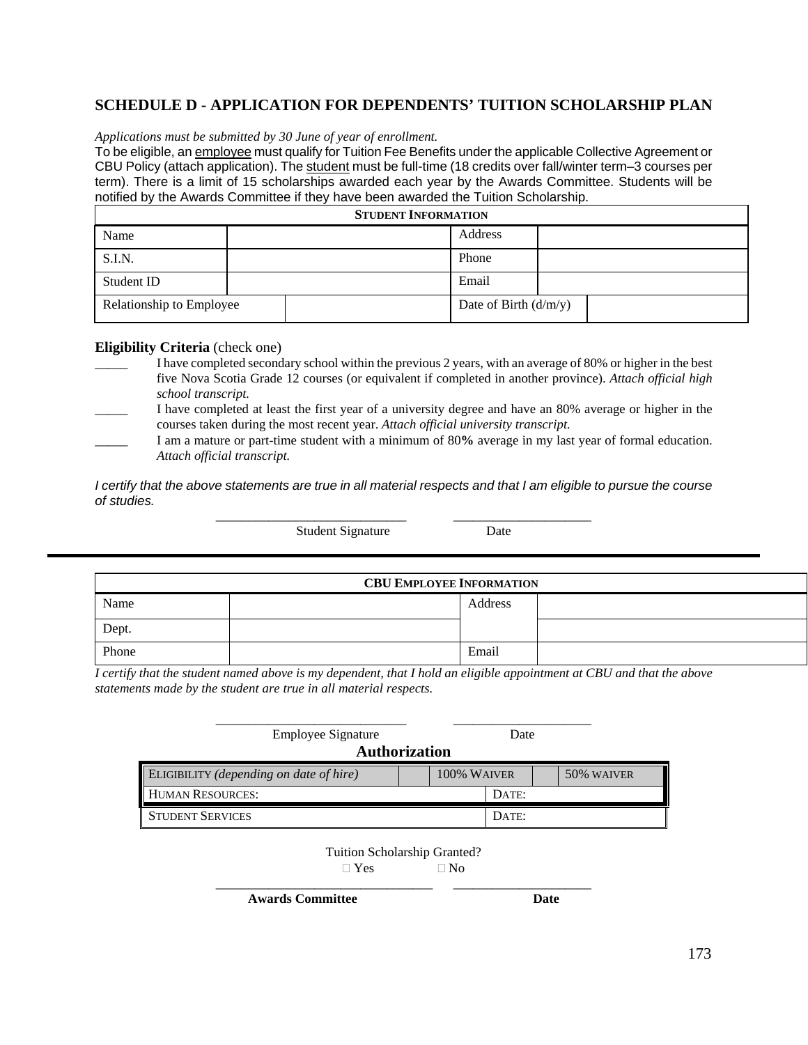## SCHEDULE D - APPLICATION FOR DEPENDENTS' TUITION SCHOLARSHIP PLAN

*Applications must be submitted by 30 June of year of enrollment.*

To be eligible, an <u>employee</u> must qualify for Tuition Fee Benefits under the applicable Collective Agreement or CBU Policy (attach application). The <u>student</u> must be full-time (18 credits over fall/winter term–3 courses per term). There is a limit of 15 scholarships awarded each year by the Awards Committee. Students will be notified by the Awards Committee if they have been awarded the Tuition Scholarship.

| **STUDENT INFORMATION** | | | |
|---|---|---|---|
| Name | | Address | |
| S.I.N. | | Phone | |
| Student ID | | Email | |
| Relationship to Employee | | Date of Birth (d/m/y) | |

**Eligibility Criteria** (check one)

_____ I have completed secondary school within the previous 2 years, with an average of 80% or higher in the best five Nova Scotia Grade 12 courses (or equivalent if completed in another province). *Attach official high school transcript.*

_____ I have completed at least the first year of a university degree and have an 80% average or higher in the courses taken during the most recent year. *Attach official university transcript.*

_____ I am a mature or part-time student with a minimum of 80**%** average in my last year of formal education. *Attach official transcript.*

*I certify that the above statements are true in all material respects and that I am eligible to pursue the course of studies.*

___________________________ ____________________

Student Signature Date

---

| **CBU EMPLOYEE INFORMATION** | | | |
|---|---|---|---|
| Name | | Address | |
| Dept. | | | |
| Phone | | Email | |

*I certify that the student named above is my dependent, that I hold an eligible appointment at CBU and that the above statements made by the student are true in all material respects.*

___________________________ ____________________

Employee Signature Date

**Authorization**

| ELIGIBILITY *(depending on date of hire)* | | 100% WAIVER | | 50% WAIVER |
|---|---|---|---|---|
| HUMAN RESOURCES: | | | DATE: | |
| STUDENT SERVICES | | | DATE: | |

Tuition Scholarship Granted?

☐ Yes ☐ No

_______________________________ ____________________

**Awards Committee** **Date**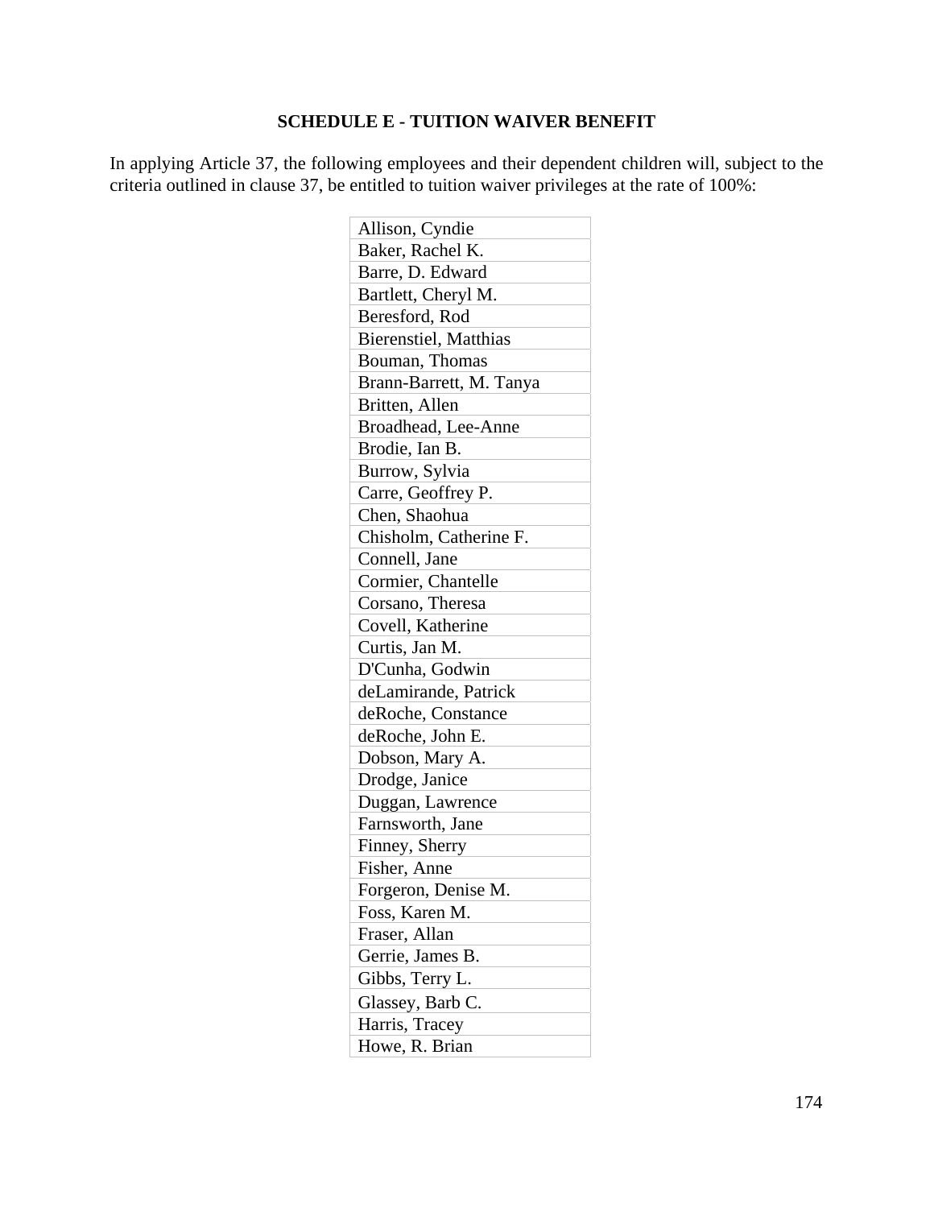### SCHEDULE E - TUITION WAIVER BENEFIT

In applying Article 37, the following employees and their dependent children will, subject to the criteria outlined in clause 37, be entitled to tuition waiver privileges at the rate of 100%:

| |
|---|
| Allison, Cyndie |
| Baker, Rachel K. |
| Barre, D. Edward |
| Bartlett, Cheryl M. |
| Beresford, Rod |
| Bierenstiel, Matthias |
| Bouman, Thomas |
| Brann-Barrett, M. Tanya |
| Britten, Allen |
| Broadhead, Lee-Anne |
| Brodie, Ian B. |
| Burrow, Sylvia |
| Carre, Geoffrey P. |
| Chen, Shaohua |
| Chisholm, Catherine F. |
| Connell, Jane |
| Cormier, Chantelle |
| Corsano, Theresa |
| Covell, Katherine |
| Curtis, Jan M. |
| D'Cunha, Godwin |
| deLamirande, Patrick |
| deRoche, Constance |
| deRoche, John E. |
| Dobson, Mary A. |
| Drodge, Janice |
| Duggan, Lawrence |
| Farnsworth, Jane |
| Finney, Sherry |
| Fisher, Anne |
| Forgeron, Denise M. |
| Foss, Karen M. |
| Fraser, Allan |
| Gerrie, James B. |
| Gibbs, Terry L. |
| Glassey, Barb C. |
| Harris, Tracey |
| Howe, R. Brian |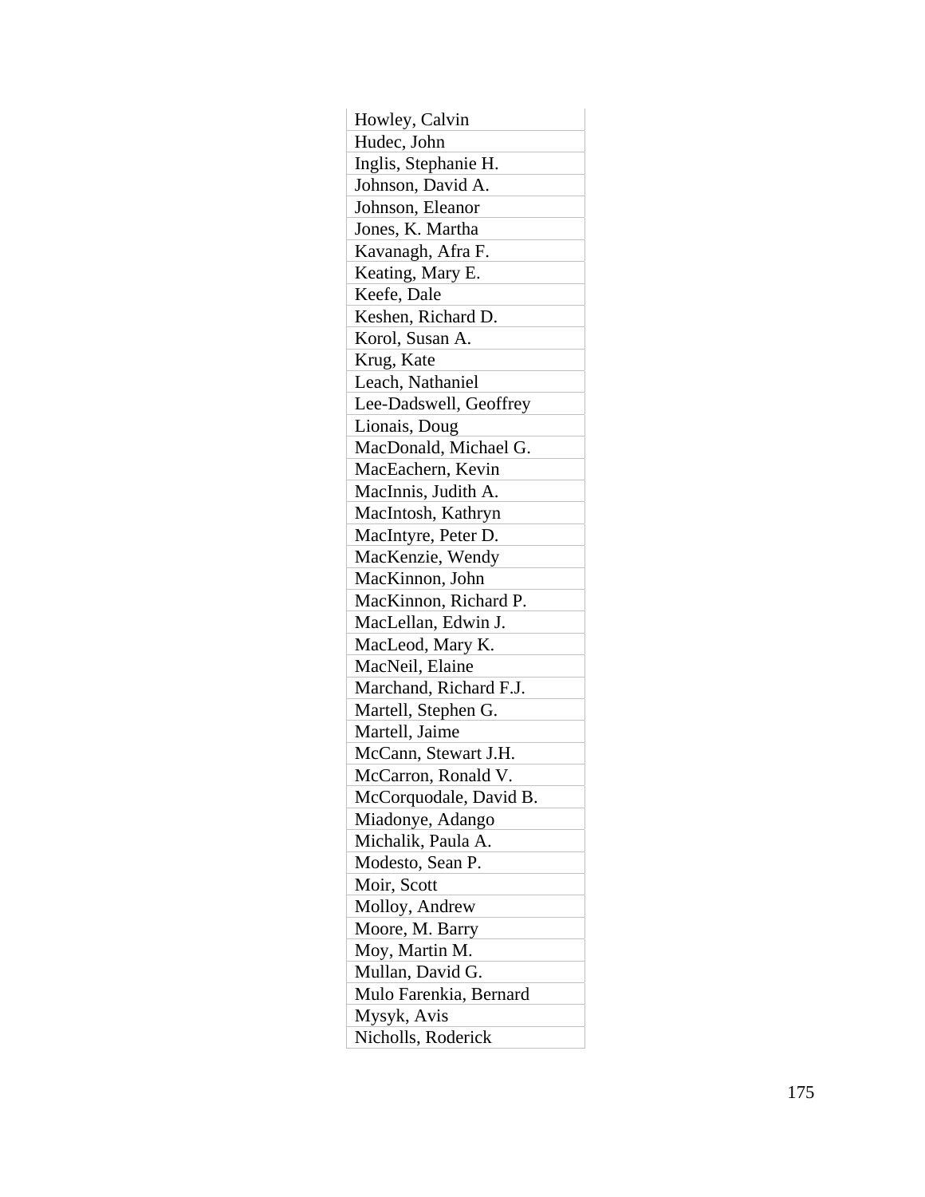| Howley, Calvin |
| --- |
| Hudec, John |
| Inglis, Stephanie H. |
| Johnson, David A. |
| Johnson, Eleanor |
| Jones, K. Martha |
| Kavanagh, Afra F. |
| Keating, Mary E. |
| Keefe, Dale |
| Keshen, Richard D. |
| Korol, Susan A. |
| Krug, Kate |
| Leach, Nathaniel |
| Lee-Dadswell, Geoffrey |
| Lionais, Doug |
| MacDonald, Michael G. |
| MacEachern, Kevin |
| MacInnis, Judith A. |
| MacIntosh, Kathryn |
| MacIntyre, Peter D. |
| MacKenzie, Wendy |
| MacKinnon, John |
| MacKinnon, Richard P. |
| MacLellan, Edwin J. |
| MacLeod, Mary K. |
| MacNeil, Elaine |
| Marchand, Richard F.J. |
| Martell, Stephen G. |
| Martell, Jaime |
| McCann, Stewart J.H. |
| McCarron, Ronald V. |
| McCorquodale, David B. |
| Miadonye, Adango |
| Michalik, Paula A. |
| Modesto, Sean P. |
| Moir, Scott |
| Molloy, Andrew |
| Moore, M. Barry |
| Moy, Martin M. |
| Mullan, David G. |
| Mulo Farenkia, Bernard |
| Mysyk, Avis |
| Nicholls, Roderick |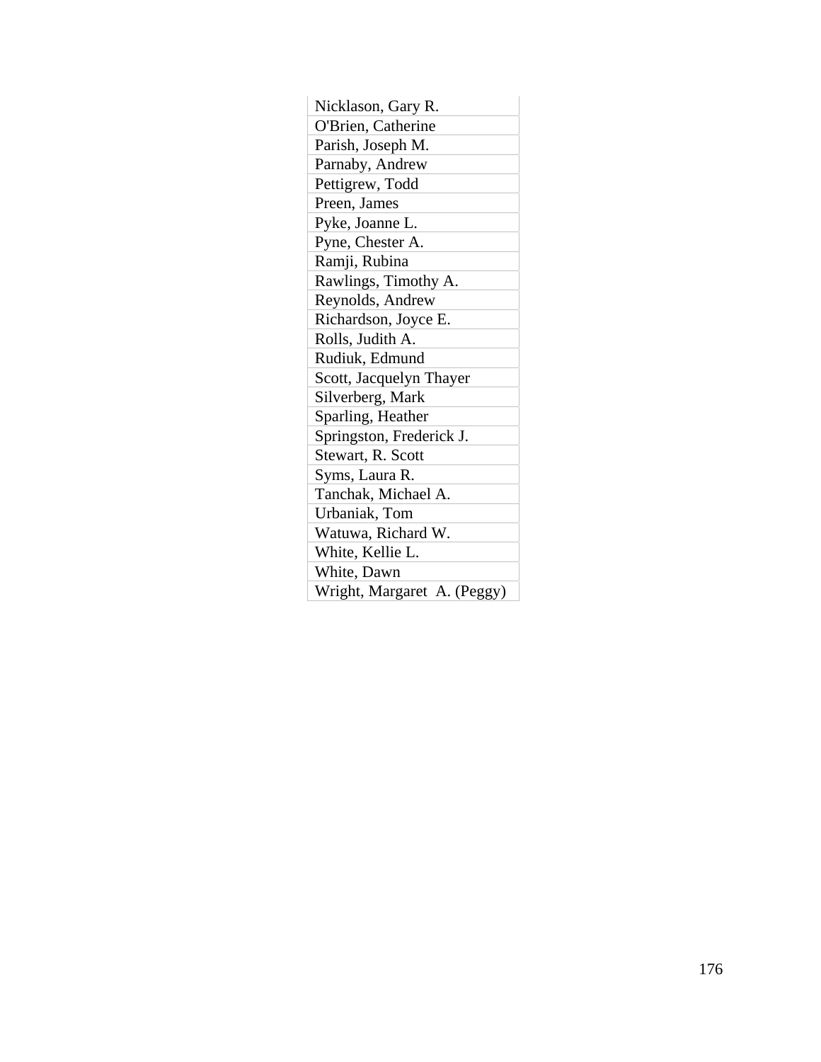| Nicklason, Gary R. |
|---|
| O'Brien, Catherine |
| Parish, Joseph M. |
| Parnaby, Andrew |
| Pettigrew, Todd |
| Preen, James |
| Pyke, Joanne L. |
| Pyne, Chester A. |
| Ramji, Rubina |
| Rawlings, Timothy A. |
| Reynolds, Andrew |
| Richardson, Joyce E. |
| Rolls, Judith A. |
| Rudiuk, Edmund |
| Scott, Jacquelyn Thayer |
| Silverberg, Mark |
| Sparling, Heather |
| Springston, Frederick J. |
| Stewart, R. Scott |
| Syms, Laura R. |
| Tanchak, Michael A. |
| Urbaniak, Tom |
| Watuwa, Richard W. |
| White, Kellie L. |
| White, Dawn |
| Wright, Margaret A. (Peggy) |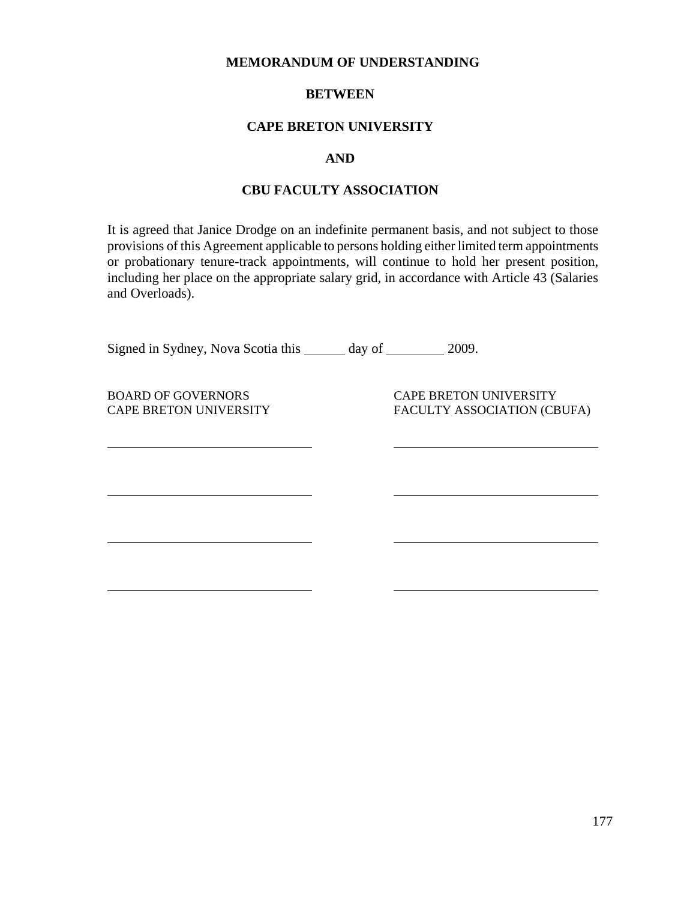**MEMORANDUM OF UNDERSTANDING**

**BETWEEN**

**CAPE BRETON UNIVERSITY**

**AND**

**CBU FACULTY ASSOCIATION**

It is agreed that Janice Drodge on an indefinite permanent basis, and not subject to those provisions of this Agreement applicable to persons holding either limited term appointments or probationary tenure-track appointments, will continue to hold her present position, including her place on the appropriate salary grid, in accordance with Article 43 (Salaries and Overloads).

Signed in Sydney, Nova Scotia this ______ day of ________ 2009.

| BOARD OF GOVERNORS<br>CAPE BRETON UNIVERSITY | CAPE BRETON UNIVERSITY<br>FACULTY ASSOCIATION (CBUFA) |
|---|---|
| ______________________________ | ______________________________ |
| ______________________________ | ______________________________ |
| ______________________________ | ______________________________ |
| ______________________________ | ______________________________ |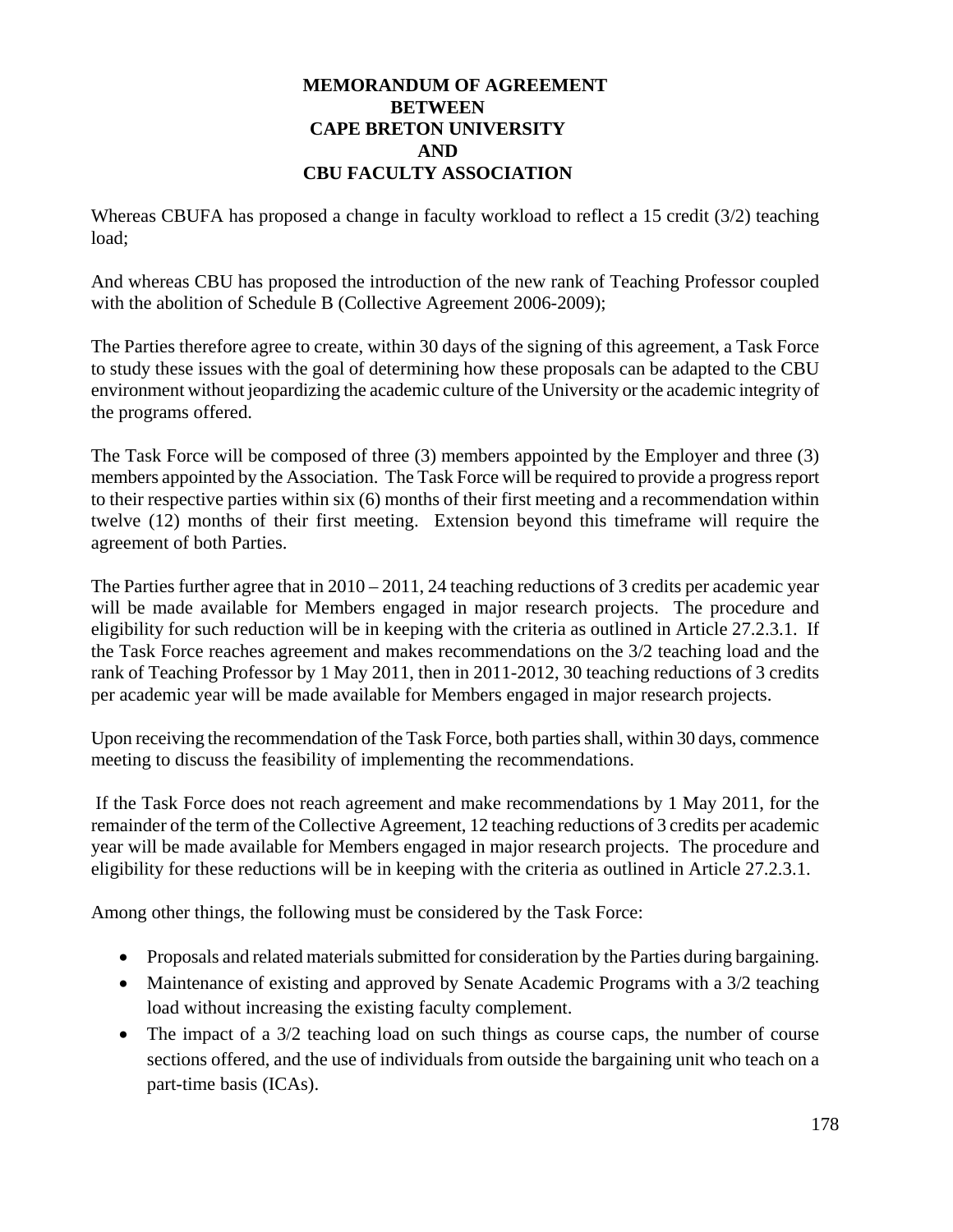**MEMORANDUM OF AGREEMENT**
**BETWEEN**
**CAPE BRETON UNIVERSITY**
**AND**
**CBU FACULTY ASSOCIATION**

Whereas CBUFA has proposed a change in faculty workload to reflect a 15 credit (3/2) teaching load;

And whereas CBU has proposed the introduction of the new rank of Teaching Professor coupled with the abolition of Schedule B (Collective Agreement 2006-2009);

The Parties therefore agree to create, within 30 days of the signing of this agreement, a Task Force to study these issues with the goal of determining how these proposals can be adapted to the CBU environment without jeopardizing the academic culture of the University or the academic integrity of the programs offered.

The Task Force will be composed of three (3) members appointed by the Employer and three (3) members appointed by the Association. The Task Force will be required to provide a progress report to their respective parties within six (6) months of their first meeting and a recommendation within twelve (12) months of their first meeting. Extension beyond this timeframe will require the agreement of both Parties.

The Parties further agree that in 2010 – 2011, 24 teaching reductions of 3 credits per academic year will be made available for Members engaged in major research projects. The procedure and eligibility for such reduction will be in keeping with the criteria as outlined in Article 27.2.3.1. If the Task Force reaches agreement and makes recommendations on the 3/2 teaching load and the rank of Teaching Professor by 1 May 2011, then in 2011-2012, 30 teaching reductions of 3 credits per academic year will be made available for Members engaged in major research projects.

Upon receiving the recommendation of the Task Force, both parties shall, within 30 days, commence meeting to discuss the feasibility of implementing the recommendations.

If the Task Force does not reach agreement and make recommendations by 1 May 2011, for the remainder of the term of the Collective Agreement, 12 teaching reductions of 3 credits per academic year will be made available for Members engaged in major research projects. The procedure and eligibility for these reductions will be in keeping with the criteria as outlined in Article 27.2.3.1.

Among other things, the following must be considered by the Task Force:

- Proposals and related materials submitted for consideration by the Parties during bargaining.
- Maintenance of existing and approved by Senate Academic Programs with a 3/2 teaching load without increasing the existing faculty complement.
- The impact of a 3/2 teaching load on such things as course caps, the number of course sections offered, and the use of individuals from outside the bargaining unit who teach on a part-time basis (ICAs).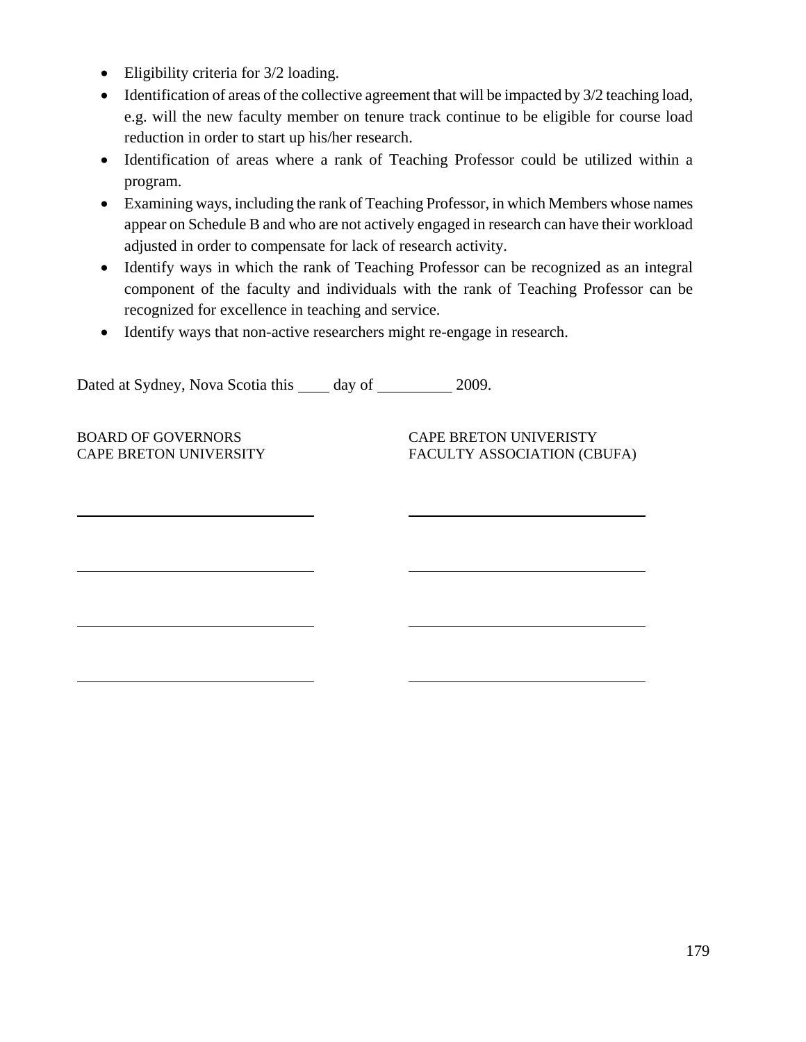- Eligibility criteria for 3/2 loading.
- Identification of areas of the collective agreement that will be impacted by 3/2 teaching load, e.g. will the new faculty member on tenure track continue to be eligible for course load reduction in order to start up his/her research.
- Identification of areas where a rank of Teaching Professor could be utilized within a program.
- Examining ways, including the rank of Teaching Professor, in which Members whose names appear on Schedule B and who are not actively engaged in research can have their workload adjusted in order to compensate for lack of research activity.
- Identify ways in which the rank of Teaching Professor can be recognized as an integral component of the faculty and individuals with the rank of Teaching Professor can be recognized for excellence in teaching and service.
- Identify ways that non-active researchers might re-engage in research.

Dated at Sydney, Nova Scotia this ____ day of __________ 2009.

| BOARD OF GOVERNORS<br>CAPE BRETON UNIVERSITY | CAPE BRETON UNIVERISTY<br>FACULTY ASSOCIATION (CBUFA) |
|---|---|
| ______________________________ | ______________________________ |
| ______________________________ | ______________________________ |
| ______________________________ | ______________________________ |
| ______________________________ | ______________________________ |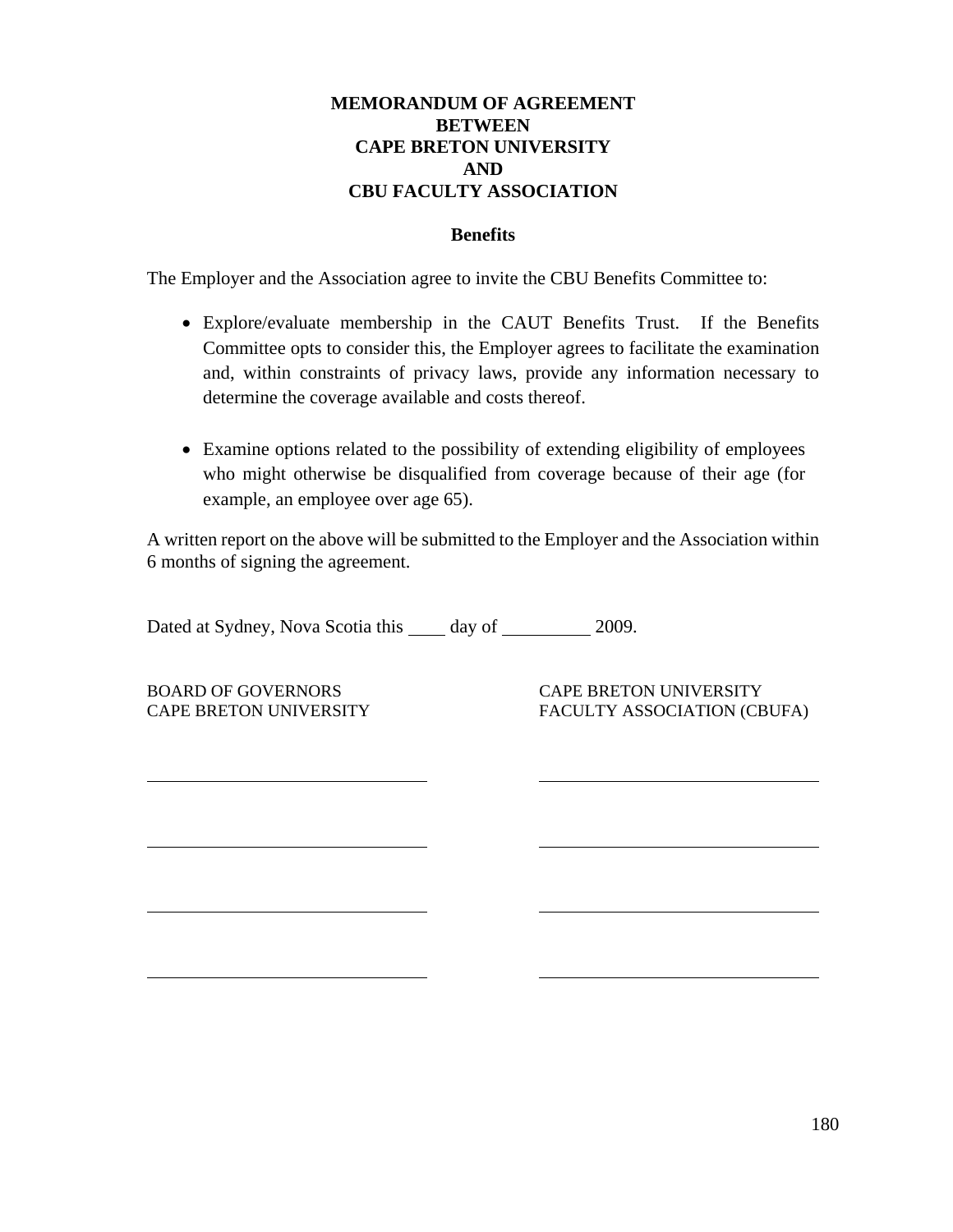**MEMORANDUM OF AGREEMENT**
**BETWEEN**
**CAPE BRETON UNIVERSITY**
**AND**
**CBU FACULTY ASSOCIATION**

**Benefits**

The Employer and the Association agree to invite the CBU Benefits Committee to:

- Explore/evaluate membership in the CAUT Benefits Trust. If the Benefits Committee opts to consider this, the Employer agrees to facilitate the examination and, within constraints of privacy laws, provide any information necessary to determine the coverage available and costs thereof.

- Examine options related to the possibility of extending eligibility of employees who might otherwise be disqualified from coverage because of their age (for example, an employee over age 65).

A written report on the above will be submitted to the Employer and the Association within 6 months of signing the agreement.

Dated at Sydney, Nova Scotia this ____ day of __________ 2009.

| BOARD OF GOVERNORS CAPE BRETON UNIVERSITY | CAPE BRETON UNIVERSITY FACULTY ASSOCIATION (CBUFA) |
|---|---|
| ______________________________ | ______________________________ |
| ______________________________ | ______________________________ |
| ______________________________ | ______________________________ |
| ______________________________ | ______________________________ |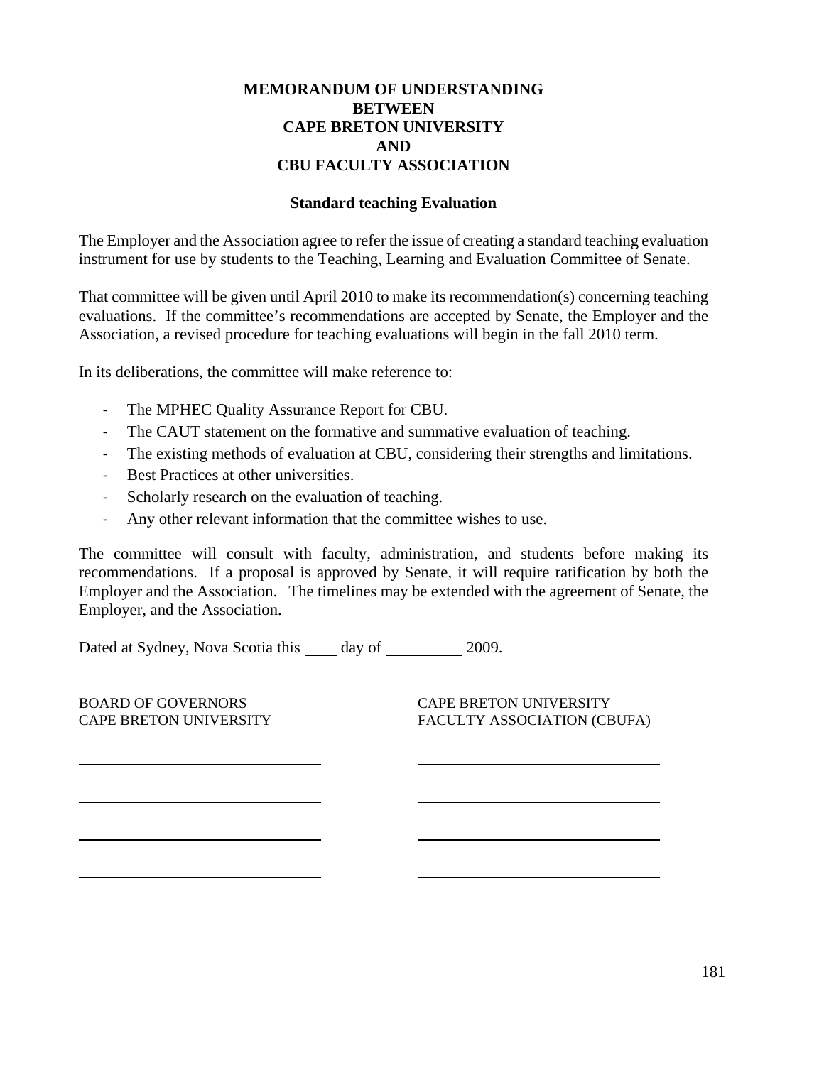**MEMORANDUM OF UNDERSTANDING**
**BETWEEN**
**CAPE BRETON UNIVERSITY**
**AND**
**CBU FACULTY ASSOCIATION**

**Standard teaching Evaluation**

The Employer and the Association agree to refer the issue of creating a standard teaching evaluation instrument for use by students to the Teaching, Learning and Evaluation Committee of Senate.

That committee will be given until April 2010 to make its recommendation(s) concerning teaching evaluations. If the committee's recommendations are accepted by Senate, the Employer and the Association, a revised procedure for teaching evaluations will begin in the fall 2010 term.

In its deliberations, the committee will make reference to:

- The MPHEC Quality Assurance Report for CBU.
- The CAUT statement on the formative and summative evaluation of teaching.
- The existing methods of evaluation at CBU, considering their strengths and limitations.
- Best Practices at other universities.
- Scholarly research on the evaluation of teaching.
- Any other relevant information that the committee wishes to use.

The committee will consult with faculty, administration, and students before making its recommendations. If a proposal is approved by Senate, it will require ratification by both the Employer and the Association. The timelines may be extended with the agreement of Senate, the Employer, and the Association.

Dated at Sydney, Nova Scotia this ____ day of __________ 2009.

| BOARD OF GOVERNORS<br>CAPE BRETON UNIVERSITY | CAPE BRETON UNIVERSITY<br>FACULTY ASSOCIATION (CBUFA) |
|---|---|
| ______________________________ | ______________________________ |
| ______________________________ | ______________________________ |
| ______________________________ | ______________________________ |
| ______________________________ | ______________________________ |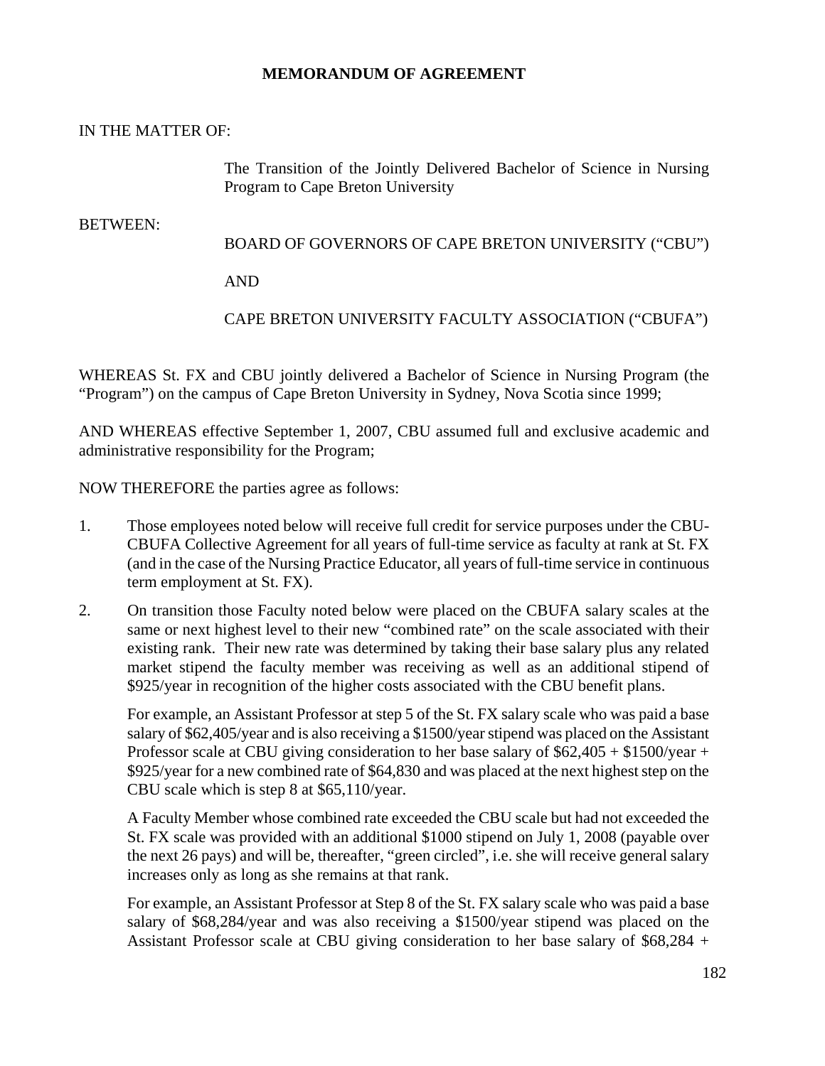# MEMORANDUM OF AGREEMENT

IN THE MATTER OF:

The Transition of the Jointly Delivered Bachelor of Science in Nursing Program to Cape Breton University

BETWEEN:

BOARD OF GOVERNORS OF CAPE BRETON UNIVERSITY ("CBU")

AND

CAPE BRETON UNIVERSITY FACULTY ASSOCIATION ("CBUFA")

WHEREAS St. FX and CBU jointly delivered a Bachelor of Science in Nursing Program (the "Program") on the campus of Cape Breton University in Sydney, Nova Scotia since 1999;

AND WHEREAS effective September 1, 2007, CBU assumed full and exclusive academic and administrative responsibility for the Program;

NOW THEREFORE the parties agree as follows:

1. Those employees noted below will receive full credit for service purposes under the CBU-CBUFA Collective Agreement for all years of full-time service as faculty at rank at St. FX (and in the case of the Nursing Practice Educator, all years of full-time service in continuous term employment at St. FX).

2. On transition those Faculty noted below were placed on the CBUFA salary scales at the same or next highest level to their new "combined rate" on the scale associated with their existing rank. Their new rate was determined by taking their base salary plus any related market stipend the faculty member was receiving as well as an additional stipend of $925/year in recognition of the higher costs associated with the CBU benefit plans.

   For example, an Assistant Professor at step 5 of the St. FX salary scale who was paid a base salary of $62,405/year and is also receiving a $1500/year stipend was placed on the Assistant Professor scale at CBU giving consideration to her base salary of $62,405 + $1500/year + $925/year for a new combined rate of $64,830 and was placed at the next highest step on the CBU scale which is step 8 at $65,110/year.

   A Faculty Member whose combined rate exceeded the CBU scale but had not exceeded the St. FX scale was provided with an additional $1000 stipend on July 1, 2008 (payable over the next 26 pays) and will be, thereafter, "green circled", i.e. she will receive general salary increases only as long as she remains at that rank.

   For example, an Assistant Professor at Step 8 of the St. FX salary scale who was paid a base salary of $68,284/year and was also receiving a $1500/year stipend was placed on the Assistant Professor scale at CBU giving consideration to her base salary of $68,284 +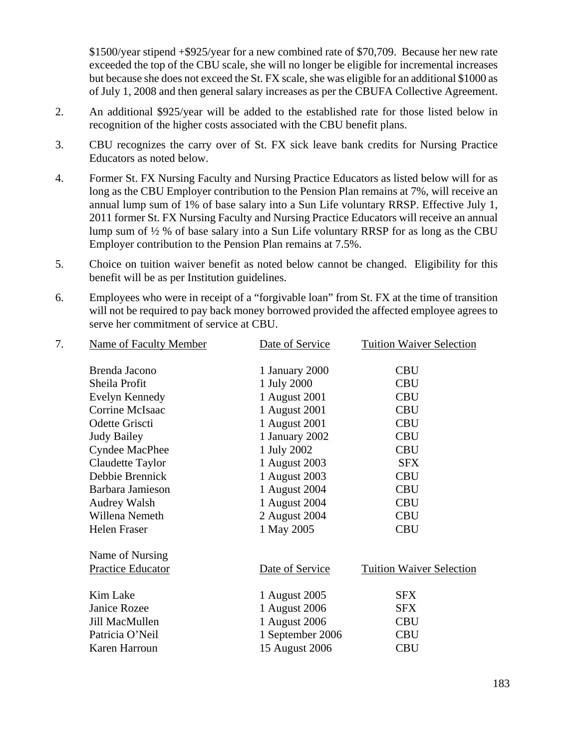$1500/year stipend +$925/year for a new combined rate of $70,709. Because her new rate exceeded the top of the CBU scale, she will no longer be eligible for incremental increases but because she does not exceed the St. FX scale, she was eligible for an additional $1000 as of July 1, 2008 and then general salary increases as per the CBUFA Collective Agreement.

2. An additional $925/year will be added to the established rate for those listed below in recognition of the higher costs associated with the CBU benefit plans.

3. CBU recognizes the carry over of St. FX sick leave bank credits for Nursing Practice Educators as noted below.

4. Former St. FX Nursing Faculty and Nursing Practice Educators as listed below will for as long as the CBU Employer contribution to the Pension Plan remains at 7%, will receive an annual lump sum of 1% of base salary into a Sun Life voluntary RRSP. Effective July 1, 2011 former St. FX Nursing Faculty and Nursing Practice Educators will receive an annual lump sum of ½ % of base salary into a Sun Life voluntary RRSP for as long as the CBU Employer contribution to the Pension Plan remains at 7.5%.

5. Choice on tuition waiver benefit as noted below cannot be changed. Eligibility for this benefit will be as per Institution guidelines.

6. Employees who were in receipt of a "forgivable loan" from St. FX at the time of transition will not be required to pay back money borrowed provided the affected employee agrees to serve her commitment of service at CBU.

7.

| Name of Faculty Member | Date of Service | Tuition Waiver Selection |
|---|---|---|
| Brenda Jacono | 1 January 2000 | CBU |
| Sheila Profit | 1 July 2000 | CBU |
| Evelyn Kennedy | 1 August 2001 | CBU |
| Corrine McIsaac | 1 August 2001 | CBU |
| Odette Griscti | 1 August 2001 | CBU |
| Judy Bailey | 1 January 2002 | CBU |
| Cyndee MacPhee | 1 July 2002 | CBU |
| Claudette Taylor | 1 August 2003 | SFX |
| Debbie Brennick | 1 August 2003 | CBU |
| Barbara Jamieson | 1 August 2004 | CBU |
| Audrey Walsh | 1 August 2004 | CBU |
| Willena Nemeth | 2 August 2004 | CBU |
| Helen Fraser | 1 May 2005 | CBU |

| Name of Nursing Practice Educator | Date of Service | Tuition Waiver Selection |
|---|---|---|
| Kim Lake | 1 August 2005 | SFX |
| Janice Rozee | 1 August 2006 | SFX |
| Jill MacMullen | 1 August 2006 | CBU |
| Patricia O'Neil | 1 September 2006 | CBU |
| Karen Harroun | 15 August 2006 | CBU |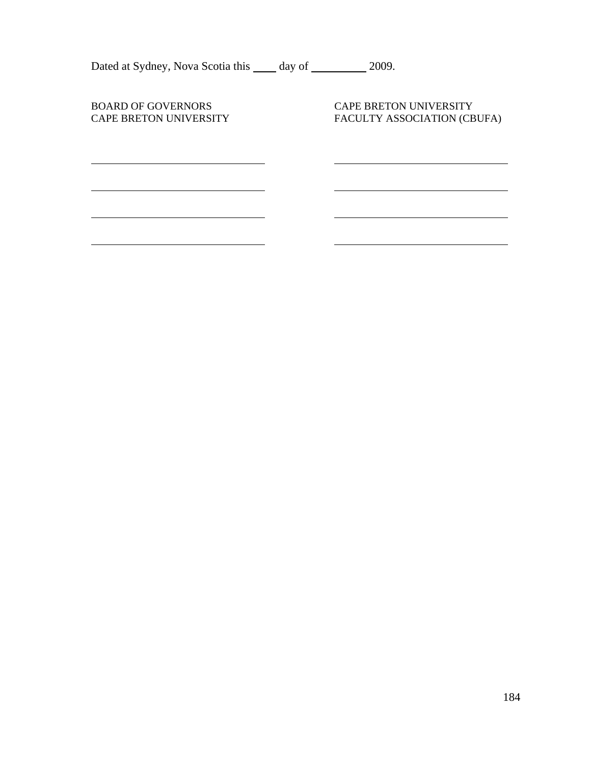Dated at Sydney, Nova Scotia this ____ day of __________ 2009.

| BOARD OF GOVERNORS<br>CAPE BRETON UNIVERSITY | CAPE BRETON UNIVERSITY<br>FACULTY ASSOCIATION (CBUFA) |
| --- | --- |
| ______________________________ | ______________________________ |
| ______________________________ | ______________________________ |
| ______________________________ | ______________________________ |
| ______________________________ | ______________________________ |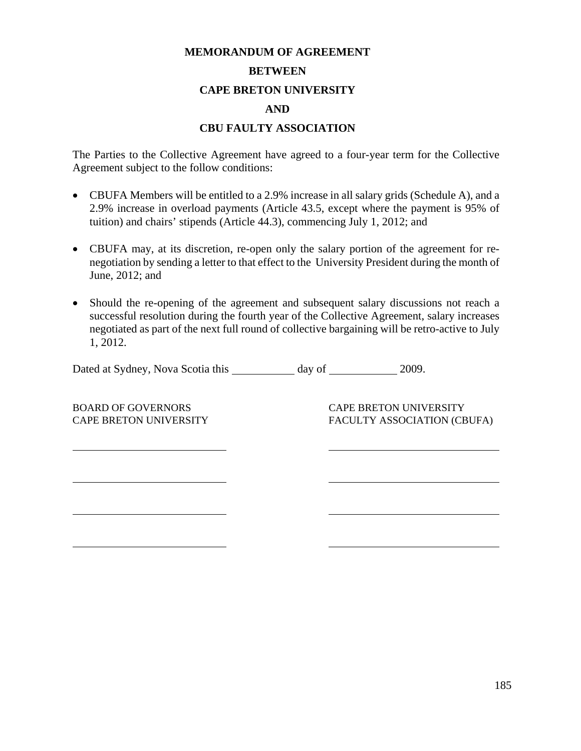**MEMORANDUM OF AGREEMENT**

**BETWEEN**

**CAPE BRETON UNIVERSITY**

**AND**

**CBU FAULTY ASSOCIATION**

The Parties to the Collective Agreement have agreed to a four-year term for the Collective Agreement subject to the follow conditions:

- CBUFA Members will be entitled to a 2.9% increase in all salary grids (Schedule A), and a 2.9% increase in overload payments (Article 43.5, except where the payment is 95% of tuition) and chairs' stipends (Article 44.3), commencing July 1, 2012; and

- CBUFA may, at its discretion, re-open only the salary portion of the agreement for re-negotiation by sending a letter to that effect to the University President during the month of June, 2012; and

- Should the re-opening of the agreement and subsequent salary discussions not reach a successful resolution during the fourth year of the Collective Agreement, salary increases negotiated as part of the next full round of collective bargaining will be retro-active to July 1, 2012.

Dated at Sydney, Nova Scotia this \_\_\_\_\_\_\_\_\_\_ day of \_\_\_\_\_\_\_\_\_\_ 2009.

| BOARD OF GOVERNORS CAPE BRETON UNIVERSITY | CAPE BRETON UNIVERSITY FACULTY ASSOCIATION (CBUFA) |
|---|---|
| \_\_\_\_\_\_\_\_\_\_\_\_\_\_\_\_\_\_\_\_ | \_\_\_\_\_\_\_\_\_\_\_\_\_\_\_\_\_\_\_\_ |
| \_\_\_\_\_\_\_\_\_\_\_\_\_\_\_\_\_\_\_\_ | \_\_\_\_\_\_\_\_\_\_\_\_\_\_\_\_\_\_\_\_ |
| \_\_\_\_\_\_\_\_\_\_\_\_\_\_\_\_\_\_\_\_ | \_\_\_\_\_\_\_\_\_\_\_\_\_\_\_\_\_\_\_\_ |
| \_\_\_\_\_\_\_\_\_\_\_\_\_\_\_\_\_\_\_\_ | \_\_\_\_\_\_\_\_\_\_\_\_\_\_\_\_\_\_\_\_ |